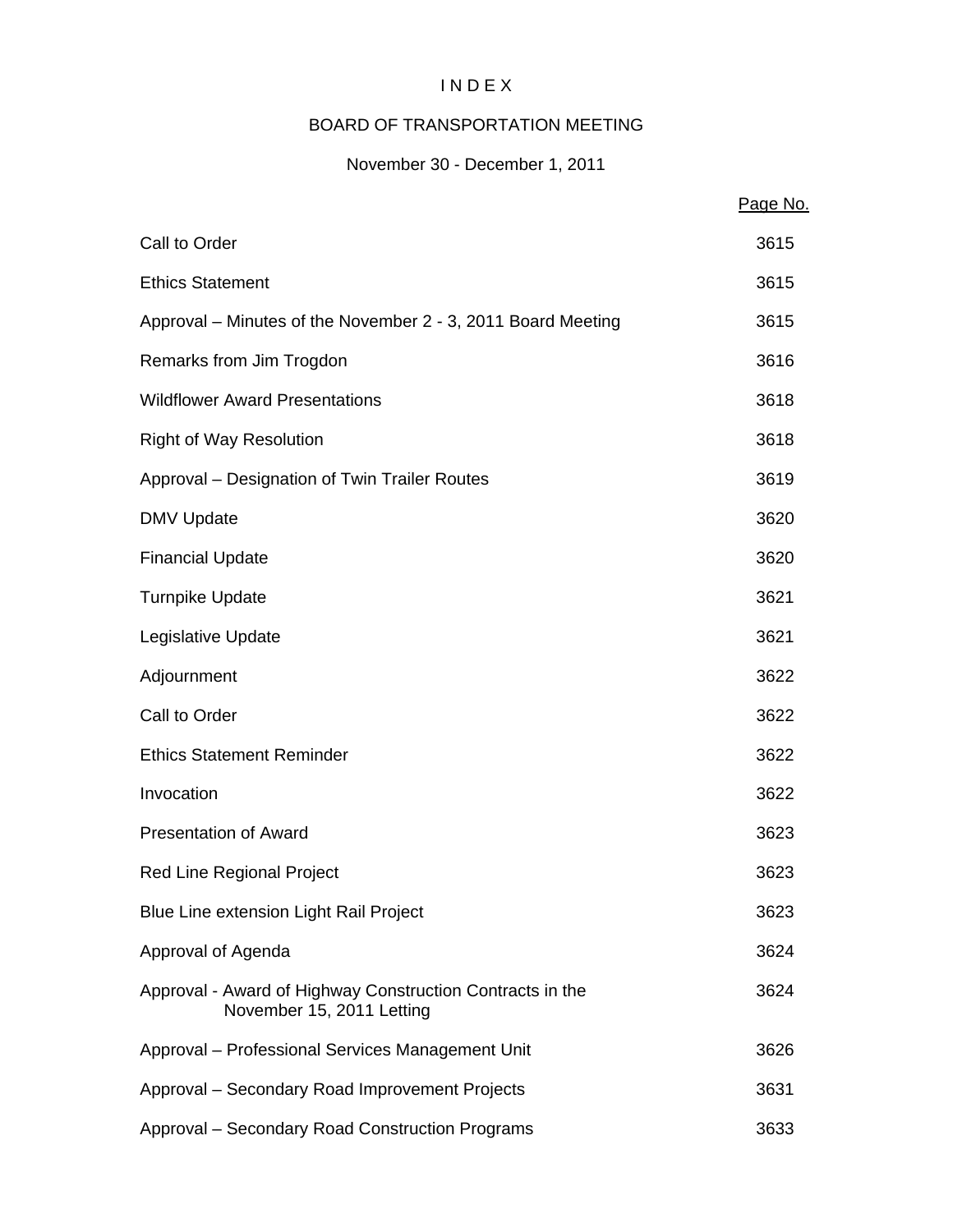# I N D E X

## BOARD OF TRANSPORTATION MEETING

### November 30 - December 1, 2011

| | Page No. |
|---|---|
| Call to Order | 3615 |
| Ethics Statement | 3615 |
| Approval – Minutes of the November 2 - 3, 2011 Board Meeting | 3615 |
| Remarks from Jim Trogdon | 3616 |
| Wildflower Award Presentations | 3618 |
| Right of Way Resolution | 3618 |
| Approval – Designation of Twin Trailer Routes | 3619 |
| DMV Update | 3620 |
| Financial Update | 3620 |
| Turnpike Update | 3621 |
| Legislative Update | 3621 |
| Adjournment | 3622 |
| Call to Order | 3622 |
| Ethics Statement Reminder | 3622 |
| Invocation | 3622 |
| Presentation of Award | 3623 |
| Red Line Regional Project | 3623 |
| Blue Line extension Light Rail Project | 3623 |
| Approval of Agenda | 3624 |
| Approval - Award of Highway Construction Contracts in the November 15, 2011 Letting | 3624 |
| Approval – Professional Services Management Unit | 3626 |
| Approval – Secondary Road Improvement Projects | 3631 |
| Approval – Secondary Road Construction Programs | 3633 |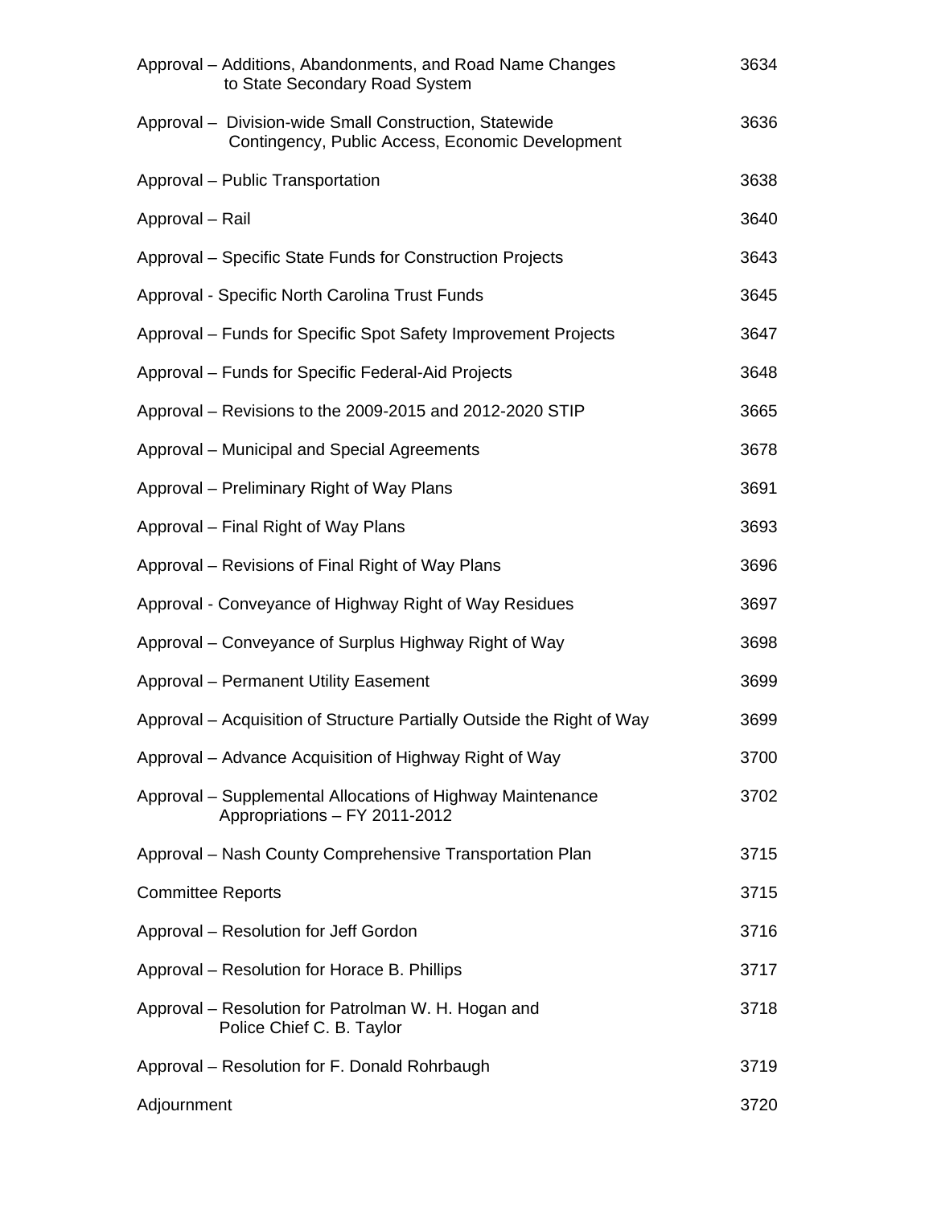| | |
|---|---|
| Approval – Additions, Abandonments, and Road Name Changes to State Secondary Road System | 3634 |
| Approval – Division-wide Small Construction, Statewide Contingency, Public Access, Economic Development | 3636 |
| Approval – Public Transportation | 3638 |
| Approval – Rail | 3640 |
| Approval – Specific State Funds for Construction Projects | 3643 |
| Approval - Specific North Carolina Trust Funds | 3645 |
| Approval – Funds for Specific Spot Safety Improvement Projects | 3647 |
| Approval – Funds for Specific Federal-Aid Projects | 3648 |
| Approval – Revisions to the 2009-2015 and 2012-2020 STIP | 3665 |
| Approval – Municipal and Special Agreements | 3678 |
| Approval – Preliminary Right of Way Plans | 3691 |
| Approval – Final Right of Way Plans | 3693 |
| Approval – Revisions of Final Right of Way Plans | 3696 |
| Approval - Conveyance of Highway Right of Way Residues | 3697 |
| Approval – Conveyance of Surplus Highway Right of Way | 3698 |
| Approval – Permanent Utility Easement | 3699 |
| Approval – Acquisition of Structure Partially Outside the Right of Way | 3699 |
| Approval – Advance Acquisition of Highway Right of Way | 3700 |
| Approval – Supplemental Allocations of Highway Maintenance Appropriations – FY 2011-2012 | 3702 |
| Approval – Nash County Comprehensive Transportation Plan | 3715 |
| Committee Reports | 3715 |
| Approval – Resolution for Jeff Gordon | 3716 |
| Approval – Resolution for Horace B. Phillips | 3717 |
| Approval – Resolution for Patrolman W. H. Hogan and Police Chief C. B. Taylor | 3718 |
| Approval – Resolution for F. Donald Rohrbaugh | 3719 |
| Adjournment | 3720 |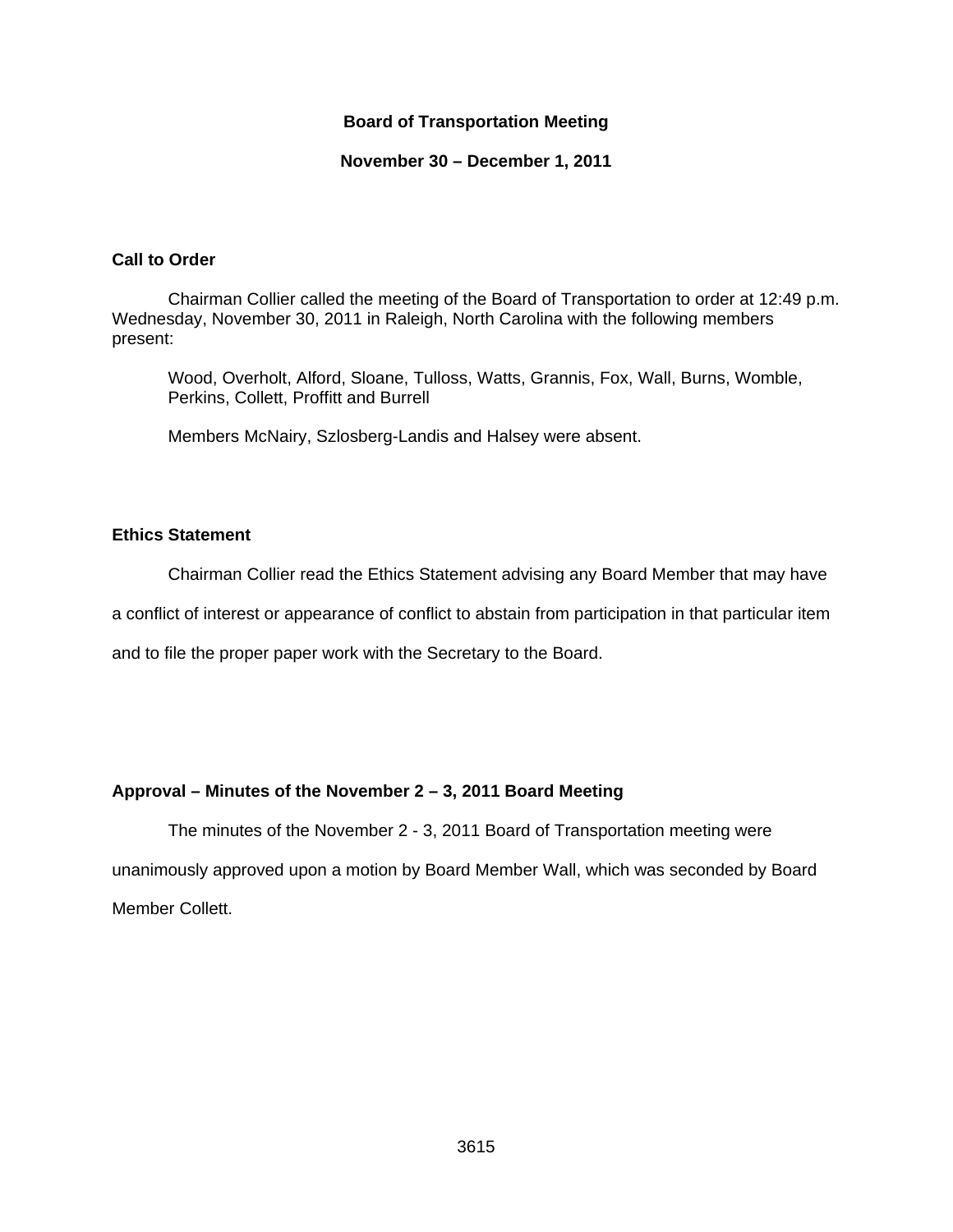# Board of Transportation Meeting

## November 30 – December 1, 2011

### Call to Order

Chairman Collier called the meeting of the Board of Transportation to order at 12:49 p.m. Wednesday, November 30, 2011 in Raleigh, North Carolina with the following members present:

Wood, Overholt, Alford, Sloane, Tulloss, Watts, Grannis, Fox, Wall, Burns, Womble, Perkins, Collett, Proffitt and Burrell

Members McNairy, Szlosberg-Landis and Halsey were absent.

### Ethics Statement

Chairman Collier read the Ethics Statement advising any Board Member that may have a conflict of interest or appearance of conflict to abstain from participation in that particular item and to file the proper paper work with the Secretary to the Board.

### Approval – Minutes of the November 2 – 3, 2011 Board Meeting

The minutes of the November 2 - 3, 2011 Board of Transportation meeting were unanimously approved upon a motion by Board Member Wall, which was seconded by Board Member Collett.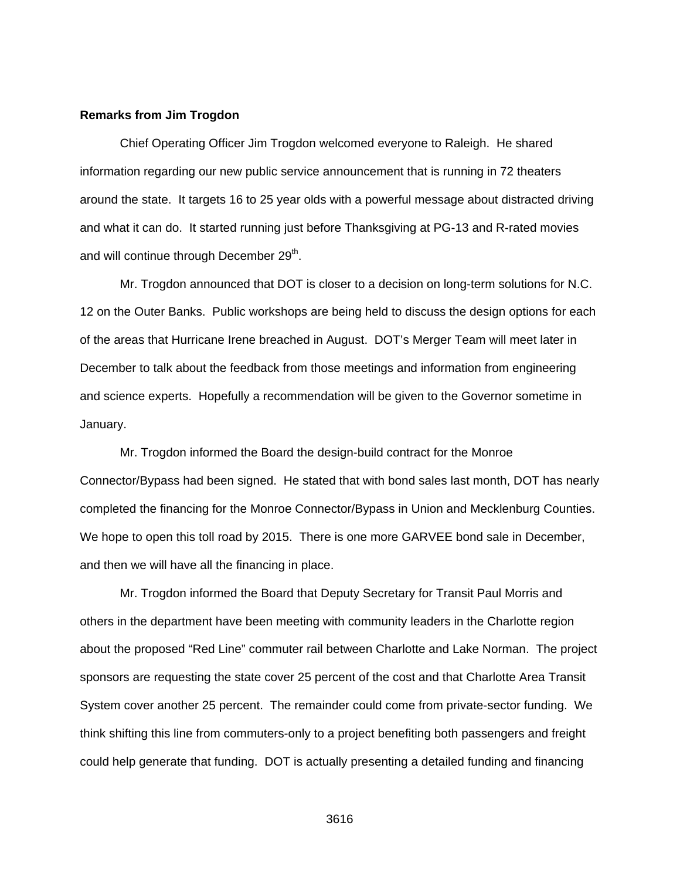**Remarks from Jim Trogdon**

Chief Operating Officer Jim Trogdon welcomed everyone to Raleigh. He shared information regarding our new public service announcement that is running in 72 theaters around the state. It targets 16 to 25 year olds with a powerful message about distracted driving and what it can do. It started running just before Thanksgiving at PG-13 and R-rated movies and will continue through December 29th.

Mr. Trogdon announced that DOT is closer to a decision on long-term solutions for N.C. 12 on the Outer Banks. Public workshops are being held to discuss the design options for each of the areas that Hurricane Irene breached in August. DOT's Merger Team will meet later in December to talk about the feedback from those meetings and information from engineering and science experts. Hopefully a recommendation will be given to the Governor sometime in January.

Mr. Trogdon informed the Board the design-build contract for the Monroe Connector/Bypass had been signed. He stated that with bond sales last month, DOT has nearly completed the financing for the Monroe Connector/Bypass in Union and Mecklenburg Counties. We hope to open this toll road by 2015. There is one more GARVEE bond sale in December, and then we will have all the financing in place.

Mr. Trogdon informed the Board that Deputy Secretary for Transit Paul Morris and others in the department have been meeting with community leaders in the Charlotte region about the proposed "Red Line" commuter rail between Charlotte and Lake Norman. The project sponsors are requesting the state cover 25 percent of the cost and that Charlotte Area Transit System cover another 25 percent. The remainder could come from private-sector funding. We think shifting this line from commuters-only to a project benefiting both passengers and freight could help generate that funding. DOT is actually presenting a detailed funding and financing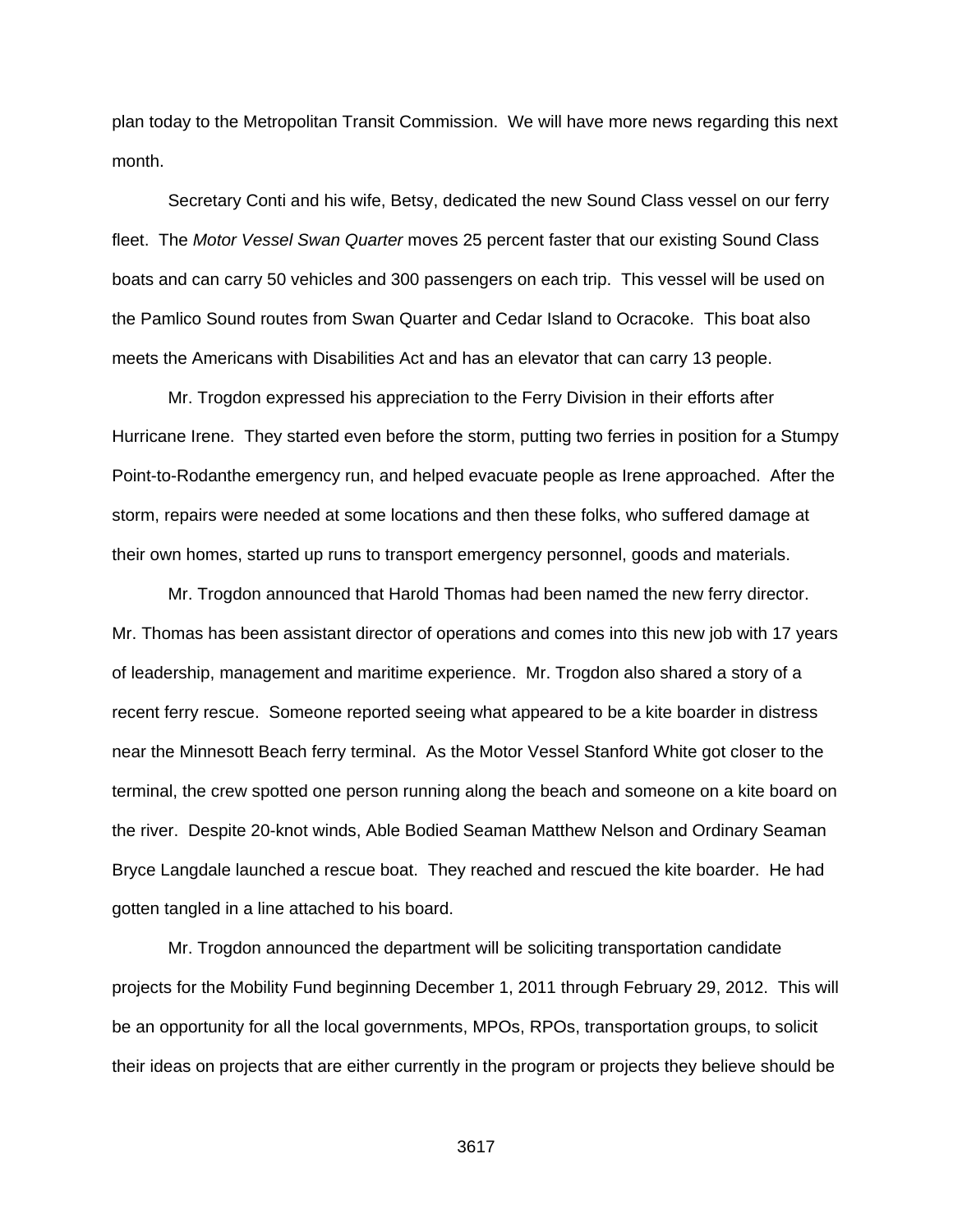plan today to the Metropolitan Transit Commission. We will have more news regarding this next month.

Secretary Conti and his wife, Betsy, dedicated the new Sound Class vessel on our ferry fleet. The *Motor Vessel Swan Quarter* moves 25 percent faster that our existing Sound Class boats and can carry 50 vehicles and 300 passengers on each trip. This vessel will be used on the Pamlico Sound routes from Swan Quarter and Cedar Island to Ocracoke. This boat also meets the Americans with Disabilities Act and has an elevator that can carry 13 people.

Mr. Trogdon expressed his appreciation to the Ferry Division in their efforts after Hurricane Irene. They started even before the storm, putting two ferries in position for a Stumpy Point-to-Rodanthe emergency run, and helped evacuate people as Irene approached. After the storm, repairs were needed at some locations and then these folks, who suffered damage at their own homes, started up runs to transport emergency personnel, goods and materials.

Mr. Trogdon announced that Harold Thomas had been named the new ferry director. Mr. Thomas has been assistant director of operations and comes into this new job with 17 years of leadership, management and maritime experience. Mr. Trogdon also shared a story of a recent ferry rescue. Someone reported seeing what appeared to be a kite boarder in distress near the Minnesott Beach ferry terminal. As the Motor Vessel Stanford White got closer to the terminal, the crew spotted one person running along the beach and someone on a kite board on the river. Despite 20-knot winds, Able Bodied Seaman Matthew Nelson and Ordinary Seaman Bryce Langdale launched a rescue boat. They reached and rescued the kite boarder. He had gotten tangled in a line attached to his board.

Mr. Trogdon announced the department will be soliciting transportation candidate projects for the Mobility Fund beginning December 1, 2011 through February 29, 2012. This will be an opportunity for all the local governments, MPOs, RPOs, transportation groups, to solicit their ideas on projects that are either currently in the program or projects they believe should be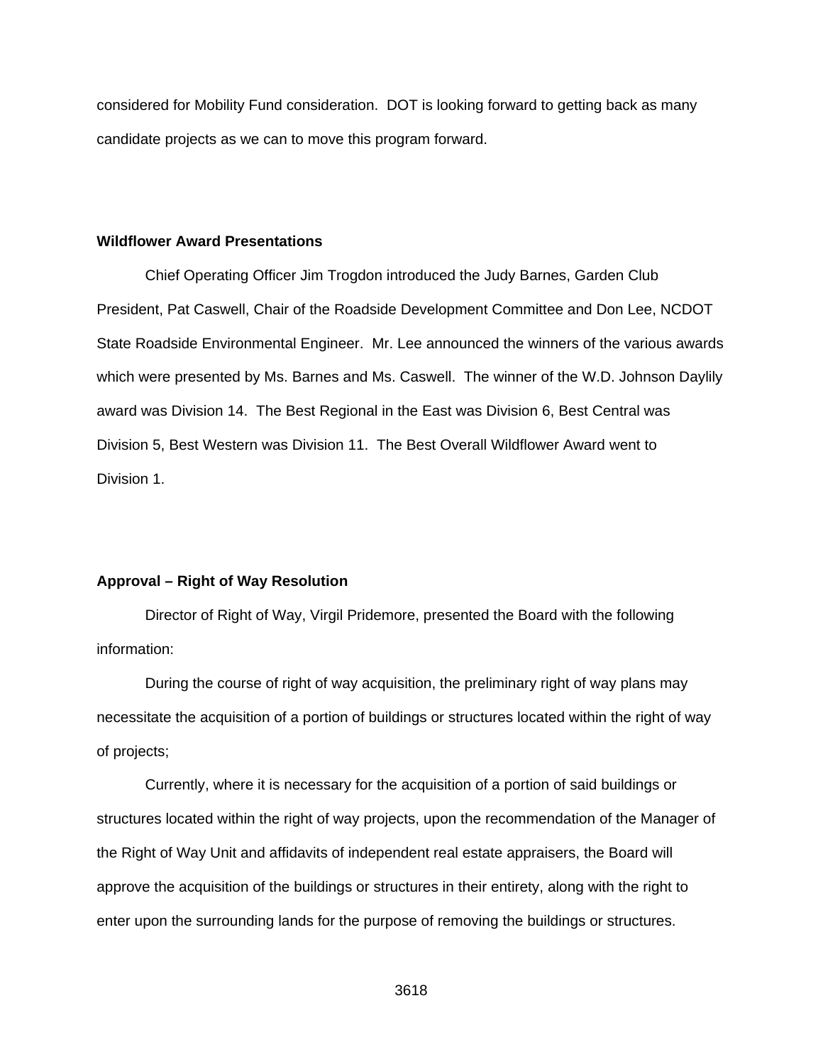considered for Mobility Fund consideration. DOT is looking forward to getting back as many candidate projects as we can to move this program forward.

**Wildflower Award Presentations**

Chief Operating Officer Jim Trogdon introduced the Judy Barnes, Garden Club President, Pat Caswell, Chair of the Roadside Development Committee and Don Lee, NCDOT State Roadside Environmental Engineer. Mr. Lee announced the winners of the various awards which were presented by Ms. Barnes and Ms. Caswell. The winner of the W.D. Johnson Daylily award was Division 14. The Best Regional in the East was Division 6, Best Central was Division 5, Best Western was Division 11. The Best Overall Wildflower Award went to Division 1.

**Approval – Right of Way Resolution**

Director of Right of Way, Virgil Pridemore, presented the Board with the following information:

During the course of right of way acquisition, the preliminary right of way plans may necessitate the acquisition of a portion of buildings or structures located within the right of way of projects;

Currently, where it is necessary for the acquisition of a portion of said buildings or structures located within the right of way projects, upon the recommendation of the Manager of the Right of Way Unit and affidavits of independent real estate appraisers, the Board will approve the acquisition of the buildings or structures in their entirety, along with the right to enter upon the surrounding lands for the purpose of removing the buildings or structures.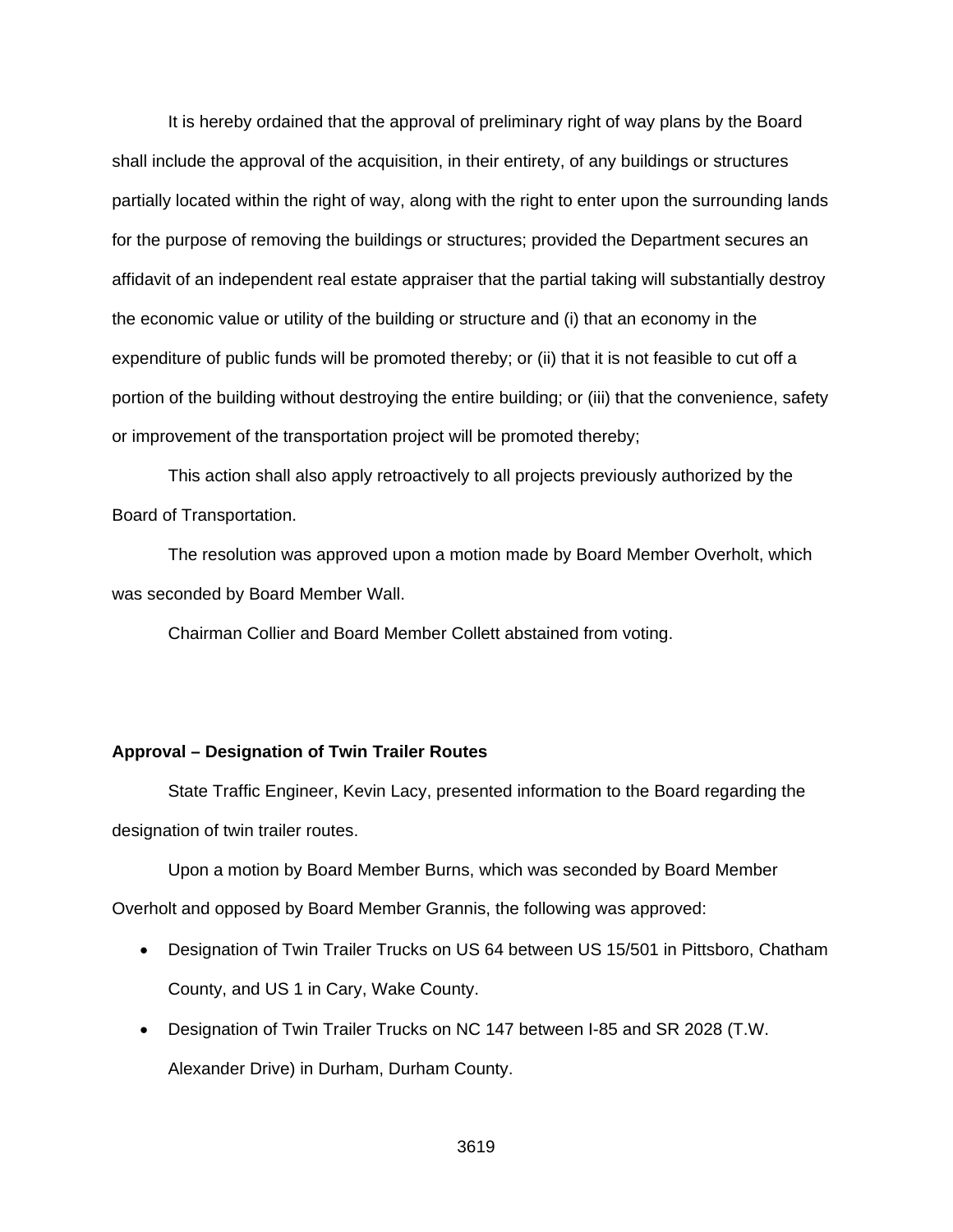It is hereby ordained that the approval of preliminary right of way plans by the Board shall include the approval of the acquisition, in their entirety, of any buildings or structures partially located within the right of way, along with the right to enter upon the surrounding lands for the purpose of removing the buildings or structures; provided the Department secures an affidavit of an independent real estate appraiser that the partial taking will substantially destroy the economic value or utility of the building or structure and (i) that an economy in the expenditure of public funds will be promoted thereby; or (ii) that it is not feasible to cut off a portion of the building without destroying the entire building; or (iii) that the convenience, safety or improvement of the transportation project will be promoted thereby;

This action shall also apply retroactively to all projects previously authorized by the Board of Transportation.

The resolution was approved upon a motion made by Board Member Overholt, which was seconded by Board Member Wall.

Chairman Collier and Board Member Collett abstained from voting.

**Approval – Designation of Twin Trailer Routes**

State Traffic Engineer, Kevin Lacy, presented information to the Board regarding the designation of twin trailer routes.

Upon a motion by Board Member Burns, which was seconded by Board Member Overholt and opposed by Board Member Grannis, the following was approved:

- Designation of Twin Trailer Trucks on US 64 between US 15/501 in Pittsboro, Chatham County, and US 1 in Cary, Wake County.
- Designation of Twin Trailer Trucks on NC 147 between I-85 and SR 2028 (T.W. Alexander Drive) in Durham, Durham County.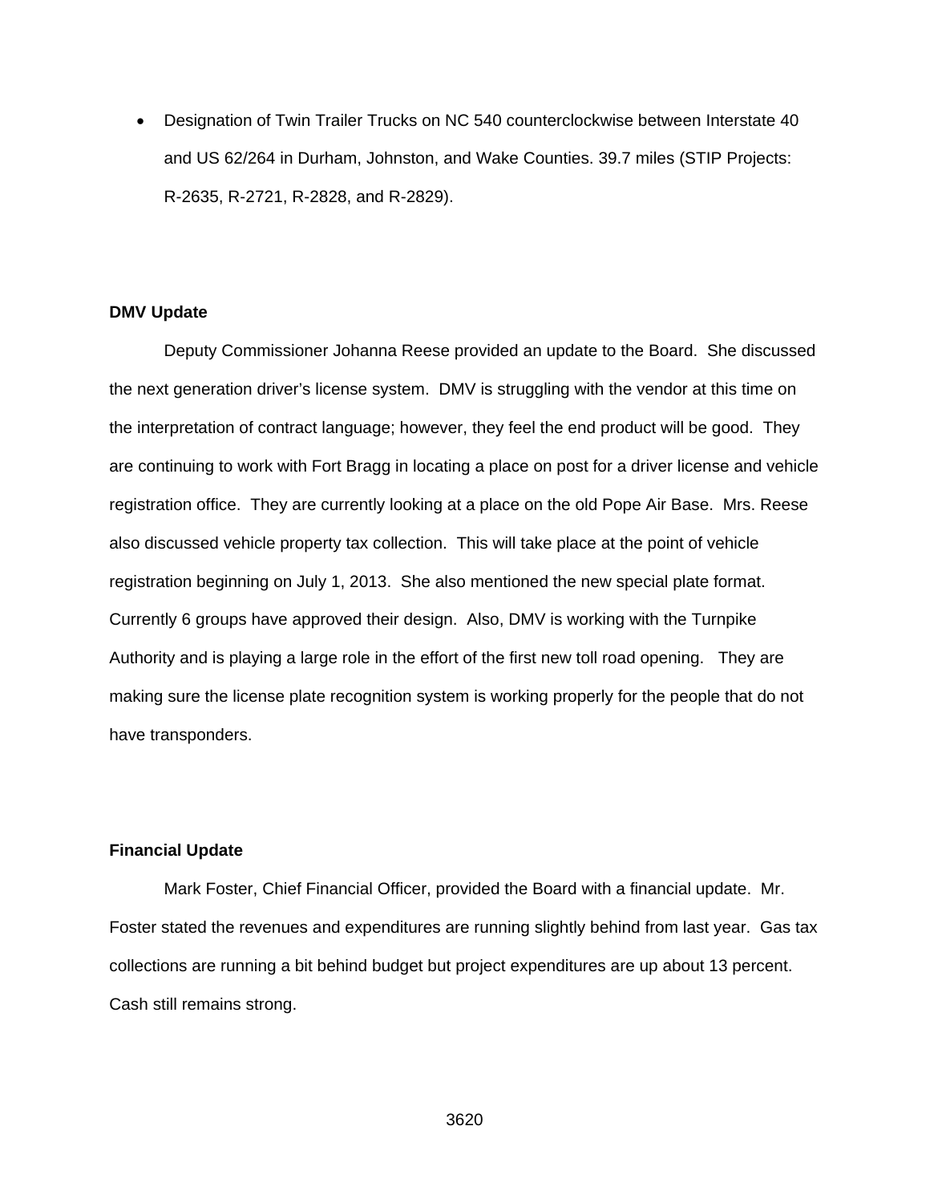- Designation of Twin Trailer Trucks on NC 540 counterclockwise between Interstate 40 and US 62/264 in Durham, Johnston, and Wake Counties. 39.7 miles (STIP Projects: R-2635, R-2721, R-2828, and R-2829).

**DMV Update**

Deputy Commissioner Johanna Reese provided an update to the Board. She discussed the next generation driver's license system. DMV is struggling with the vendor at this time on the interpretation of contract language; however, they feel the end product will be good. They are continuing to work with Fort Bragg in locating a place on post for a driver license and vehicle registration office. They are currently looking at a place on the old Pope Air Base. Mrs. Reese also discussed vehicle property tax collection. This will take place at the point of vehicle registration beginning on July 1, 2013. She also mentioned the new special plate format. Currently 6 groups have approved their design. Also, DMV is working with the Turnpike Authority and is playing a large role in the effort of the first new toll road opening. They are making sure the license plate recognition system is working properly for the people that do not have transponders.

**Financial Update**

Mark Foster, Chief Financial Officer, provided the Board with a financial update. Mr. Foster stated the revenues and expenditures are running slightly behind from last year. Gas tax collections are running a bit behind budget but project expenditures are up about 13 percent. Cash still remains strong.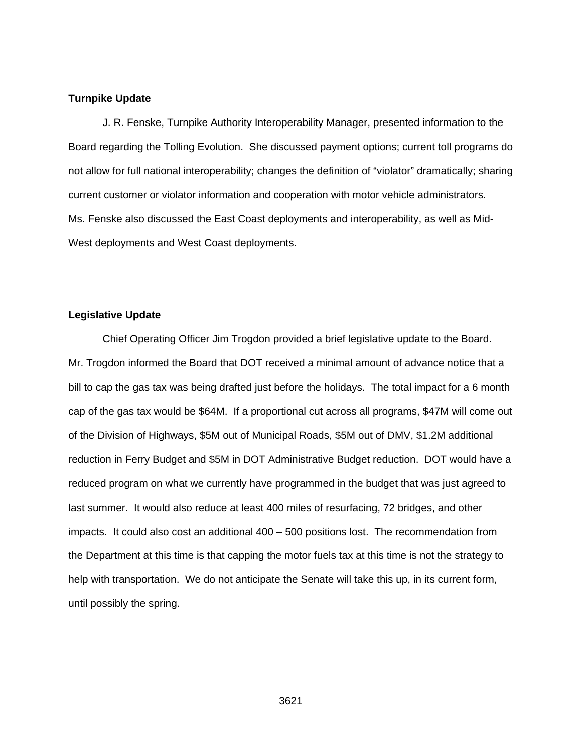**Turnpike Update**

J. R. Fenske, Turnpike Authority Interoperability Manager, presented information to the Board regarding the Tolling Evolution. She discussed payment options; current toll programs do not allow for full national interoperability; changes the definition of "violator" dramatically; sharing current customer or violator information and cooperation with motor vehicle administrators. Ms. Fenske also discussed the East Coast deployments and interoperability, as well as Mid-West deployments and West Coast deployments.

**Legislative Update**

Chief Operating Officer Jim Trogdon provided a brief legislative update to the Board. Mr. Trogdon informed the Board that DOT received a minimal amount of advance notice that a bill to cap the gas tax was being drafted just before the holidays. The total impact for a 6 month cap of the gas tax would be $64M. If a proportional cut across all programs, $47M will come out of the Division of Highways, $5M out of Municipal Roads, $5M out of DMV, $1.2M additional reduction in Ferry Budget and $5M in DOT Administrative Budget reduction. DOT would have a reduced program on what we currently have programmed in the budget that was just agreed to last summer. It would also reduce at least 400 miles of resurfacing, 72 bridges, and other impacts. It could also cost an additional 400 – 500 positions lost. The recommendation from the Department at this time is that capping the motor fuels tax at this time is not the strategy to help with transportation. We do not anticipate the Senate will take this up, in its current form, until possibly the spring.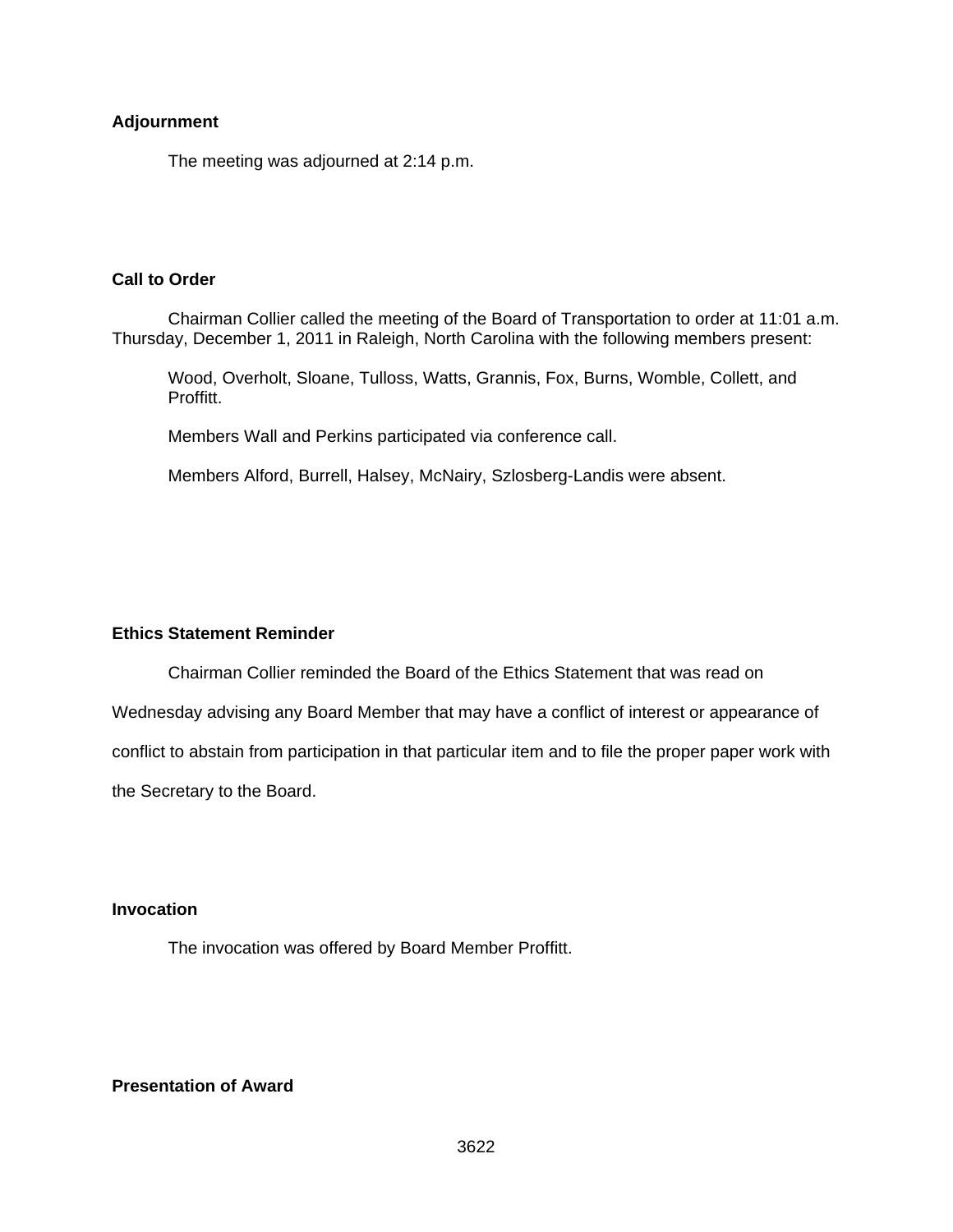**Adjournment**

The meeting was adjourned at 2:14 p.m.

**Call to Order**

Chairman Collier called the meeting of the Board of Transportation to order at 11:01 a.m. Thursday, December 1, 2011 in Raleigh, North Carolina with the following members present:

Wood, Overholt, Sloane, Tulloss, Watts, Grannis, Fox, Burns, Womble, Collett, and Proffitt.

Members Wall and Perkins participated via conference call.

Members Alford, Burrell, Halsey, McNairy, Szlosberg-Landis were absent.

**Ethics Statement Reminder**

Chairman Collier reminded the Board of the Ethics Statement that was read on Wednesday advising any Board Member that may have a conflict of interest or appearance of conflict to abstain from participation in that particular item and to file the proper paper work with the Secretary to the Board.

**Invocation**

The invocation was offered by Board Member Proffitt.

**Presentation of Award**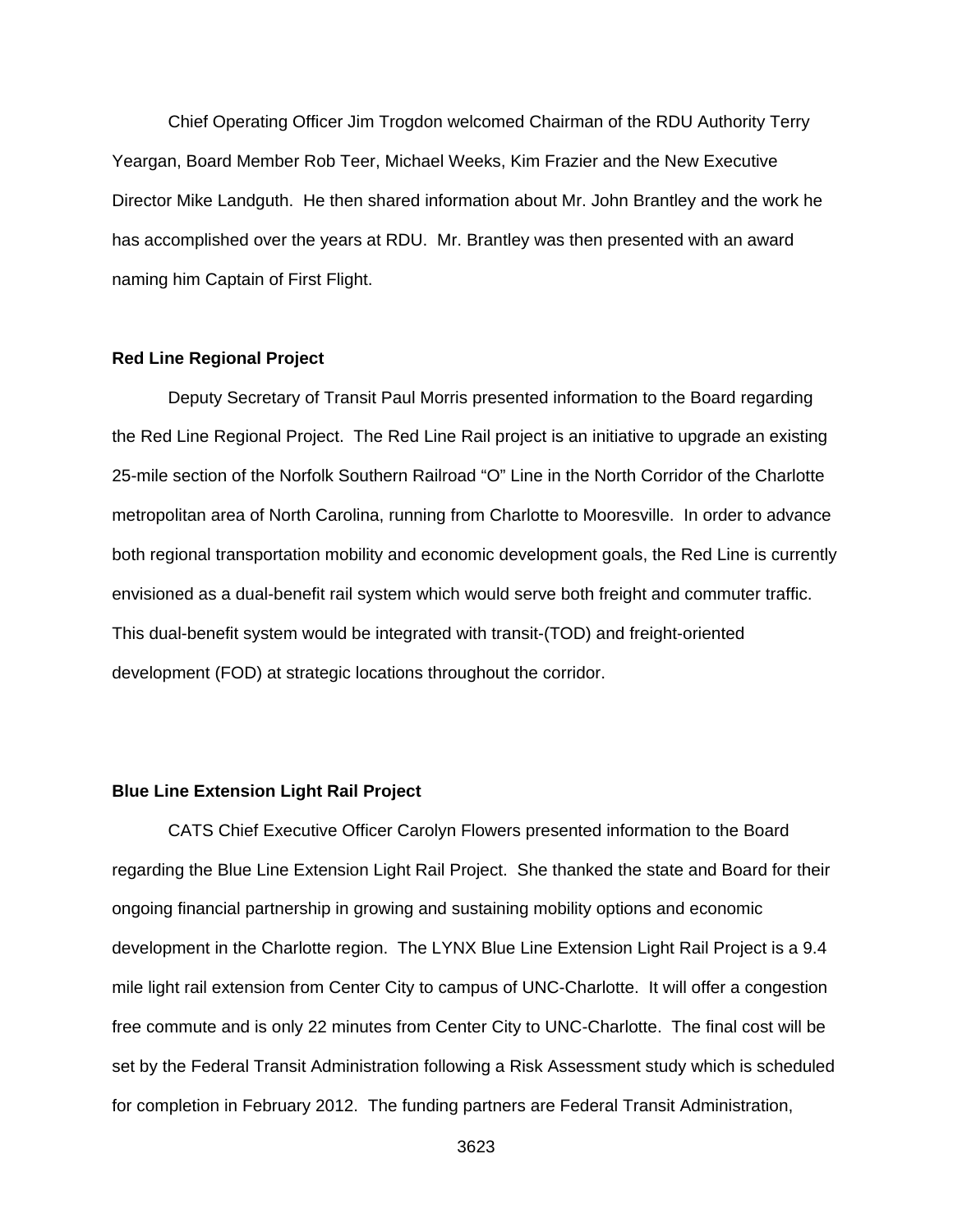Chief Operating Officer Jim Trogdon welcomed Chairman of the RDU Authority Terry Yeargan, Board Member Rob Teer, Michael Weeks, Kim Frazier and the New Executive Director Mike Landguth. He then shared information about Mr. John Brantley and the work he has accomplished over the years at RDU. Mr. Brantley was then presented with an award naming him Captain of First Flight.

**Red Line Regional Project**

Deputy Secretary of Transit Paul Morris presented information to the Board regarding the Red Line Regional Project. The Red Line Rail project is an initiative to upgrade an existing 25-mile section of the Norfolk Southern Railroad "O" Line in the North Corridor of the Charlotte metropolitan area of North Carolina, running from Charlotte to Mooresville. In order to advance both regional transportation mobility and economic development goals, the Red Line is currently envisioned as a dual-benefit rail system which would serve both freight and commuter traffic. This dual-benefit system would be integrated with transit-(TOD) and freight-oriented development (FOD) at strategic locations throughout the corridor.

**Blue Line Extension Light Rail Project**

CATS Chief Executive Officer Carolyn Flowers presented information to the Board regarding the Blue Line Extension Light Rail Project. She thanked the state and Board for their ongoing financial partnership in growing and sustaining mobility options and economic development in the Charlotte region. The LYNX Blue Line Extension Light Rail Project is a 9.4 mile light rail extension from Center City to campus of UNC-Charlotte. It will offer a congestion free commute and is only 22 minutes from Center City to UNC-Charlotte. The final cost will be set by the Federal Transit Administration following a Risk Assessment study which is scheduled for completion in February 2012. The funding partners are Federal Transit Administration,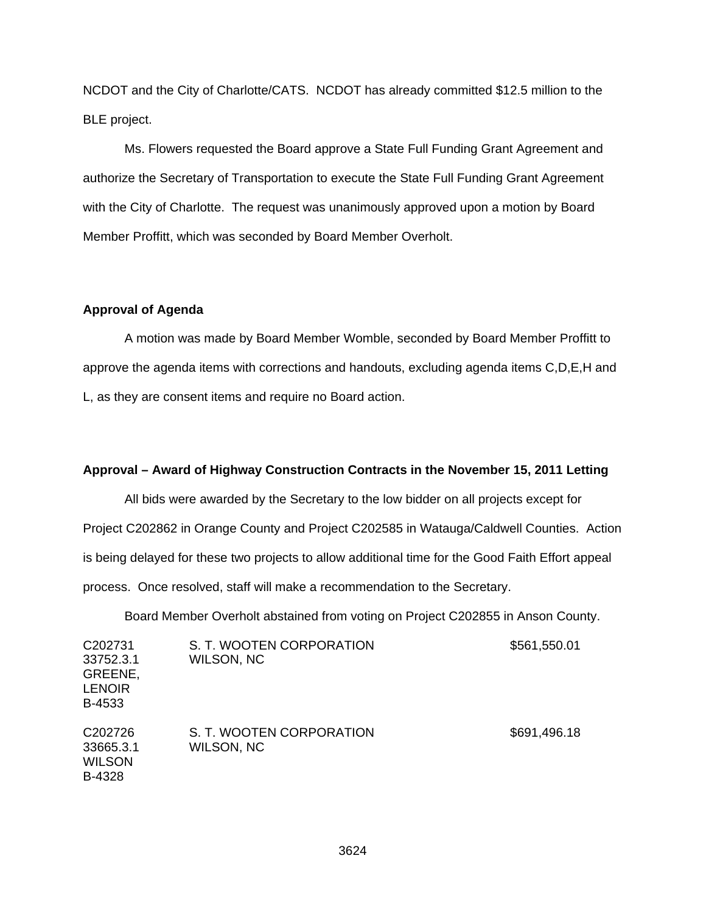NCDOT and the City of Charlotte/CATS. NCDOT has already committed $12.5 million to the BLE project.

Ms. Flowers requested the Board approve a State Full Funding Grant Agreement and authorize the Secretary of Transportation to execute the State Full Funding Grant Agreement with the City of Charlotte. The request was unanimously approved upon a motion by Board Member Proffitt, which was seconded by Board Member Overholt.

**Approval of Agenda**

A motion was made by Board Member Womble, seconded by Board Member Proffitt to approve the agenda items with corrections and handouts, excluding agenda items C,D,E,H and L, as they are consent items and require no Board action.

**Approval – Award of Highway Construction Contracts in the November 15, 2011 Letting**

All bids were awarded by the Secretary to the low bidder on all projects except for Project C202862 in Orange County and Project C202585 in Watauga/Caldwell Counties. Action is being delayed for these two projects to allow additional time for the Good Faith Effort appeal process. Once resolved, staff will make a recommendation to the Secretary.

Board Member Overholt abstained from voting on Project C202855 in Anson County.

| | | |
|---|---|---|
| C202731<br>33752.3.1<br>GREENE,<br>LENOIR<br>B-4533 | S. T. WOOTEN CORPORATION<br>WILSON, NC | $561,550.01 |
| C202726<br>33665.3.1<br>WILSON<br>B-4328 | S. T. WOOTEN CORPORATION<br>WILSON, NC | $691,496.18 |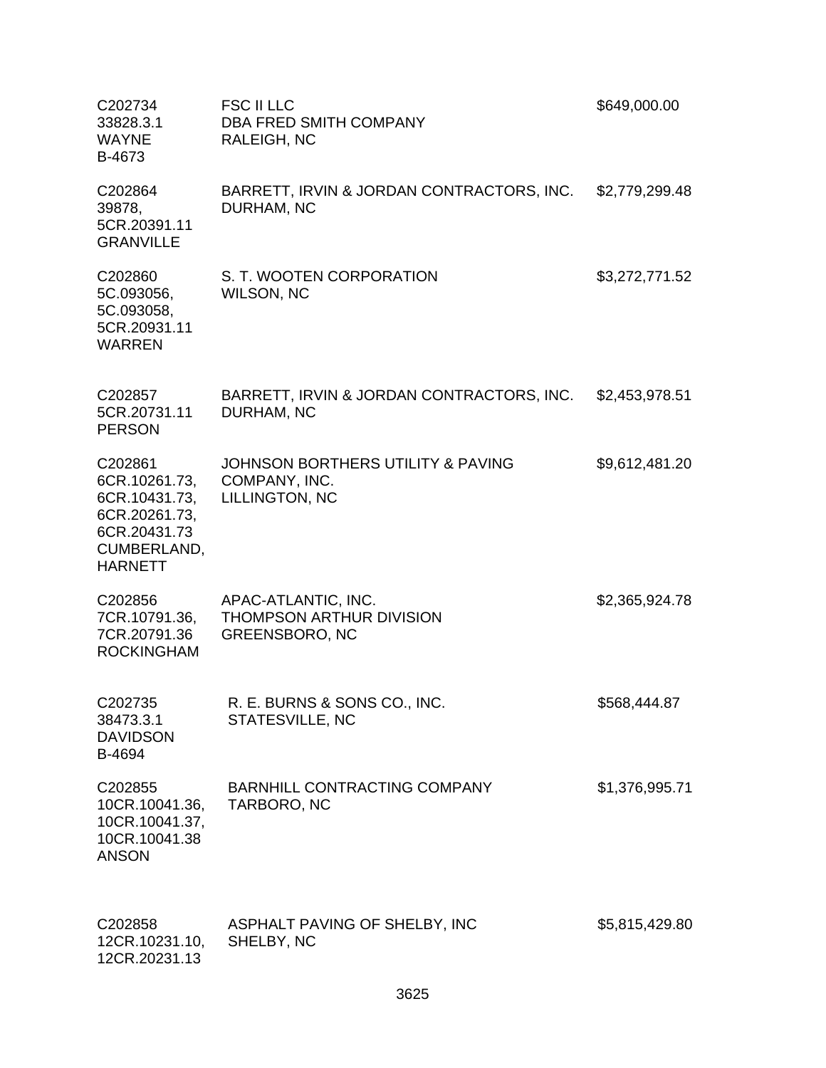| | | |
|---|---|---|
| C202734<br>33828.3.1<br>WAYNE<br>B-4673 | FSC II LLC<br>DBA FRED SMITH COMPANY<br>RALEIGH, NC | $649,000.00 |
| C202864<br>39878,<br>5CR.20391.11<br>GRANVILLE | BARRETT, IRVIN & JORDAN CONTRACTORS, INC.<br>DURHAM, NC | $2,779,299.48 |
| C202860<br>5C.093056,<br>5C.093058,<br>5CR.20931.11<br>WARREN | S. T. WOOTEN CORPORATION<br>WILSON, NC | $3,272,771.52 |
| C202857<br>5CR.20731.11<br>PERSON | BARRETT, IRVIN & JORDAN CONTRACTORS, INC.<br>DURHAM, NC | $2,453,978.51 |
| C202861<br>6CR.10261.73,<br>6CR.10431.73,<br>6CR.20261.73,<br>6CR.20431.73<br>CUMBERLAND,<br>HARNETT | JOHNSON BORTHERS UTILITY & PAVING<br>COMPANY, INC.<br>LILLINGTON, NC | $9,612,481.20 |
| C202856<br>7CR.10791.36,<br>7CR.20791.36<br>ROCKINGHAM | APAC-ATLANTIC, INC.<br>THOMPSON ARTHUR DIVISION<br>GREENSBORO, NC | $2,365,924.78 |
| C202735<br>38473.3.1<br>DAVIDSON<br>B-4694 | R. E. BURNS & SONS CO., INC.<br>STATESVILLE, NC | $568,444.87 |
| C202855<br>10CR.10041.36,<br>10CR.10041.37,<br>10CR.10041.38<br>ANSON | BARNHILL CONTRACTING COMPANY<br>TARBORO, NC | $1,376,995.71 |
| C202858<br>12CR.10231.10,<br>12CR.20231.13 | ASPHALT PAVING OF SHELBY, INC<br>SHELBY, NC | $5,815,429.80 |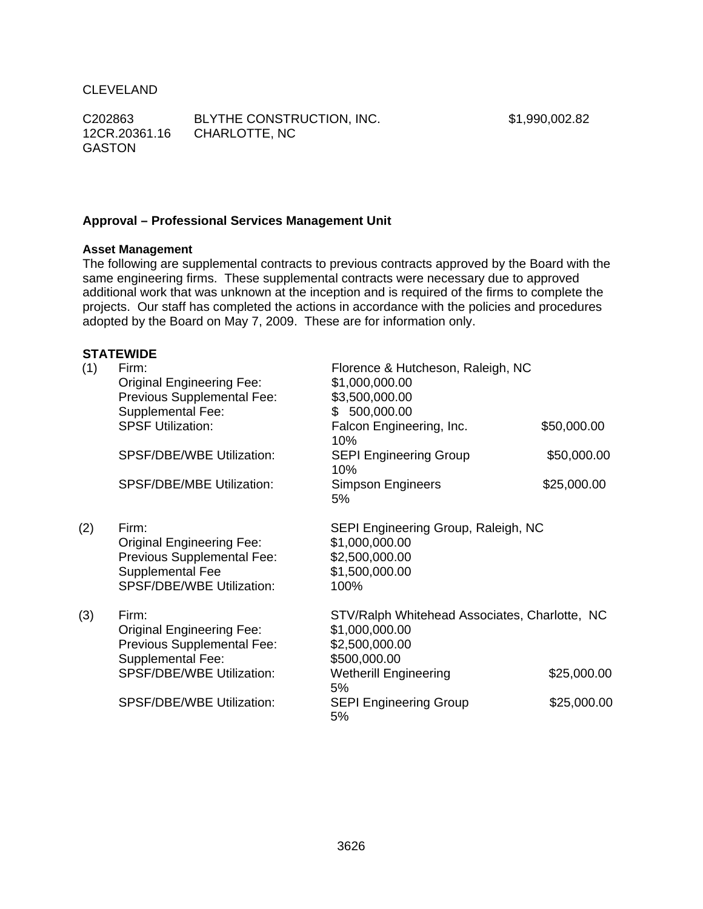CLEVELAND

| | | |
|---|---|---|
| C202863<br>12CR.20361.16<br>GASTON | BLYTHE CONSTRUCTION, INC.<br>CHARLOTTE, NC | $1,990,002.82 |

**Approval – Professional Services Management Unit**

**Asset Management**

The following are supplemental contracts to previous contracts approved by the Board with the same engineering firms. These supplemental contracts were necessary due to approved additional work that was unknown at the inception and is required of the firms to complete the projects. Our staff has completed the actions in accordance with the policies and procedures adopted by the Board on May 7, 2009. These are for information only.

**STATEWIDE**

(1)

| | | |
|---|---|---|
| Firm: | Florence & Hutcheson, Raleigh, NC | |
| Original Engineering Fee: | $1,000,000.00 | |
| Previous Supplemental Fee: | $3,500,000.00 | |
| Supplemental Fee: | $ 500,000.00 | |
| SPSF Utilization: | Falcon Engineering, Inc.<br>10% | $50,000.00 |
| SPSF/DBE/WBE Utilization: | SEPI Engineering Group<br>10% | $50,000.00 |
| SPSF/DBE/MBE Utilization: | Simpson Engineers<br>5% | $25,000.00 |

(2)

| | |
|---|---|
| Firm: | SEPI Engineering Group, Raleigh, NC |
| Original Engineering Fee: | $1,000,000.00 |
| Previous Supplemental Fee: | $2,500,000.00 |
| Supplemental Fee | $1,500,000.00 |
| SPSF/DBE/WBE Utilization: | 100% |

(3)

| | | |
|---|---|---|
| Firm: | STV/Ralph Whitehead Associates, Charlotte, NC | |
| Original Engineering Fee: | $1,000,000.00 | |
| Previous Supplemental Fee: | $2,500,000.00 | |
| Supplemental Fee: | $500,000.00 | |
| SPSF/DBE/WBE Utilization: | Wetherill Engineering<br>5% | $25,000.00 |
| SPSF/DBE/WBE Utilization: | SEPI Engineering Group<br>5% | $25,000.00 |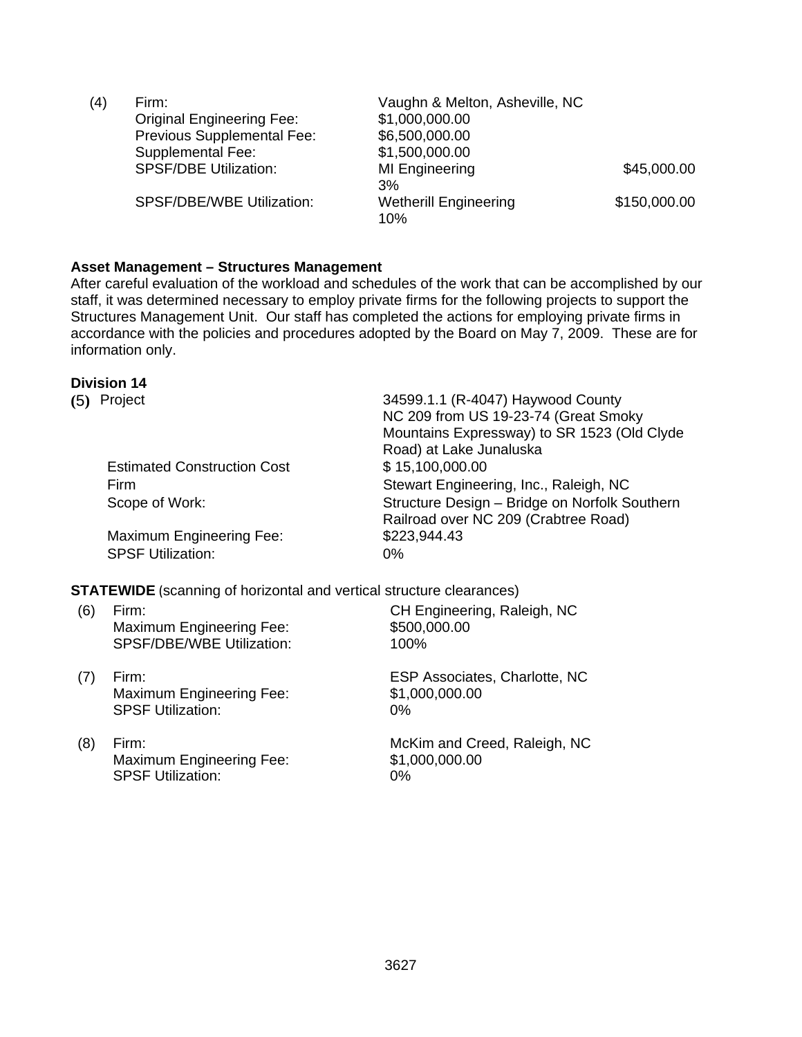(4) Firm: Vaughn & Melton, Asheville, NC
Original Engineering Fee: $1,000,000.00
Previous Supplemental Fee: $6,500,000.00
Supplemental Fee: $1,500,000.00
SPSF/DBE Utilization: MI Engineering 3% $45,000.00
SPSF/DBE/WBE Utilization: Wetherill Engineering 10% $150,000.00

**Asset Management – Structures Management**

After careful evaluation of the workload and schedules of the work that can be accomplished by our staff, it was determined necessary to employ private firms for the following projects to support the Structures Management Unit. Our staff has completed the actions for employing private firms in accordance with the policies and procedures adopted by the Board on May 7, 2009. These are for information only.

**Division 14**

(5) Project: 34599.1.1 (R-4047) Haywood County NC 209 from US 19-23-74 (Great Smoky Mountains Expressway) to SR 1523 (Old Clyde Road) at Lake Junaluska
Estimated Construction Cost: $ 15,100,000.00
Firm: Stewart Engineering, Inc., Raleigh, NC
Scope of Work: Structure Design – Bridge on Norfolk Southern Railroad over NC 209 (Crabtree Road)
Maximum Engineering Fee: $223,944.43
SPSF Utilization: 0%

**STATEWIDE** (scanning of horizontal and vertical structure clearances)

(6) Firm: CH Engineering, Raleigh, NC
Maximum Engineering Fee: $500,000.00
SPSF/DBE/WBE Utilization: 100%

(7) Firm: ESP Associates, Charlotte, NC
Maximum Engineering Fee: $1,000,000.00
SPSF Utilization: 0%

(8) Firm: McKim and Creed, Raleigh, NC
Maximum Engineering Fee: $1,000,000.00
SPSF Utilization: 0%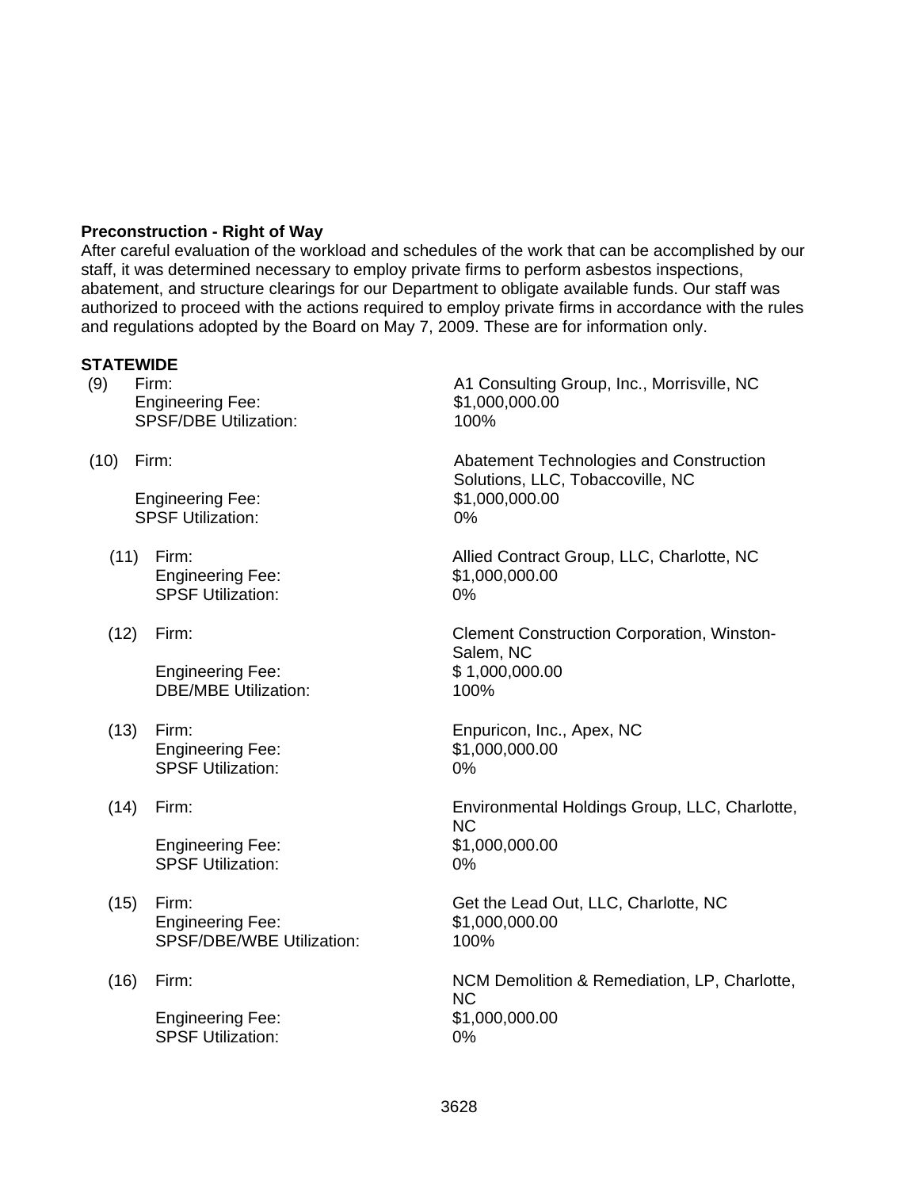**Preconstruction - Right of Way**

After careful evaluation of the workload and schedules of the work that can be accomplished by our staff, it was determined necessary to employ private firms to perform asbestos inspections, abatement, and structure clearings for our Department to obligate available funds. Our staff was authorized to proceed with the actions required to employ private firms in accordance with the rules and regulations adopted by the Board on May 7, 2009. These are for information only.

**STATEWIDE**

(9) Firm: A1 Consulting Group, Inc., Morrisville, NC
Engineering Fee: $1,000,000.00
SPSF/DBE Utilization: 100%

(10) Firm: Abatement Technologies and Construction Solutions, LLC, Tobaccoville, NC
Engineering Fee: $1,000,000.00
SPSF Utilization: 0%

(11) Firm: Allied Contract Group, LLC, Charlotte, NC
Engineering Fee: $1,000,000.00
SPSF Utilization: 0%

(12) Firm: Clement Construction Corporation, Winston-Salem, NC
Engineering Fee: $ 1,000,000.00
DBE/MBE Utilization: 100%

(13) Firm: Enpuricon, Inc., Apex, NC
Engineering Fee: $1,000,000.00
SPSF Utilization: 0%

(14) Firm: Environmental Holdings Group, LLC, Charlotte, NC
Engineering Fee: $1,000,000.00
SPSF Utilization: 0%

(15) Firm: Get the Lead Out, LLC, Charlotte, NC
Engineering Fee: $1,000,000.00
SPSF/DBE/WBE Utilization: 100%

(16) Firm: NCM Demolition & Remediation, LP, Charlotte, NC
Engineering Fee: $1,000,000.00
SPSF Utilization: 0%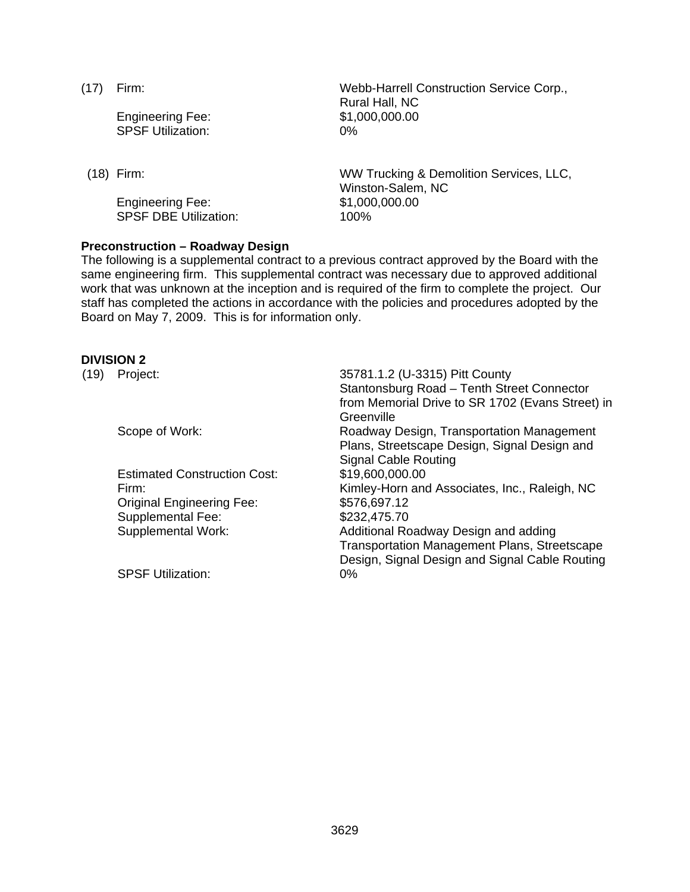(17) Firm: Webb-Harrell Construction Service Corp., Rural Hall, NC

Engineering Fee: $1,000,000.00

SPSF Utilization: 0%

(18) Firm: WW Trucking & Demolition Services, LLC, Winston-Salem, NC

Engineering Fee: $1,000,000.00

SPSF DBE Utilization: 100%

**Preconstruction – Roadway Design**

The following is a supplemental contract to a previous contract approved by the Board with the same engineering firm. This supplemental contract was necessary due to approved additional work that was unknown at the inception and is required of the firm to complete the project. Our staff has completed the actions in accordance with the policies and procedures adopted by the Board on May 7, 2009. This is for information only.

**DIVISION 2**

(19) Project: 35781.1.2 (U-3315) Pitt County Stantonsburg Road – Tenth Street Connector from Memorial Drive to SR 1702 (Evans Street) in Greenville

Scope of Work: Roadway Design, Transportation Management Plans, Streetscape Design, Signal Design and Signal Cable Routing

Estimated Construction Cost: $19,600,000.00

Firm: Kimley-Horn and Associates, Inc., Raleigh, NC

Original Engineering Fee: $576,697.12

Supplemental Fee: $232,475.70

Supplemental Work: Additional Roadway Design and adding Transportation Management Plans, Streetscape Design, Signal Design and Signal Cable Routing

SPSF Utilization: 0%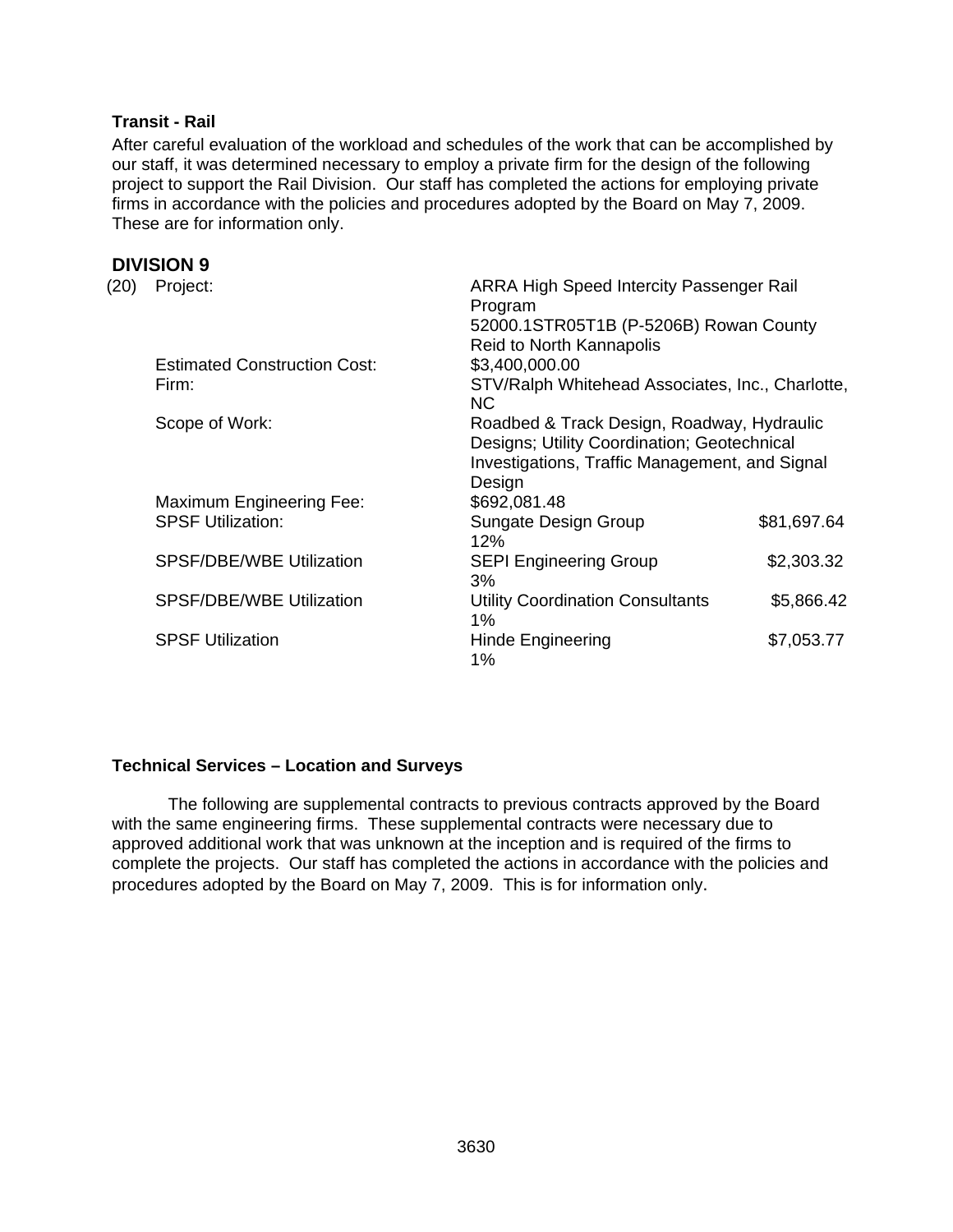**Transit - Rail**

After careful evaluation of the workload and schedules of the work that can be accomplished by our staff, it was determined necessary to employ a private firm for the design of the following project to support the Rail Division. Our staff has completed the actions for employing private firms in accordance with the policies and procedures adopted by the Board on May 7, 2009. These are for information only.

## DIVISION 9

(20) Project: ARRA High Speed Intercity Passenger Rail Program
52000.1STR05T1B (P-5206B) Rowan County
Reid to North Kannapolis

Estimated Construction Cost: $3,400,000.00

Firm: STV/Ralph Whitehead Associates, Inc., Charlotte, NC

Scope of Work: Roadbed & Track Design, Roadway, Hydraulic Designs; Utility Coordination; Geotechnical Investigations, Traffic Management, and Signal Design

Maximum Engineering Fee: $692,081.48

| | | |
|---|---|---|
| SPSF Utilization: | Sungate Design Group 12% | $81,697.64 |
| SPSF/DBE/WBE Utilization | SEPI Engineering Group 3% | $2,303.32 |
| SPSF/DBE/WBE Utilization | Utility Coordination Consultants 1% | $5,866.42 |
| SPSF Utilization | Hinde Engineering 1% | $7,053.77 |

**Technical Services – Location and Surveys**

The following are supplemental contracts to previous contracts approved by the Board with the same engineering firms. These supplemental contracts were necessary due to approved additional work that was unknown at the inception and is required of the firms to complete the projects. Our staff has completed the actions in accordance with the policies and procedures adopted by the Board on May 7, 2009. This is for information only.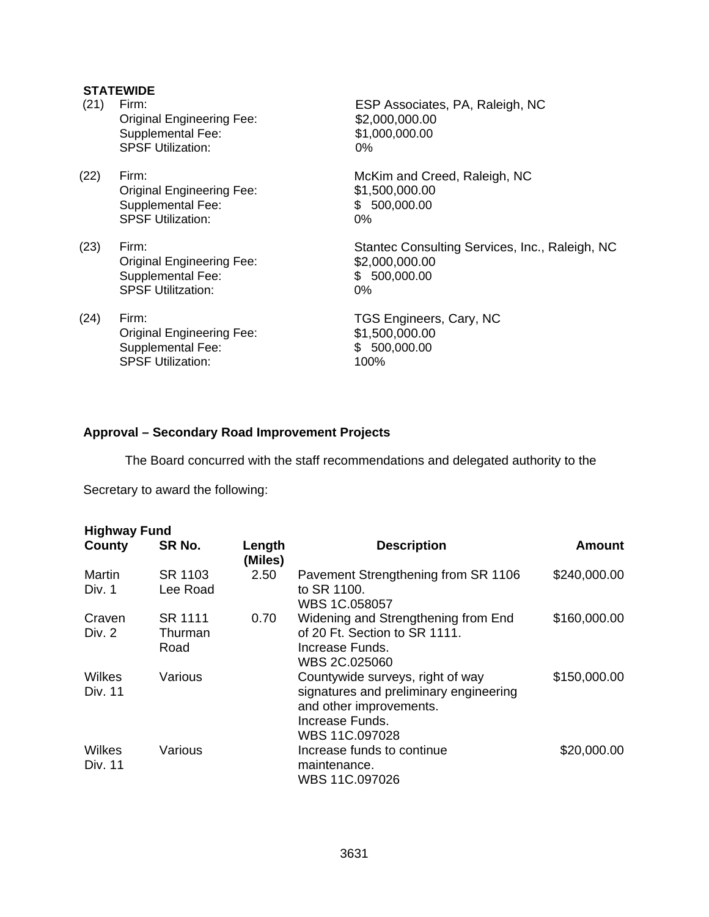**STATEWIDE**

(21) Firm: ESP Associates, PA, Raleigh, NC
Original Engineering Fee: $2,000,000.00
Supplemental Fee: $1,000,000.00
SPSF Utilization: 0%

(22) Firm: McKim and Creed, Raleigh, NC
Original Engineering Fee: $1,500,000.00
Supplemental Fee: $ 500,000.00
SPSF Utilization: 0%

(23) Firm: Stantec Consulting Services, Inc., Raleigh, NC
Original Engineering Fee: $2,000,000.00
Supplemental Fee: $ 500,000.00
SPSF Utilitzation: 0%

(24) Firm: TGS Engineers, Cary, NC
Original Engineering Fee: $1,500,000.00
Supplemental Fee: $ 500,000.00
SPSF Utilization: 100%

**Approval – Secondary Road Improvement Projects**

The Board concurred with the staff recommendations and delegated authority to the Secretary to award the following:

**Highway Fund**

| County | SR No. | Length (Miles) | Description | Amount |
|---|---|---|---|---|
| Martin Div. 1 | SR 1103 Lee Road | 2.50 | Pavement Strengthening from SR 1106 to SR 1100. WBS 1C.058057 | $240,000.00 |
| Craven Div. 2 | SR 1111 Thurman Road | 0.70 | Widening and Strengthening from End of 20 Ft. Section to SR 1111. Increase Funds. WBS 2C.025060 | $160,000.00 |
| Wilkes Div. 11 | Various | | Countywide surveys, right of way signatures and preliminary engineering and other improvements. Increase Funds. WBS 11C.097028 | $150,000.00 |
| Wilkes Div. 11 | Various | | Increase funds to continue maintenance. WBS 11C.097026 | $20,000.00 |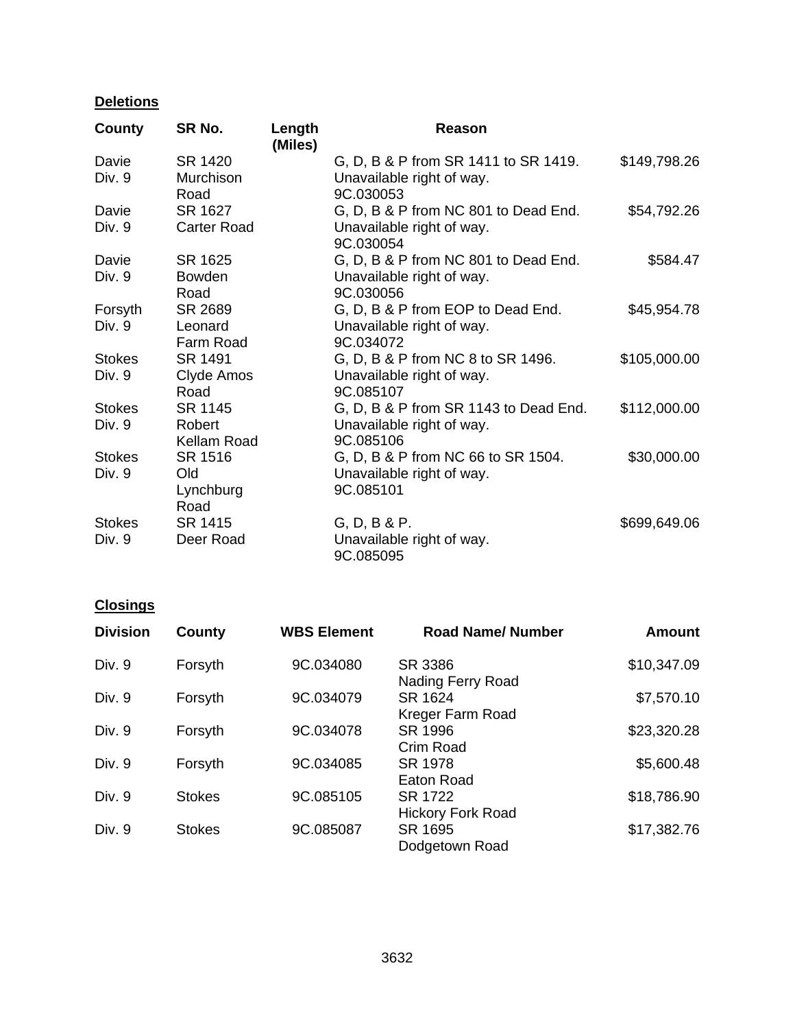**Deletions**

| County | SR No. | Length (Miles) | Reason | |
|---|---|---|---|---|
| Davie Div. 9 | SR 1420 Murchison Road | | G, D, B & P from SR 1411 to SR 1419. Unavailable right of way. 9C.030053 | $149,798.26 |
| Davie Div. 9 | SR 1627 Carter Road | | G, D, B & P from NC 801 to Dead End. Unavailable right of way. 9C.030054 | $54,792.26 |
| Davie Div. 9 | SR 1625 Bowden Road | | G, D, B & P from NC 801 to Dead End. Unavailable right of way. 9C.030056 | $584.47 |
| Forsyth Div. 9 | SR 2689 Leonard Farm Road | | G, D, B & P from EOP to Dead End. Unavailable right of way. 9C.034072 | $45,954.78 |
| Stokes Div. 9 | SR 1491 Clyde Amos Road | | G, D, B & P from NC 8 to SR 1496. Unavailable right of way. 9C.085107 | $105,000.00 |
| Stokes Div. 9 | SR 1145 Robert Kellam Road | | G, D, B & P from SR 1143 to Dead End. Unavailable right of way. 9C.085106 | $112,000.00 |
| Stokes Div. 9 | SR 1516 Old Lynchburg Road | | G, D, B & P from NC 66 to SR 1504. Unavailable right of way. 9C.085101 | $30,000.00 |
| Stokes Div. 9 | SR 1415 Deer Road | | G, D, B & P. Unavailable right of way. 9C.085095 | $699,649.06 |

**Closings**

| Division | County | WBS Element | Road Name/ Number | Amount |
|---|---|---|---|---|
| Div. 9 | Forsyth | 9C.034080 | SR 3386 Nading Ferry Road | $10,347.09 |
| Div. 9 | Forsyth | 9C.034079 | SR 1624 Kreger Farm Road | $7,570.10 |
| Div. 9 | Forsyth | 9C.034078 | SR 1996 Crim Road | $23,320.28 |
| Div. 9 | Forsyth | 9C.034085 | SR 1978 Eaton Road | $5,600.48 |
| Div. 9 | Stokes | 9C.085105 | SR 1722 Hickory Fork Road | $18,786.90 |
| Div. 9 | Stokes | 9C.085087 | SR 1695 Dodgetown Road | $17,382.76 |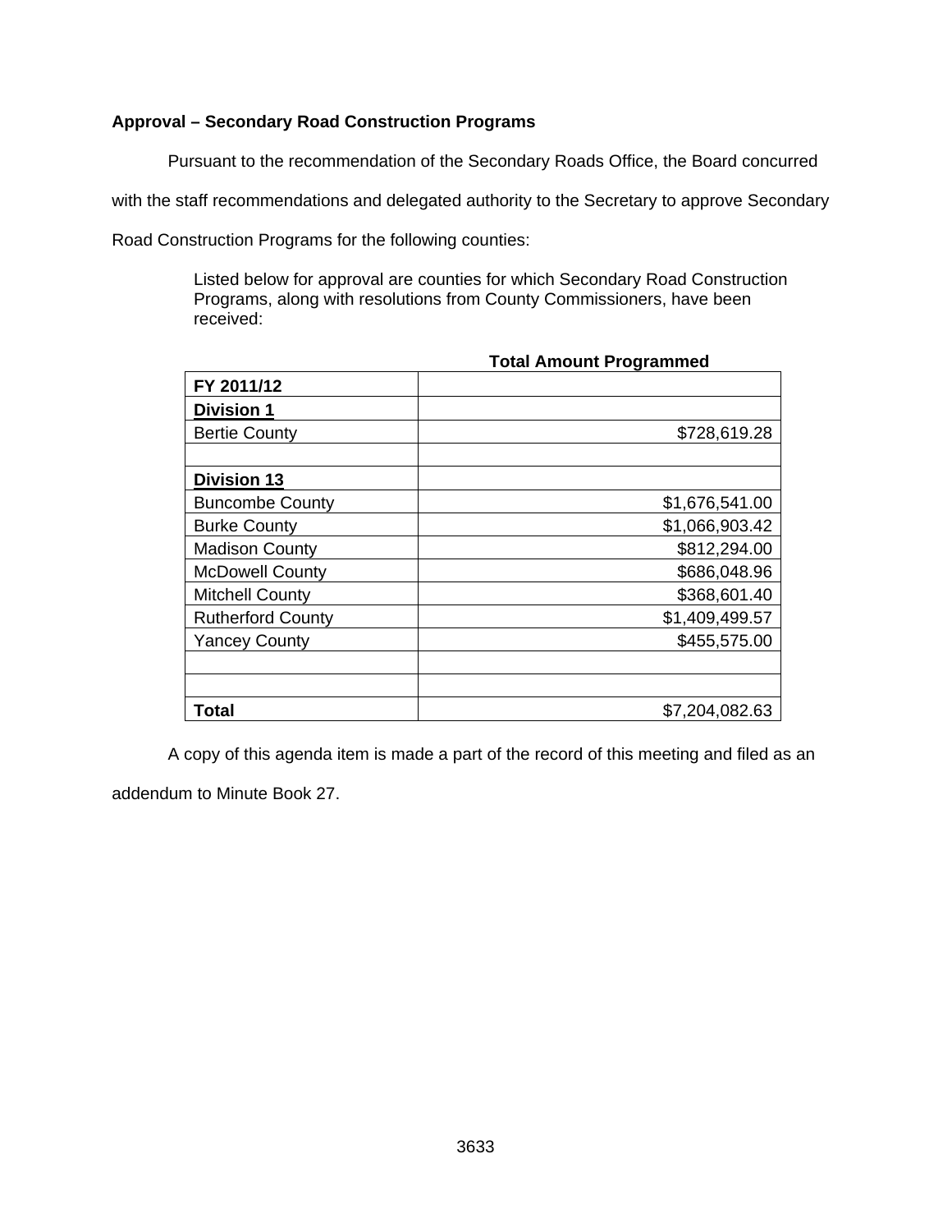**Approval – Secondary Road Construction Programs**

Pursuant to the recommendation of the Secondary Roads Office, the Board concurred with the staff recommendations and delegated authority to the Secretary to approve Secondary Road Construction Programs for the following counties:

> Listed below for approval are counties for which Secondary Road Construction Programs, along with resolutions from County Commissioners, have been received:

| | **Total Amount Programmed** |
|---|---:|
| **FY 2011/12** | |
| **Division 1** | |
| Bertie County | $728,619.28 |
| | |
| **Division 13** | |
| Buncombe County | $1,676,541.00 |
| Burke County | $1,066,903.42 |
| Madison County | $812,294.00 |
| McDowell County | $686,048.96 |
| Mitchell County | $368,601.40 |
| Rutherford County | $1,409,499.57 |
| Yancey County | $455,575.00 |
| | |
| | |
| **Total** | $7,204,082.63 |

A copy of this agenda item is made a part of the record of this meeting and filed as an addendum to Minute Book 27.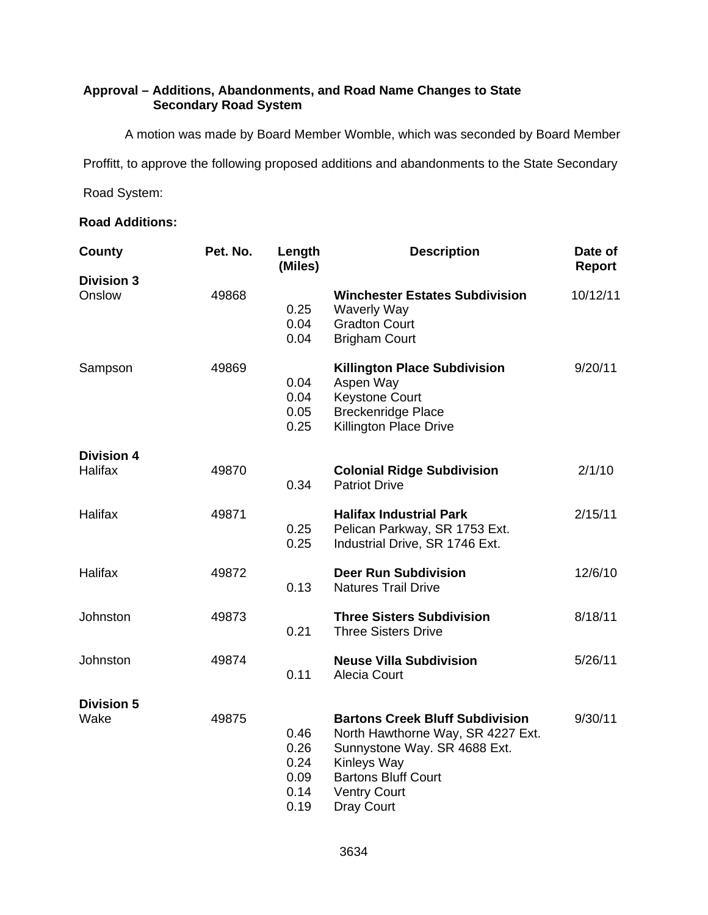**Approval – Additions, Abandonments, and Road Name Changes to State Secondary Road System**

A motion was made by Board Member Womble, which was seconded by Board Member Proffitt, to approve the following proposed additions and abandonments to the State Secondary Road System:

**Road Additions:**

| County | Pet. No. | Length (Miles) | Description | Date of Report |
|---|---|---|---|---|
| **Division 3** | | | | |
| Onslow | 49868 | | **Winchester Estates Subdivision** | 10/12/11 |
| | | 0.25 | Waverly Way | |
| | | 0.04 | Gradton Court | |
| | | 0.04 | Brigham Court | |
| Sampson | 49869 | | **Killington Place Subdivision** | 9/20/11 |
| | | 0.04 | Aspen Way | |
| | | 0.04 | Keystone Court | |
| | | 0.05 | Breckenridge Place | |
| | | 0.25 | Killington Place Drive | |
| **Division 4** | | | | |
| Halifax | 49870 | | **Colonial Ridge Subdivision** | 2/1/10 |
| | | 0.34 | Patriot Drive | |
| Halifax | 49871 | | **Halifax Industrial Park** | 2/15/11 |
| | | 0.25 | Pelican Parkway, SR 1753 Ext. | |
| | | 0.25 | Industrial Drive, SR 1746 Ext. | |
| Halifax | 49872 | | **Deer Run Subdivision** | 12/6/10 |
| | | 0.13 | Natures Trail Drive | |
| Johnston | 49873 | | **Three Sisters Subdivision** | 8/18/11 |
| | | 0.21 | Three Sisters Drive | |
| Johnston | 49874 | | **Neuse Villa Subdivision** | 5/26/11 |
| | | 0.11 | Alecia Court | |
| **Division 5** | | | | |
| Wake | 49875 | | **Bartons Creek Bluff Subdivision** | 9/30/11 |
| | | 0.46 | North Hawthorne Way, SR 4227 Ext. | |
| | | 0.26 | Sunnystone Way. SR 4688 Ext. | |
| | | 0.24 | Kinleys Way | |
| | | 0.09 | Bartons Bluff Court | |
| | | 0.14 | Ventry Court | |
| | | 0.19 | Dray Court | |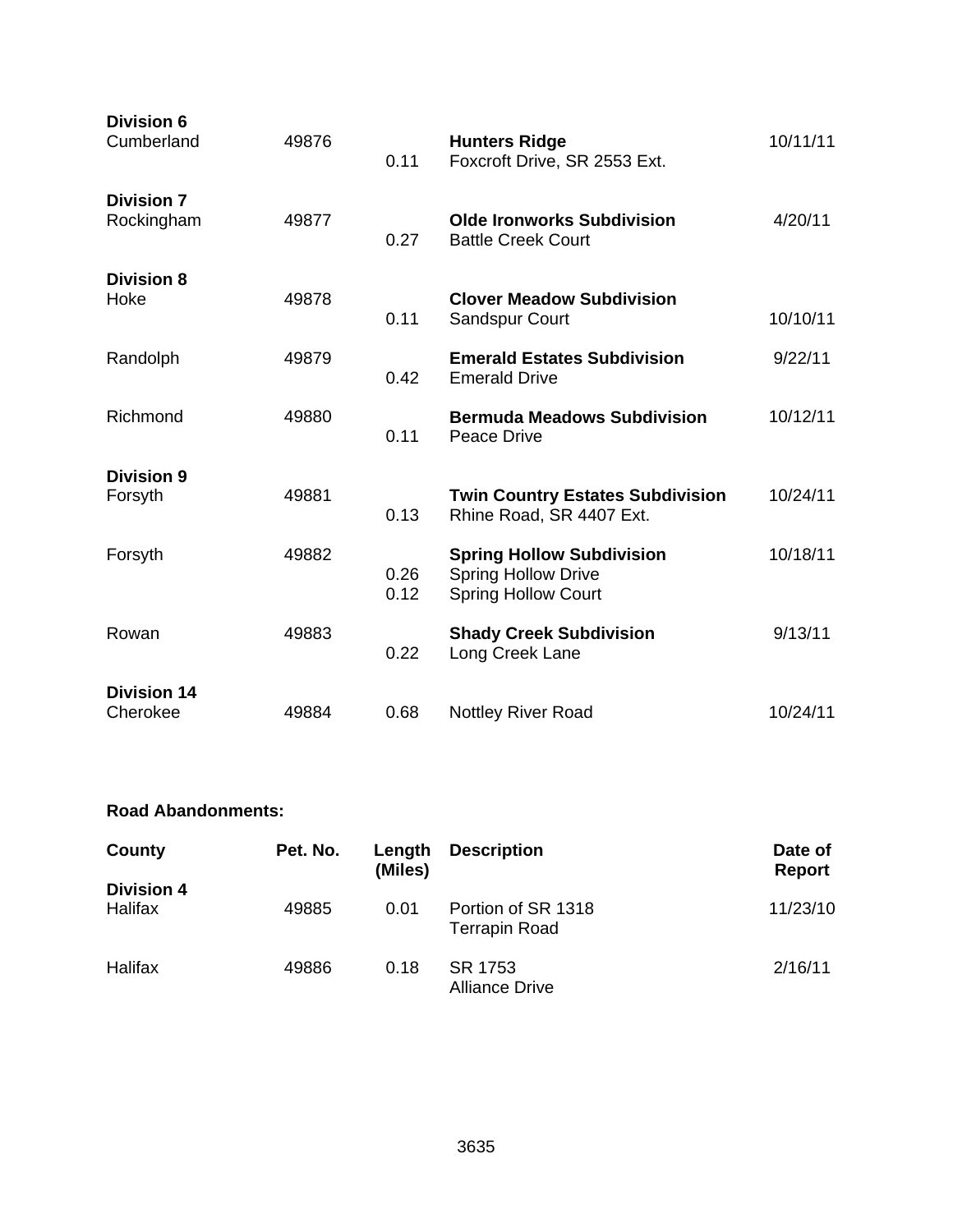| County | Pet. No. | Length (Miles) | Description | Date of Report |
|---|---|---|---|---|
| **Division 6** | | | | |
| Cumberland | 49876 | 0.11 | **Hunters Ridge**<br>Foxcroft Drive, SR 2553 Ext. | 10/11/11 |
| **Division 7** | | | | |
| Rockingham | 49877 | 0.27 | **Olde Ironworks Subdivision**<br>Battle Creek Court | 4/20/11 |
| **Division 8** | | | | |
| Hoke | 49878 | 0.11 | **Clover Meadow Subdivision**<br>Sandspur Court | 10/10/11 |
| Randolph | 49879 | 0.42 | **Emerald Estates Subdivision**<br>Emerald Drive | 9/22/11 |
| Richmond | 49880 | 0.11 | **Bermuda Meadows Subdivision**<br>Peace Drive | 10/12/11 |
| **Division 9** | | | | |
| Forsyth | 49881 | 0.13 | **Twin Country Estates Subdivision**<br>Rhine Road, SR 4407 Ext. | 10/24/11 |
| Forsyth | 49882 | 0.26<br>0.12 | **Spring Hollow Subdivision**<br>Spring Hollow Drive<br>Spring Hollow Court | 10/18/11 |
| Rowan | 49883 | 0.22 | **Shady Creek Subdivision**<br>Long Creek Lane | 9/13/11 |
| **Division 14** | | | | |
| Cherokee | 49884 | 0.68 | Nottley River Road | 10/24/11 |

**Road Abandonments:**

| County | Pet. No. | Length (Miles) | Description | Date of Report |
|---|---|---|---|---|
| **Division 4** | | | | |
| Halifax | 49885 | 0.01 | Portion of SR 1318<br>Terrapin Road | 11/23/10 |
| Halifax | 49886 | 0.18 | SR 1753<br>Alliance Drive | 2/16/11 |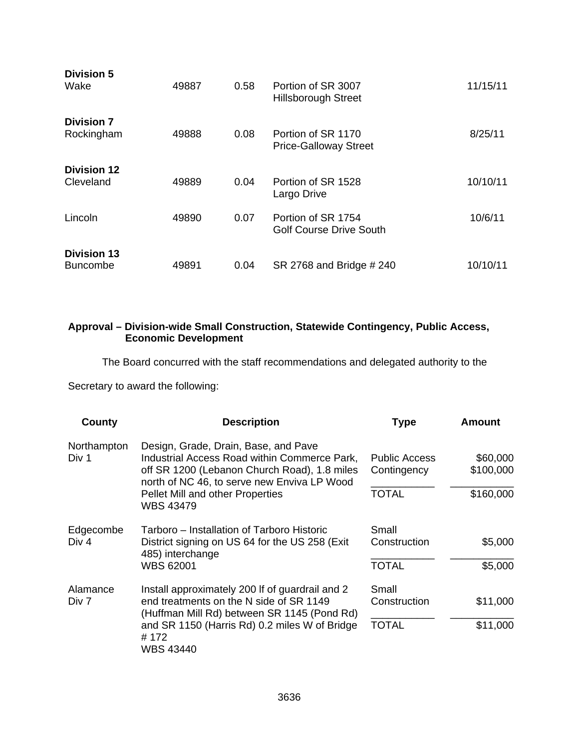| | | | | |
|---|---|---|---|---|
| **Division 5** | | | | |
| Wake | 49887 | 0.58 | Portion of SR 3007 Hillsborough Street | 11/15/11 |
| **Division 7** | | | | |
| Rockingham | 49888 | 0.08 | Portion of SR 1170 Price-Galloway Street | 8/25/11 |
| **Division 12** | | | | |
| Cleveland | 49889 | 0.04 | Portion of SR 1528 Largo Drive | 10/10/11 |
| Lincoln | 49890 | 0.07 | Portion of SR 1754 Golf Course Drive South | 10/6/11 |
| **Division 13** | | | | |
| Buncombe | 49891 | 0.04 | SR 2768 and Bridge # 240 | 10/10/11 |

**Approval – Division-wide Small Construction, Statewide Contingency, Public Access, Economic Development**

The Board concurred with the staff recommendations and delegated authority to the Secretary to award the following:

| County | Description | Type | Amount |
|---|---|---|---|
| Northampton Div 1 | Design, Grade, Drain, Base, and Pave Industrial Access Road within Commerce Park, off SR 1200 (Lebanon Church Road), 1.8 miles north of NC 46, to serve new Enviva LP Wood Pellet Mill and other Properties WBS 43479 | Public Access | $60,000 |
| | | Contingency | $100,000 |
| | | TOTAL | $160,000 |
| Edgecombe Div 4 | Tarboro – Installation of Tarboro Historic District signing on US 64 for the US 258 (Exit 485) interchange WBS 62001 | Small Construction | $5,000 |
| | | TOTAL | $5,000 |
| Alamance Div 7 | Install approximately 200 lf of guardrail and 2 end treatments on the N side of SR 1149 (Huffman Mill Rd) between SR 1145 (Pond Rd) and SR 1150 (Harris Rd) 0.2 miles W of Bridge # 172 WBS 43440 | Small Construction | $11,000 |
| | | TOTAL | $11,000 |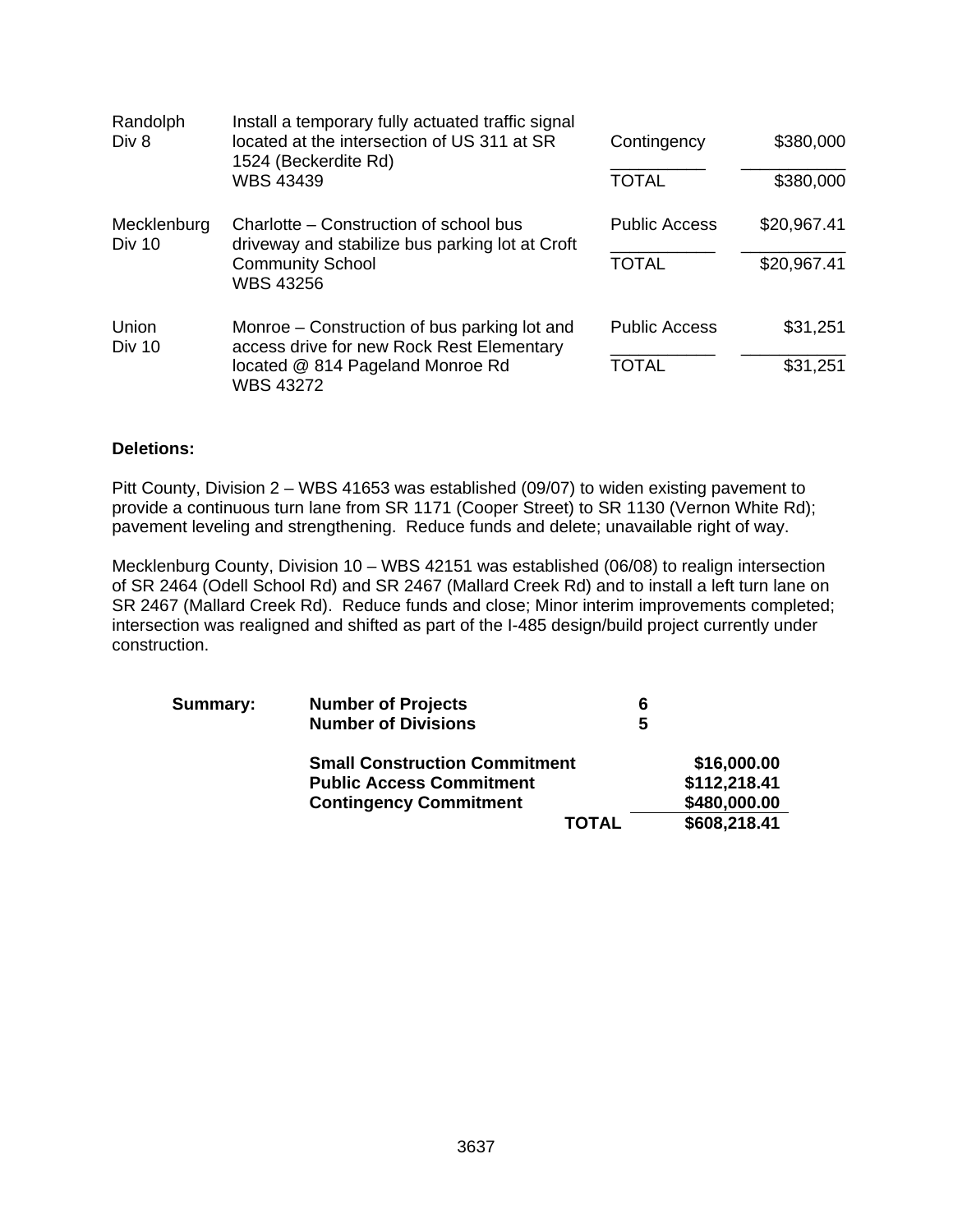| | | | |
|---|---|---|---|
| Randolph<br>Div 8 | Install a temporary fully actuated traffic signal located at the intersection of US 311 at SR 1524 (Beckerdite Rd)<br>WBS 43439 | Contingency<br><br>TOTAL | $380,000<br><br>$380,000 |
| Mecklenburg<br>Div 10 | Charlotte – Construction of school bus driveway and stabilize bus parking lot at Croft Community School<br>WBS 43256 | Public Access<br><br>TOTAL | $20,967.41<br><br>$20,967.41 |
| Union<br>Div 10 | Monroe – Construction of bus parking lot and access drive for new Rock Rest Elementary located @ 814 Pageland Monroe Rd<br>WBS 43272 | Public Access<br><br>TOTAL | $31,251<br><br>$31,251 |

**Deletions:**

Pitt County, Division 2 – WBS 41653 was established (09/07) to widen existing pavement to provide a continuous turn lane from SR 1171 (Cooper Street) to SR 1130 (Vernon White Rd); pavement leveling and strengthening. Reduce funds and delete; unavailable right of way.

Mecklenburg County, Division 10 – WBS 42151 was established (06/08) to realign intersection of SR 2464 (Odell School Rd) and SR 2467 (Mallard Creek Rd) and to install a left turn lane on SR 2467 (Mallard Creek Rd). Reduce funds and close; Minor interim improvements completed; intersection was realigned and shifted as part of the I-485 design/build project currently under construction.

| | | | |
|---|---|---|---|
| **Summary:** | **Number of Projects** | **6** | |
| | **Number of Divisions** | **5** | |
| | **Small Construction Commitment** | | **$16,000.00** |
| | **Public Access Commitment** | | **$112,218.41** |
| | **Contingency Commitment** | | **$480,000.00** |
| | | **TOTAL** | **$608,218.41** |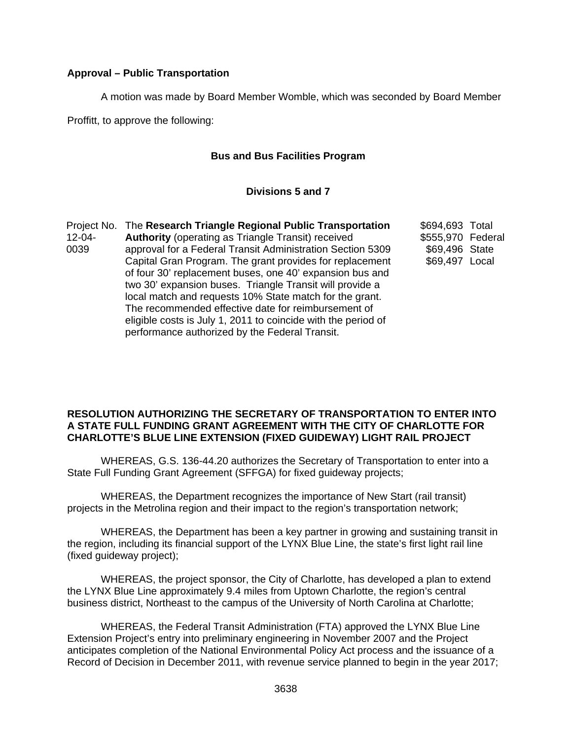**Approval – Public Transportation**

A motion was made by Board Member Womble, which was seconded by Board Member Proffitt, to approve the following:

**Bus and Bus Facilities Program**

**Divisions 5 and 7**

| | | |
|---|---|---|
| Project No. 12-04-0039 | The **Research Triangle Regional Public Transportation Authority** (operating as Triangle Transit) received approval for a Federal Transit Administration Section 5309 Capital Gran Program. The grant provides for replacement of four 30' replacement buses, one 40' expansion bus and two 30' expansion buses. Triangle Transit will provide a local match and requests 10% State match for the grant. The recommended effective date for reimbursement of eligible costs is July 1, 2011 to coincide with the period of performance authorized by the Federal Transit. | \$694,693 Total<br>\$555,970 Federal<br>\$69,496 State<br>\$69,497 Local |

**RESOLUTION AUTHORIZING THE SECRETARY OF TRANSPORTATION TO ENTER INTO A STATE FULL FUNDING GRANT AGREEMENT WITH THE CITY OF CHARLOTTE FOR CHARLOTTE'S BLUE LINE EXTENSION (FIXED GUIDEWAY) LIGHT RAIL PROJECT**

WHEREAS, G.S. 136-44.20 authorizes the Secretary of Transportation to enter into a State Full Funding Grant Agreement (SFFGA) for fixed guideway projects;

WHEREAS, the Department recognizes the importance of New Start (rail transit) projects in the Metrolina region and their impact to the region's transportation network;

WHEREAS, the Department has been a key partner in growing and sustaining transit in the region, including its financial support of the LYNX Blue Line, the state's first light rail line (fixed guideway project);

WHEREAS, the project sponsor, the City of Charlotte, has developed a plan to extend the LYNX Blue Line approximately 9.4 miles from Uptown Charlotte, the region's central business district, Northeast to the campus of the University of North Carolina at Charlotte;

WHEREAS, the Federal Transit Administration (FTA) approved the LYNX Blue Line Extension Project's entry into preliminary engineering in November 2007 and the Project anticipates completion of the National Environmental Policy Act process and the issuance of a Record of Decision in December 2011, with revenue service planned to begin in the year 2017;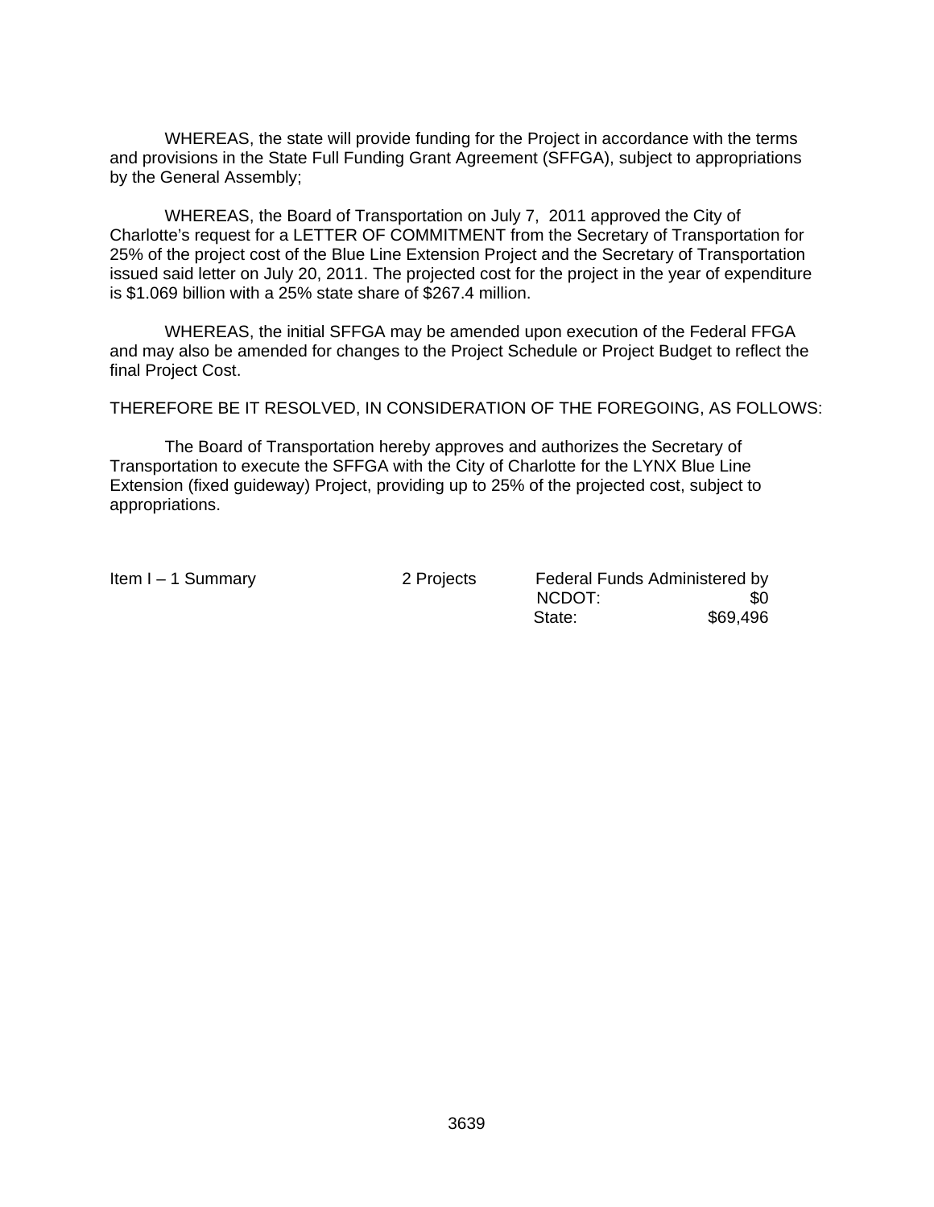WHEREAS, the state will provide funding for the Project in accordance with the terms and provisions in the State Full Funding Grant Agreement (SFFGA), subject to appropriations by the General Assembly;

WHEREAS, the Board of Transportation on July 7, 2011 approved the City of Charlotte's request for a LETTER OF COMMITMENT from the Secretary of Transportation for 25% of the project cost of the Blue Line Extension Project and the Secretary of Transportation issued said letter on July 20, 2011. The projected cost for the project in the year of expenditure is $1.069 billion with a 25% state share of $267.4 million.

WHEREAS, the initial SFFGA may be amended upon execution of the Federal FFGA and may also be amended for changes to the Project Schedule or Project Budget to reflect the final Project Cost.

THEREFORE BE IT RESOLVED, IN CONSIDERATION OF THE FOREGOING, AS FOLLOWS:

The Board of Transportation hereby approves and authorizes the Secretary of Transportation to execute the SFFGA with the City of Charlotte for the LYNX Blue Line Extension (fixed guideway) Project, providing up to 25% of the projected cost, subject to appropriations.

| Item I – 1 Summary | 2 Projects | Federal Funds Administered by NCDOT: | $0 |
|---|---|---|---|
| | | State: | $69,496 |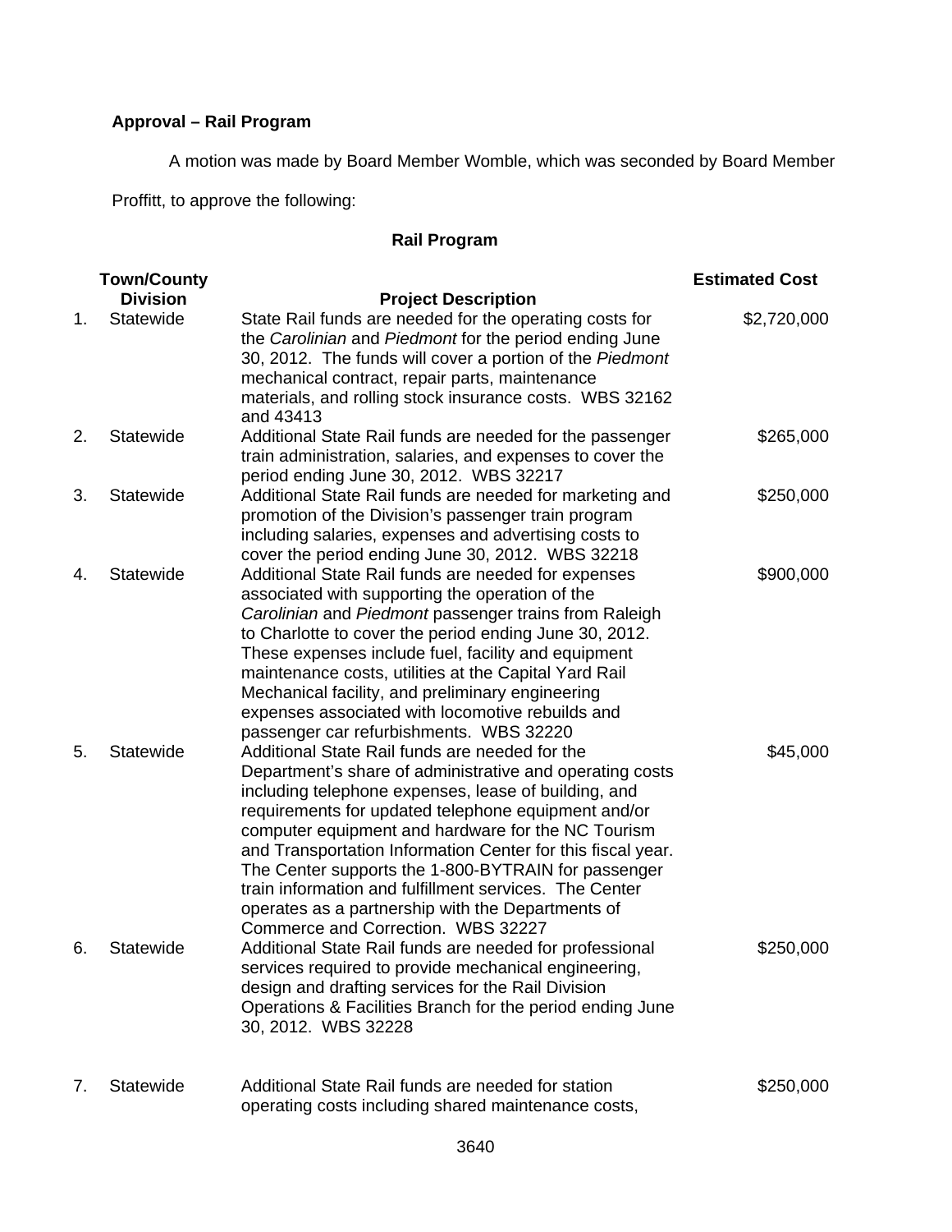**Approval – Rail Program**

A motion was made by Board Member Womble, which was seconded by Board Member Proffitt, to approve the following:

**Rail Program**

| | Town/County Division | Project Description | Estimated Cost |
|---|---|---|---|
| 1. | Statewide | State Rail funds are needed for the operating costs for the *Carolinian* and *Piedmont* for the period ending June 30, 2012. The funds will cover a portion of the *Piedmont* mechanical contract, repair parts, maintenance materials, and rolling stock insurance costs. WBS 32162 and 43413 | $2,720,000 |
| 2. | Statewide | Additional State Rail funds are needed for the passenger train administration, salaries, and expenses to cover the period ending June 30, 2012. WBS 32217 | $265,000 |
| 3. | Statewide | Additional State Rail funds are needed for marketing and promotion of the Division's passenger train program including salaries, expenses and advertising costs to cover the period ending June 30, 2012. WBS 32218 | $250,000 |
| 4. | Statewide | Additional State Rail funds are needed for expenses associated with supporting the operation of the *Carolinian* and *Piedmont* passenger trains from Raleigh to Charlotte to cover the period ending June 30, 2012. These expenses include fuel, facility and equipment maintenance costs, utilities at the Capital Yard Rail Mechanical facility, and preliminary engineering expenses associated with locomotive rebuilds and passenger car refurbishments. WBS 32220 | $900,000 |
| 5. | Statewide | Additional State Rail funds are needed for the Department's share of administrative and operating costs including telephone expenses, lease of building, and requirements for updated telephone equipment and/or computer equipment and hardware for the NC Tourism and Transportation Information Center for this fiscal year. The Center supports the 1-800-BYTRAIN for passenger train information and fulfillment services. The Center operates as a partnership with the Departments of Commerce and Correction. WBS 32227 | $45,000 |
| 6. | Statewide | Additional State Rail funds are needed for professional services required to provide mechanical engineering, design and drafting services for the Rail Division Operations & Facilities Branch for the period ending June 30, 2012. WBS 32228 | $250,000 |
| 7. | Statewide | Additional State Rail funds are needed for station operating costs including shared maintenance costs, | $250,000 |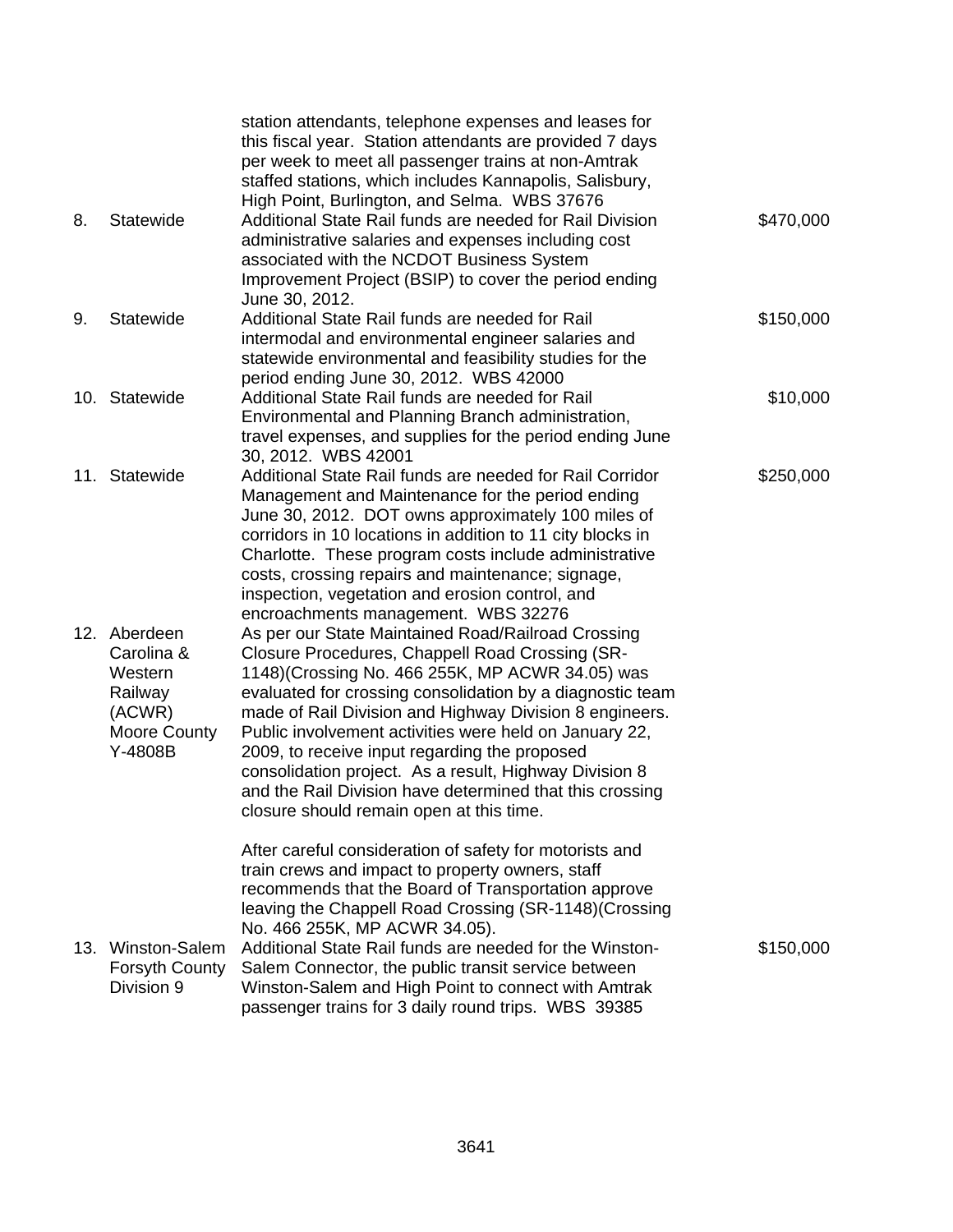| | | | |
|---|---|---|---|
| | | station attendants, telephone expenses and leases for this fiscal year. Station attendants are provided 7 days per week to meet all passenger trains at non-Amtrak staffed stations, which includes Kannapolis, Salisbury, High Point, Burlington, and Selma. WBS 37676 | |
| 8. | Statewide | Additional State Rail funds are needed for Rail Division administrative salaries and expenses including cost associated with the NCDOT Business System Improvement Project (BSIP) to cover the period ending June 30, 2012. | $470,000 |
| 9. | Statewide | Additional State Rail funds are needed for Rail intermodal and environmental engineer salaries and statewide environmental and feasibility studies for the period ending June 30, 2012. WBS 42000 | $150,000 |
| 10. | Statewide | Additional State Rail funds are needed for Rail Environmental and Planning Branch administration, travel expenses, and supplies for the period ending June 30, 2012. WBS 42001 | $10,000 |
| 11. | Statewide | Additional State Rail funds are needed for Rail Corridor Management and Maintenance for the period ending June 30, 2012. DOT owns approximately 100 miles of corridors in 10 locations in addition to 11 city blocks in Charlotte. These program costs include administrative costs, crossing repairs and maintenance; signage, inspection, vegetation and erosion control, and encroachments management. WBS 32276 | $250,000 |
| 12. | Aberdeen Carolina & Western Railway (ACWR) Moore County Y-4808B | As per our State Maintained Road/Railroad Crossing Closure Procedures, Chappell Road Crossing (SR-1148)(Crossing No. 466 255K, MP ACWR 34.05) was evaluated for crossing consolidation by a diagnostic team made of Rail Division and Highway Division 8 engineers. Public involvement activities were held on January 22, 2009, to receive input regarding the proposed consolidation project. As a result, Highway Division 8 and the Rail Division have determined that this crossing closure should remain open at this time.<br><br>After careful consideration of safety for motorists and train crews and impact to property owners, staff recommends that the Board of Transportation approve leaving the Chappell Road Crossing (SR-1148)(Crossing No. 466 255K, MP ACWR 34.05). | |
| 13. | Winston-Salem Forsyth County Division 9 | Additional State Rail funds are needed for the Winston-Salem Connector, the public transit service between Winston-Salem and High Point to connect with Amtrak passenger trains for 3 daily round trips. WBS 39385 | $150,000 |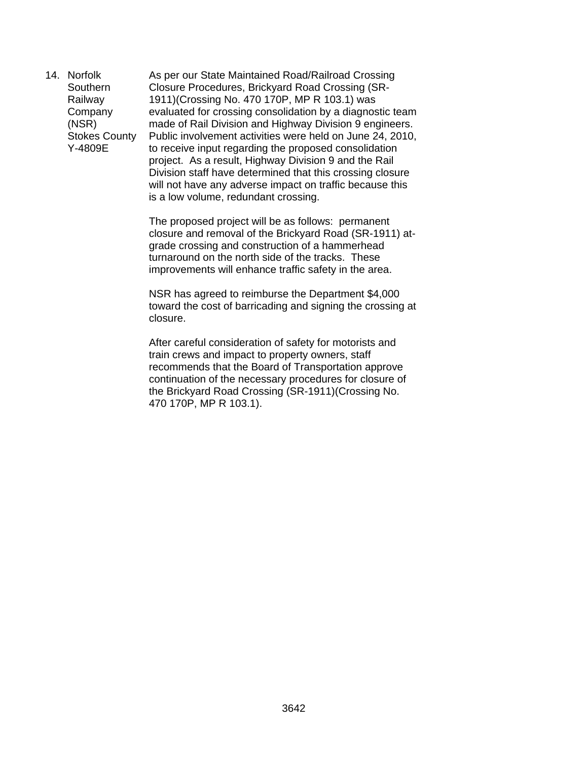14. Norfolk Southern Railway Company (NSR)
Stokes County
Y-4809E

As per our State Maintained Road/Railroad Crossing Closure Procedures, Brickyard Road Crossing (SR-1911)(Crossing No. 470 170P, MP R 103.1) was evaluated for crossing consolidation by a diagnostic team made of Rail Division and Highway Division 9 engineers. Public involvement activities were held on June 24, 2010, to receive input regarding the proposed consolidation project. As a result, Highway Division 9 and the Rail Division staff have determined that this crossing closure will not have any adverse impact on traffic because this is a low volume, redundant crossing.

The proposed project will be as follows: permanent closure and removal of the Brickyard Road (SR-1911) at-grade crossing and construction of a hammerhead turnaround on the north side of the tracks. These improvements will enhance traffic safety in the area.

NSR has agreed to reimburse the Department $4,000 toward the cost of barricading and signing the crossing at closure.

After careful consideration of safety for motorists and train crews and impact to property owners, staff recommends that the Board of Transportation approve continuation of the necessary procedures for closure of the Brickyard Road Crossing (SR-1911)(Crossing No. 470 170P, MP R 103.1).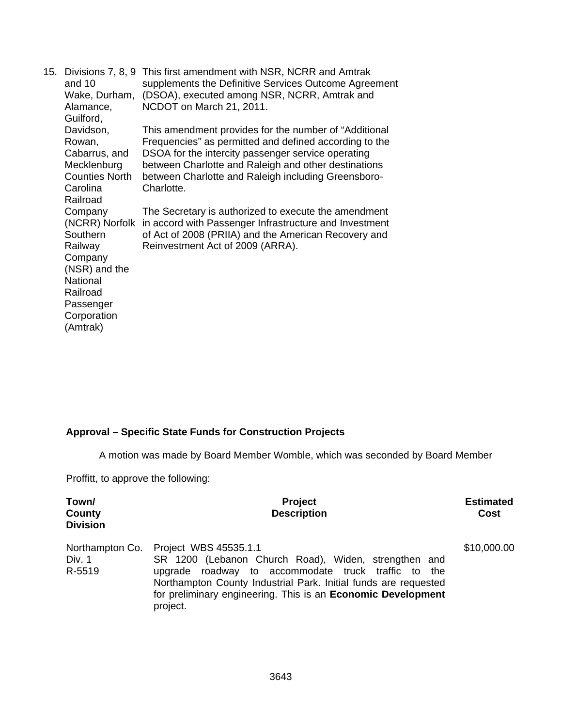| | | |
|---|---|---|
| 15. | Divisions 7, 8, 9 and 10 Wake, Durham, Alamance, Guilford, Davidson, Rowan, Cabarrus, and Mecklenburg Counties North Carolina Railroad Company (NCRR) Norfolk Southern Railway Company (NSR) and the National Railroad Passenger Corporation (Amtrak) | This first amendment with NSR, NCRR and Amtrak supplements the Definitive Services Outcome Agreement (DSOA), executed among NSR, NCRR, Amtrak and NCDOT on March 21, 2011.<br><br>This amendment provides for the number of “Additional Frequencies” as permitted and defined according to the DSOA for the intercity passenger service operating between Charlotte and Raleigh and other destinations between Charlotte and Raleigh including Greensboro-Charlotte.<br><br>The Secretary is authorized to execute the amendment in accord with Passenger Infrastructure and Investment of Act of 2008 (PRIIA) and the American Recovery and Reinvestment Act of 2009 (ARRA). |

**Approval – Specific State Funds for Construction Projects**

A motion was made by Board Member Womble, which was seconded by Board Member Proffitt, to approve the following:

| **Town/ County Division** | **Project Description** | **Estimated Cost** |
|---|---|---|
| Northampton Co. Div. 1 R-5519 | Project WBS 45535.1.1 SR 1200 (Lebanon Church Road), Widen, strengthen and upgrade roadway to accommodate truck traffic to the Northampton County Industrial Park. Initial funds are requested for preliminary engineering. This is an **Economic Development** project. | $10,000.00 |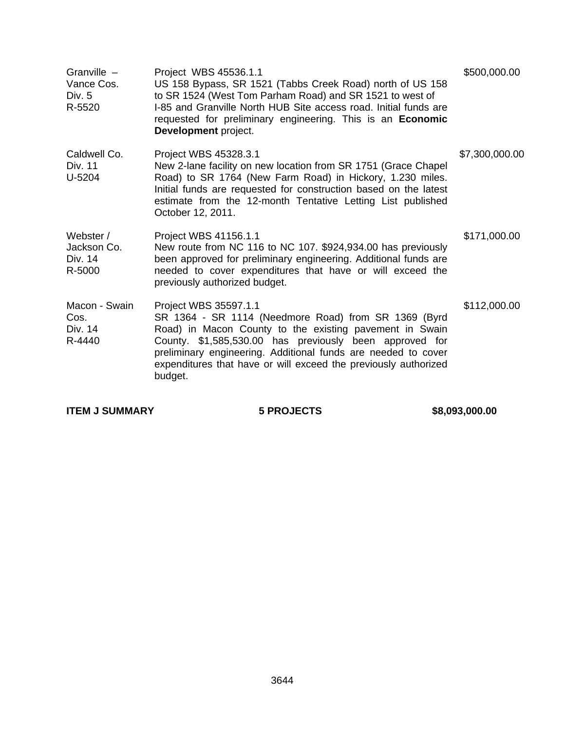| | | |
|---|---|---|
| Granville – Vance Cos. Div. 5 R-5520 | Project WBS 45536.1.1 US 158 Bypass, SR 1521 (Tabbs Creek Road) north of US 158 to SR 1524 (West Tom Parham Road) and SR 1521 to west of I-85 and Granville North HUB Site access road. Initial funds are requested for preliminary engineering. This is an **Economic Development** project. | $500,000.00 |
| Caldwell Co. Div. 11 U-5204 | Project WBS 45328.3.1 New 2-lane facility on new location from SR 1751 (Grace Chapel Road) to SR 1764 (New Farm Road) in Hickory, 1.230 miles. Initial funds are requested for construction based on the latest estimate from the 12-month Tentative Letting List published October 12, 2011. | $7,300,000.00 |
| Webster / Jackson Co. Div. 14 R-5000 | Project WBS 41156.1.1 New route from NC 116 to NC 107. $924,934.00 has previously been approved for preliminary engineering. Additional funds are needed to cover expenditures that have or will exceed the previously authorized budget. | $171,000.00 |
| Macon - Swain Cos. Div. 14 R-4440 | Project WBS 35597.1.1 SR 1364 - SR 1114 (Needmore Road) from SR 1369 (Byrd Road) in Macon County to the existing pavement in Swain County. $1,585,530.00 has previously been approved for preliminary engineering. Additional funds are needed to cover expenditures that have or will exceed the previously authorized budget. | $112,000.00 |

**ITEM J SUMMARY** **5 PROJECTS** **$8,093,000.00**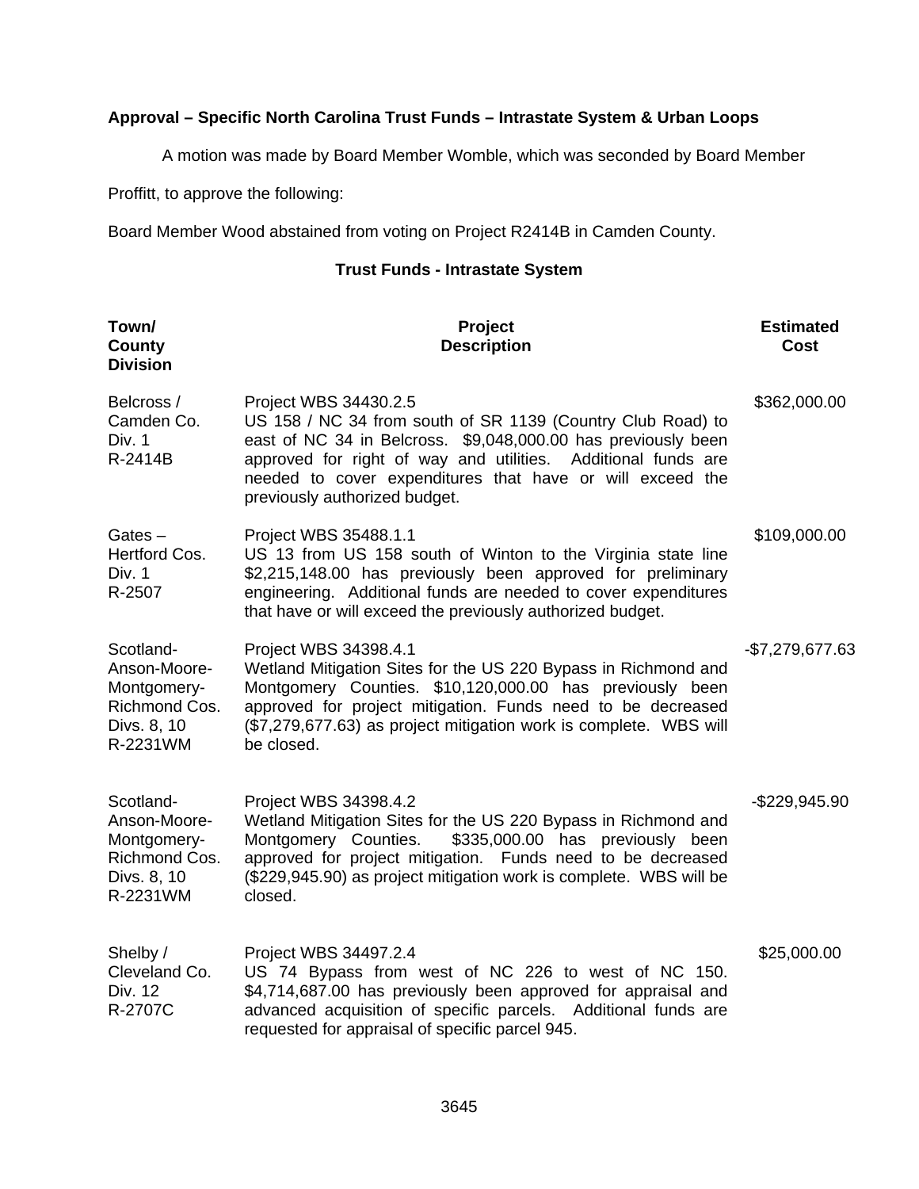**Approval – Specific North Carolina Trust Funds – Intrastate System & Urban Loops**

A motion was made by Board Member Womble, which was seconded by Board Member Proffitt, to approve the following:

Board Member Wood abstained from voting on Project R2414B in Camden County.

**Trust Funds - Intrastate System**

| Town/ County Division | Project Description | Estimated Cost |
|---|---|---|
| Belcross / Camden Co. Div. 1 R-2414B | Project WBS 34430.2.5 US 158 / NC 34 from south of SR 1139 (Country Club Road) to east of NC 34 in Belcross. $9,048,000.00 has previously been approved for right of way and utilities. Additional funds are needed to cover expenditures that have or will exceed the previously authorized budget. | $362,000.00 |
| Gates – Hertford Cos. Div. 1 R-2507 | Project WBS 35488.1.1 US 13 from US 158 south of Winton to the Virginia state line $2,215,148.00 has previously been approved for preliminary engineering. Additional funds are needed to cover expenditures that have or will exceed the previously authorized budget. | $109,000.00 |
| Scotland-Anson-Moore-Montgomery-Richmond Cos. Divs. 8, 10 R-2231WM | Project WBS 34398.4.1 Wetland Mitigation Sites for the US 220 Bypass in Richmond and Montgomery Counties. $10,120,000.00 has previously been approved for project mitigation. Funds need to be decreased ($7,279,677.63) as project mitigation work is complete. WBS will be closed. | -$7,279,677.63 |
| Scotland-Anson-Moore-Montgomery-Richmond Cos. Divs. 8, 10 R-2231WM | Project WBS 34398.4.2 Wetland Mitigation Sites for the US 220 Bypass in Richmond and Montgomery Counties. $335,000.00 has previously been approved for project mitigation. Funds need to be decreased ($229,945.90) as project mitigation work is complete. WBS will be closed. | -$229,945.90 |
| Shelby / Cleveland Co. Div. 12 R-2707C | Project WBS 34497.2.4 US 74 Bypass from west of NC 226 to west of NC 150. $4,714,687.00 has previously been approved for appraisal and advanced acquisition of specific parcels. Additional funds are requested for appraisal of specific parcel 945. | $25,000.00 |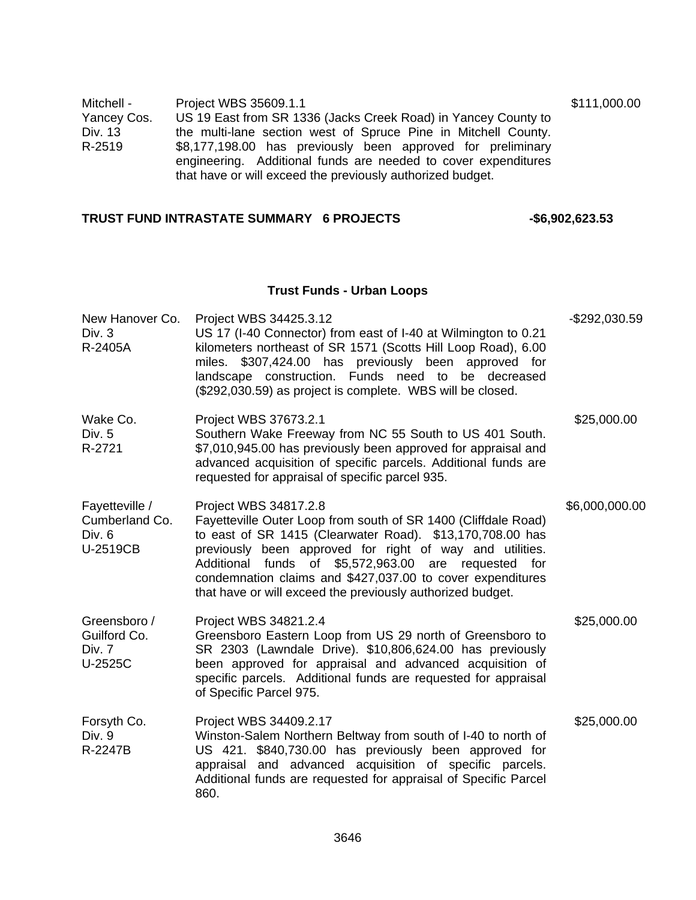| | | |
|---|---|---|
| Mitchell - Yancey Cos.<br>Div. 13<br>R-2519 | Project WBS 35609.1.1<br>US 19 East from SR 1336 (Jacks Creek Road) in Yancey County to the multi-lane section west of Spruce Pine in Mitchell County. $8,177,198.00 has previously been approved for preliminary engineering. Additional funds are needed to cover expenditures that have or will exceed the previously authorized budget. | $111,000.00 |

**TRUST FUND INTRASTATE SUMMARY 6 PROJECTS -$6,902,623.53**

### Trust Funds - Urban Loops

| | | |
|---|---|---|
| New Hanover Co.<br>Div. 3<br>R-2405A | Project WBS 34425.3.12<br>US 17 (I-40 Connector) from east of I-40 at Wilmington to 0.21 kilometers northeast of SR 1571 (Scotts Hill Loop Road), 6.00 miles. $307,424.00 has previously been approved for landscape construction. Funds need to be decreased ($292,030.59) as project is complete. WBS will be closed. | -$292,030.59 |
| Wake Co.<br>Div. 5<br>R-2721 | Project WBS 37673.2.1<br>Southern Wake Freeway from NC 55 South to US 401 South. $7,010,945.00 has previously been approved for appraisal and advanced acquisition of specific parcels. Additional funds are requested for appraisal of specific parcel 935. | $25,000.00 |
| Fayetteville / Cumberland Co.<br>Div. 6<br>U-2519CB | Project WBS 34817.2.8<br>Fayetteville Outer Loop from south of SR 1400 (Cliffdale Road) to east of SR 1415 (Clearwater Road). $13,170,708.00 has previously been approved for right of way and utilities. Additional funds of $5,572,963.00 are requested for condemnation claims and $427,037.00 to cover expenditures that have or will exceed the previously authorized budget. | $6,000,000.00 |
| Greensboro / Guilford Co.<br>Div. 7<br>U-2525C | Project WBS 34821.2.4<br>Greensboro Eastern Loop from US 29 north of Greensboro to SR 2303 (Lawndale Drive). $10,806,624.00 has previously been approved for appraisal and advanced acquisition of specific parcels. Additional funds are requested for appraisal of Specific Parcel 975. | $25,000.00 |
| Forsyth Co.<br>Div. 9<br>R-2247B | Project WBS 34409.2.17<br>Winston-Salem Northern Beltway from south of I-40 to north of US 421. $840,730.00 has previously been approved for appraisal and advanced acquisition of specific parcels. Additional funds are requested for appraisal of Specific Parcel 860. | $25,000.00 |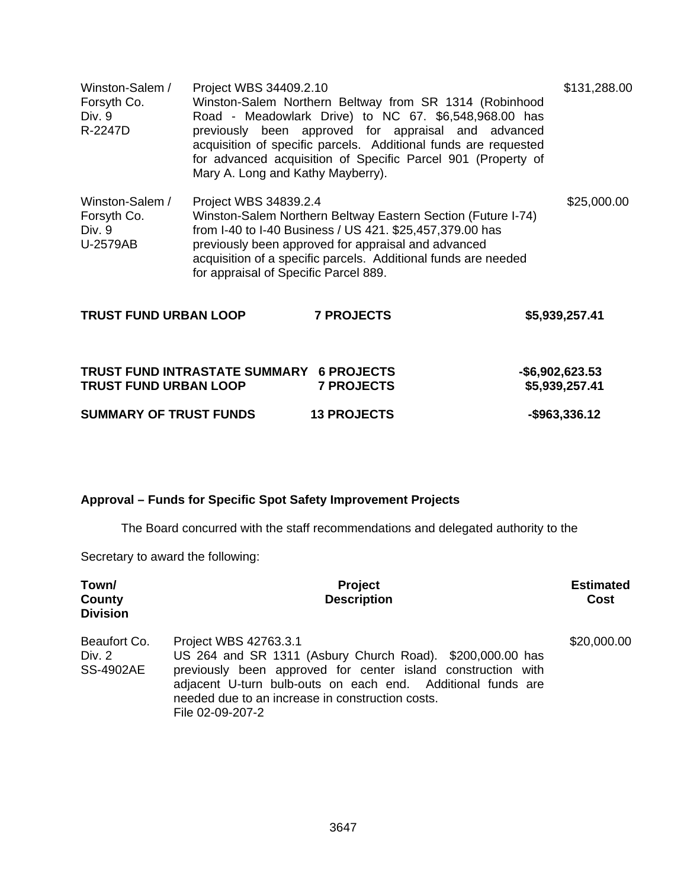| | | |
|---|---|---|
| Winston-Salem / Forsyth Co. Div. 9 R-2247D | Project WBS 34409.2.10 Winston-Salem Northern Beltway from SR 1314 (Robinhood Road - Meadowlark Drive) to NC 67. $6,548,968.00 has previously been approved for appraisal and advanced acquisition of specific parcels. Additional funds are requested for advanced acquisition of Specific Parcel 901 (Property of Mary A. Long and Kathy Mayberry). | $131,288.00 |
| Winston-Salem / Forsyth Co. Div. 9 U-2579AB | Project WBS 34839.2.4 Winston-Salem Northern Beltway Eastern Section (Future I-74) from I-40 to I-40 Business / US 421. $25,457,379.00 has previously been approved for appraisal and advanced acquisition of a specific parcels. Additional funds are needed for appraisal of Specific Parcel 889. | $25,000.00 |

| | | |
|---|---|---|
| **TRUST FUND URBAN LOOP** | **7 PROJECTS** | **$5,939,257.41** |

| | | |
|---|---|---|
| **TRUST FUND INTRASTATE SUMMARY** | **6 PROJECTS** | **-$6,902,623.53** |
| **TRUST FUND URBAN LOOP** | **7 PROJECTS** | **$5,939,257.41** |
| **SUMMARY OF TRUST FUNDS** | **13 PROJECTS** | **-$963,336.12** |

**Approval – Funds for Specific Spot Safety Improvement Projects**

The Board concurred with the staff recommendations and delegated authority to the Secretary to award the following:

| Town/ County Division | Project Description | Estimated Cost |
|---|---|---|
| Beaufort Co. Div. 2 SS-4902AE | Project WBS 42763.3.1 US 264 and SR 1311 (Asbury Church Road). $200,000.00 has previously been approved for center island construction with adjacent U-turn bulb-outs on each end. Additional funds are needed due to an increase in construction costs. File 02-09-207-2 | $20,000.00 |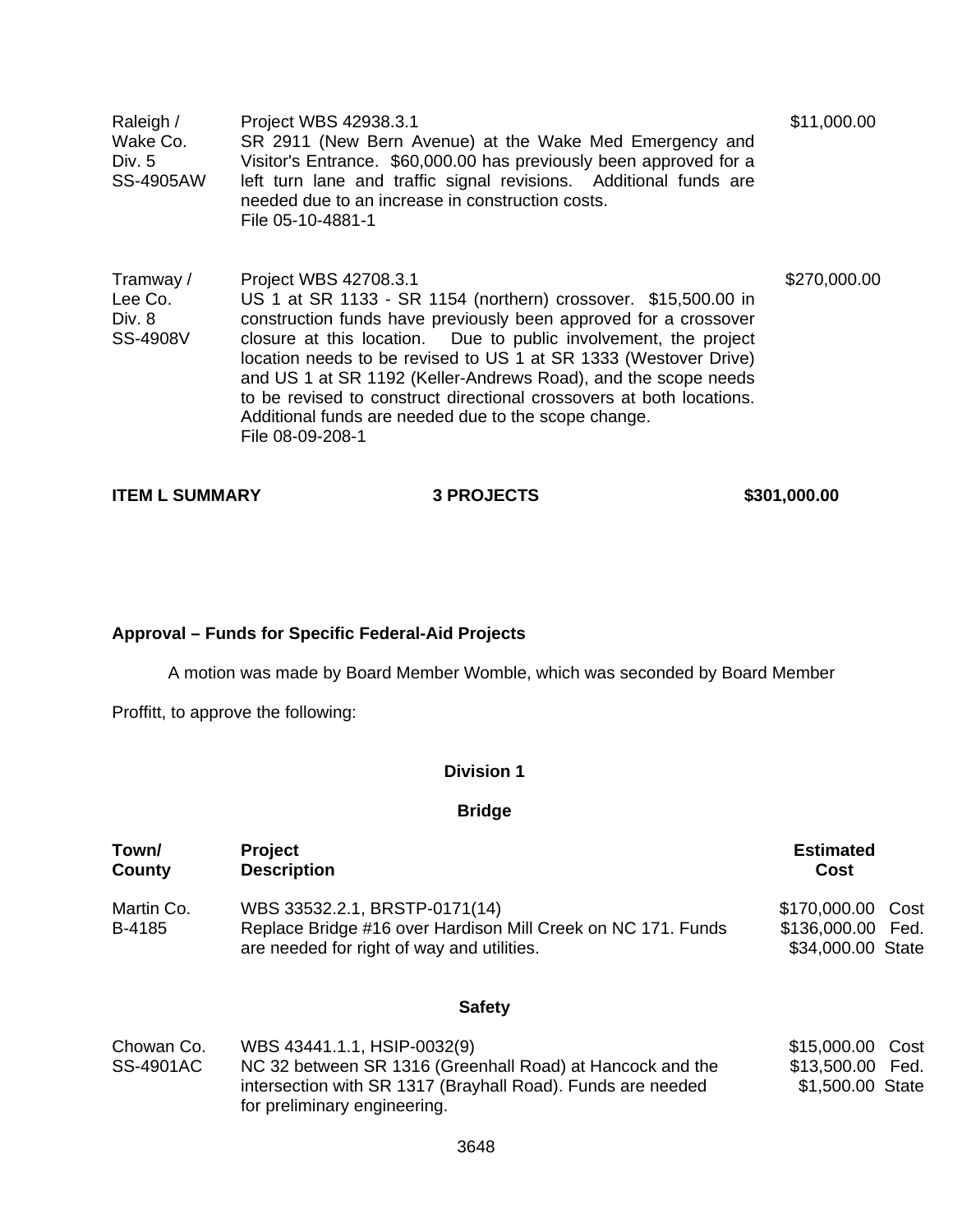| | | |
|---|---|---|
| Raleigh / Wake Co. Div. 5 SS-4905AW | Project WBS 42938.3.1 SR 2911 (New Bern Avenue) at the Wake Med Emergency and Visitor's Entrance. $60,000.00 has previously been approved for a left turn lane and traffic signal revisions. Additional funds are needed due to an increase in construction costs. File 05-10-4881-1 | $11,000.00 |
| Tramway / Lee Co. Div. 8 SS-4908V | Project WBS 42708.3.1 US 1 at SR 1133 - SR 1154 (northern) crossover. $15,500.00 in construction funds have previously been approved for a crossover closure at this location. Due to public involvement, the project location needs to be revised to US 1 at SR 1333 (Westover Drive) and US 1 at SR 1192 (Keller-Andrews Road), and the scope needs to be revised to construct directional crossovers at both locations. Additional funds are needed due to the scope change. File 08-09-208-1 | $270,000.00 |

**ITEM L SUMMARY** **3 PROJECTS** **$301,000.00**

**Approval – Funds for Specific Federal-Aid Projects**

A motion was made by Board Member Womble, which was seconded by Board Member Proffitt, to approve the following:

**Division 1**

**Bridge**

| Town/ County | Project Description | Estimated Cost |
|---|---|---|
| Martin Co. B-4185 | WBS 33532.2.1, BRSTP-0171(14) Replace Bridge #16 over Hardison Mill Creek on NC 171. Funds are needed for right of way and utilities. | $170,000.00 Cost $136,000.00 Fed. $34,000.00 State |

**Safety**

| Town/ County | Project Description | Estimated Cost |
|---|---|---|
| Chowan Co. SS-4901AC | WBS 43441.1.1, HSIP-0032(9) NC 32 between SR 1316 (Greenhall Road) at Hancock and the intersection with SR 1317 (Brayhall Road). Funds are needed for preliminary engineering. | $15,000.00 Cost $13,500.00 Fed. $1,500.00 State |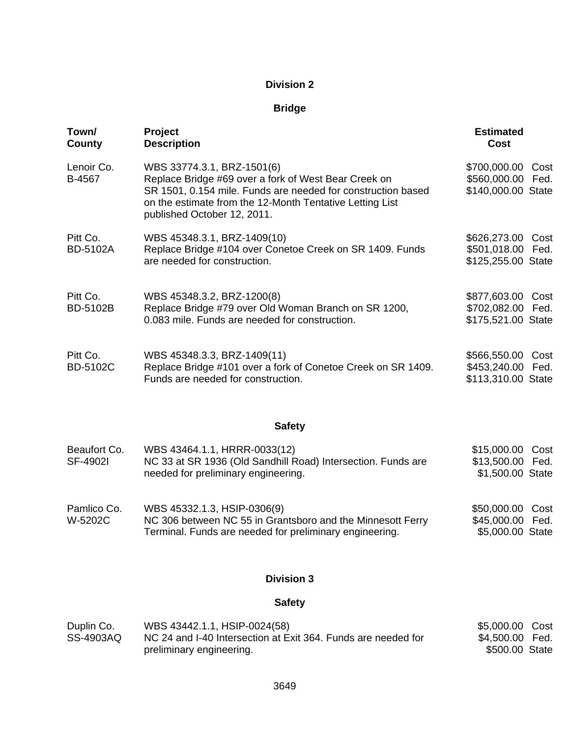## Division 2

### Bridge

| Town/ County | Project Description | Estimated Cost |
|---|---|---|
| Lenoir Co. B-4567 | WBS 33774.3.1, BRZ-1501(6) Replace Bridge #69 over a fork of West Bear Creek on SR 1501, 0.154 mile. Funds are needed for construction based on the estimate from the 12-Month Tentative Letting List published October 12, 2011. | $700,000.00 Cost $560,000.00 Fed. $140,000.00 State |
| Pitt Co. BD-5102A | WBS 45348.3.1, BRZ-1409(10) Replace Bridge #104 over Conetoe Creek on SR 1409. Funds are needed for construction. | $626,273.00 Cost $501,018.00 Fed. $125,255.00 State |
| Pitt Co. BD-5102B | WBS 45348.3.2, BRZ-1200(8) Replace Bridge #79 over Old Woman Branch on SR 1200, 0.083 mile. Funds are needed for construction. | $877,603.00 Cost $702,082.00 Fed. $175,521.00 State |
| Pitt Co. BD-5102C | WBS 45348.3.3, BRZ-1409(11) Replace Bridge #101 over a fork of Conetoe Creek on SR 1409. Funds are needed for construction. | $566,550.00 Cost $453,240.00 Fed. $113,310.00 State |

### Safety

| Town/ County | Project Description | Estimated Cost |
|---|---|---|
| Beaufort Co. SF-4902I | WBS 43464.1.1, HRRR-0033(12) NC 33 at SR 1936 (Old Sandhill Road) Intersection. Funds are needed for preliminary engineering. | $15,000.00 Cost $13,500.00 Fed. $1,500.00 State |
| Pamlico Co. W-5202C | WBS 45332.1.3, HSIP-0306(9) NC 306 between NC 55 in Grantsboro and the Minnesott Ferry Terminal. Funds are needed for preliminary engineering. | $50,000.00 Cost $45,000.00 Fed. $5,000.00 State |

## Division 3

### Safety

| Town/ County | Project Description | Estimated Cost |
|---|---|---|
| Duplin Co. SS-4903AQ | WBS 43442.1.1, HSIP-0024(58) NC 24 and I-40 Intersection at Exit 364. Funds are needed for preliminary engineering. | $5,000.00 Cost $4,500.00 Fed. $500.00 State |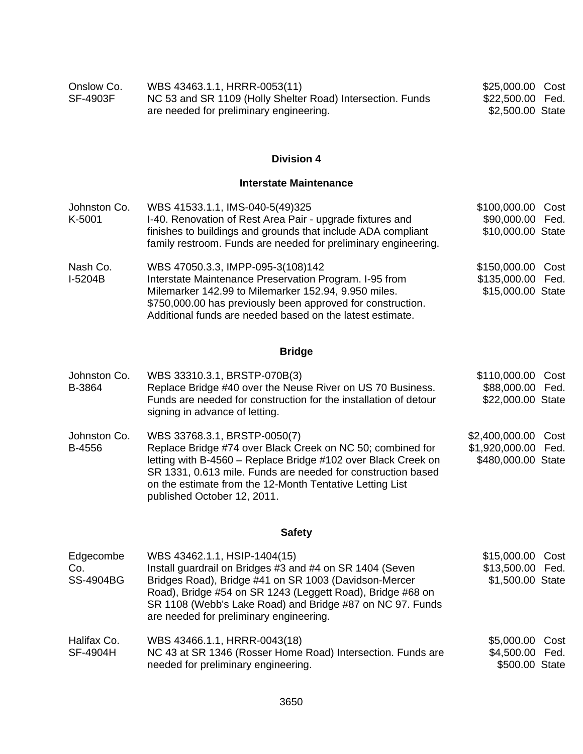| | | |
|---|---|---|
| Onslow Co.<br>SF-4903F | WBS 43463.1.1, HRRR-0053(11)<br>NC 53 and SR 1109 (Holly Shelter Road) Intersection. Funds are needed for preliminary engineering. | \$25,000.00 Cost<br>\$22,500.00 Fed.<br>\$2,500.00 State |

## Division 4

### Interstate Maintenance

| | | |
|---|---|---|
| Johnston Co.<br>K-5001 | WBS 41533.1.1, IMS-040-5(49)325<br>I-40. Renovation of Rest Area Pair - upgrade fixtures and finishes to buildings and grounds that include ADA compliant family restroom. Funds are needed for preliminary engineering. | \$100,000.00 Cost<br>\$90,000.00 Fed.<br>\$10,000.00 State |
| Nash Co.<br>I-5204B | WBS 47050.3.3, IMPP-095-3(108)142<br>Interstate Maintenance Preservation Program. I-95 from Milemarker 142.99 to Milemarker 152.94, 9.950 miles. \$750,000.00 has previously been approved for construction. Additional funds are needed based on the latest estimate. | \$150,000.00 Cost<br>\$135,000.00 Fed.<br>\$15,000.00 State |

### Bridge

| | | |
|---|---|---|
| Johnston Co.<br>B-3864 | WBS 33310.3.1, BRSTP-070B(3)<br>Replace Bridge #40 over the Neuse River on US 70 Business. Funds are needed for construction for the installation of detour signing in advance of letting. | \$110,000.00 Cost<br>\$88,000.00 Fed.<br>\$22,000.00 State |
| Johnston Co.<br>B-4556 | WBS 33768.3.1, BRSTP-0050(7)<br>Replace Bridge #74 over Black Creek on NC 50; combined for letting with B-4560 – Replace Bridge #102 over Black Creek on SR 1331, 0.613 mile. Funds are needed for construction based on the estimate from the 12-Month Tentative Letting List published October 12, 2011. | \$2,400,000.00 Cost<br>\$1,920,000.00 Fed.<br>\$480,000.00 State |

### Safety

| | | |
|---|---|---|
| Edgecombe Co.<br>SS-4904BG | WBS 43462.1.1, HSIP-1404(15)<br>Install guardrail on Bridges #3 and #4 on SR 1404 (Seven Bridges Road), Bridge #41 on SR 1003 (Davidson-Mercer Road), Bridge #54 on SR 1243 (Leggett Road), Bridge #68 on SR 1108 (Webb's Lake Road) and Bridge #87 on NC 97. Funds are needed for preliminary engineering. | \$15,000.00 Cost<br>\$13,500.00 Fed.<br>\$1,500.00 State |
| Halifax Co.<br>SF-4904H | WBS 43466.1.1, HRRR-0043(18)<br>NC 43 at SR 1346 (Rosser Home Road) Intersection. Funds are needed for preliminary engineering. | \$5,000.00 Cost<br>\$4,500.00 Fed.<br>\$500.00 State |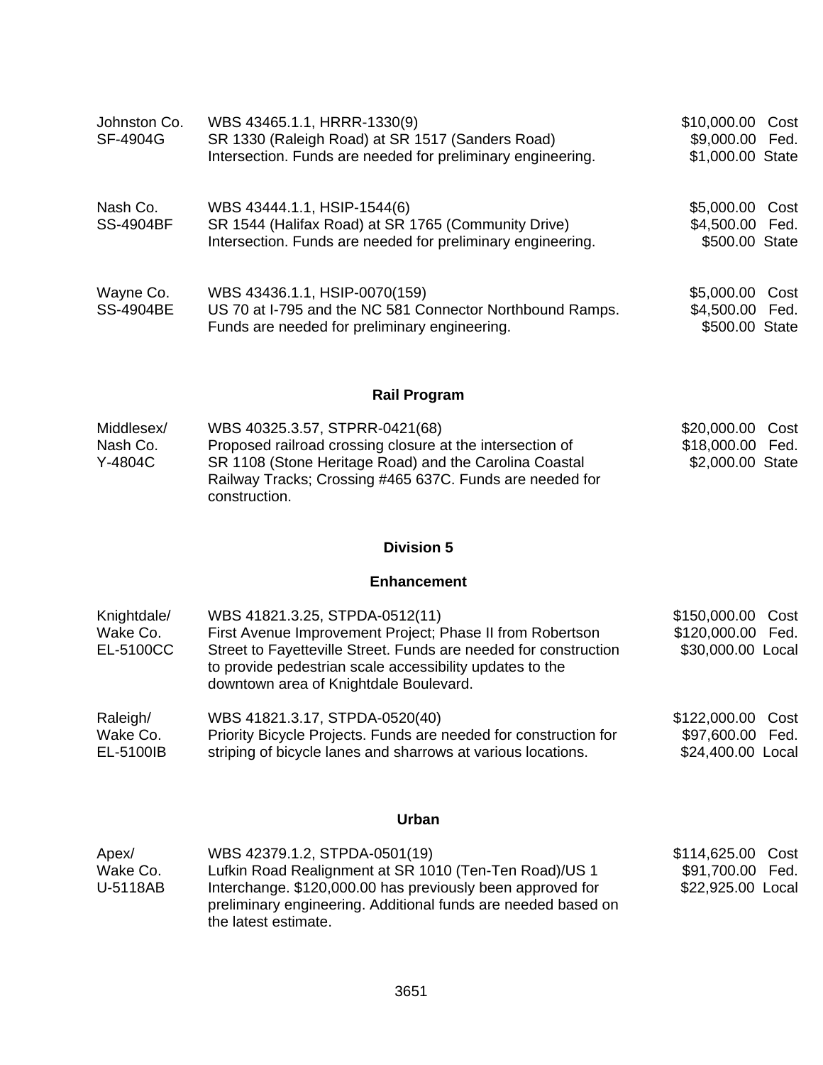| | | |
|---|---|---|
| Johnston Co.<br>SF-4904G | WBS 43465.1.1, HRRR-1330(9)<br>SR 1330 (Raleigh Road) at SR 1517 (Sanders Road) Intersection. Funds are needed for preliminary engineering. | $10,000.00 Cost<br>$9,000.00 Fed.<br>$1,000.00 State |
| Nash Co.<br>SS-4904BF | WBS 43444.1.1, HSIP-1544(6)<br>SR 1544 (Halifax Road) at SR 1765 (Community Drive) Intersection. Funds are needed for preliminary engineering. | $5,000.00 Cost<br>$4,500.00 Fed.<br>$500.00 State |
| Wayne Co.<br>SS-4904BE | WBS 43436.1.1, HSIP-0070(159)<br>US 70 at I-795 and the NC 581 Connector Northbound Ramps. Funds are needed for preliminary engineering. | $5,000.00 Cost<br>$4,500.00 Fed.<br>$500.00 State |

### Rail Program

| | | |
|---|---|---|
| Middlesex/<br>Nash Co.<br>Y-4804C | WBS 40325.3.57, STPRR-0421(68)<br>Proposed railroad crossing closure at the intersection of SR 1108 (Stone Heritage Road) and the Carolina Coastal Railway Tracks; Crossing #465 637C. Funds are needed for construction. | $20,000.00 Cost<br>$18,000.00 Fed.<br>$2,000.00 State |

## Division 5

### Enhancement

| | | |
|---|---|---|
| Knightdale/<br>Wake Co.<br>EL-5100CC | WBS 41821.3.25, STPDA-0512(11)<br>First Avenue Improvement Project; Phase II from Robertson Street to Fayetteville Street. Funds are needed for construction to provide pedestrian scale accessibility updates to the downtown area of Knightdale Boulevard. | $150,000.00 Cost<br>$120,000.00 Fed.<br>$30,000.00 Local |
| Raleigh/<br>Wake Co.<br>EL-5100IB | WBS 41821.3.17, STPDA-0520(40)<br>Priority Bicycle Projects. Funds are needed for construction for striping of bicycle lanes and sharrows at various locations. | $122,000.00 Cost<br>$97,600.00 Fed.<br>$24,400.00 Local |

### Urban

| | | |
|---|---|---|
| Apex/<br>Wake Co.<br>U-5118AB | WBS 42379.1.2, STPDA-0501(19)<br>Lufkin Road Realignment at SR 1010 (Ten-Ten Road)/US 1 Interchange. $120,000.00 has previously been approved for preliminary engineering. Additional funds are needed based on the latest estimate. | $114,625.00 Cost<br>$91,700.00 Fed.<br>$22,925.00 Local |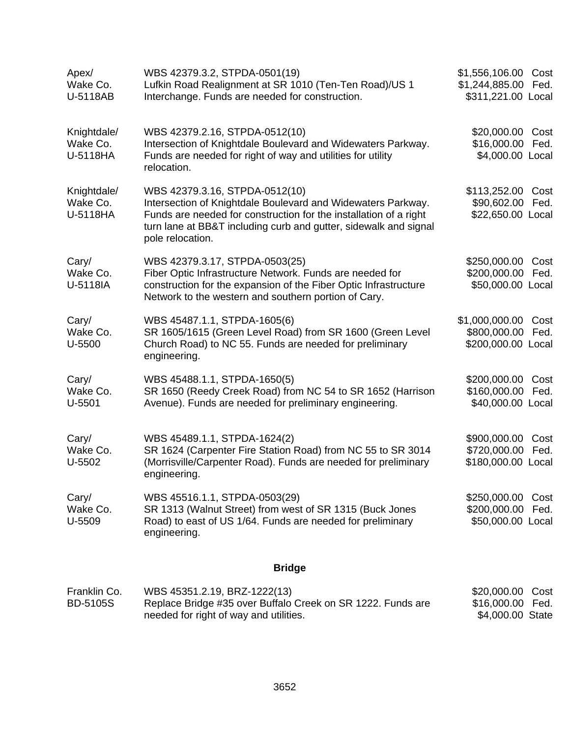| Location | Description | Amount |
|---|---|---|
| Apex/<br>Wake Co.<br>U-5118AB | WBS 42379.3.2, STPDA-0501(19)<br>Lufkin Road Realignment at SR 1010 (Ten-Ten Road)/US 1 Interchange. Funds are needed for construction. | $1,556,106.00 Cost<br>$1,244,885.00 Fed.<br>$311,221.00 Local |
| Knightdale/<br>Wake Co.<br>U-5118HA | WBS 42379.2.16, STPDA-0512(10)<br>Intersection of Knightdale Boulevard and Widewaters Parkway. Funds are needed for right of way and utilities for utility relocation. | $20,000.00 Cost<br>$16,000.00 Fed.<br>$4,000.00 Local |
| Knightdale/<br>Wake Co.<br>U-5118HA | WBS 42379.3.16, STPDA-0512(10)<br>Intersection of Knightdale Boulevard and Widewaters Parkway. Funds are needed for construction for the installation of a right turn lane at BB&T including curb and gutter, sidewalk and signal pole relocation. | $113,252.00 Cost<br>$90,602.00 Fed.<br>$22,650.00 Local |
| Cary/<br>Wake Co.<br>U-5118IA | WBS 42379.3.17, STPDA-0503(25)<br>Fiber Optic Infrastructure Network. Funds are needed for construction for the expansion of the Fiber Optic Infrastructure Network to the western and southern portion of Cary. | $250,000.00 Cost<br>$200,000.00 Fed.<br>$50,000.00 Local |
| Cary/<br>Wake Co.<br>U-5500 | WBS 45487.1.1, STPDA-1605(6)<br>SR 1605/1615 (Green Level Road) from SR 1600 (Green Level Church Road) to NC 55. Funds are needed for preliminary engineering. | $1,000,000.00 Cost<br>$800,000.00 Fed.<br>$200,000.00 Local |
| Cary/<br>Wake Co.<br>U-5501 | WBS 45488.1.1, STPDA-1650(5)<br>SR 1650 (Reedy Creek Road) from NC 54 to SR 1652 (Harrison Avenue). Funds are needed for preliminary engineering. | $200,000.00 Cost<br>$160,000.00 Fed.<br>$40,000.00 Local |
| Cary/<br>Wake Co.<br>U-5502 | WBS 45489.1.1, STPDA-1624(2)<br>SR 1624 (Carpenter Fire Station Road) from NC 55 to SR 3014 (Morrisville/Carpenter Road). Funds are needed for preliminary engineering. | $900,000.00 Cost<br>$720,000.00 Fed.<br>$180,000.00 Local |
| Cary/<br>Wake Co.<br>U-5509 | WBS 45516.1.1, STPDA-0503(29)<br>SR 1313 (Walnut Street) from west of SR 1315 (Buck Jones Road) to east of US 1/64. Funds are needed for preliminary engineering. | $250,000.00 Cost<br>$200,000.00 Fed.<br>$50,000.00 Local |

## Bridge

| Location | Description | Amount |
|---|---|---|
| Franklin Co.<br>BD-5105S | WBS 45351.2.19, BRZ-1222(13)<br>Replace Bridge #35 over Buffalo Creek on SR 1222. Funds are needed for right of way and utilities. | $20,000.00 Cost<br>$16,000.00 Fed.<br>$4,000.00 State |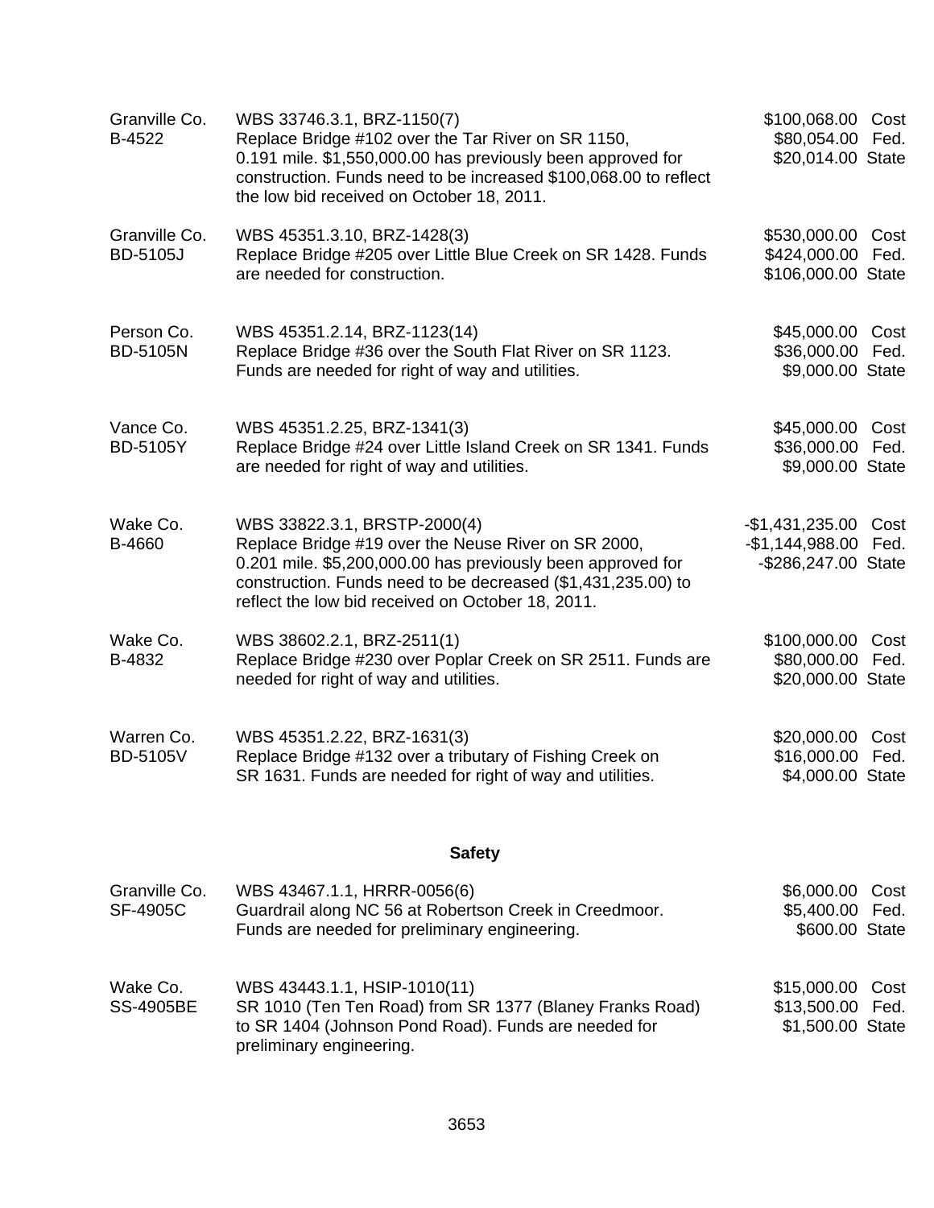| | | |
|---|---|---|
| Granville Co.<br>B-4522 | WBS 33746.3.1, BRZ-1150(7)<br>Replace Bridge #102 over the Tar River on SR 1150, 0.191 mile. $1,550,000.00 has previously been approved for construction. Funds need to be increased $100,068.00 to reflect the low bid received on October 18, 2011. | $100,068.00 Cost<br>$80,054.00 Fed.<br>$20,014.00 State |
| Granville Co.<br>BD-5105J | WBS 45351.3.10, BRZ-1428(3)<br>Replace Bridge #205 over Little Blue Creek on SR 1428. Funds are needed for construction. | $530,000.00 Cost<br>$424,000.00 Fed.<br>$106,000.00 State |
| Person Co.<br>BD-5105N | WBS 45351.2.14, BRZ-1123(14)<br>Replace Bridge #36 over the South Flat River on SR 1123. Funds are needed for right of way and utilities. | $45,000.00 Cost<br>$36,000.00 Fed.<br>$9,000.00 State |
| Vance Co.<br>BD-5105Y | WBS 45351.2.25, BRZ-1341(3)<br>Replace Bridge #24 over Little Island Creek on SR 1341. Funds are needed for right of way and utilities. | $45,000.00 Cost<br>$36,000.00 Fed.<br>$9,000.00 State |
| Wake Co.<br>B-4660 | WBS 33822.3.1, BRSTP-2000(4)<br>Replace Bridge #19 over the Neuse River on SR 2000, 0.201 mile. $5,200,000.00 has previously been approved for construction. Funds need to be decreased ($1,431,235.00) to reflect the low bid received on October 18, 2011. | -$1,431,235.00 Cost<br>-$1,144,988.00 Fed.<br>-$286,247.00 State |
| Wake Co.<br>B-4832 | WBS 38602.2.1, BRZ-2511(1)<br>Replace Bridge #230 over Poplar Creek on SR 2511. Funds are needed for right of way and utilities. | $100,000.00 Cost<br>$80,000.00 Fed.<br>$20,000.00 State |
| Warren Co.<br>BD-5105V | WBS 45351.2.22, BRZ-1631(3)<br>Replace Bridge #132 over a tributary of Fishing Creek on SR 1631. Funds are needed for right of way and utilities. | $20,000.00 Cost<br>$16,000.00 Fed.<br>$4,000.00 State |

**Safety**

| | | |
|---|---|---|
| Granville Co.<br>SF-4905C | WBS 43467.1.1, HRRR-0056(6)<br>Guardrail along NC 56 at Robertson Creek in Creedmoor. Funds are needed for preliminary engineering. | $6,000.00 Cost<br>$5,400.00 Fed.<br>$600.00 State |
| Wake Co.<br>SS-4905BE | WBS 43443.1.1, HSIP-1010(11)<br>SR 1010 (Ten Ten Road) from SR 1377 (Blaney Franks Road) to SR 1404 (Johnson Pond Road). Funds are needed for preliminary engineering. | $15,000.00 Cost<br>$13,500.00 Fed.<br>$1,500.00 State |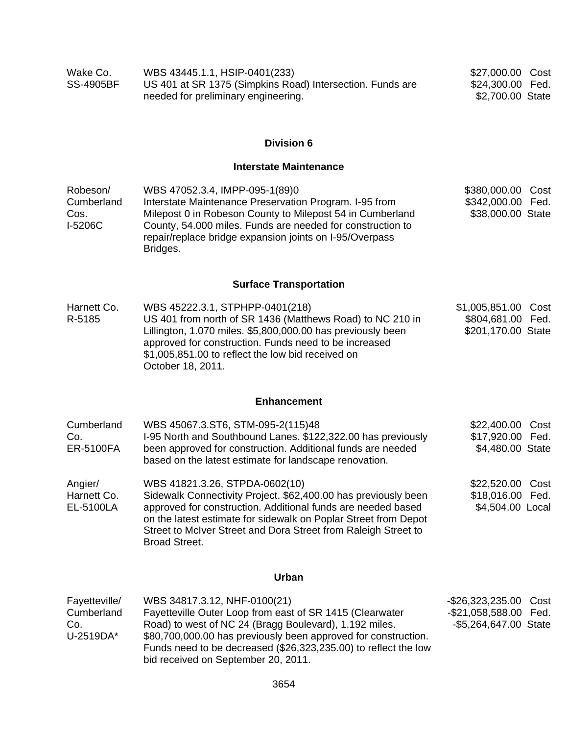| | | |
|---|---|---|
| Wake Co.<br>SS-4905BF | WBS 43445.1.1, HSIP-0401(233)<br>US 401 at SR 1375 (Simpkins Road) Intersection. Funds are needed for preliminary engineering. | $27,000.00 Cost<br>$24,300.00 Fed.<br>$2,700.00 State |

### Division 6

#### Interstate Maintenance

| | | |
|---|---|---|
| Robeson/<br>Cumberland<br>Cos.<br>I-5206C | WBS 47052.3.4, IMPP-095-1(89)0<br>Interstate Maintenance Preservation Program. I-95 from Milepost 0 in Robeson County to Milepost 54 in Cumberland County, 54.000 miles. Funds are needed for construction to repair/replace bridge expansion joints on I-95/Overpass Bridges. | $380,000.00 Cost<br>$342,000.00 Fed.<br>$38,000.00 State |

#### Surface Transportation

| | | |
|---|---|---|
| Harnett Co.<br>R-5185 | WBS 45222.3.1, STPHPP-0401(218)<br>US 401 from north of SR 1436 (Matthews Road) to NC 210 in Lillington, 1.070 miles. $5,800,000.00 has previously been approved for construction. Funds need to be increased $1,005,851.00 to reflect the low bid received on October 18, 2011. | $1,005,851.00 Cost<br>$804,681.00 Fed.<br>$201,170.00 State |

#### Enhancement

| | | |
|---|---|---|
| Cumberland<br>Co.<br>ER-5100FA | WBS 45067.3.ST6, STM-095-2(115)48<br>I-95 North and Southbound Lanes. $122,322.00 has previously been approved for construction. Additional funds are needed based on the latest estimate for landscape renovation. | $22,400.00 Cost<br>$17,920.00 Fed.<br>$4,480.00 State |
| Angier/<br>Harnett Co.<br>EL-5100LA | WBS 41821.3.26, STPDA-0602(10)<br>Sidewalk Connectivity Project. $62,400.00 has previously been approved for construction. Additional funds are needed based on the latest estimate for sidewalk on Poplar Street from Depot Street to McIver Street and Dora Street from Raleigh Street to Broad Street. | $22,520.00 Cost<br>$18,016.00 Fed.<br>$4,504.00 Local |

#### Urban

| | | |
|---|---|---|
| Fayetteville/<br>Cumberland<br>Co.<br>U-2519DA* | WBS 34817.3.12, NHF-0100(21)<br>Fayetteville Outer Loop from east of SR 1415 (Clearwater Road) to west of NC 24 (Bragg Boulevard), 1.192 miles. $80,700,000.00 has previously been approved for construction. Funds need to be decreased ($26,323,235.00) to reflect the low bid received on September 20, 2011. | -$26,323,235.00 Cost<br>-$21,058,588.00 Fed.<br>-$5,264,647.00 State |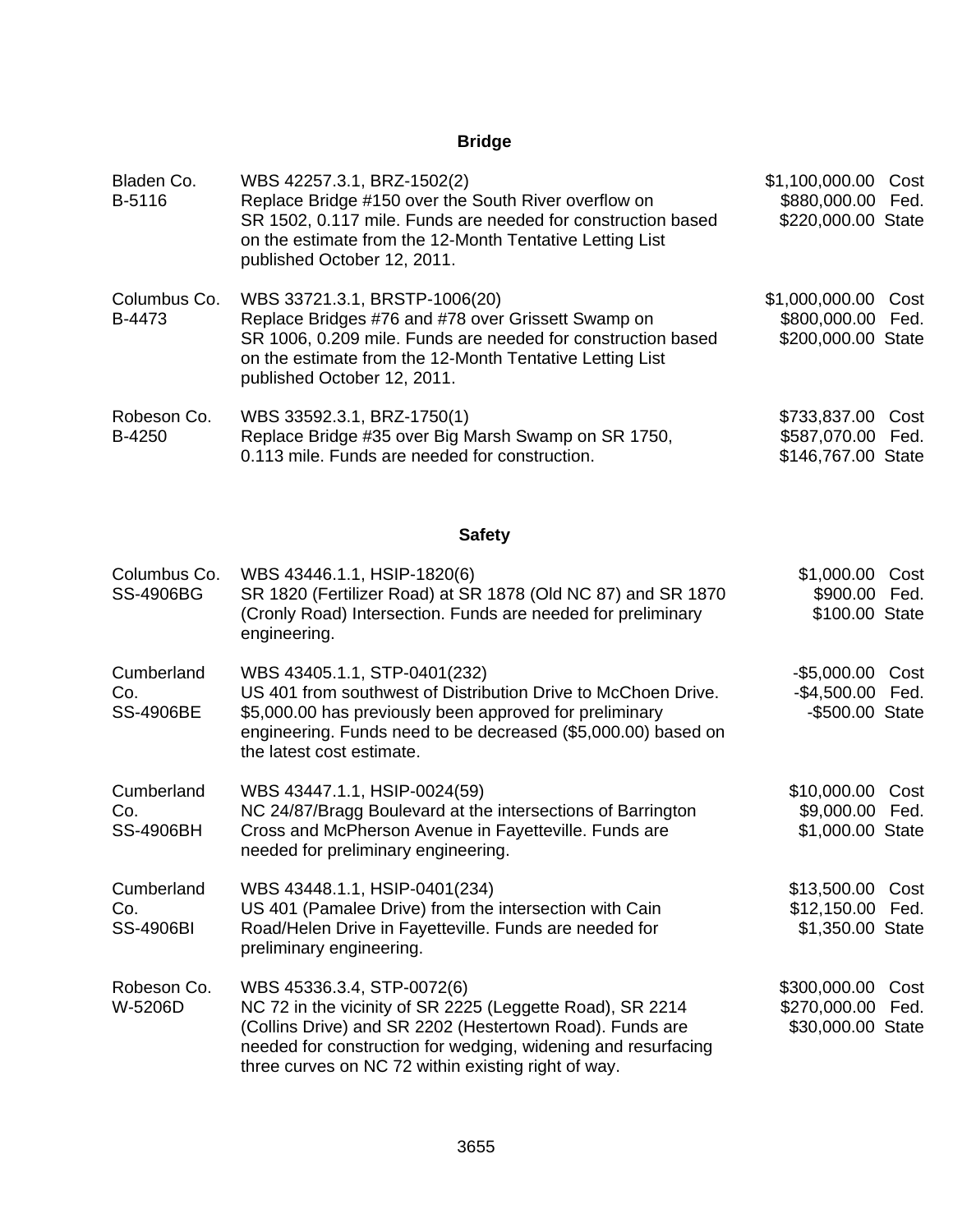## Bridge

| | | | |
|---|---|---|---|
| Bladen Co.<br>B-5116 | WBS 42257.3.1, BRZ-1502(2)<br>Replace Bridge #150 over the South River overflow on SR 1502, 0.117 mile. Funds are needed for construction based on the estimate from the 12-Month Tentative Letting List published October 12, 2011. | $1,100,000.00<br>$880,000.00<br>$220,000.00 | Cost<br>Fed.<br>State |
| Columbus Co.<br>B-4473 | WBS 33721.3.1, BRSTP-1006(20)<br>Replace Bridges #76 and #78 over Grissett Swamp on SR 1006, 0.209 mile. Funds are needed for construction based on the estimate from the 12-Month Tentative Letting List published October 12, 2011. | $1,000,000.00<br>$800,000.00<br>$200,000.00 | Cost<br>Fed.<br>State |
| Robeson Co.<br>B-4250 | WBS 33592.3.1, BRZ-1750(1)<br>Replace Bridge #35 over Big Marsh Swamp on SR 1750, 0.113 mile. Funds are needed for construction. | $733,837.00<br>$587,070.00<br>$146,767.00 | Cost<br>Fed.<br>State |

## Safety

| | | | |
|---|---|---|---|
| Columbus Co.<br>SS-4906BG | WBS 43446.1.1, HSIP-1820(6)<br>SR 1820 (Fertilizer Road) at SR 1878 (Old NC 87) and SR 1870 (Cronly Road) Intersection. Funds are needed for preliminary engineering. | $1,000.00<br>$900.00<br>$100.00 | Cost<br>Fed.<br>State |
| Cumberland Co.<br>SS-4906BE | WBS 43405.1.1, STP-0401(232)<br>US 401 from southwest of Distribution Drive to McChoen Drive. $5,000.00 has previously been approved for preliminary engineering. Funds need to be decreased ($5,000.00) based on the latest cost estimate. | -$5,000.00<br>-$4,500.00<br>-$500.00 | Cost<br>Fed.<br>State |
| Cumberland Co.<br>SS-4906BH | WBS 43447.1.1, HSIP-0024(59)<br>NC 24/87/Bragg Boulevard at the intersections of Barrington Cross and McPherson Avenue in Fayetteville. Funds are needed for preliminary engineering. | $10,000.00<br>$9,000.00<br>$1,000.00 | Cost<br>Fed.<br>State |
| Cumberland Co.<br>SS-4906BI | WBS 43448.1.1, HSIP-0401(234)<br>US 401 (Pamalee Drive) from the intersection with Cain Road/Helen Drive in Fayetteville. Funds are needed for preliminary engineering. | $13,500.00<br>$12,150.00<br>$1,350.00 | Cost<br>Fed.<br>State |
| Robeson Co.<br>W-5206D | WBS 45336.3.4, STP-0072(6)<br>NC 72 in the vicinity of SR 2225 (Leggette Road), SR 2214 (Collins Drive) and SR 2202 (Hestertown Road). Funds are needed for construction for wedging, widening and resurfacing three curves on NC 72 within existing right of way. | $300,000.00<br>$270,000.00<br>$30,000.00 | Cost<br>Fed.<br>State |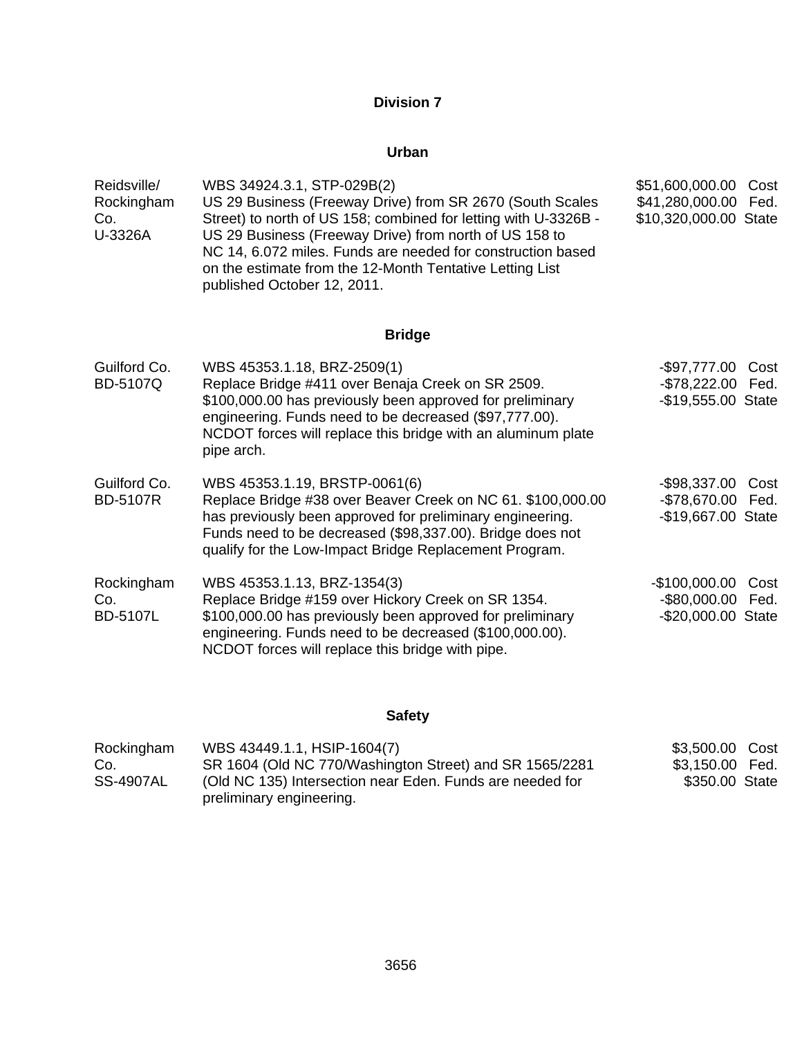## Division 7

### Urban

| | | |
|---|---|---|
| Reidsville/ Rockingham Co. U-3326A | WBS 34924.3.1, STP-029B(2) US 29 Business (Freeway Drive) from SR 2670 (South Scales Street) to north of US 158; combined for letting with U-3326B - US 29 Business (Freeway Drive) from north of US 158 to NC 14, 6.072 miles. Funds are needed for construction based on the estimate from the 12-Month Tentative Letting List published October 12, 2011. | $51,600,000.00 Cost<br>$41,280,000.00 Fed.<br>$10,320,000.00 State |

### Bridge

| | | |
|---|---|---|
| Guilford Co. BD-5107Q | WBS 45353.1.18, BRZ-2509(1) Replace Bridge #411 over Benaja Creek on SR 2509. $100,000.00 has previously been approved for preliminary engineering. Funds need to be decreased ($97,777.00). NCDOT forces will replace this bridge with an aluminum plate pipe arch. | -$97,777.00 Cost<br>-$78,222.00 Fed.<br>-$19,555.00 State |
| Guilford Co. BD-5107R | WBS 45353.1.19, BRSTP-0061(6) Replace Bridge #38 over Beaver Creek on NC 61. $100,000.00 has previously been approved for preliminary engineering. Funds need to be decreased ($98,337.00). Bridge does not qualify for the Low-Impact Bridge Replacement Program. | -$98,337.00 Cost<br>-$78,670.00 Fed.<br>-$19,667.00 State |
| Rockingham Co. BD-5107L | WBS 45353.1.13, BRZ-1354(3) Replace Bridge #159 over Hickory Creek on SR 1354. $100,000.00 has previously been approved for preliminary engineering. Funds need to be decreased ($100,000.00). NCDOT forces will replace this bridge with pipe. | -$100,000.00 Cost<br>-$80,000.00 Fed.<br>-$20,000.00 State |

### Safety

| | | |
|---|---|---|
| Rockingham Co. SS-4907AL | WBS 43449.1.1, HSIP-1604(7) SR 1604 (Old NC 770/Washington Street) and SR 1565/2281 (Old NC 135) Intersection near Eden. Funds are needed for preliminary engineering. | $3,500.00 Cost<br>$3,150.00 Fed.<br>$350.00 State |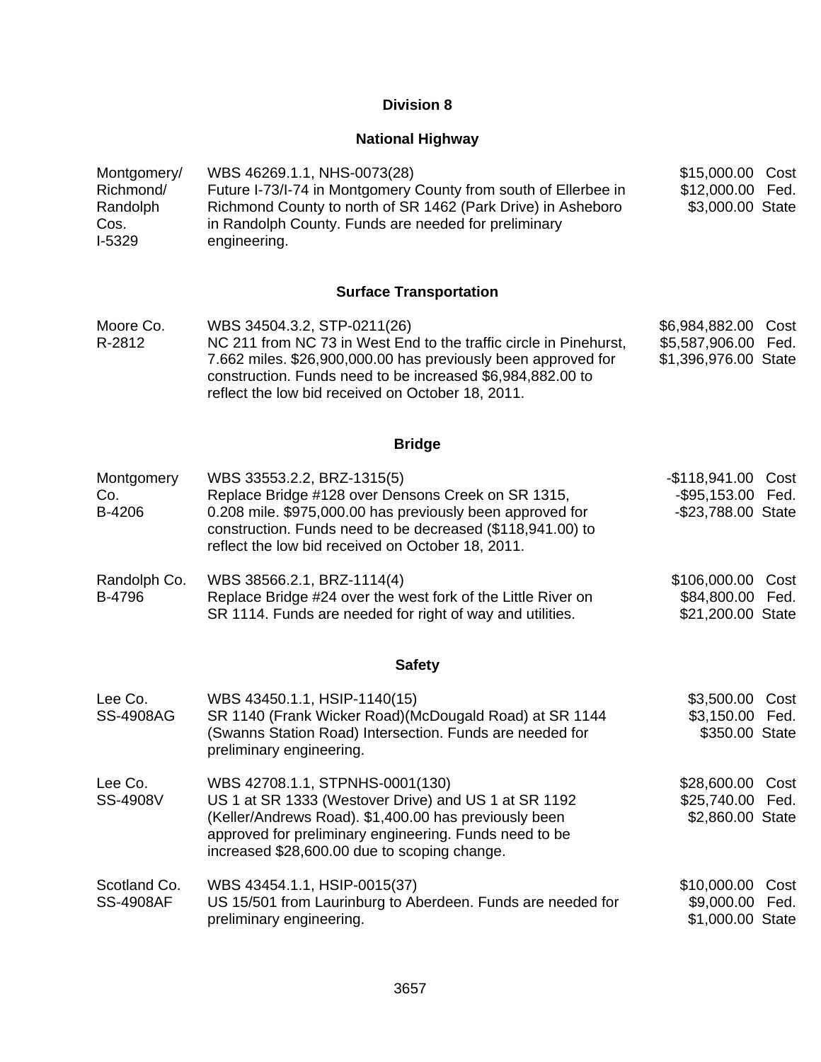## Division 8

### National Highway

| | | |
|---|---|---|
| Montgomery/ Richmond/ Randolph Cos. I-5329 | WBS 46269.1.1, NHS-0073(28) Future I-73/I-74 in Montgomery County from south of Ellerbee in Richmond County to north of SR 1462 (Park Drive) in Asheboro in Randolph County. Funds are needed for preliminary engineering. | $15,000.00 Cost<br>$12,000.00 Fed.<br>$3,000.00 State |

### Surface Transportation

| | | |
|---|---|---|
| Moore Co. R-2812 | WBS 34504.3.2, STP-0211(26) NC 211 from NC 73 in West End to the traffic circle in Pinehurst, 7.662 miles. $26,900,000.00 has previously been approved for construction. Funds need to be increased $6,984,882.00 to reflect the low bid received on October 18, 2011. | $6,984,882.00 Cost<br>$5,587,906.00 Fed.<br>$1,396,976.00 State |

### Bridge

| | | |
|---|---|---|
| Montgomery Co. B-4206 | WBS 33553.2.2, BRZ-1315(5) Replace Bridge #128 over Densons Creek on SR 1315, 0.208 mile. $975,000.00 has previously been approved for construction. Funds need to be decreased ($118,941.00) to reflect the low bid received on October 18, 2011. | -$118,941.00 Cost<br>-$95,153.00 Fed.<br>-$23,788.00 State |
| Randolph Co. B-4796 | WBS 38566.2.1, BRZ-1114(4) Replace Bridge #24 over the west fork of the Little River on SR 1114. Funds are needed for right of way and utilities. | $106,000.00 Cost<br>$84,800.00 Fed.<br>$21,200.00 State |

### Safety

| | | |
|---|---|---|
| Lee Co. SS-4908AG | WBS 43450.1.1, HSIP-1140(15) SR 1140 (Frank Wicker Road)(McDougald Road) at SR 1144 (Swanns Station Road) Intersection. Funds are needed for preliminary engineering. | $3,500.00 Cost<br>$3,150.00 Fed.<br>$350.00 State |
| Lee Co. SS-4908V | WBS 42708.1.1, STPNHS-0001(130) US 1 at SR 1333 (Westover Drive) and US 1 at SR 1192 (Keller/Andrews Road). $1,400.00 has previously been approved for preliminary engineering. Funds need to be increased $28,600.00 due to scoping change. | $28,600.00 Cost<br>$25,740.00 Fed.<br>$2,860.00 State |
| Scotland Co. SS-4908AF | WBS 43454.1.1, HSIP-0015(37) US 15/501 from Laurinburg to Aberdeen. Funds are needed for preliminary engineering. | $10,000.00 Cost<br>$9,000.00 Fed.<br>$1,000.00 State |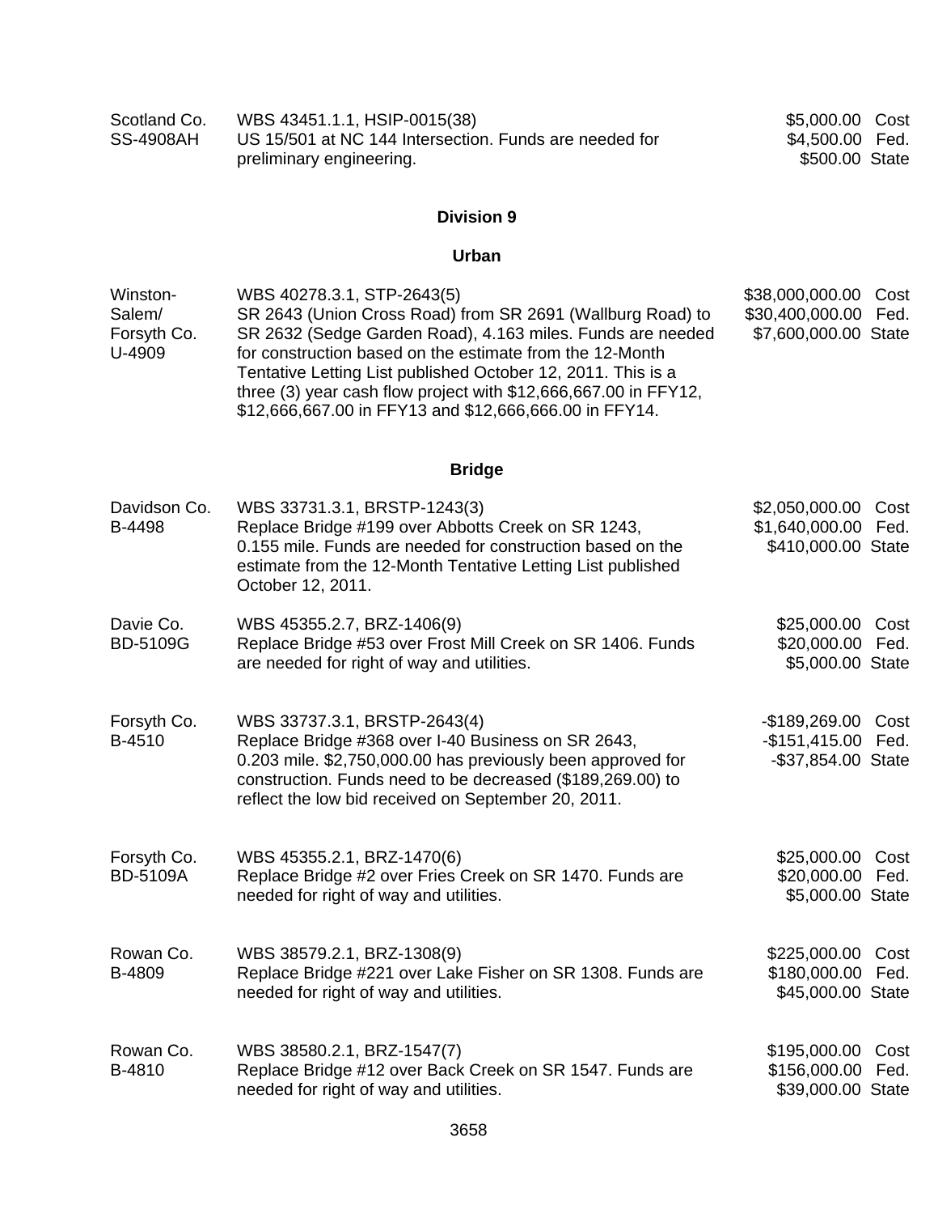| | | |
|---|---|---|
| Scotland Co.<br>SS-4908AH | WBS 43451.1.1, HSIP-0015(38)<br>US 15/501 at NC 144 Intersection. Funds are needed for preliminary engineering. | $5,000.00 Cost<br>$4,500.00 Fed.<br>$500.00 State |

## Division 9

### Urban

| | | |
|---|---|---|
| Winston-Salem/<br>Forsyth Co.<br>U-4909 | WBS 40278.3.1, STP-2643(5)<br>SR 2643 (Union Cross Road) from SR 2691 (Wallburg Road) to SR 2632 (Sedge Garden Road), 4.163 miles. Funds are needed for construction based on the estimate from the 12-Month Tentative Letting List published October 12, 2011. This is a three (3) year cash flow project with $12,666,667.00 in FFY12, $12,666,667.00 in FFY13 and $12,666,666.00 in FFY14. | $38,000,000.00 Cost<br>$30,400,000.00 Fed.<br>$7,600,000.00 State |

### Bridge

| | | |
|---|---|---|
| Davidson Co.<br>B-4498 | WBS 33731.3.1, BRSTP-1243(3)<br>Replace Bridge #199 over Abbotts Creek on SR 1243, 0.155 mile. Funds are needed for construction based on the estimate from the 12-Month Tentative Letting List published October 12, 2011. | $2,050,000.00 Cost<br>$1,640,000.00 Fed.<br>$410,000.00 State |
| Davie Co.<br>BD-5109G | WBS 45355.2.7, BRZ-1406(9)<br>Replace Bridge #53 over Frost Mill Creek on SR 1406. Funds are needed for right of way and utilities. | $25,000.00 Cost<br>$20,000.00 Fed.<br>$5,000.00 State |
| Forsyth Co.<br>B-4510 | WBS 33737.3.1, BRSTP-2643(4)<br>Replace Bridge #368 over I-40 Business on SR 2643, 0.203 mile. $2,750,000.00 has previously been approved for construction. Funds need to be decreased ($189,269.00) to reflect the low bid received on September 20, 2011. | -$189,269.00 Cost<br>-$151,415.00 Fed.<br>-$37,854.00 State |
| Forsyth Co.<br>BD-5109A | WBS 45355.2.1, BRZ-1470(6)<br>Replace Bridge #2 over Fries Creek on SR 1470. Funds are needed for right of way and utilities. | $25,000.00 Cost<br>$20,000.00 Fed.<br>$5,000.00 State |
| Rowan Co.<br>B-4809 | WBS 38579.2.1, BRZ-1308(9)<br>Replace Bridge #221 over Lake Fisher on SR 1308. Funds are needed for right of way and utilities. | $225,000.00 Cost<br>$180,000.00 Fed.<br>$45,000.00 State |
| Rowan Co.<br>B-4810 | WBS 38580.2.1, BRZ-1547(7)<br>Replace Bridge #12 over Back Creek on SR 1547. Funds are needed for right of way and utilities. | $195,000.00 Cost<br>$156,000.00 Fed.<br>$39,000.00 State |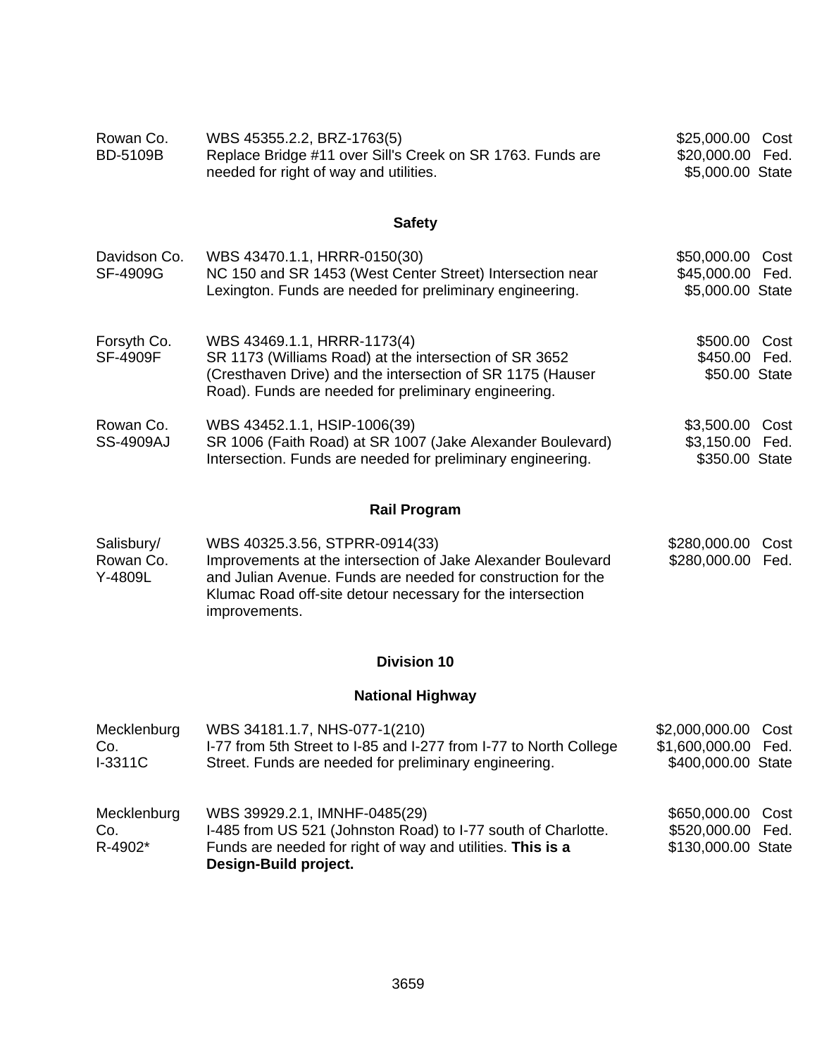| | | |
|---|---|---|
| Rowan Co.<br>BD-5109B | WBS 45355.2.2, BRZ-1763(5)<br>Replace Bridge #11 over Sill's Creek on SR 1763. Funds are needed for right of way and utilities. | $25,000.00 Cost<br>$20,000.00 Fed.<br>$5,000.00 State |

## Safety

| | | |
|---|---|---|
| Davidson Co.<br>SF-4909G | WBS 43470.1.1, HRRR-0150(30)<br>NC 150 and SR 1453 (West Center Street) Intersection near Lexington. Funds are needed for preliminary engineering. | $50,000.00 Cost<br>$45,000.00 Fed.<br>$5,000.00 State |
| Forsyth Co.<br>SF-4909F | WBS 43469.1.1, HRRR-1173(4)<br>SR 1173 (Williams Road) at the intersection of SR 3652 (Cresthaven Drive) and the intersection of SR 1175 (Hauser Road). Funds are needed for preliminary engineering. | $500.00 Cost<br>$450.00 Fed.<br>$50.00 State |
| Rowan Co.<br>SS-4909AJ | WBS 43452.1.1, HSIP-1006(39)<br>SR 1006 (Faith Road) at SR 1007 (Jake Alexander Boulevard) Intersection. Funds are needed for preliminary engineering. | $3,500.00 Cost<br>$3,150.00 Fed.<br>$350.00 State |

## Rail Program

| | | |
|---|---|---|
| Salisbury/<br>Rowan Co.<br>Y-4809L | WBS 40325.3.56, STPRR-0914(33)<br>Improvements at the intersection of Jake Alexander Boulevard and Julian Avenue. Funds are needed for construction for the Klumac Road off-site detour necessary for the intersection improvements. | $280,000.00 Cost<br>$280,000.00 Fed. |

## Division 10

## National Highway

| | | |
|---|---|---|
| Mecklenburg Co.<br>I-3311C | WBS 34181.1.7, NHS-077-1(210)<br>I-77 from 5th Street to I-85 and I-277 from I-77 to North College Street. Funds are needed for preliminary engineering. | $2,000,000.00 Cost<br>$1,600,000.00 Fed.<br>$400,000.00 State |
| Mecklenburg Co.<br>R-4902* | WBS 39929.2.1, IMNHF-0485(29)<br>I-485 from US 521 (Johnston Road) to I-77 south of Charlotte. Funds are needed for right of way and utilities. **This is a Design-Build project.** | $650,000.00 Cost<br>$520,000.00 Fed.<br>$130,000.00 State |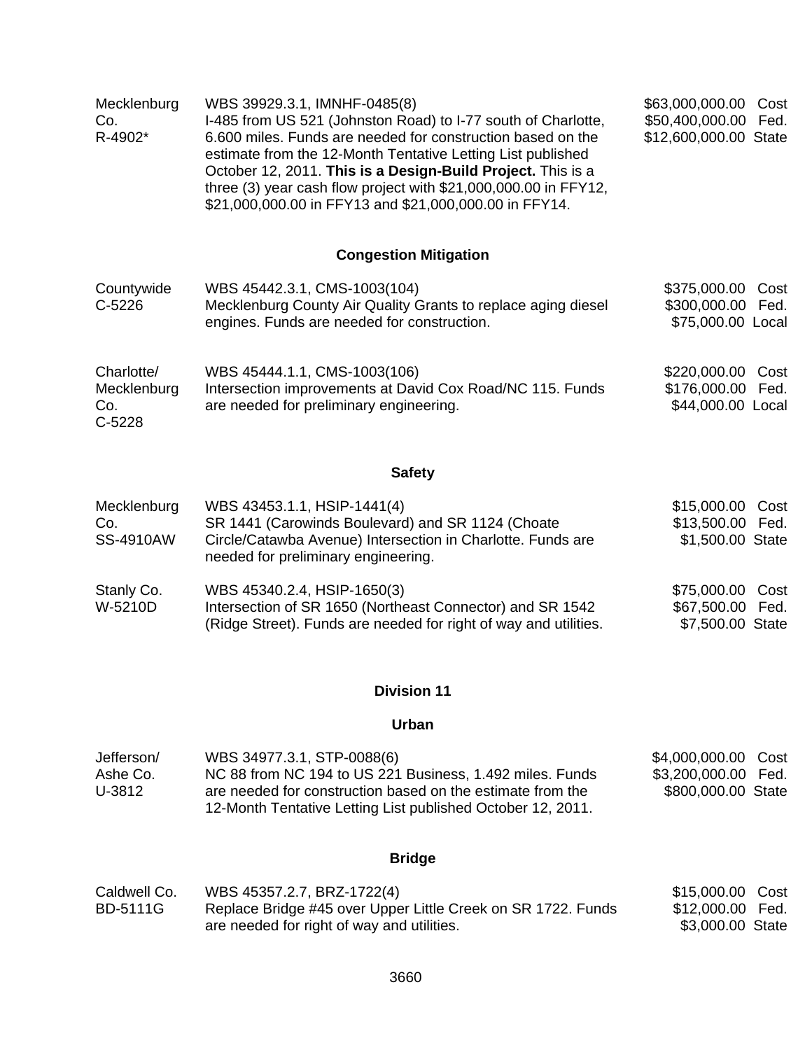| | | |
|---|---|---|
| Mecklenburg Co.<br>R-4902* | WBS 39929.3.1, IMNHF-0485(8)<br>I-485 from US 521 (Johnston Road) to I-77 south of Charlotte, 6.600 miles. Funds are needed for construction based on the estimate from the 12-Month Tentative Letting List published October 12, 2011. **This is a Design-Build Project.** This is a three (3) year cash flow project with $21,000,000.00 in FFY12, $21,000,000.00 in FFY13 and $21,000,000.00 in FFY14. | $63,000,000.00 Cost<br>$50,400,000.00 Fed.<br>$12,600,000.00 State |

### Congestion Mitigation

| | | |
|---|---|---|
| Countywide<br>C-5226 | WBS 45442.3.1, CMS-1003(104)<br>Mecklenburg County Air Quality Grants to replace aging diesel engines. Funds are needed for construction. | $375,000.00 Cost<br>$300,000.00 Fed.<br>$75,000.00 Local |
| Charlotte/ Mecklenburg Co.<br>C-5228 | WBS 45444.1.1, CMS-1003(106)<br>Intersection improvements at David Cox Road/NC 115. Funds are needed for preliminary engineering. | $220,000.00 Cost<br>$176,000.00 Fed.<br>$44,000.00 Local |

### Safety

| | | |
|---|---|---|
| Mecklenburg Co.<br>SS-4910AW | WBS 43453.1.1, HSIP-1441(4)<br>SR 1441 (Carowinds Boulevard) and SR 1124 (Choate Circle/Catawba Avenue) Intersection in Charlotte. Funds are needed for preliminary engineering. | $15,000.00 Cost<br>$13,500.00 Fed.<br>$1,500.00 State |
| Stanly Co.<br>W-5210D | WBS 45340.2.4, HSIP-1650(3)<br>Intersection of SR 1650 (Northeast Connector) and SR 1542 (Ridge Street). Funds are needed for right of way and utilities. | $75,000.00 Cost<br>$67,500.00 Fed.<br>$7,500.00 State |

## Division 11

### Urban

| | | |
|---|---|---|
| Jefferson/ Ashe Co.<br>U-3812 | WBS 34977.3.1, STP-0088(6)<br>NC 88 from NC 194 to US 221 Business, 1.492 miles. Funds are needed for construction based on the estimate from the 12-Month Tentative Letting List published October 12, 2011. | $4,000,000.00 Cost<br>$3,200,000.00 Fed.<br>$800,000.00 State |

### Bridge

| | | |
|---|---|---|
| Caldwell Co.<br>BD-5111G | WBS 45357.2.7, BRZ-1722(4)<br>Replace Bridge #45 over Upper Little Creek on SR 1722. Funds are needed for right of way and utilities. | $15,000.00 Cost<br>$12,000.00 Fed.<br>$3,000.00 State |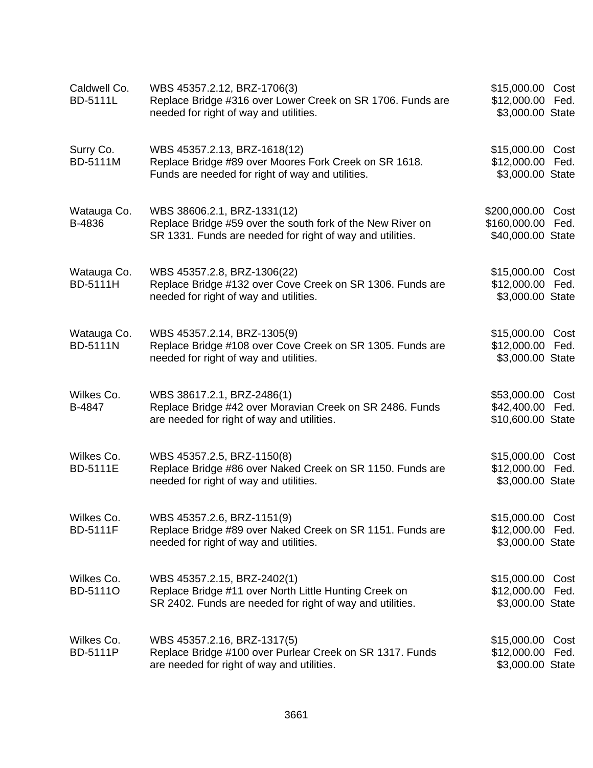| | | |
|---|---|---|
| Caldwell Co.<br>BD-5111L | WBS 45357.2.12, BRZ-1706(3)<br>Replace Bridge #316 over Lower Creek on SR 1706. Funds are needed for right of way and utilities. | $15,000.00 Cost<br>$12,000.00 Fed.<br>$3,000.00 State |
| Surry Co.<br>BD-5111M | WBS 45357.2.13, BRZ-1618(12)<br>Replace Bridge #89 over Moores Fork Creek on SR 1618. Funds are needed for right of way and utilities. | $15,000.00 Cost<br>$12,000.00 Fed.<br>$3,000.00 State |
| Watauga Co.<br>B-4836 | WBS 38606.2.1, BRZ-1331(12)<br>Replace Bridge #59 over the south fork of the New River on SR 1331. Funds are needed for right of way and utilities. | $200,000.00 Cost<br>$160,000.00 Fed.<br>$40,000.00 State |
| Watauga Co.<br>BD-5111H | WBS 45357.2.8, BRZ-1306(22)<br>Replace Bridge #132 over Cove Creek on SR 1306. Funds are needed for right of way and utilities. | $15,000.00 Cost<br>$12,000.00 Fed.<br>$3,000.00 State |
| Watauga Co.<br>BD-5111N | WBS 45357.2.14, BRZ-1305(9)<br>Replace Bridge #108 over Cove Creek on SR 1305. Funds are needed for right of way and utilities. | $15,000.00 Cost<br>$12,000.00 Fed.<br>$3,000.00 State |
| Wilkes Co.<br>B-4847 | WBS 38617.2.1, BRZ-2486(1)<br>Replace Bridge #42 over Moravian Creek on SR 2486. Funds are needed for right of way and utilities. | $53,000.00 Cost<br>$42,400.00 Fed.<br>$10,600.00 State |
| Wilkes Co.<br>BD-5111E | WBS 45357.2.5, BRZ-1150(8)<br>Replace Bridge #86 over Naked Creek on SR 1150. Funds are needed for right of way and utilities. | $15,000.00 Cost<br>$12,000.00 Fed.<br>$3,000.00 State |
| Wilkes Co.<br>BD-5111F | WBS 45357.2.6, BRZ-1151(9)<br>Replace Bridge #89 over Naked Creek on SR 1151. Funds are needed for right of way and utilities. | $15,000.00 Cost<br>$12,000.00 Fed.<br>$3,000.00 State |
| Wilkes Co.<br>BD-5111O | WBS 45357.2.15, BRZ-2402(1)<br>Replace Bridge #11 over North Little Hunting Creek on SR 2402. Funds are needed for right of way and utilities. | $15,000.00 Cost<br>$12,000.00 Fed.<br>$3,000.00 State |
| Wilkes Co.<br>BD-5111P | WBS 45357.2.16, BRZ-1317(5)<br>Replace Bridge #100 over Purlear Creek on SR 1317. Funds are needed for right of way and utilities. | $15,000.00 Cost<br>$12,000.00 Fed.<br>$3,000.00 State |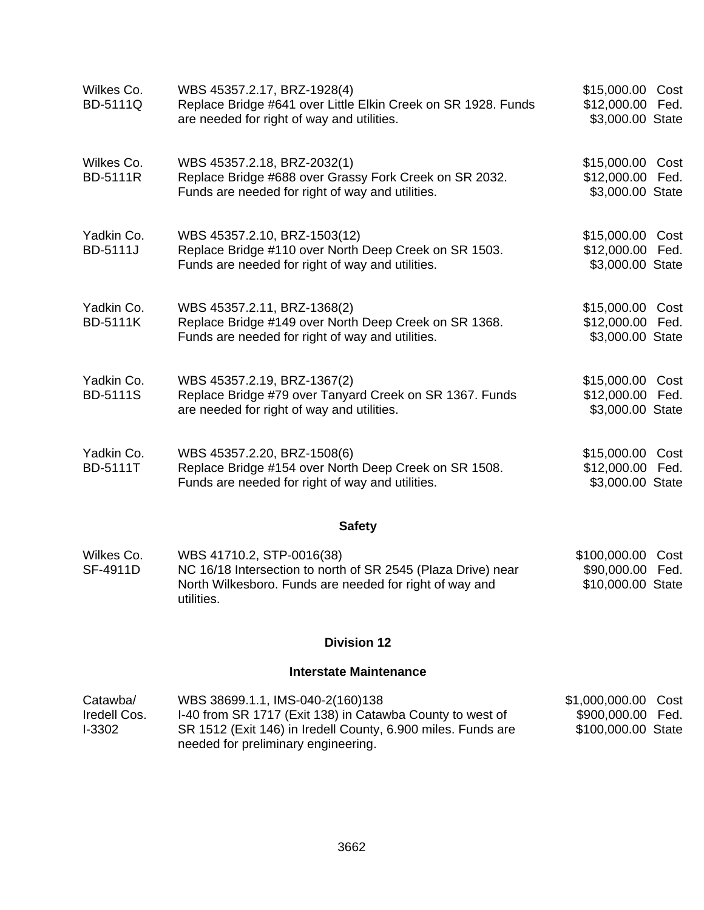| | | |
|---|---|---|
| Wilkes Co.<br>BD-5111Q | WBS 45357.2.17, BRZ-1928(4)<br>Replace Bridge #641 over Little Elkin Creek on SR 1928. Funds are needed for right of way and utilities. | $15,000.00 Cost<br>$12,000.00 Fed.<br>$3,000.00 State |
| Wilkes Co.<br>BD-5111R | WBS 45357.2.18, BRZ-2032(1)<br>Replace Bridge #688 over Grassy Fork Creek on SR 2032. Funds are needed for right of way and utilities. | $15,000.00 Cost<br>$12,000.00 Fed.<br>$3,000.00 State |
| Yadkin Co.<br>BD-5111J | WBS 45357.2.10, BRZ-1503(12)<br>Replace Bridge #110 over North Deep Creek on SR 1503. Funds are needed for right of way and utilities. | $15,000.00 Cost<br>$12,000.00 Fed.<br>$3,000.00 State |
| Yadkin Co.<br>BD-5111K | WBS 45357.2.11, BRZ-1368(2)<br>Replace Bridge #149 over North Deep Creek on SR 1368. Funds are needed for right of way and utilities. | $15,000.00 Cost<br>$12,000.00 Fed.<br>$3,000.00 State |
| Yadkin Co.<br>BD-5111S | WBS 45357.2.19, BRZ-1367(2)<br>Replace Bridge #79 over Tanyard Creek on SR 1367. Funds are needed for right of way and utilities. | $15,000.00 Cost<br>$12,000.00 Fed.<br>$3,000.00 State |
| Yadkin Co.<br>BD-5111T | WBS 45357.2.20, BRZ-1508(6)<br>Replace Bridge #154 over North Deep Creek on SR 1508. Funds are needed for right of way and utilities. | $15,000.00 Cost<br>$12,000.00 Fed.<br>$3,000.00 State |

### Safety

| | | |
|---|---|---|
| Wilkes Co.<br>SF-4911D | WBS 41710.2, STP-0016(38)<br>NC 16/18 Intersection to north of SR 2545 (Plaza Drive) near North Wilkesboro. Funds are needed for right of way and utilities. | $100,000.00 Cost<br>$90,000.00 Fed.<br>$10,000.00 State |

## Division 12

### Interstate Maintenance

| | | |
|---|---|---|
| Catawba/<br>Iredell Cos.<br>I-3302 | WBS 38699.1.1, IMS-040-2(160)138<br>I-40 from SR 1717 (Exit 138) in Catawba County to west of SR 1512 (Exit 146) in Iredell County, 6.900 miles. Funds are needed for preliminary engineering. | $1,000,000.00 Cost<br>$900,000.00 Fed.<br>$100,000.00 State |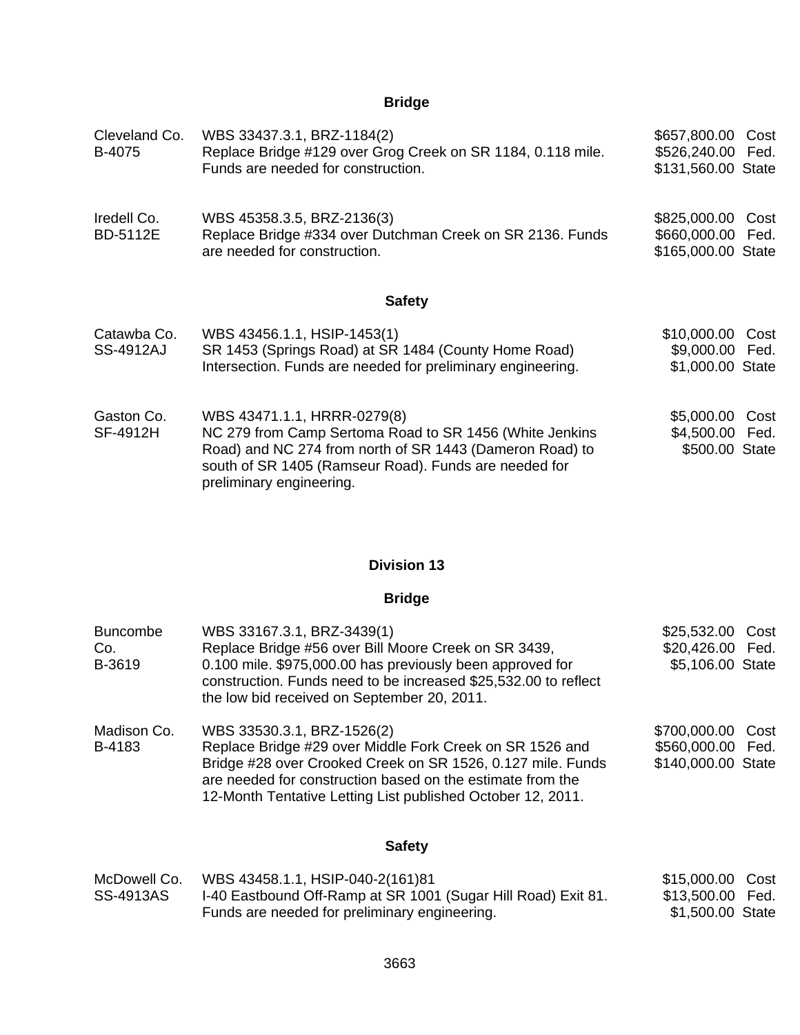## Bridge

| | | |
|---|---|---|
| Cleveland Co.<br>B-4075 | WBS 33437.3.1, BRZ-1184(2)<br>Replace Bridge #129 over Grog Creek on SR 1184, 0.118 mile. Funds are needed for construction. | $657,800.00 Cost<br>$526,240.00 Fed.<br>$131,560.00 State |
| Iredell Co.<br>BD-5112E | WBS 45358.3.5, BRZ-2136(3)<br>Replace Bridge #334 over Dutchman Creek on SR 2136. Funds are needed for construction. | $825,000.00 Cost<br>$660,000.00 Fed.<br>$165,000.00 State |

## Safety

| | | |
|---|---|---|
| Catawba Co.<br>SS-4912AJ | WBS 43456.1.1, HSIP-1453(1)<br>SR 1453 (Springs Road) at SR 1484 (County Home Road) Intersection. Funds are needed for preliminary engineering. | $10,000.00 Cost<br>$9,000.00 Fed.<br>$1,000.00 State |
| Gaston Co.<br>SF-4912H | WBS 43471.1.1, HRRR-0279(8)<br>NC 279 from Camp Sertoma Road to SR 1456 (White Jenkins Road) and NC 274 from north of SR 1443 (Dameron Road) to south of SR 1405 (Ramseur Road). Funds are needed for preliminary engineering. | $5,000.00 Cost<br>$4,500.00 Fed.<br>$500.00 State |

# Division 13

## Bridge

| | | |
|---|---|---|
| Buncombe Co.<br>B-3619 | WBS 33167.3.1, BRZ-3439(1)<br>Replace Bridge #56 over Bill Moore Creek on SR 3439, 0.100 mile. $975,000.00 has previously been approved for construction. Funds need to be increased $25,532.00 to reflect the low bid received on September 20, 2011. | $25,532.00 Cost<br>$20,426.00 Fed.<br>$5,106.00 State |
| Madison Co.<br>B-4183 | WBS 33530.3.1, BRZ-1526(2)<br>Replace Bridge #29 over Middle Fork Creek on SR 1526 and Bridge #28 over Crooked Creek on SR 1526, 0.127 mile. Funds are needed for construction based on the estimate from the 12-Month Tentative Letting List published October 12, 2011. | $700,000.00 Cost<br>$560,000.00 Fed.<br>$140,000.00 State |

## Safety

| | | |
|---|---|---|
| McDowell Co.<br>SS-4913AS | WBS 43458.1.1, HSIP-040-2(161)81<br>I-40 Eastbound Off-Ramp at SR 1001 (Sugar Hill Road) Exit 81. Funds are needed for preliminary engineering. | $15,000.00 Cost<br>$13,500.00 Fed.<br>$1,500.00 State |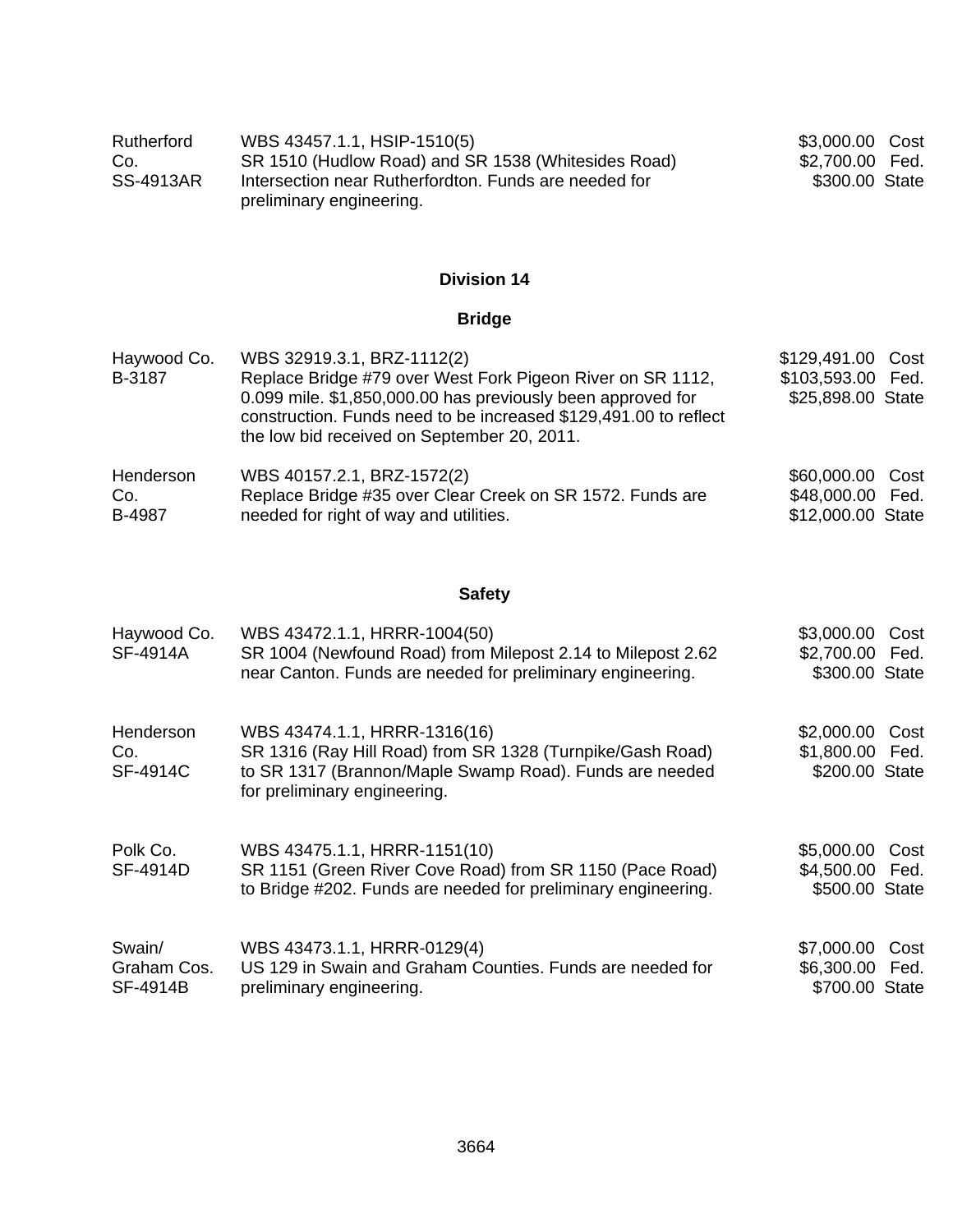| | | |
|---|---|---|
| Rutherford Co.<br>SS-4913AR | WBS 43457.1.1, HSIP-1510(5)<br>SR 1510 (Hudlow Road) and SR 1538 (Whitesides Road) Intersection near Rutherfordton. Funds are needed for preliminary engineering. | $3,000.00 Cost<br>$2,700.00 Fed.<br>$300.00 State |

## Division 14

### Bridge

| | | |
|---|---|---|
| Haywood Co.<br>B-3187 | WBS 32919.3.1, BRZ-1112(2)<br>Replace Bridge #79 over West Fork Pigeon River on SR 1112, 0.099 mile. $1,850,000.00 has previously been approved for construction. Funds need to be increased $129,491.00 to reflect the low bid received on September 20, 2011. | $129,491.00 Cost<br>$103,593.00 Fed.<br>$25,898.00 State |
| Henderson Co.<br>B-4987 | WBS 40157.2.1, BRZ-1572(2)<br>Replace Bridge #35 over Clear Creek on SR 1572. Funds are needed for right of way and utilities. | $60,000.00 Cost<br>$48,000.00 Fed.<br>$12,000.00 State |

### Safety

| | | |
|---|---|---|
| Haywood Co.<br>SF-4914A | WBS 43472.1.1, HRRR-1004(50)<br>SR 1004 (Newfound Road) from Milepost 2.14 to Milepost 2.62 near Canton. Funds are needed for preliminary engineering. | $3,000.00 Cost<br>$2,700.00 Fed.<br>$300.00 State |
| Henderson Co.<br>SF-4914C | WBS 43474.1.1, HRRR-1316(16)<br>SR 1316 (Ray Hill Road) from SR 1328 (Turnpike/Gash Road) to SR 1317 (Brannon/Maple Swamp Road). Funds are needed for preliminary engineering. | $2,000.00 Cost<br>$1,800.00 Fed.<br>$200.00 State |
| Polk Co.<br>SF-4914D | WBS 43475.1.1, HRRR-1151(10)<br>SR 1151 (Green River Cove Road) from SR 1150 (Pace Road) to Bridge #202. Funds are needed for preliminary engineering. | $5,000.00 Cost<br>$4,500.00 Fed.<br>$500.00 State |
| Swain/ Graham Cos.<br>SF-4914B | WBS 43473.1.1, HRRR-0129(4)<br>US 129 in Swain and Graham Counties. Funds are needed for preliminary engineering. | $7,000.00 Cost<br>$6,300.00 Fed.<br>$700.00 State |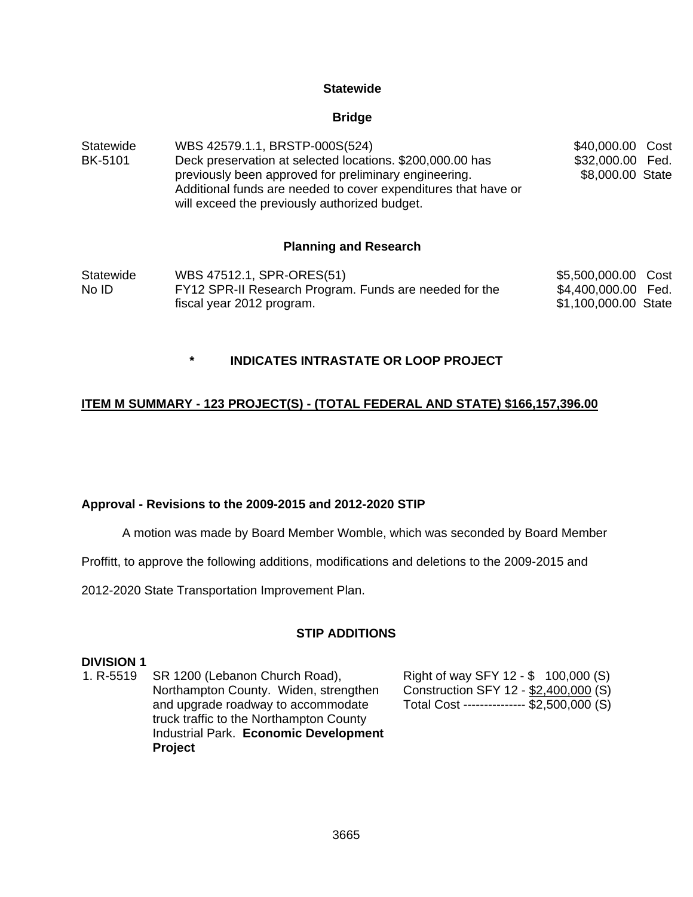### Statewide

### Bridge

| | | |
|---|---|---|
| Statewide<br>BK-5101 | WBS 42579.1.1, BRSTP-000S(524)<br>Deck preservation at selected locations. $200,000.00 has previously been approved for preliminary engineering. Additional funds are needed to cover expenditures that have or will exceed the previously authorized budget. | $40,000.00 Cost<br>$32,000.00 Fed.<br>$8,000.00 State |

### Planning and Research

| | | |
|---|---|---|
| Statewide<br>No ID | WBS 47512.1, SPR-ORES(51)<br>FY12 SPR-II Research Program. Funds are needed for the fiscal year 2012 program. | $5,500,000.00 Cost<br>$4,400,000.00 Fed.<br>$1,100,000.00 State |

**\*    INDICATES INTRASTATE OR LOOP PROJECT**

**ITEM M SUMMARY - 123 PROJECT(S) - (TOTAL FEDERAL AND STATE) $166,157,396.00**

**Approval - Revisions to the 2009-2015 and 2012-2020 STIP**

A motion was made by Board Member Womble, which was seconded by Board Member Proffitt, to approve the following additions, modifications and deletions to the 2009-2015 and 2012-2020 State Transportation Improvement Plan.

### STIP ADDITIONS

**DIVISION 1**

| | | |
|---|---|---|
| 1. R-5519 | SR 1200 (Lebanon Church Road), Northampton County. Widen, strengthen and upgrade roadway to accommodate truck traffic to the Northampton County Industrial Park. **Economic Development Project** | Right of way SFY 12 - $ 100,000 (S)<br>Construction SFY 12 - $2,400,000 (S)<br>Total Cost --------------- $2,500,000 (S) |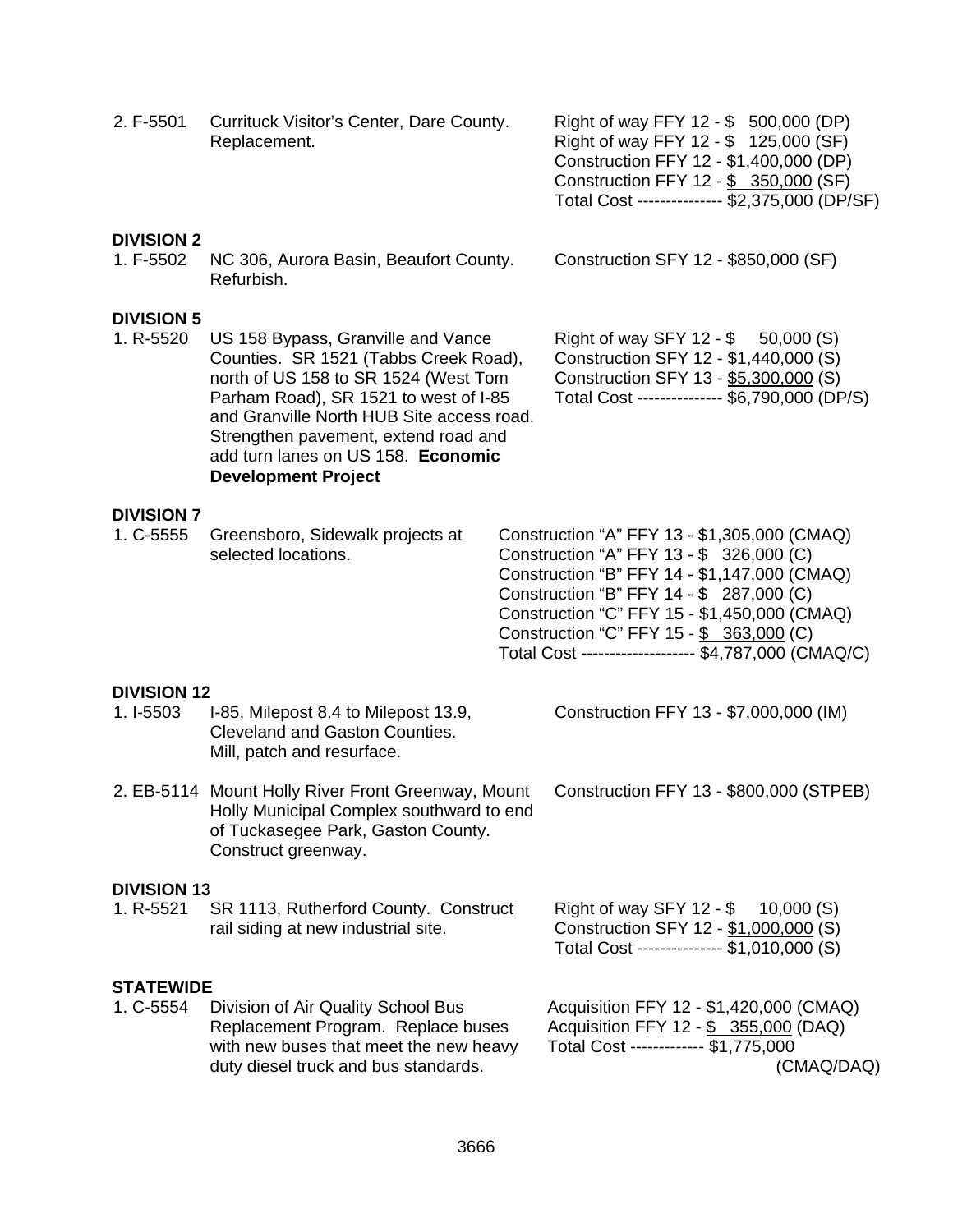| | | |
|---|---|---|
| 2. F-5501 | Currituck Visitor's Center, Dare County. Replacement. | Right of way FFY 12 - $ 500,000 (DP)<br>Right of way FFY 12 - $ 125,000 (SF)<br>Construction FFY 12 - $1,400,000 (DP)<br>Construction FFY 12 - $ 350,000 (SF)<br>Total Cost --------------- $2,375,000 (DP/SF) |

**DIVISION 2**

| | | |
|---|---|---|
| 1. F-5502 | NC 306, Aurora Basin, Beaufort County. Refurbish. | Construction SFY 12 - $850,000 (SF) |

**DIVISION 5**

| | | |
|---|---|---|
| 1. R-5520 | US 158 Bypass, Granville and Vance Counties. SR 1521 (Tabbs Creek Road), north of US 158 to SR 1524 (West Tom Parham Road), SR 1521 to west of I-85 and Granville North HUB Site access road. Strengthen pavement, extend road and add turn lanes on US 158. **Economic Development Project** | Right of way SFY 12 - $ 50,000 (S)<br>Construction SFY 12 - $1,440,000 (S)<br>Construction SFY 13 - $5,300,000 (S)<br>Total Cost --------------- $6,790,000 (DP/S) |

**DIVISION 7**

| | | |
|---|---|---|
| 1. C-5555 | Greensboro, Sidewalk projects at selected locations. | Construction "A" FFY 13 - $1,305,000 (CMAQ)<br>Construction "A" FFY 13 - $ 326,000 (C)<br>Construction "B" FFY 14 - $1,147,000 (CMAQ)<br>Construction "B" FFY 14 - $ 287,000 (C)<br>Construction "C" FFY 15 - $1,450,000 (CMAQ)<br>Construction "C" FFY 15 - $ 363,000 (C)<br>Total Cost -------------------- $4,787,000 (CMAQ/C) |

**DIVISION 12**

| | | |
|---|---|---|
| 1. I-5503 | I-85, Milepost 8.4 to Milepost 13.9, Cleveland and Gaston Counties. Mill, patch and resurface. | Construction FFY 13 - $7,000,000 (IM) |
| 2. EB-5114 | Mount Holly River Front Greenway, Mount Holly Municipal Complex southward to end of Tuckasegee Park, Gaston County. Construct greenway. | Construction FFY 13 - $800,000 (STPEB) |

**DIVISION 13**

| | | |
|---|---|---|
| 1. R-5521 | SR 1113, Rutherford County. Construct rail siding at new industrial site. | Right of way SFY 12 - $ 10,000 (S)<br>Construction SFY 12 - $1,000,000 (S)<br>Total Cost --------------- $1,010,000 (S) |

**STATEWIDE**

| | | |
|---|---|---|
| 1. C-5554 | Division of Air Quality School Bus Replacement Program. Replace buses with new buses that meet the new heavy duty diesel truck and bus standards. | Acquisition FFY 12 - $1,420,000 (CMAQ)<br>Acquisition FFY 12 - $ 355,000 (DAQ)<br>Total Cost ------------- $1,775,000 (CMAQ/DAQ) |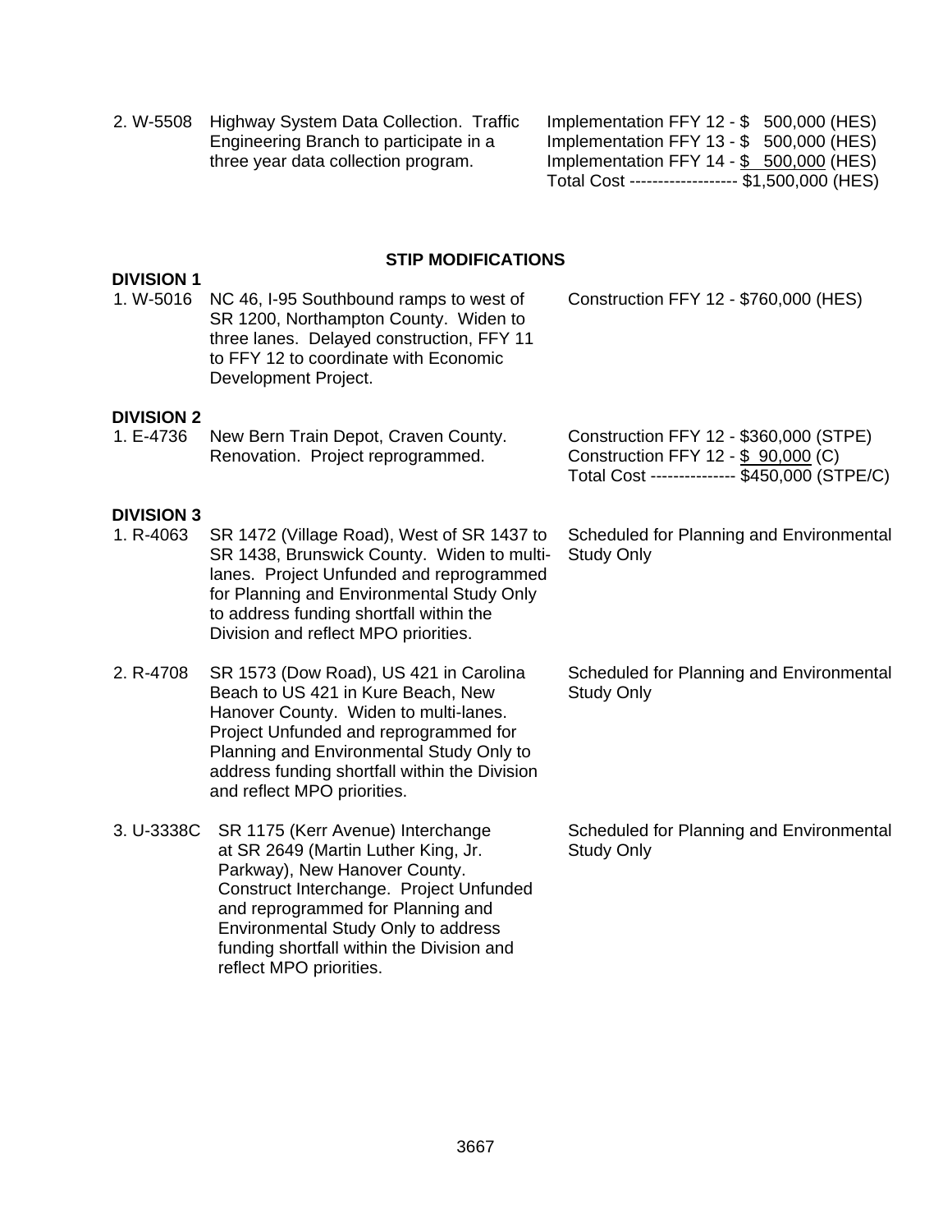| | | |
|---|---|---|
| 2. W-5508 | Highway System Data Collection. Traffic Engineering Branch to participate in a three year data collection program. | Implementation FFY 12 - $ 500,000 (HES)<br>Implementation FFY 13 - $ 500,000 (HES)<br>Implementation FFY 14 - $ 500,000 (HES)<br>Total Cost ------------------- $1,500,000 (HES) |

## STIP MODIFICATIONS

**DIVISION 1**

| | | |
|---|---|---|
| 1. W-5016 | NC 46, I-95 Southbound ramps to west of SR 1200, Northampton County. Widen to three lanes. Delayed construction, FFY 11 to FFY 12 to coordinate with Economic Development Project. | Construction FFY 12 - $760,000 (HES) |

**DIVISION 2**

| | | |
|---|---|---|
| 1. E-4736 | New Bern Train Depot, Craven County. Renovation. Project reprogrammed. | Construction FFY 12 - $360,000 (STPE)<br>Construction FFY 12 - $ 90,000 (C)<br>Total Cost -------------- $450,000 (STPE/C) |

**DIVISION 3**

| | | |
|---|---|---|
| 1. R-4063 | SR 1472 (Village Road), West of SR 1437 to SR 1438, Brunswick County. Widen to multi-lanes. Project Unfunded and reprogrammed for Planning and Environmental Study Only to address funding shortfall within the Division and reflect MPO priorities. | Scheduled for Planning and Environmental Study Only |
| 2. R-4708 | SR 1573 (Dow Road), US 421 in Carolina Beach to US 421 in Kure Beach, New Hanover County. Widen to multi-lanes. Project Unfunded and reprogrammed for Planning and Environmental Study Only to address funding shortfall within the Division and reflect MPO priorities. | Scheduled for Planning and Environmental Study Only |
| 3. U-3338C | SR 1175 (Kerr Avenue) Interchange at SR 2649 (Martin Luther King, Jr. Parkway), New Hanover County. Construct Interchange. Project Unfunded and reprogrammed for Planning and Environmental Study Only to address funding shortfall within the Division and reflect MPO priorities. | Scheduled for Planning and Environmental Study Only |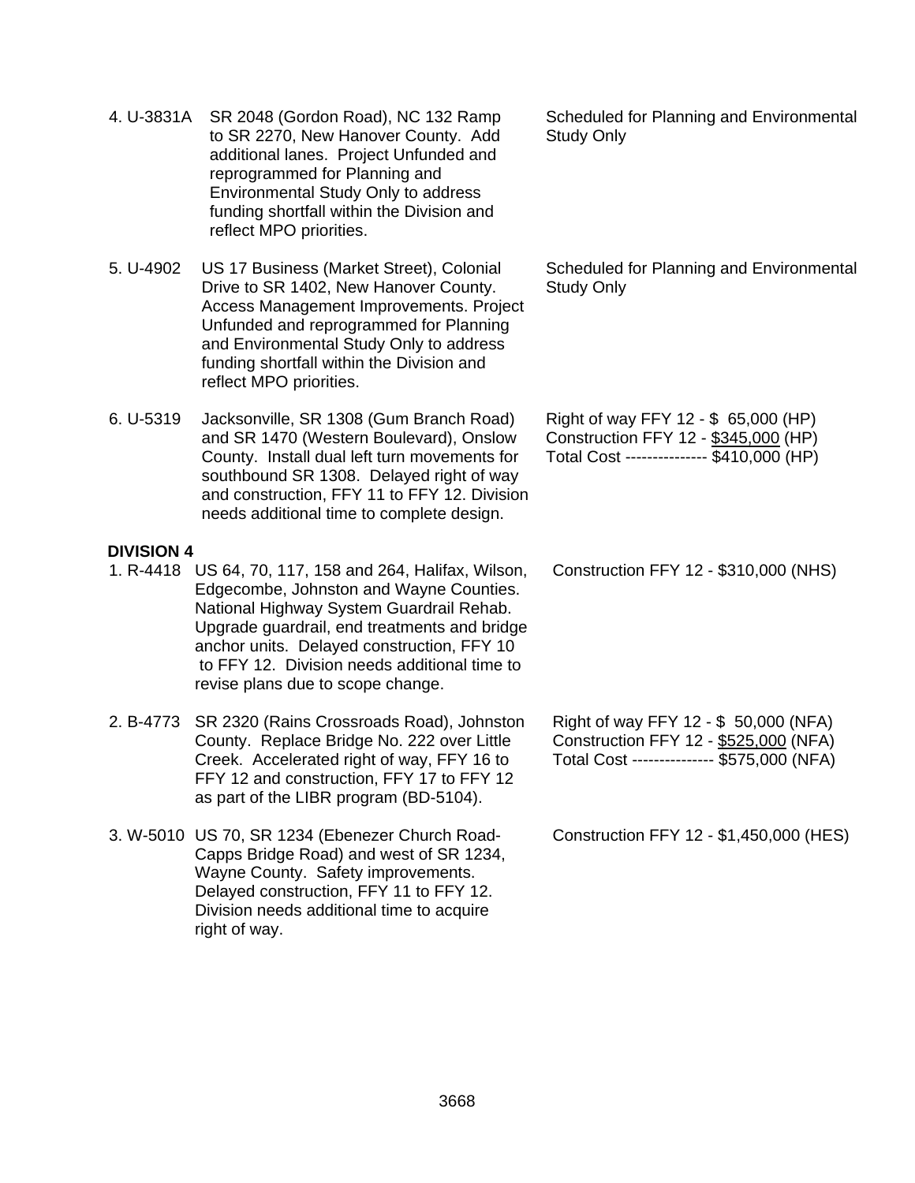| | | |
|---|---|---|
| 4. U-3831A | SR 2048 (Gordon Road), NC 132 Ramp to SR 2270, New Hanover County. Add additional lanes. Project Unfunded and reprogrammed for Planning and Environmental Study Only to address funding shortfall within the Division and reflect MPO priorities. | Scheduled for Planning and Environmental Study Only |
| 5. U-4902 | US 17 Business (Market Street), Colonial Drive to SR 1402, New Hanover County. Access Management Improvements. Project Unfunded and reprogrammed for Planning and Environmental Study Only to address funding shortfall within the Division and reflect MPO priorities. | Scheduled for Planning and Environmental Study Only |
| 6. U-5319 | Jacksonville, SR 1308 (Gum Branch Road) and SR 1470 (Western Boulevard), Onslow County. Install dual left turn movements for southbound SR 1308. Delayed right of way and construction, FFY 11 to FFY 12. Division needs additional time to complete design. | Right of way FFY 12 - \$ 65,000 (HP)<br>Construction FFY 12 - <u>\$345,000</u> (HP)<br>Total Cost --------------- \$410,000 (HP) |

**DIVISION 4**

| | | |
|---|---|---|
| 1. R-4418 | US 64, 70, 117, 158 and 264, Halifax, Wilson, Edgecombe, Johnston and Wayne Counties. National Highway System Guardrail Rehab. Upgrade guardrail, end treatments and bridge anchor units. Delayed construction, FFY 10 to FFY 12. Division needs additional time to revise plans due to scope change. | Construction FFY 12 - \$310,000 (NHS) |
| 2. B-4773 | SR 2320 (Rains Crossroads Road), Johnston County. Replace Bridge No. 222 over Little Creek. Accelerated right of way, FFY 16 to FFY 12 and construction, FFY 17 to FFY 12 as part of the LIBR program (BD-5104). | Right of way FFY 12 - \$ 50,000 (NFA)<br>Construction FFY 12 - <u>\$525,000</u> (NFA)<br>Total Cost --------------- \$575,000 (NFA) |
| 3. W-5010 | US 70, SR 1234 (Ebenezer Church Road-Capps Bridge Road) and west of SR 1234, Wayne County. Safety improvements. Delayed construction, FFY 11 to FFY 12. Division needs additional time to acquire right of way. | Construction FFY 12 - \$1,450,000 (HES) |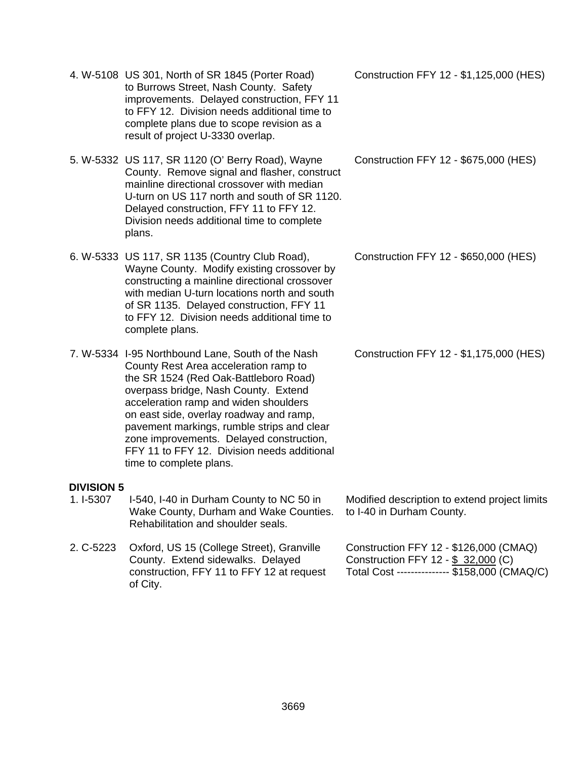4. W-5108 US 301, North of SR 1845 (Porter Road) to Burrows Street, Nash County. Safety improvements. Delayed construction, FFY 11 to FFY 12. Division needs additional time to complete plans due to scope revision as a result of project U-3330 overlap.

   Construction FFY 12 - $1,125,000 (HES)

5. W-5332 US 117, SR 1120 (O' Berry Road), Wayne County. Remove signal and flasher, construct mainline directional crossover with median U-turn on US 117 north and south of SR 1120. Delayed construction, FFY 11 to FFY 12. Division needs additional time to complete plans.

   Construction FFY 12 - $675,000 (HES)

6. W-5333 US 117, SR 1135 (Country Club Road), Wayne County. Modify existing crossover by constructing a mainline directional crossover with median U-turn locations north and south of SR 1135. Delayed construction, FFY 11 to FFY 12. Division needs additional time to complete plans.

   Construction FFY 12 - $650,000 (HES)

7. W-5334 I-95 Northbound Lane, South of the Nash County Rest Area acceleration ramp to the SR 1524 (Red Oak-Battleboro Road) overpass bridge, Nash County. Extend acceleration ramp and widen shoulders on east side, overlay roadway and ramp, pavement markings, rumble strips and clear zone improvements. Delayed construction, FFY 11 to FFY 12. Division needs additional time to complete plans.

   Construction FFY 12 - $1,175,000 (HES)

**DIVISION 5**

1. I-5307 I-540, I-40 in Durham County to NC 50 in Wake County, Durham and Wake Counties. Rehabilitation and shoulder seals.

   Modified description to extend project limits to I-40 in Durham County.

2. C-5223 Oxford, US 15 (College Street), Granville County. Extend sidewalks. Delayed construction, FFY 11 to FFY 12 at request of City.

   Construction FFY 12 - $126,000 (CMAQ)
   Construction FFY 12 - $ 32,000 (C)
   Total Cost --------------- $158,000 (CMAQ/C)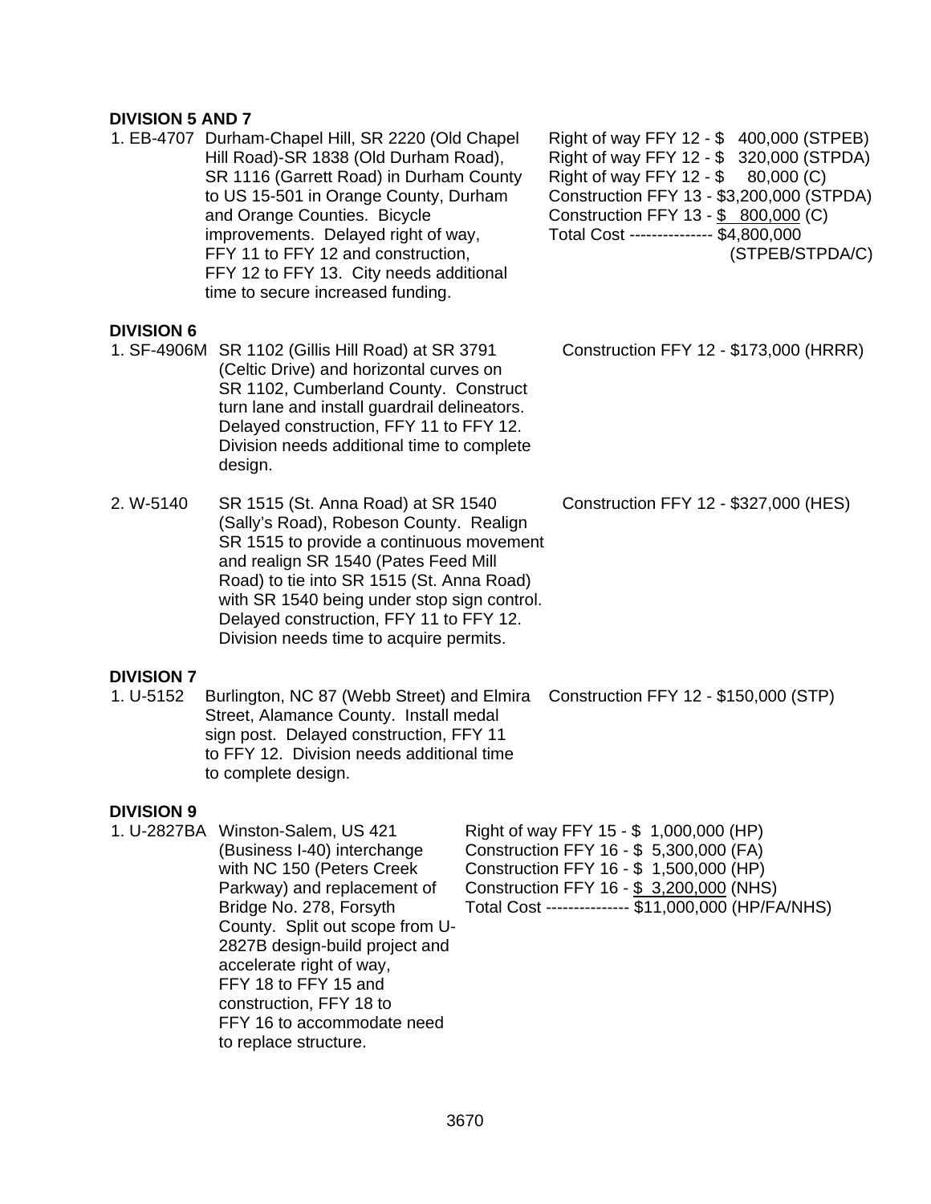**DIVISION 5 AND 7**

1. EB-4707 Durham-Chapel Hill, SR 2220 (Old Chapel Hill Road)-SR 1838 (Old Durham Road), SR 1116 (Garrett Road) in Durham County to US 15-501 in Orange County, Durham and Orange Counties. Bicycle improvements. Delayed right of way, FFY 11 to FFY 12 and construction, FFY 12 to FFY 13. City needs additional time to secure increased funding.

   Right of way FFY 12 - $ 400,000 (STPEB)
   Right of way FFY 12 - $ 320,000 (STPDA)
   Right of way FFY 12 - $ 80,000 (C)
   Construction FFY 13 - $3,200,000 (STPDA)
   Construction FFY 13 - $ 800,000 (C)
   Total Cost --------------- $4,800,000 (STPEB/STPDA/C)

**DIVISION 6**

1. SF-4906M SR 1102 (Gillis Hill Road) at SR 3791 (Celtic Drive) and horizontal curves on SR 1102, Cumberland County. Construct turn lane and install guardrail delineators. Delayed construction, FFY 11 to FFY 12. Division needs additional time to complete design.

   Construction FFY 12 - $173,000 (HRRR)

2. W-5140 SR 1515 (St. Anna Road) at SR 1540 (Sally's Road), Robeson County. Realign SR 1515 to provide a continuous movement and realign SR 1540 (Pates Feed Mill Road) to tie into SR 1515 (St. Anna Road) with SR 1540 being under stop sign control. Delayed construction, FFY 11 to FFY 12. Division needs time to acquire permits.

   Construction FFY 12 - $327,000 (HES)

**DIVISION 7**

1. U-5152 Burlington, NC 87 (Webb Street) and Elmira Street, Alamance County. Install medal sign post. Delayed construction, FFY 11 to FFY 12. Division needs additional time to complete design.

   Construction FFY 12 - $150,000 (STP)

**DIVISION 9**

1. U-2827BA Winston-Salem, US 421 (Business I-40) interchange with NC 150 (Peters Creek Parkway) and replacement of Bridge No. 278, Forsyth County. Split out scope from U-2827B design-build project and accelerate right of way, FFY 18 to FFY 15 and construction, FFY 18 to FFY 16 to accommodate need to replace structure.

   Right of way FFY 15 - $ 1,000,000 (HP)
   Construction FFY 16 - $ 5,300,000 (FA)
   Construction FFY 16 - $ 1,500,000 (HP)
   Construction FFY 16 - $ 3,200,000 (NHS)
   Total Cost --------------- $11,000,000 (HP/FA/NHS)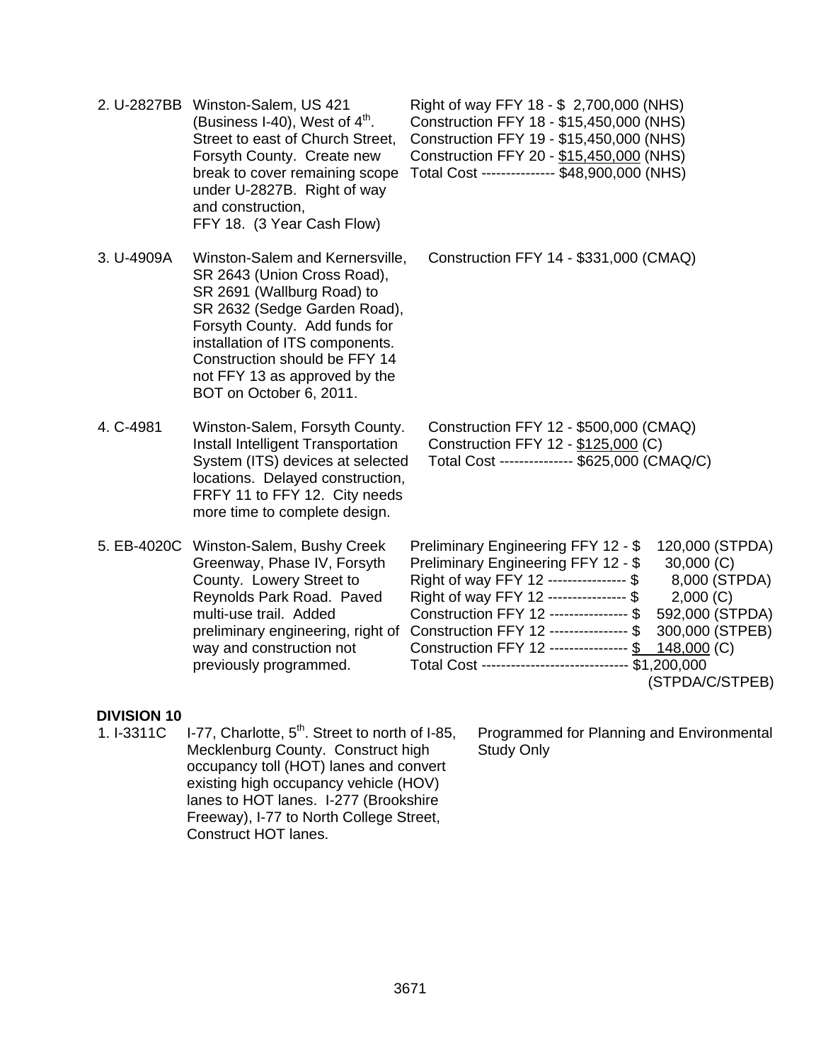| | | |
|---|---|---|
| 2. U-2827BB | Winston-Salem, US 421 (Business I-40), West of 4th. Street to east of Church Street, Forsyth County. Create new break to cover remaining scope under U-2827B. Right of way and construction, FFY 18. (3 Year Cash Flow) | Right of way FFY 18 - $ 2,700,000 (NHS)<br>Construction FFY 18 - $15,450,000 (NHS)<br>Construction FFY 19 - $15,450,000 (NHS)<br>Construction FFY 20 - $15,450,000 (NHS)<br>Total Cost --------------- $48,900,000 (NHS) |
| 3. U-4909A | Winston-Salem and Kernersville, SR 2643 (Union Cross Road), SR 2691 (Wallburg Road) to SR 2632 (Sedge Garden Road), Forsyth County. Add funds for installation of ITS components. Construction should be FFY 14 not FFY 13 as approved by the BOT on October 6, 2011. | Construction FFY 14 - $331,000 (CMAQ) |
| 4. C-4981 | Winston-Salem, Forsyth County. Install Intelligent Transportation System (ITS) devices at selected locations. Delayed construction, FRFY 11 to FFY 12. City needs more time to complete design. | Construction FFY 12 - $500,000 (CMAQ)<br>Construction FFY 12 - $125,000 (C)<br>Total Cost --------------- $625,000 (CMAQ/C) |
| 5. EB-4020C | Winston-Salem, Bushy Creek Greenway, Phase IV, Forsyth County. Lowery Street to Reynolds Park Road. Paved multi-use trail. Added preliminary engineering, right of way and construction not previously programmed. | Preliminary Engineering FFY 12 - $ 120,000 (STPDA)<br>Preliminary Engineering FFY 12 - $ 30,000 (C)<br>Right of way FFY 12 ---------------- $ 8,000 (STPDA)<br>Right of way FFY 12 ---------------- $ 2,000 (C)<br>Construction FFY 12 ---------------- $ 592,000 (STPDA)<br>Construction FFY 12 ---------------- $ 300,000 (STPEB)<br>Construction FFY 12 ---------------- $ 148,000 (C)<br>Total Cost ------------------------------ $1,200,000 (STPDA/C/STPEB) |

**DIVISION 10**

| | | |
|---|---|---|
| 1. I-3311C | I-77, Charlotte, 5th. Street to north of I-85, Mecklenburg County. Construct high occupancy toll (HOT) lanes and convert existing high occupancy vehicle (HOV) lanes to HOT lanes. I-277 (Brookshire Freeway), I-77 to North College Street, Construct HOT lanes. | Programmed for Planning and Environmental Study Only |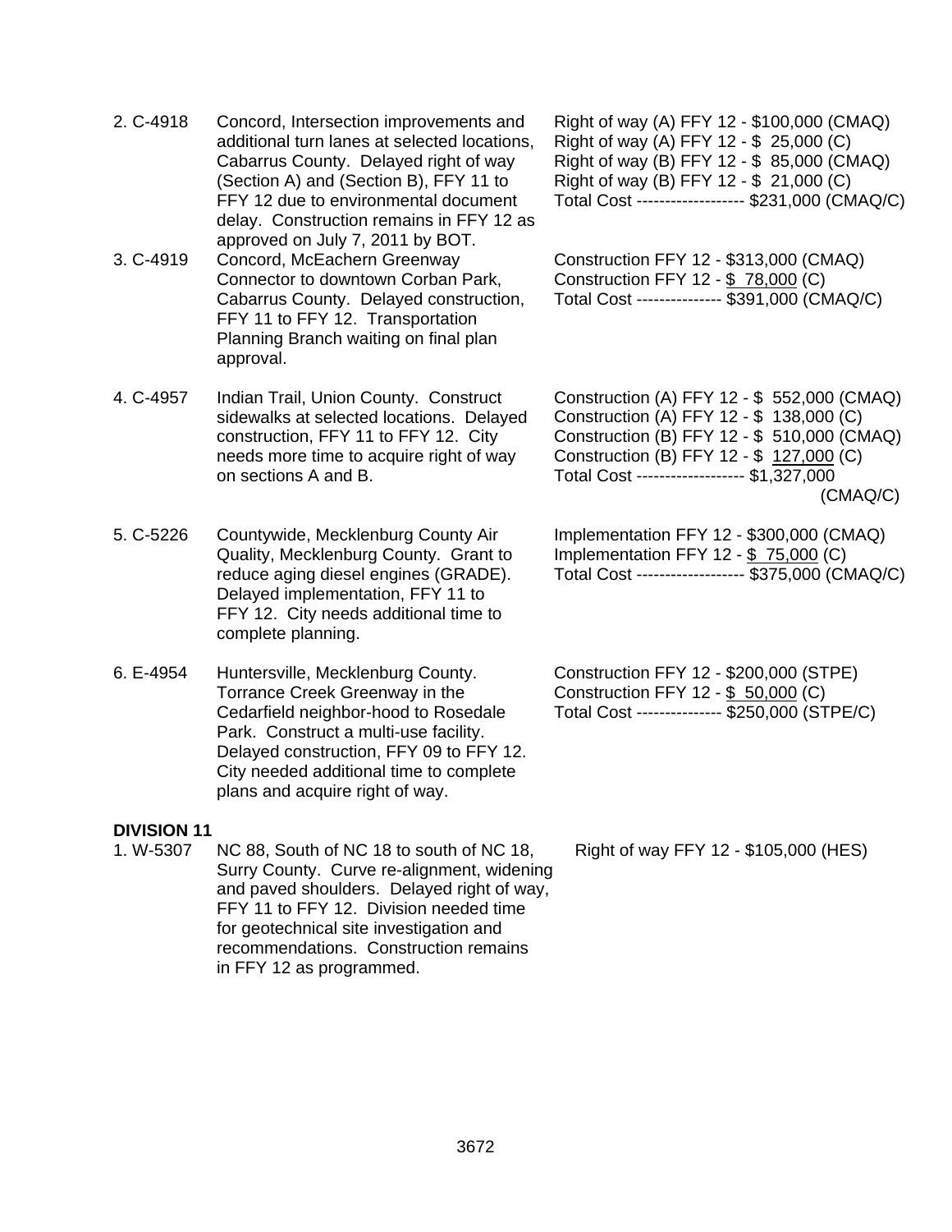2. C-4918 Concord, Intersection improvements and additional turn lanes at selected locations, Cabarrus County. Delayed right of way (Section A) and (Section B), FFY 11 to FFY 12 due to environmental document delay. Construction remains in FFY 12 as approved on July 7, 2011 by BOT.

Right of way (A) FFY 12 - $100,000 (CMAQ)
Right of way (A) FFY 12 - $ 25,000 (C)
Right of way (B) FFY 12 - $ 85,000 (CMAQ)
Right of way (B) FFY 12 - $ 21,000 (C)
Total Cost ------------------ $231,000 (CMAQ/C)

3. C-4919 Concord, McEachern Greenway Connector to downtown Corban Park, Cabarrus County. Delayed construction, FFY 11 to FFY 12. Transportation Planning Branch waiting on final plan approval.

Construction FFY 12 - $313,000 (CMAQ)
Construction FFY 12 - $ 78,000 (C)
Total Cost -------------- $391,000 (CMAQ/C)

4. C-4957 Indian Trail, Union County. Construct sidewalks at selected locations. Delayed construction, FFY 11 to FFY 12. City needs more time to acquire right of way on sections A and B.

Construction (A) FFY 12 - $ 552,000 (CMAQ)
Construction (A) FFY 12 - $ 138,000 (C)
Construction (B) FFY 12 - $ 510,000 (CMAQ)
Construction (B) FFY 12 - $ 127,000 (C)
Total Cost ------------------ $1,327,000 (CMAQ/C)

5. C-5226 Countywide, Mecklenburg County Air Quality, Mecklenburg County. Grant to reduce aging diesel engines (GRADE). Delayed implementation, FFY 11 to FFY 12. City needs additional time to complete planning.

Implementation FFY 12 - $300,000 (CMAQ)
Implementation FFY 12 - $ 75,000 (C)
Total Cost ------------------ $375,000 (CMAQ/C)

6. E-4954 Huntersville, Mecklenburg County. Torrance Creek Greenway in the Cedarfield neighbor-hood to Rosedale Park. Construct a multi-use facility. Delayed construction, FFY 09 to FFY 12. City needed additional time to complete plans and acquire right of way.

Construction FFY 12 - $200,000 (STPE)
Construction FFY 12 - $ 50,000 (C)
Total Cost -------------- $250,000 (STPE/C)

**DIVISION 11**

1. W-5307 NC 88, South of NC 18 to south of NC 18, Surry County. Curve re-alignment, widening and paved shoulders. Delayed right of way, FFY 11 to FFY 12. Division needed time for geotechnical site investigation and recommendations. Construction remains in FFY 12 as programmed.

Right of way FFY 12 - $105,000 (HES)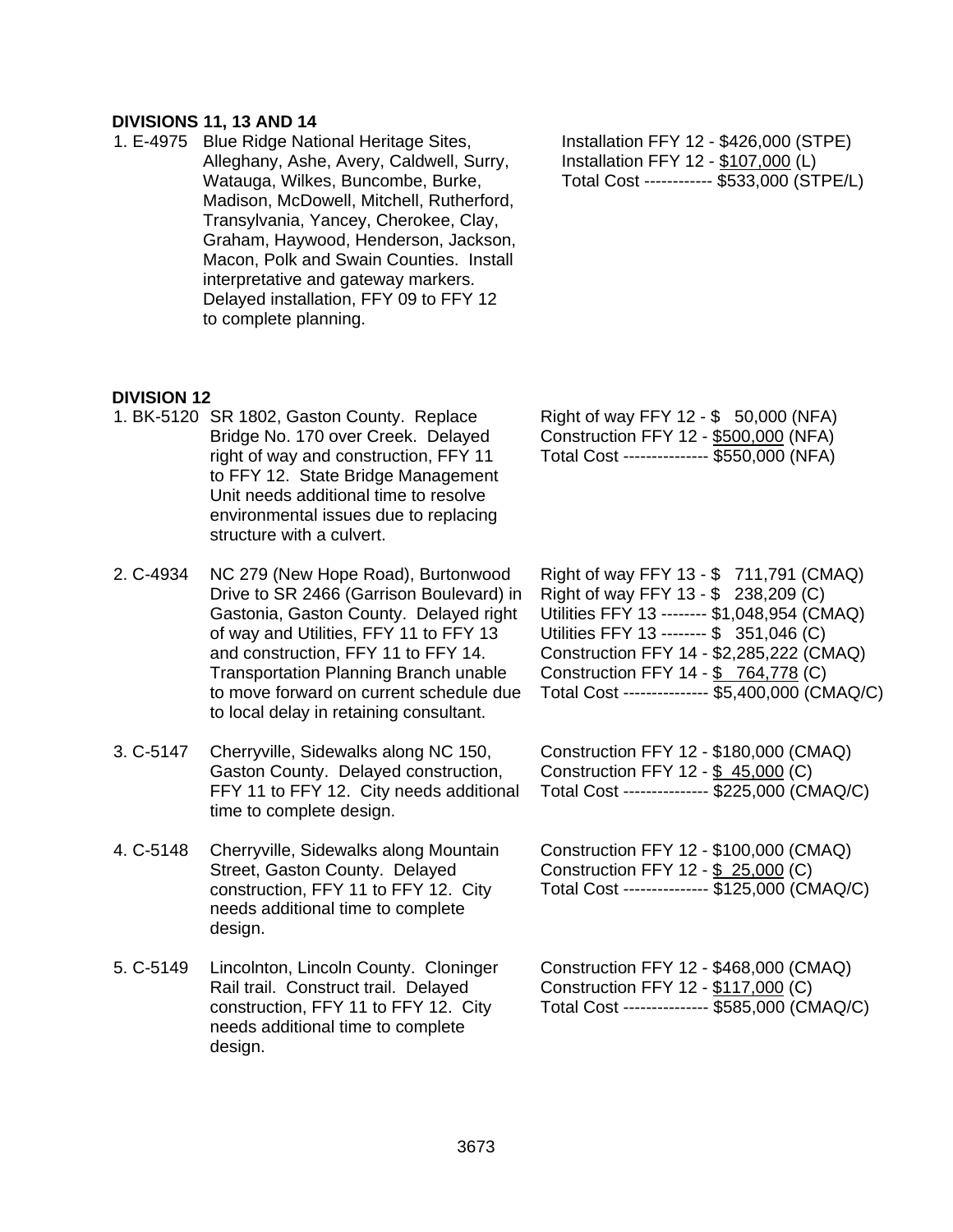**DIVISIONS 11, 13 AND 14**

| | | |
|---|---|---|
| 1. E-4975 | Blue Ridge National Heritage Sites, Alleghany, Ashe, Avery, Caldwell, Surry, Watauga, Wilkes, Buncombe, Burke, Madison, McDowell, Mitchell, Rutherford, Transylvania, Yancey, Cherokee, Clay, Graham, Haywood, Henderson, Jackson, Macon, Polk and Swain Counties. Install interpretative and gateway markers. Delayed installation, FFY 09 to FFY 12 to complete planning. | Installation FFY 12 - $426,000 (STPE)<br>Installation FFY 12 - $107,000 (L)<br>Total Cost ------------ $533,000 (STPE/L) |

**DIVISION 12**

| | | |
|---|---|---|
| 1. BK-5120 | SR 1802, Gaston County. Replace Bridge No. 170 over Creek. Delayed right of way and construction, FFY 11 to FFY 12. State Bridge Management Unit needs additional time to resolve environmental issues due to replacing structure with a culvert. | Right of way FFY 12 - $ 50,000 (NFA)<br>Construction FFY 12 - $500,000 (NFA)<br>Total Cost --------------- $550,000 (NFA) |
| 2. C-4934 | NC 279 (New Hope Road), Burtonwood Drive to SR 2466 (Garrison Boulevard) in Gastonia, Gaston County. Delayed right of way and Utilities, FFY 11 to FFY 13 and construction, FFY 11 to FFY 14. Transportation Planning Branch unable to move forward on current schedule due to local delay in retaining consultant. | Right of way FFY 13 - $ 711,791 (CMAQ)<br>Right of way FFY 13 - $ 238,209 (C)<br>Utilities FFY 13 -------- $1,048,954 (CMAQ)<br>Utilities FFY 13 -------- $ 351,046 (C)<br>Construction FFY 14 - $2,285,222 (CMAQ)<br>Construction FFY 14 - $ 764,778 (C)<br>Total Cost --------------- $5,400,000 (CMAQ/C) |
| 3. C-5147 | Cherryville, Sidewalks along NC 150, Gaston County. Delayed construction, FFY 11 to FFY 12. City needs additional time to complete design. | Construction FFY 12 - $180,000 (CMAQ)<br>Construction FFY 12 - $ 45,000 (C)<br>Total Cost --------------- $225,000 (CMAQ/C) |
| 4. C-5148 | Cherryville, Sidewalks along Mountain Street, Gaston County. Delayed construction, FFY 11 to FFY 12. City needs additional time to complete design. | Construction FFY 12 - $100,000 (CMAQ)<br>Construction FFY 12 - $ 25,000 (C)<br>Total Cost --------------- $125,000 (CMAQ/C) |
| 5. C-5149 | Lincolnton, Lincoln County. Cloninger Rail trail. Construct trail. Delayed construction, FFY 11 to FFY 12. City needs additional time to complete design. | Construction FFY 12 - $468,000 (CMAQ)<br>Construction FFY 12 - $117,000 (C)<br>Total Cost --------------- $585,000 (CMAQ/C) |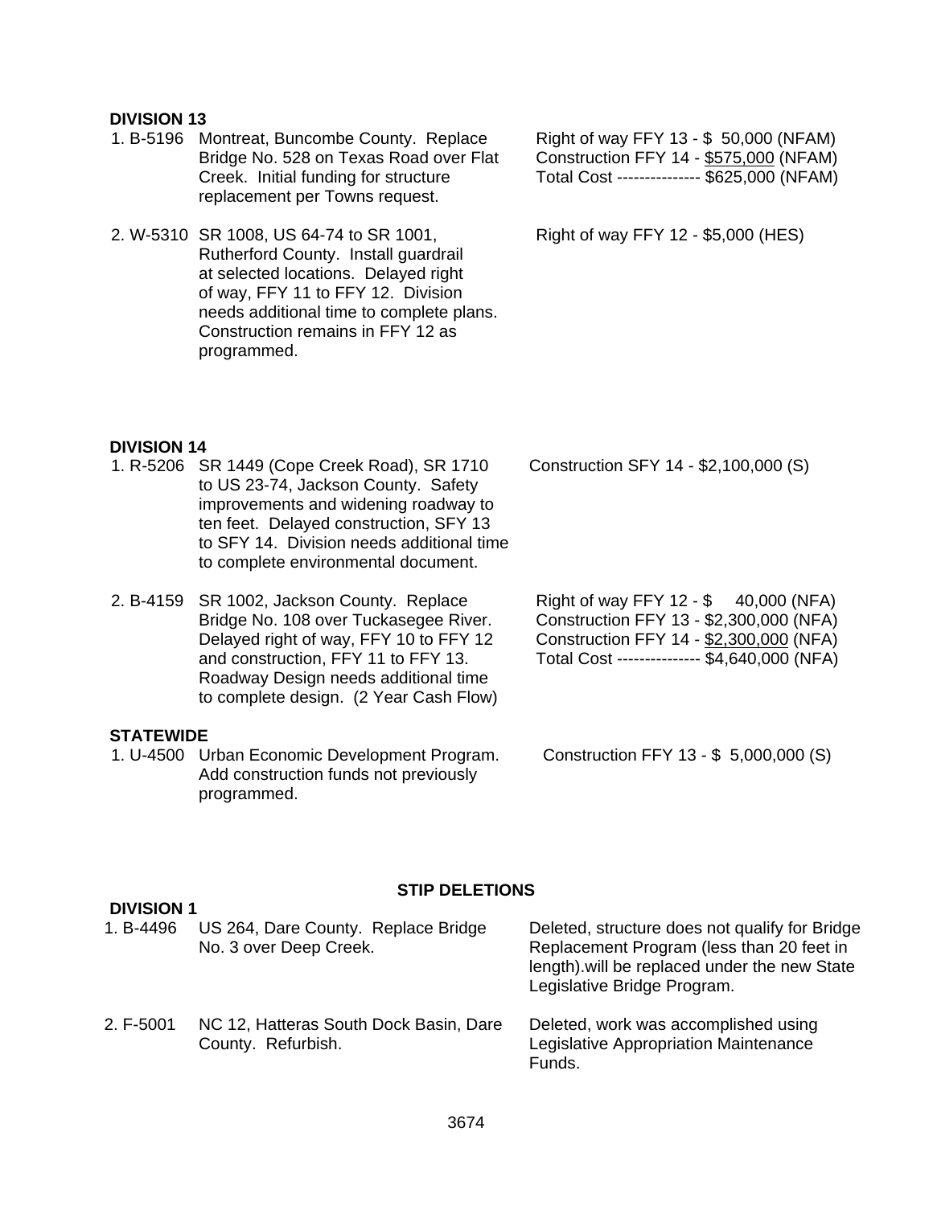**DIVISION 13**

| | | |
|---|---|---|
| 1. B-5196 | Montreat, Buncombe County. Replace Bridge No. 528 on Texas Road over Flat Creek. Initial funding for structure replacement per Towns request. | Right of way FFY 13 - $ 50,000 (NFAM)<br>Construction FFY 14 - $575,000 (NFAM)<br>Total Cost --------------- $625,000 (NFAM) |
| 2. W-5310 | SR 1008, US 64-74 to SR 1001, Rutherford County. Install guardrail at selected locations. Delayed right of way, FFY 11 to FFY 12. Division needs additional time to complete plans. Construction remains in FFY 12 as programmed. | Right of way FFY 12 - $5,000 (HES) |

**DIVISION 14**

| | | |
|---|---|---|
| 1. R-5206 | SR 1449 (Cope Creek Road), SR 1710 to US 23-74, Jackson County. Safety improvements and widening roadway to ten feet. Delayed construction, SFY 13 to SFY 14. Division needs additional time to complete environmental document. | Construction SFY 14 - $2,100,000 (S) |
| 2. B-4159 | SR 1002, Jackson County. Replace Bridge No. 108 over Tuckasegee River. Delayed right of way, FFY 10 to FFY 12 and construction, FFY 11 to FFY 13. Roadway Design needs additional time to complete design. (2 Year Cash Flow) | Right of way FFY 12 - $ 40,000 (NFA)<br>Construction FFY 13 - $2,300,000 (NFA)<br>Construction FFY 14 - $2,300,000 (NFA)<br>Total Cost --------------- $4,640,000 (NFA) |

**STATEWIDE**

| | | |
|---|---|---|
| 1. U-4500 | Urban Economic Development Program. Add construction funds not previously programmed. | Construction FFY 13 - $ 5,000,000 (S) |

**STIP DELETIONS**

**DIVISION 1**

| | | |
|---|---|---|
| 1. B-4496 | US 264, Dare County. Replace Bridge No. 3 over Deep Creek. | Deleted, structure does not qualify for Bridge Replacement Program (less than 20 feet in length).will be replaced under the new State Legislative Bridge Program. |
| 2. F-5001 | NC 12, Hatteras South Dock Basin, Dare County. Refurbish. | Deleted, work was accomplished using Legislative Appropriation Maintenance Funds. |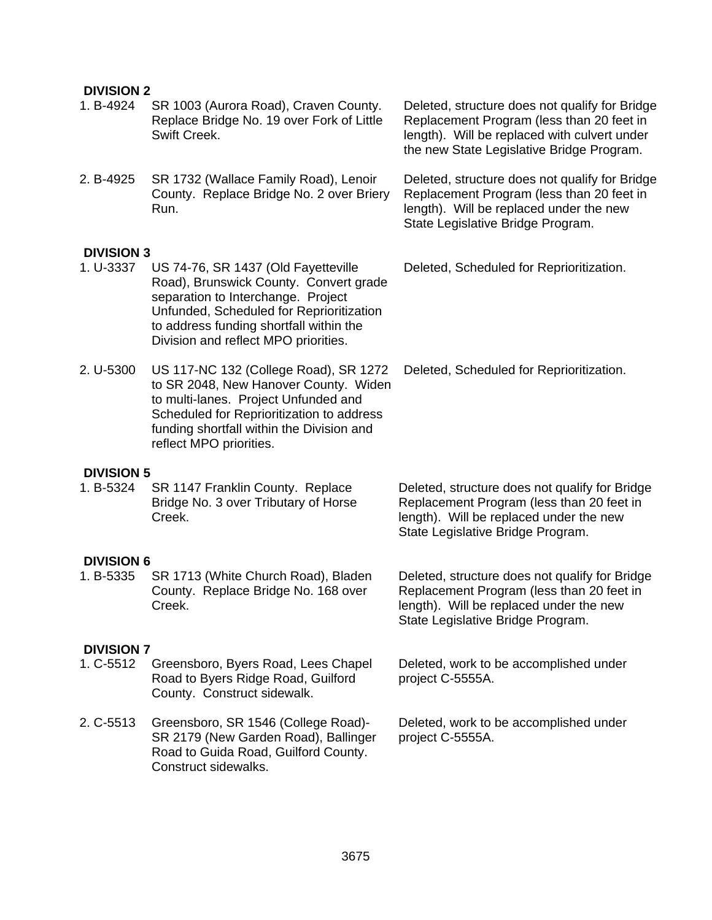**DIVISION 2**

| | | |
|---|---|---|
| 1. B-4924 | SR 1003 (Aurora Road), Craven County. Replace Bridge No. 19 over Fork of Little Swift Creek. | Deleted, structure does not qualify for Bridge Replacement Program (less than 20 feet in length). Will be replaced with culvert under the new State Legislative Bridge Program. |
| 2. B-4925 | SR 1732 (Wallace Family Road), Lenoir County. Replace Bridge No. 2 over Briery Run. | Deleted, structure does not qualify for Bridge Replacement Program (less than 20 feet in length). Will be replaced under the new State Legislative Bridge Program. |

**DIVISION 3**

| | | |
|---|---|---|
| 1. U-3337 | US 74-76, SR 1437 (Old Fayetteville Road), Brunswick County. Convert grade separation to Interchange. Project Unfunded, Scheduled for Reprioritization to address funding shortfall within the Division and reflect MPO priorities. | Deleted, Scheduled for Reprioritization. |
| 2. U-5300 | US 117-NC 132 (College Road), SR 1272 to SR 2048, New Hanover County. Widen to multi-lanes. Project Unfunded and Scheduled for Reprioritization to address funding shortfall within the Division and reflect MPO priorities. | Deleted, Scheduled for Reprioritization. |

**DIVISION 5**

| | | |
|---|---|---|
| 1. B-5324 | SR 1147 Franklin County. Replace Bridge No. 3 over Tributary of Horse Creek. | Deleted, structure does not qualify for Bridge Replacement Program (less than 20 feet in length). Will be replaced under the new State Legislative Bridge Program. |

**DIVISION 6**

| | | |
|---|---|---|
| 1. B-5335 | SR 1713 (White Church Road), Bladen County. Replace Bridge No. 168 over Creek. | Deleted, structure does not qualify for Bridge Replacement Program (less than 20 feet in length). Will be replaced under the new State Legislative Bridge Program. |

**DIVISION 7**

| | | |
|---|---|---|
| 1. C-5512 | Greensboro, Byers Road, Lees Chapel Road to Byers Ridge Road, Guilford County. Construct sidewalk. | Deleted, work to be accomplished under project C-5555A. |
| 2. C-5513 | Greensboro, SR 1546 (College Road)-SR 2179 (New Garden Road), Ballinger Road to Guida Road, Guilford County. Construct sidewalks. | Deleted, work to be accomplished under project C-5555A. |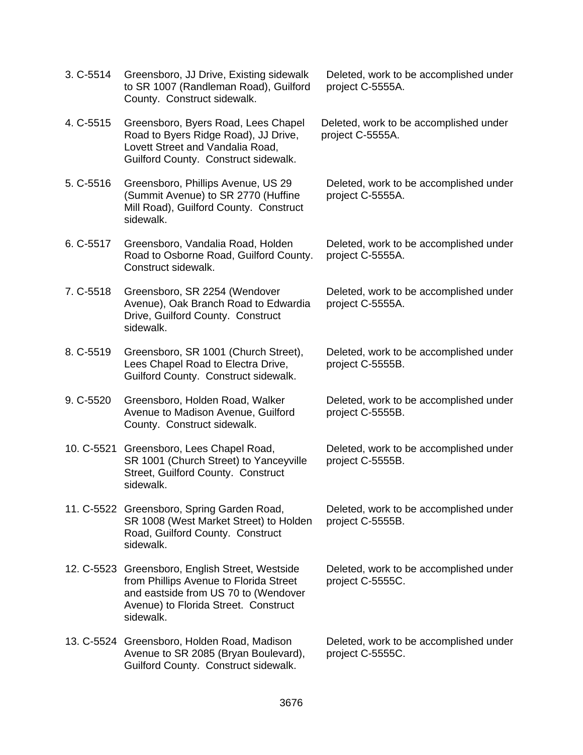3. C-5514 Greensboro, JJ Drive, Existing sidewalk to SR 1007 (Randleman Road), Guilford County. Construct sidewalk.

   Deleted, work to be accomplished under project C-5555A.

4. C-5515 Greensboro, Byers Road, Lees Chapel Road to Byers Ridge Road), JJ Drive, Lovett Street and Vandalia Road, Guilford County. Construct sidewalk.

   Deleted, work to be accomplished under project C-5555A.

5. C-5516 Greensboro, Phillips Avenue, US 29 (Summit Avenue) to SR 2770 (Huffine Mill Road), Guilford County. Construct sidewalk.

   Deleted, work to be accomplished under project C-5555A.

6. C-5517 Greensboro, Vandalia Road, Holden Road to Osborne Road, Guilford County. Construct sidewalk.

   Deleted, work to be accomplished under project C-5555A.

7. C-5518 Greensboro, SR 2254 (Wendover Avenue), Oak Branch Road to Edwardia Drive, Guilford County. Construct sidewalk.

   Deleted, work to be accomplished under project C-5555A.

8. C-5519 Greensboro, SR 1001 (Church Street), Lees Chapel Road to Electra Drive, Guilford County. Construct sidewalk.

   Deleted, work to be accomplished under project C-5555B.

9. C-5520 Greensboro, Holden Road, Walker Avenue to Madison Avenue, Guilford County. Construct sidewalk.

   Deleted, work to be accomplished under project C-5555B.

10. C-5521 Greensboro, Lees Chapel Road, SR 1001 (Church Street) to Yanceyville Street, Guilford County. Construct sidewalk.

    Deleted, work to be accomplished under project C-5555B.

11. C-5522 Greensboro, Spring Garden Road, SR 1008 (West Market Street) to Holden Road, Guilford County. Construct sidewalk.

    Deleted, work to be accomplished under project C-5555B.

12. C-5523 Greensboro, English Street, Westside from Phillips Avenue to Florida Street and eastside from US 70 to (Wendover Avenue) to Florida Street. Construct sidewalk.

    Deleted, work to be accomplished under project C-5555C.

13. C-5524 Greensboro, Holden Road, Madison Avenue to SR 2085 (Bryan Boulevard), Guilford County. Construct sidewalk.

    Deleted, work to be accomplished under project C-5555C.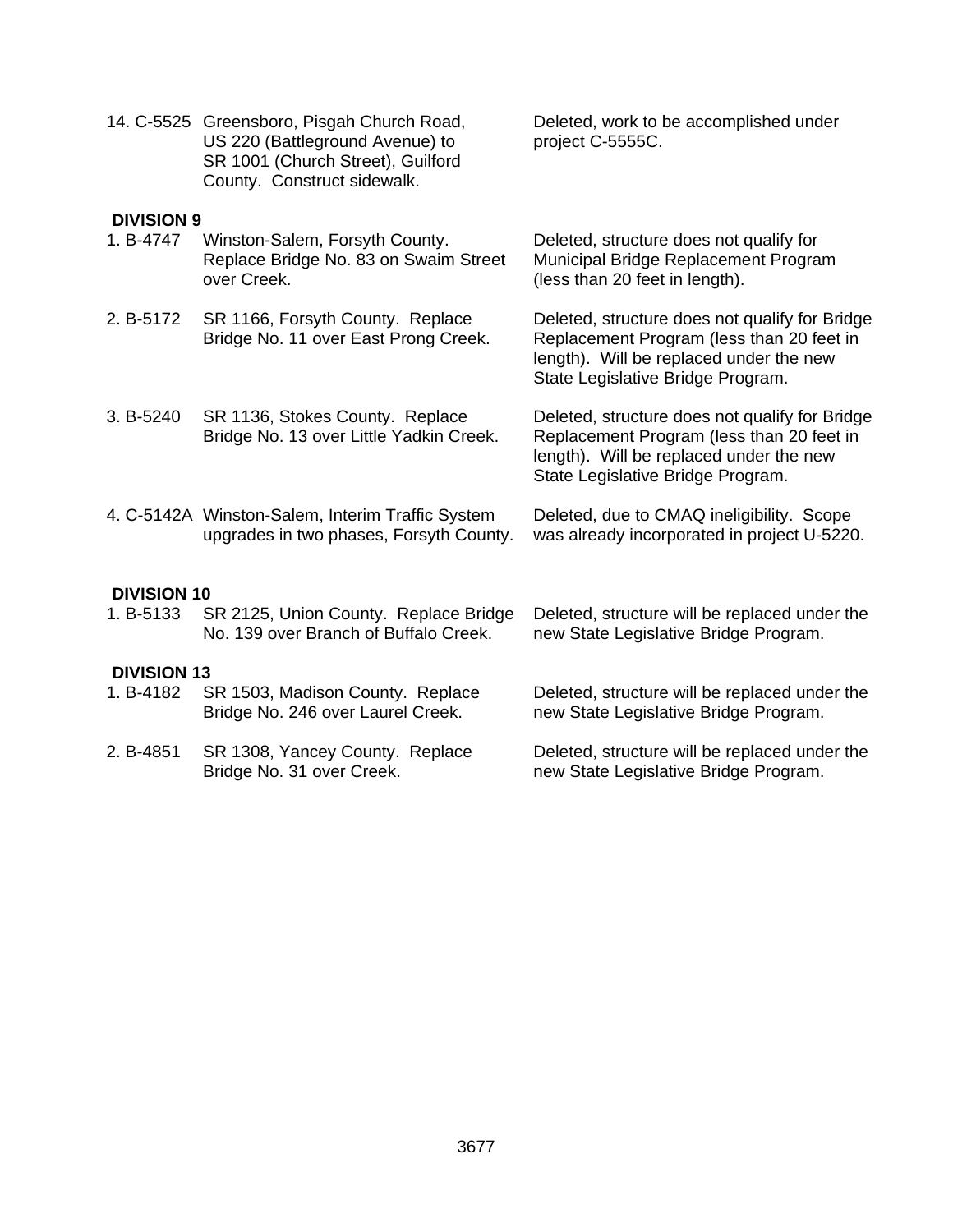14. C-5525 Greensboro, Pisgah Church Road, US 220 (Battleground Avenue) to SR 1001 (Church Street), Guilford County. Construct sidewalk. — Deleted, work to be accomplished under project C-5555C.

**DIVISION 9**

1. B-4747 Winston-Salem, Forsyth County. Replace Bridge No. 83 on Swaim Street over Creek. — Deleted, structure does not qualify for Municipal Bridge Replacement Program (less than 20 feet in length).

2. B-5172 SR 1166, Forsyth County. Replace Bridge No. 11 over East Prong Creek. — Deleted, structure does not qualify for Bridge Replacement Program (less than 20 feet in length). Will be replaced under the new State Legislative Bridge Program.

3. B-5240 SR 1136, Stokes County. Replace Bridge No. 13 over Little Yadkin Creek. — Deleted, structure does not qualify for Bridge Replacement Program (less than 20 feet in length). Will be replaced under the new State Legislative Bridge Program.

4. C-5142A Winston-Salem, Interim Traffic System upgrades in two phases, Forsyth County. — Deleted, due to CMAQ ineligibility. Scope was already incorporated in project U-5220.

**DIVISION 10**

1. B-5133 SR 2125, Union County. Replace Bridge No. 139 over Branch of Buffalo Creek. — Deleted, structure will be replaced under the new State Legislative Bridge Program.

**DIVISION 13**

1. B-4182 SR 1503, Madison County. Replace Bridge No. 246 over Laurel Creek. — Deleted, structure will be replaced under the new State Legislative Bridge Program.

2. B-4851 SR 1308, Yancey County. Replace Bridge No. 31 over Creek. — Deleted, structure will be replaced under the new State Legislative Bridge Program.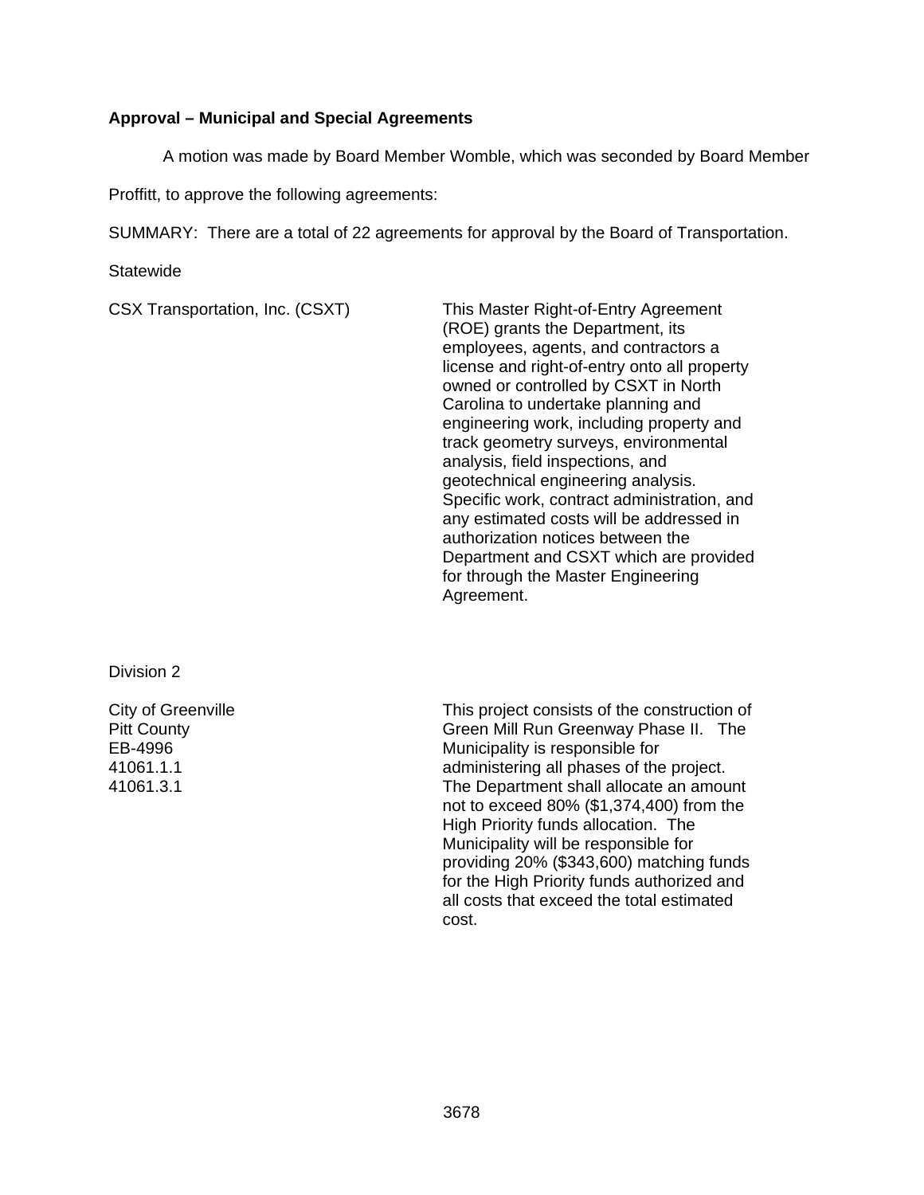**Approval – Municipal and Special Agreements**

A motion was made by Board Member Womble, which was seconded by Board Member Proffitt, to approve the following agreements:

SUMMARY: There are a total of 22 agreements for approval by the Board of Transportation.

Statewide

| | |
|---|---|
| CSX Transportation, Inc. (CSXT) | This Master Right-of-Entry Agreement (ROE) grants the Department, its employees, agents, and contractors a license and right-of-entry onto all property owned or controlled by CSXT in North Carolina to undertake planning and engineering work, including property and track geometry surveys, environmental analysis, field inspections, and geotechnical engineering analysis. Specific work, contract administration, and any estimated costs will be addressed in authorization notices between the Department and CSXT which are provided for through the Master Engineering Agreement. |

Division 2

| | |
|---|---|
| City of Greenville<br>Pitt County<br>EB-4996<br>41061.1.1<br>41061.3.1 | This project consists of the construction of Green Mill Run Greenway Phase II. The Municipality is responsible for administering all phases of the project. The Department shall allocate an amount not to exceed 80% ($1,374,400) from the High Priority funds allocation. The Municipality will be responsible for providing 20% ($343,600) matching funds for the High Priority funds authorized and all costs that exceed the total estimated cost. |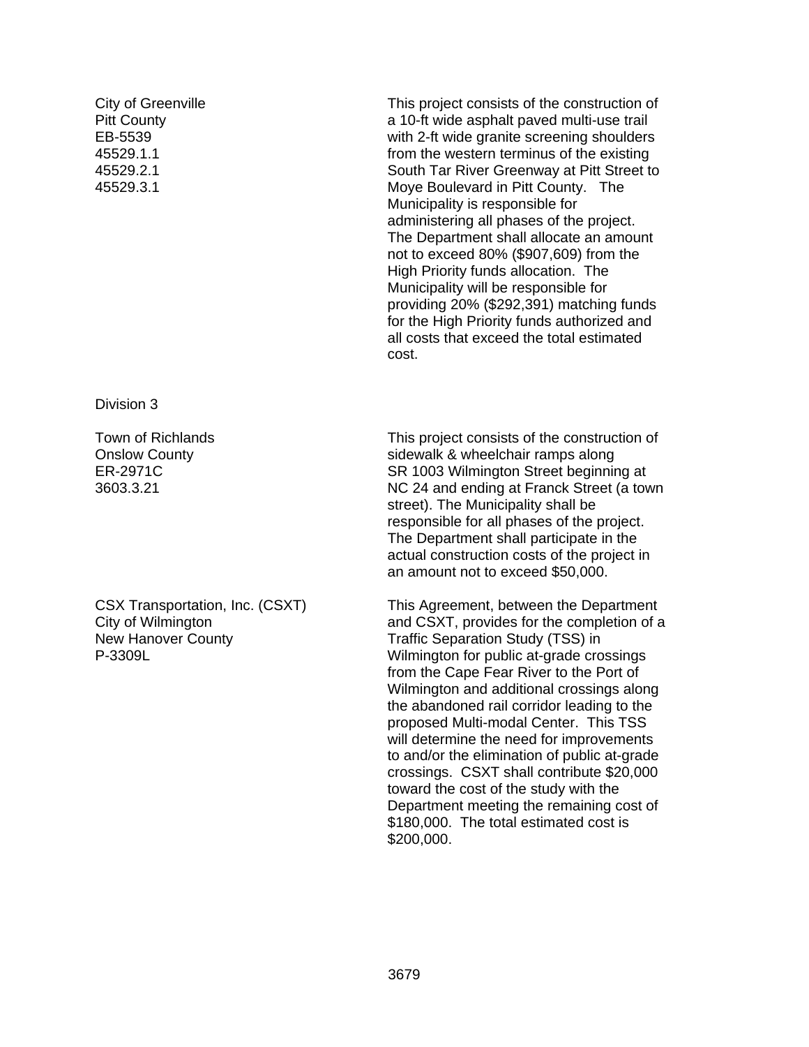| | |
|---|---|
| City of Greenville<br>Pitt County<br>EB-5539<br>45529.1.1<br>45529.2.1<br>45529.3.1 | This project consists of the construction of a 10-ft wide asphalt paved multi-use trail with 2-ft wide granite screening shoulders from the western terminus of the existing South Tar River Greenway at Pitt Street to Moye Boulevard in Pitt County. The Municipality is responsible for administering all phases of the project. The Department shall allocate an amount not to exceed 80% ($907,609) from the High Priority funds allocation. The Municipality will be responsible for providing 20% ($292,391) matching funds for the High Priority funds authorized and all costs that exceed the total estimated cost. |

Division 3

| | |
|---|---|
| Town of Richlands<br>Onslow County<br>ER-2971C<br>3603.3.21 | This project consists of the construction of sidewalk & wheelchair ramps along SR 1003 Wilmington Street beginning at NC 24 and ending at Franck Street (a town street). The Municipality shall be responsible for all phases of the project. The Department shall participate in the actual construction costs of the project in an amount not to exceed $50,000. |
| CSX Transportation, Inc. (CSXT)<br>City of Wilmington<br>New Hanover County<br>P-3309L | This Agreement, between the Department and CSXT, provides for the completion of a Traffic Separation Study (TSS) in Wilmington for public at-grade crossings from the Cape Fear River to the Port of Wilmington and additional crossings along the abandoned rail corridor leading to the proposed Multi-modal Center. This TSS will determine the need for improvements to and/or the elimination of public at-grade crossings. CSXT shall contribute $20,000 toward the cost of the study with the Department meeting the remaining cost of $180,000. The total estimated cost is $200,000. |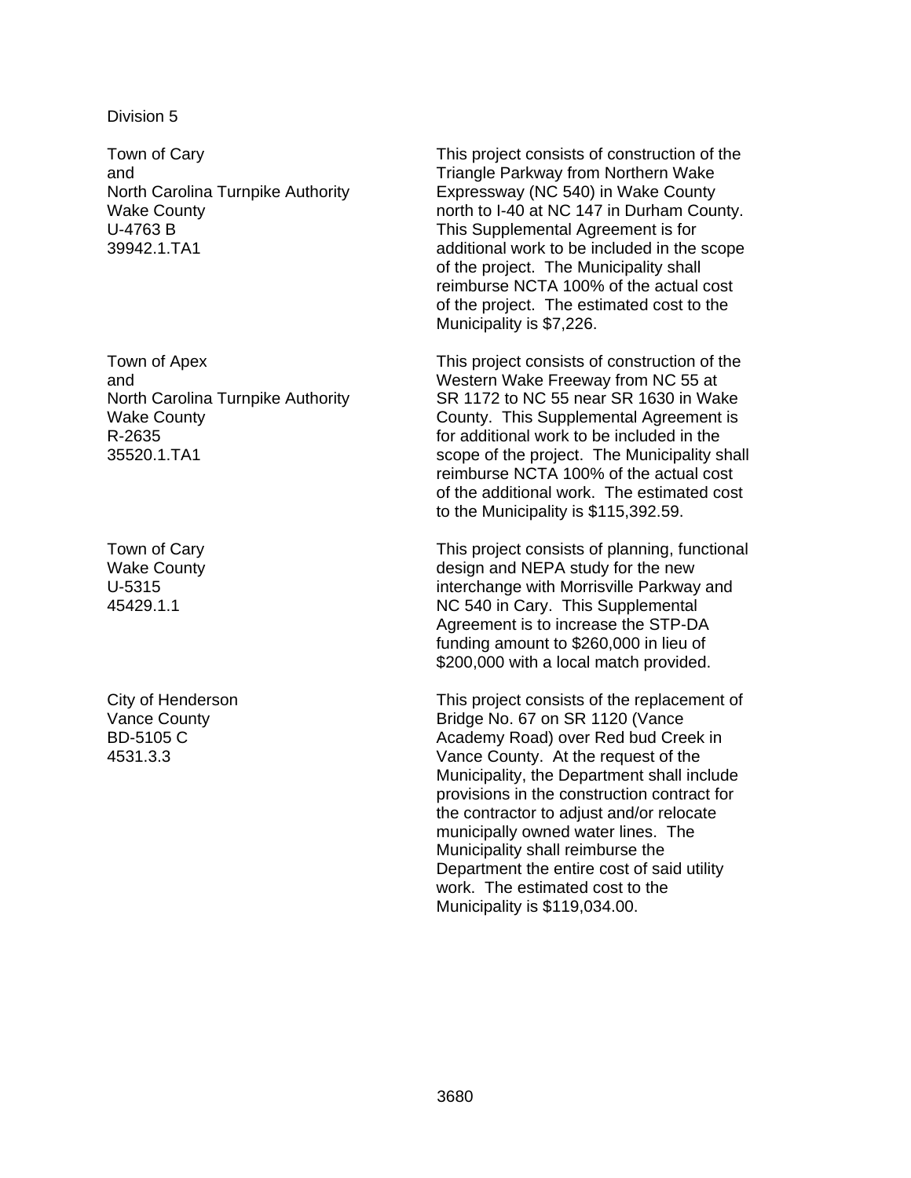Division 5

| | |
|---|---|
| Town of Cary<br>and<br>North Carolina Turnpike Authority<br>Wake County<br>U-4763 B<br>39942.1.TA1 | This project consists of construction of the Triangle Parkway from Northern Wake Expressway (NC 540) in Wake County north to I-40 at NC 147 in Durham County. This Supplemental Agreement is for additional work to be included in the scope of the project. The Municipality shall reimburse NCTA 100% of the actual cost of the project. The estimated cost to the Municipality is $7,226. |
| Town of Apex<br>and<br>North Carolina Turnpike Authority<br>Wake County<br>R-2635<br>35520.1.TA1 | This project consists of construction of the Western Wake Freeway from NC 55 at SR 1172 to NC 55 near SR 1630 in Wake County. This Supplemental Agreement is for additional work to be included in the scope of the project. The Municipality shall reimburse NCTA 100% of the actual cost of the additional work. The estimated cost to the Municipality is $115,392.59. |
| Town of Cary<br>Wake County<br>U-5315<br>45429.1.1 | This project consists of planning, functional design and NEPA study for the new interchange with Morrisville Parkway and NC 540 in Cary. This Supplemental Agreement is to increase the STP-DA funding amount to $260,000 in lieu of $200,000 with a local match provided. |
| City of Henderson<br>Vance County<br>BD-5105 C<br>4531.3.3 | This project consists of the replacement of Bridge No. 67 on SR 1120 (Vance Academy Road) over Red bud Creek in Vance County. At the request of the Municipality, the Department shall include provisions in the construction contract for the contractor to adjust and/or relocate municipally owned water lines. The Municipality shall reimburse the Department the entire cost of said utility work. The estimated cost to the Municipality is $119,034.00. |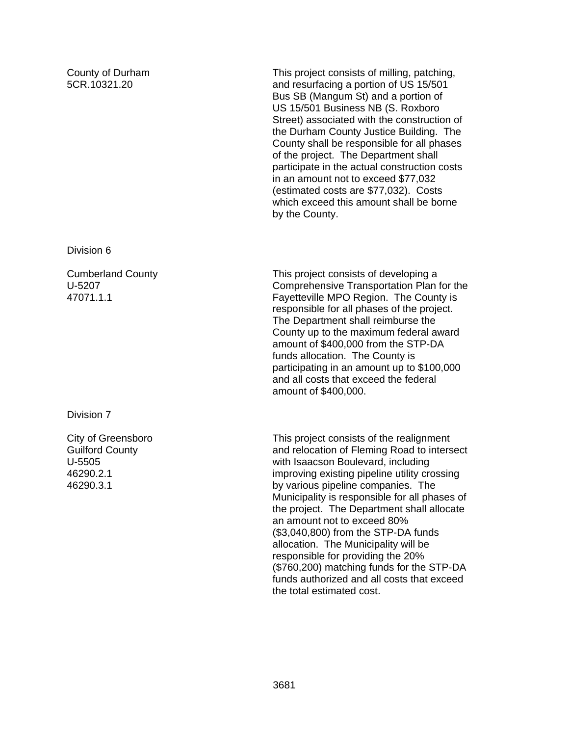County of Durham
5CR.10321.20

This project consists of milling, patching, and resurfacing a portion of US 15/501 Bus SB (Mangum St) and a portion of US 15/501 Business NB (S. Roxboro Street) associated with the construction of the Durham County Justice Building. The County shall be responsible for all phases of the project. The Department shall participate in the actual construction costs in an amount not to exceed $77,032 (estimated costs are $77,032). Costs which exceed this amount shall be borne by the County.

Division 6

Cumberland County
U-5207
47071.1.1

This project consists of developing a Comprehensive Transportation Plan for the Fayetteville MPO Region. The County is responsible for all phases of the project. The Department shall reimburse the County up to the maximum federal award amount of $400,000 from the STP-DA funds allocation. The County is participating in an amount up to $100,000 and all costs that exceed the federal amount of $400,000.

Division 7

City of Greensboro
Guilford County
U-5505
46290.2.1
46290.3.1

This project consists of the realignment and relocation of Fleming Road to intersect with Isaacson Boulevard, including improving existing pipeline utility crossing by various pipeline companies. The Municipality is responsible for all phases of the project. The Department shall allocate an amount not to exceed 80% ($3,040,800) from the STP-DA funds allocation. The Municipality will be responsible for providing the 20% ($760,200) matching funds for the STP-DA funds authorized and all costs that exceed the total estimated cost.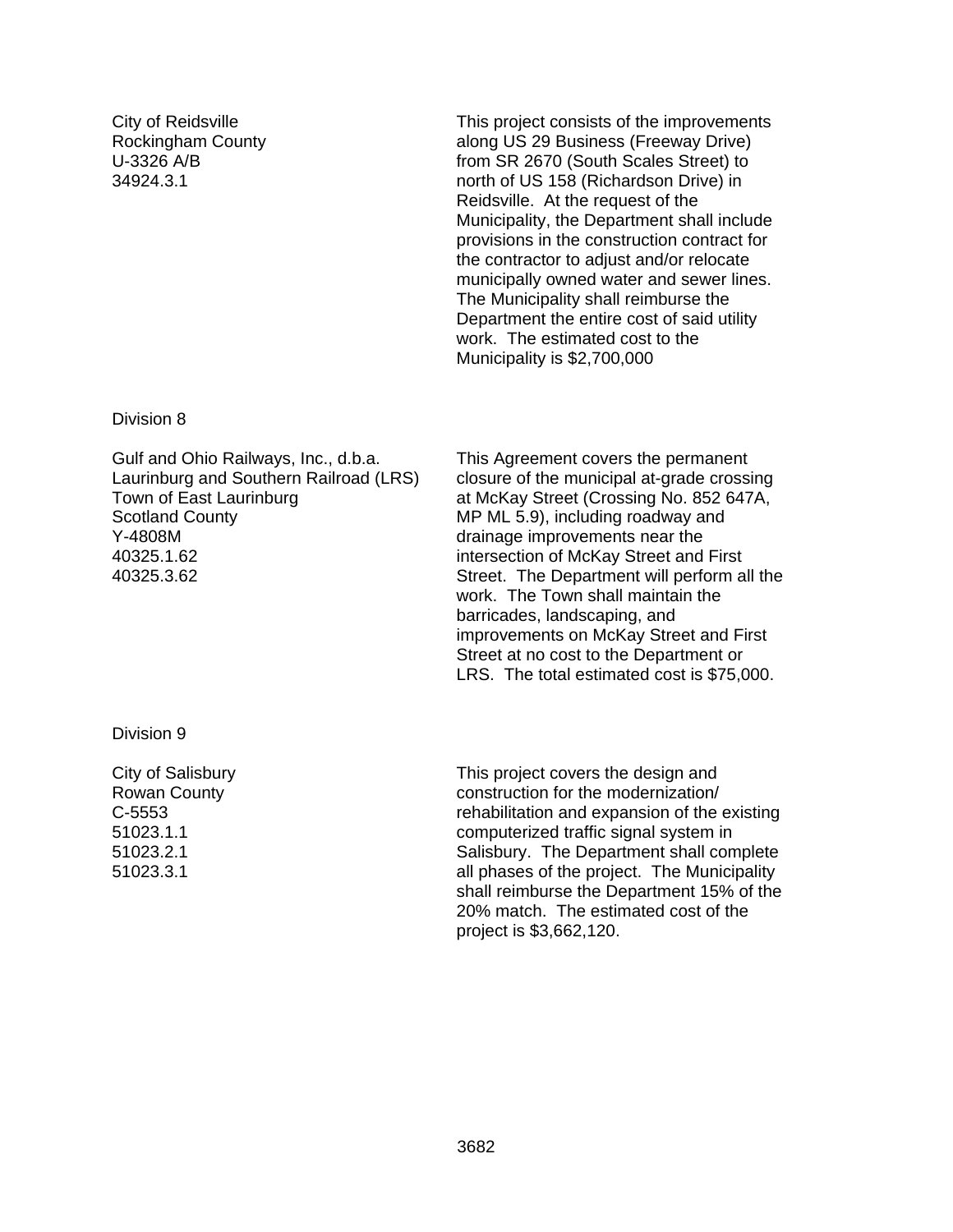City of Reidsville
Rockingham County
U-3326 A/B
34924.3.1

This project consists of the improvements along US 29 Business (Freeway Drive) from SR 2670 (South Scales Street) to north of US 158 (Richardson Drive) in Reidsville. At the request of the Municipality, the Department shall include provisions in the construction contract for the contractor to adjust and/or relocate municipally owned water and sewer lines. The Municipality shall reimburse the Department the entire cost of said utility work. The estimated cost to the Municipality is $2,700,000

Division 8

Gulf and Ohio Railways, Inc., d.b.a. Laurinburg and Southern Railroad (LRS)
Town of East Laurinburg
Scotland County
Y-4808M
40325.1.62
40325.3.62

This Agreement covers the permanent closure of the municipal at-grade crossing at McKay Street (Crossing No. 852 647A, MP ML 5.9), including roadway and drainage improvements near the intersection of McKay Street and First Street. The Department will perform all the work. The Town shall maintain the barricades, landscaping, and improvements on McKay Street and First Street at no cost to the Department or LRS. The total estimated cost is $75,000.

Division 9

City of Salisbury
Rowan County
C-5553
51023.1.1
51023.2.1
51023.3.1

This project covers the design and construction for the modernization/ rehabilitation and expansion of the existing computerized traffic signal system in Salisbury. The Department shall complete all phases of the project. The Municipality shall reimburse the Department 15% of the 20% match. The estimated cost of the project is $3,662,120.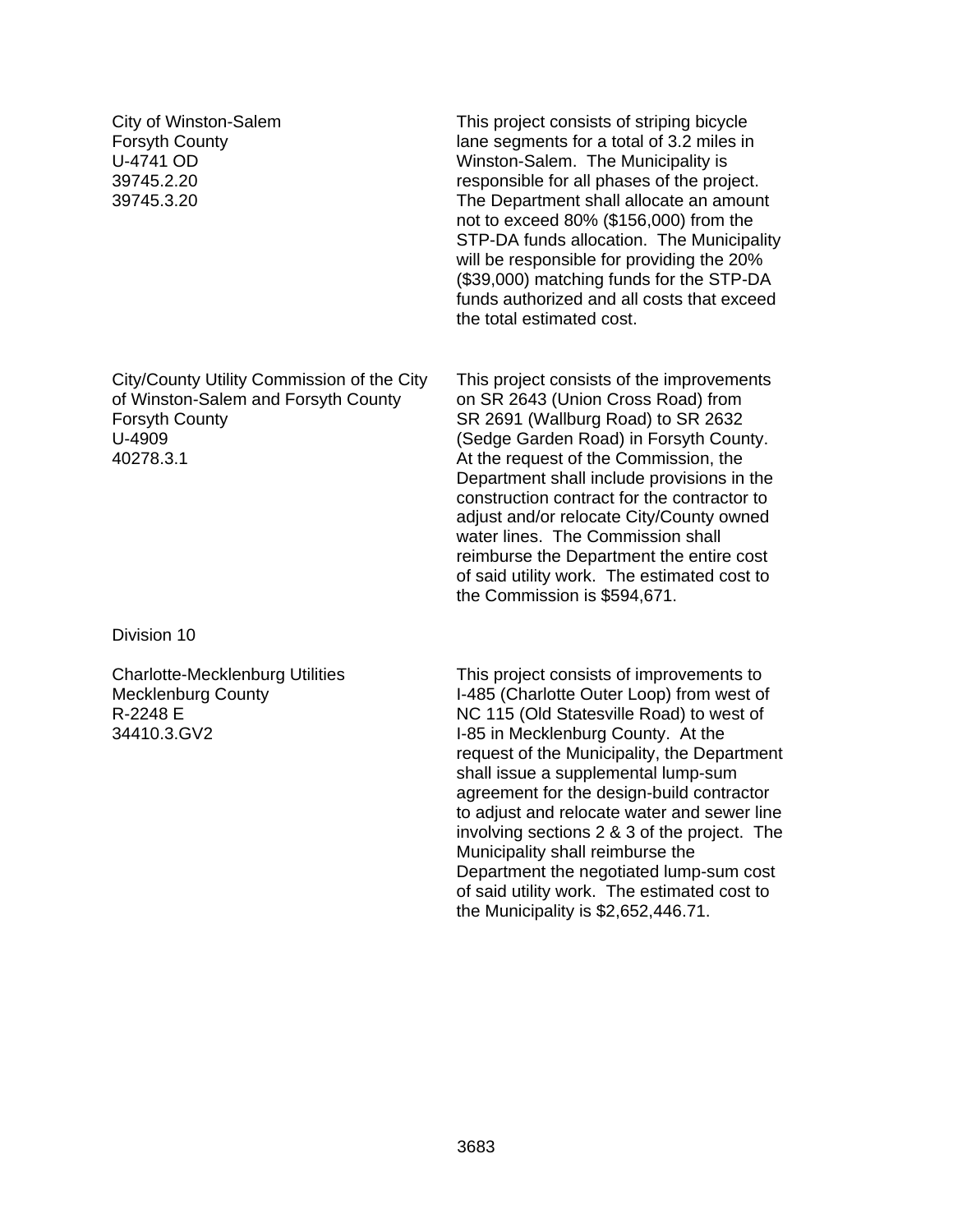City of Winston-Salem
Forsyth County
U-4741 OD
39745.2.20
39745.3.20

This project consists of striping bicycle lane segments for a total of 3.2 miles in Winston-Salem. The Municipality is responsible for all phases of the project. The Department shall allocate an amount not to exceed 80% ($156,000) from the STP-DA funds allocation. The Municipality will be responsible for providing the 20% ($39,000) matching funds for the STP-DA funds authorized and all costs that exceed the total estimated cost.

City/County Utility Commission of the City of Winston-Salem and Forsyth County
Forsyth County
U-4909
40278.3.1

This project consists of the improvements on SR 2643 (Union Cross Road) from SR 2691 (Wallburg Road) to SR 2632 (Sedge Garden Road) in Forsyth County. At the request of the Commission, the Department shall include provisions in the construction contract for the contractor to adjust and/or relocate City/County owned water lines. The Commission shall reimburse the Department the entire cost of said utility work. The estimated cost to the Commission is $594,671.

Division 10

Charlotte-Mecklenburg Utilities
Mecklenburg County
R-2248 E
34410.3.GV2

This project consists of improvements to I-485 (Charlotte Outer Loop) from west of NC 115 (Old Statesville Road) to west of I-85 in Mecklenburg County. At the request of the Municipality, the Department shall issue a supplemental lump-sum agreement for the design-build contractor to adjust and relocate water and sewer line involving sections 2 & 3 of the project. The Municipality shall reimburse the Department the negotiated lump-sum cost of said utility work. The estimated cost to the Municipality is $2,652,446.71.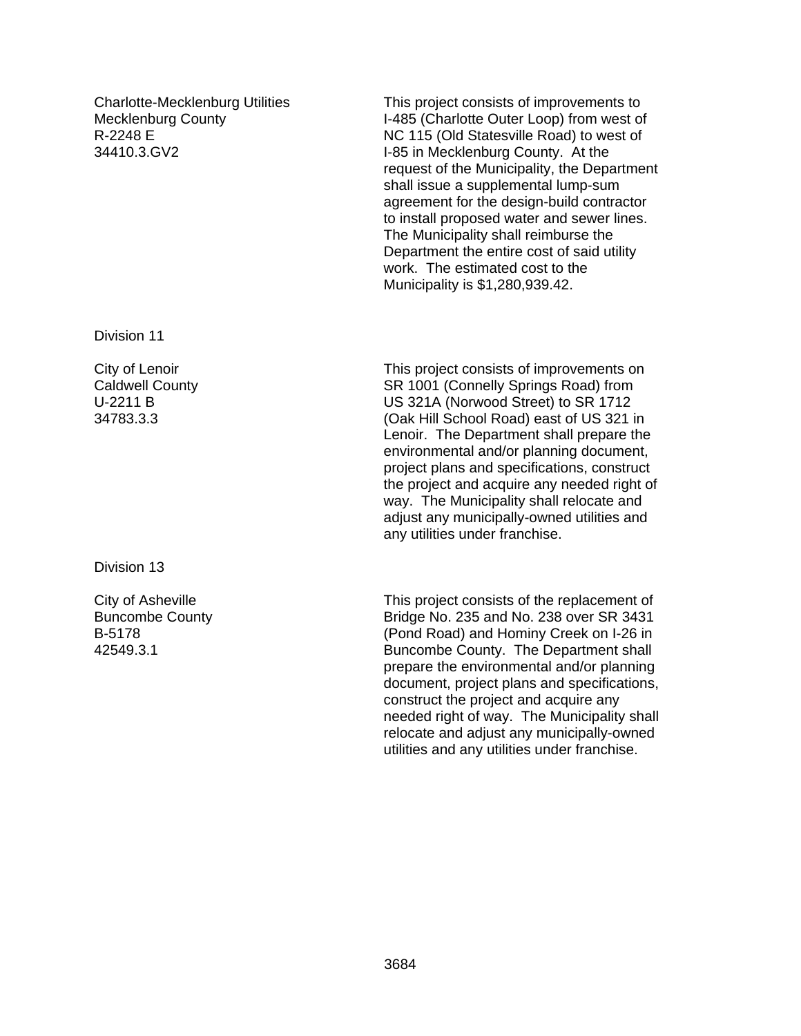Charlotte-Mecklenburg Utilities
Mecklenburg County
R-2248 E
34410.3.GV2

This project consists of improvements to I-485 (Charlotte Outer Loop) from west of NC 115 (Old Statesville Road) to west of I-85 in Mecklenburg County. At the request of the Municipality, the Department shall issue a supplemental lump-sum agreement for the design-build contractor to install proposed water and sewer lines. The Municipality shall reimburse the Department the entire cost of said utility work. The estimated cost to the Municipality is $1,280,939.42.

Division 11

City of Lenoir
Caldwell County
U-2211 B
34783.3.3

This project consists of improvements on SR 1001 (Connelly Springs Road) from US 321A (Norwood Street) to SR 1712 (Oak Hill School Road) east of US 321 in Lenoir. The Department shall prepare the environmental and/or planning document, project plans and specifications, construct the project and acquire any needed right of way. The Municipality shall relocate and adjust any municipally-owned utilities and any utilities under franchise.

Division 13

City of Asheville
Buncombe County
B-5178
42549.3.1

This project consists of the replacement of Bridge No. 235 and No. 238 over SR 3431 (Pond Road) and Hominy Creek on I-26 in Buncombe County. The Department shall prepare the environmental and/or planning document, project plans and specifications, construct the project and acquire any needed right of way. The Municipality shall relocate and adjust any municipally-owned utilities and any utilities under franchise.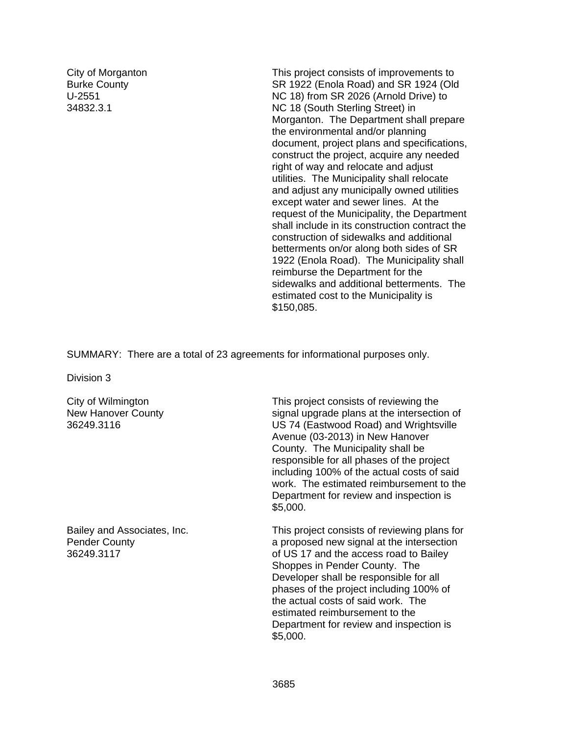City of Morganton
Burke County
U-2551
34832.3.1

This project consists of improvements to SR 1922 (Enola Road) and SR 1924 (Old NC 18) from SR 2026 (Arnold Drive) to NC 18 (South Sterling Street) in Morganton. The Department shall prepare the environmental and/or planning document, project plans and specifications, construct the project, acquire any needed right of way and relocate and adjust utilities. The Municipality shall relocate and adjust any municipally owned utilities except water and sewer lines. At the request of the Municipality, the Department shall include in its construction contract the construction of sidewalks and additional betterments on/or along both sides of SR 1922 (Enola Road). The Municipality shall reimburse the Department for the sidewalks and additional betterments. The estimated cost to the Municipality is $150,085.

SUMMARY: There are a total of 23 agreements for informational purposes only.

Division 3

City of Wilmington
New Hanover County
36249.3116

This project consists of reviewing the signal upgrade plans at the intersection of US 74 (Eastwood Road) and Wrightsville Avenue (03-2013) in New Hanover County. The Municipality shall be responsible for all phases of the project including 100% of the actual costs of said work. The estimated reimbursement to the Department for review and inspection is $5,000.

Bailey and Associates, Inc.
Pender County
36249.3117

This project consists of reviewing plans for a proposed new signal at the intersection of US 17 and the access road to Bailey Shoppes in Pender County. The Developer shall be responsible for all phases of the project including 100% of the actual costs of said work. The estimated reimbursement to the Department for review and inspection is $5,000.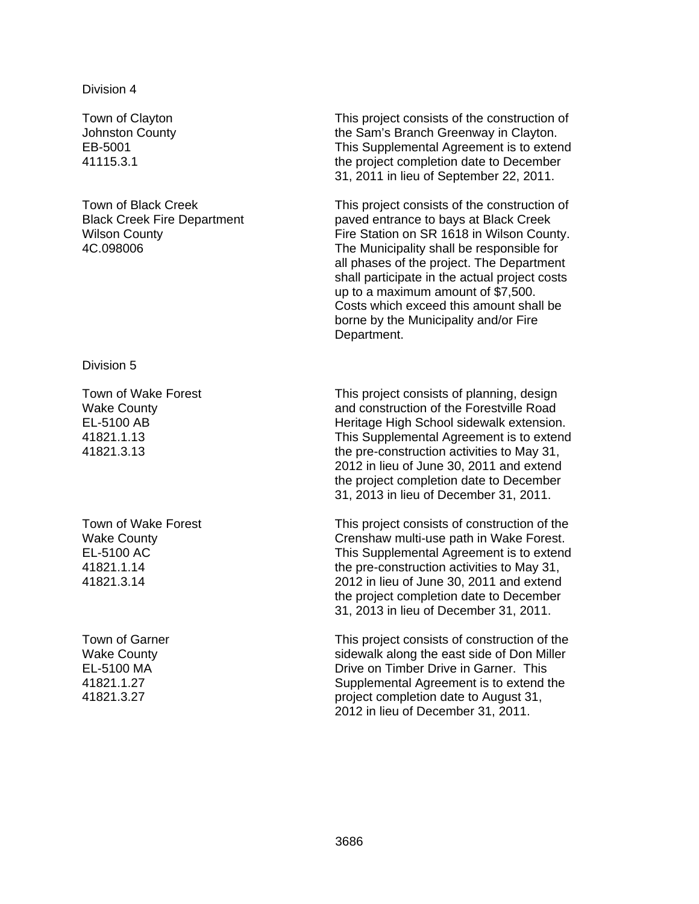Division 4

| | |
|---|---|
| Town of Clayton<br>Johnston County<br>EB-5001<br>41115.3.1 | This project consists of the construction of the Sam's Branch Greenway in Clayton. This Supplemental Agreement is to extend the project completion date to December 31, 2011 in lieu of September 22, 2011. |
| Town of Black Creek<br>Black Creek Fire Department<br>Wilson County<br>4C.098006 | This project consists of the construction of paved entrance to bays at Black Creek Fire Station on SR 1618 in Wilson County. The Municipality shall be responsible for all phases of the project. The Department shall participate in the actual project costs up to a maximum amount of $7,500. Costs which exceed this amount shall be borne by the Municipality and/or Fire Department. |

Division 5

| | |
|---|---|
| Town of Wake Forest<br>Wake County<br>EL-5100 AB<br>41821.1.13<br>41821.3.13 | This project consists of planning, design and construction of the Forestville Road Heritage High School sidewalk extension. This Supplemental Agreement is to extend the pre-construction activities to May 31, 2012 in lieu of June 30, 2011 and extend the project completion date to December 31, 2013 in lieu of December 31, 2011. |
| Town of Wake Forest<br>Wake County<br>EL-5100 AC<br>41821.1.14<br>41821.3.14 | This project consists of construction of the Crenshaw multi-use path in Wake Forest. This Supplemental Agreement is to extend the pre-construction activities to May 31, 2012 in lieu of June 30, 2011 and extend the project completion date to December 31, 2013 in lieu of December 31, 2011. |
| Town of Garner<br>Wake County<br>EL-5100 MA<br>41821.1.27<br>41821.3.27 | This project consists of construction of the sidewalk along the east side of Don Miller Drive on Timber Drive in Garner. This Supplemental Agreement is to extend the project completion date to August 31, 2012 in lieu of December 31, 2011. |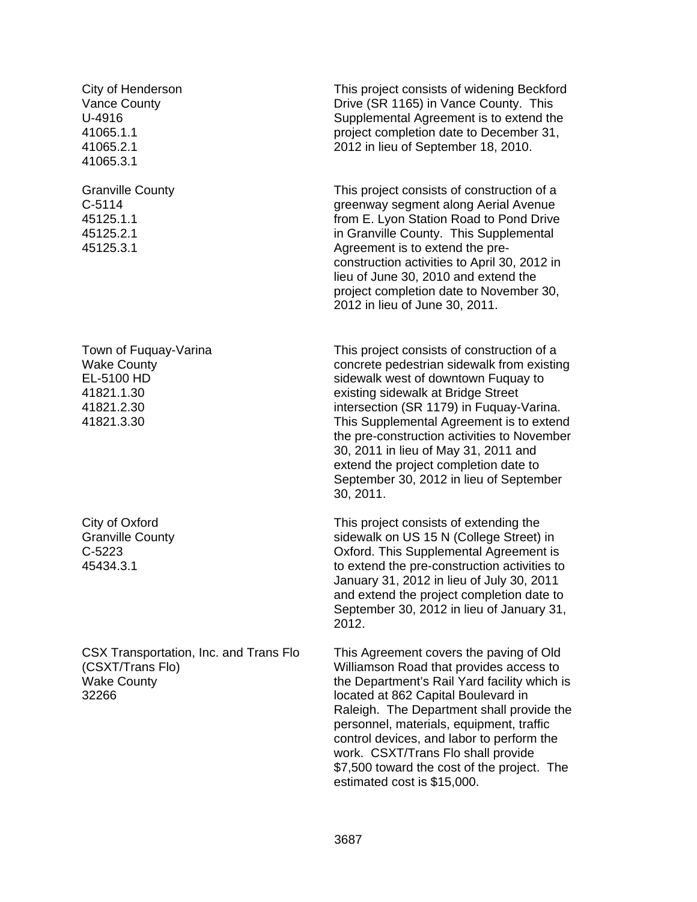| | |
|---|---|
| City of Henderson<br>Vance County<br>U-4916<br>41065.1.1<br>41065.2.1<br>41065.3.1 | This project consists of widening Beckford Drive (SR 1165) in Vance County. This Supplemental Agreement is to extend the project completion date to December 31, 2012 in lieu of September 18, 2010. |
| Granville County<br>C-5114<br>45125.1.1<br>45125.2.1<br>45125.3.1 | This project consists of construction of a greenway segment along Aerial Avenue from E. Lyon Station Road to Pond Drive in Granville County. This Supplemental Agreement is to extend the pre-construction activities to April 30, 2012 in lieu of June 30, 2010 and extend the project completion date to November 30, 2012 in lieu of June 30, 2011. |
| Town of Fuquay-Varina<br>Wake County<br>EL-5100 HD<br>41821.1.30<br>41821.2.30<br>41821.3.30 | This project consists of construction of a concrete pedestrian sidewalk from existing sidewalk west of downtown Fuquay to existing sidewalk at Bridge Street intersection (SR 1179) in Fuquay-Varina. This Supplemental Agreement is to extend the pre-construction activities to November 30, 2011 in lieu of May 31, 2011 and extend the project completion date to September 30, 2012 in lieu of September 30, 2011. |
| City of Oxford<br>Granville County<br>C-5223<br>45434.3.1 | This project consists of extending the sidewalk on US 15 N (College Street) in Oxford. This Supplemental Agreement is to extend the pre-construction activities to January 31, 2012 in lieu of July 30, 2011 and extend the project completion date to September 30, 2012 in lieu of January 31, 2012. |
| CSX Transportation, Inc. and Trans Flo (CSXT/Trans Flo)<br>Wake County<br>32266 | This Agreement covers the paving of Old Williamson Road that provides access to the Department's Rail Yard facility which is located at 862 Capital Boulevard in Raleigh. The Department shall provide the personnel, materials, equipment, traffic control devices, and labor to perform the work. CSXT/Trans Flo shall provide $7,500 toward the cost of the project. The estimated cost is $15,000. |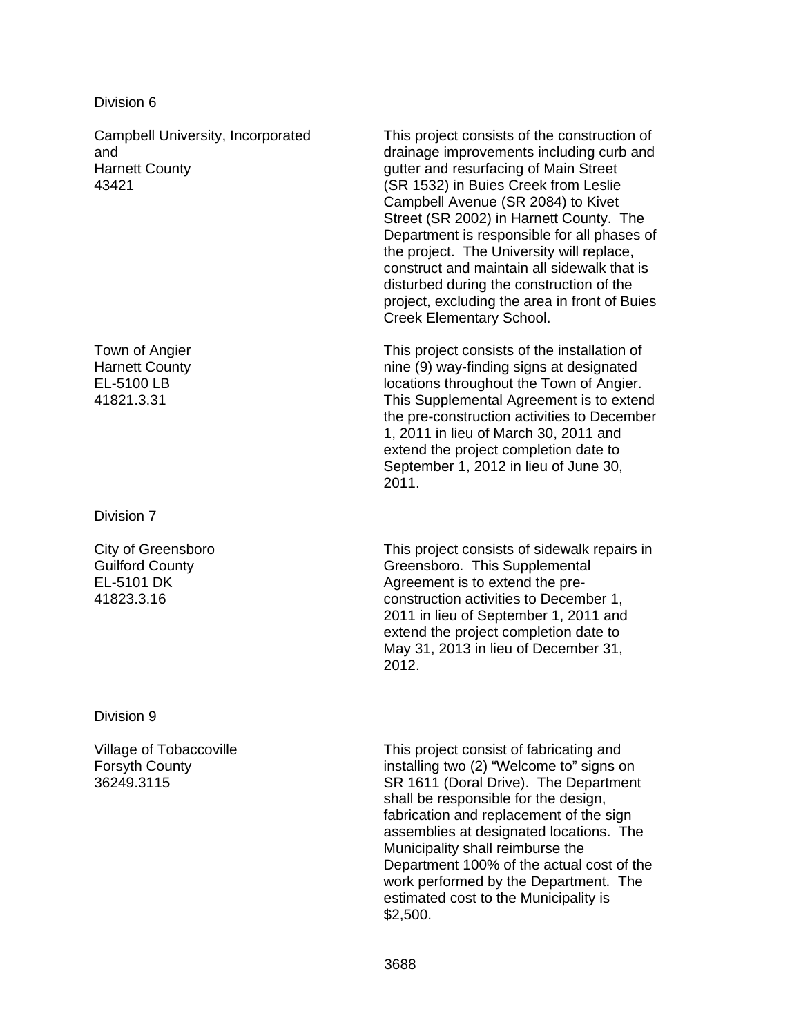Division 6

| | |
|---|---|
| Campbell University, Incorporated<br>and<br>Harnett County<br>43421 | This project consists of the construction of drainage improvements including curb and gutter and resurfacing of Main Street (SR 1532) in Buies Creek from Leslie Campbell Avenue (SR 2084) to Kivet Street (SR 2002) in Harnett County. The Department is responsible for all phases of the project. The University will replace, construct and maintain all sidewalk that is disturbed during the construction of the project, excluding the area in front of Buies Creek Elementary School. |
| Town of Angier<br>Harnett County<br>EL-5100 LB<br>41821.3.31 | This project consists of the installation of nine (9) way-finding signs at designated locations throughout the Town of Angier. This Supplemental Agreement is to extend the pre-construction activities to December 1, 2011 in lieu of March 30, 2011 and extend the project completion date to September 1, 2012 in lieu of June 30, 2011. |

Division 7

| | |
|---|---|
| City of Greensboro<br>Guilford County<br>EL-5101 DK<br>41823.3.16 | This project consists of sidewalk repairs in Greensboro. This Supplemental Agreement is to extend the pre-construction activities to December 1, 2011 in lieu of September 1, 2011 and extend the project completion date to May 31, 2013 in lieu of December 31, 2012. |

Division 9

| | |
|---|---|
| Village of Tobaccoville<br>Forsyth County<br>36249.3115 | This project consist of fabricating and installing two (2) “Welcome to” signs on SR 1611 (Doral Drive). The Department shall be responsible for the design, fabrication and replacement of the sign assemblies at designated locations. The Municipality shall reimburse the Department 100% of the actual cost of the work performed by the Department. The estimated cost to the Municipality is $2,500. |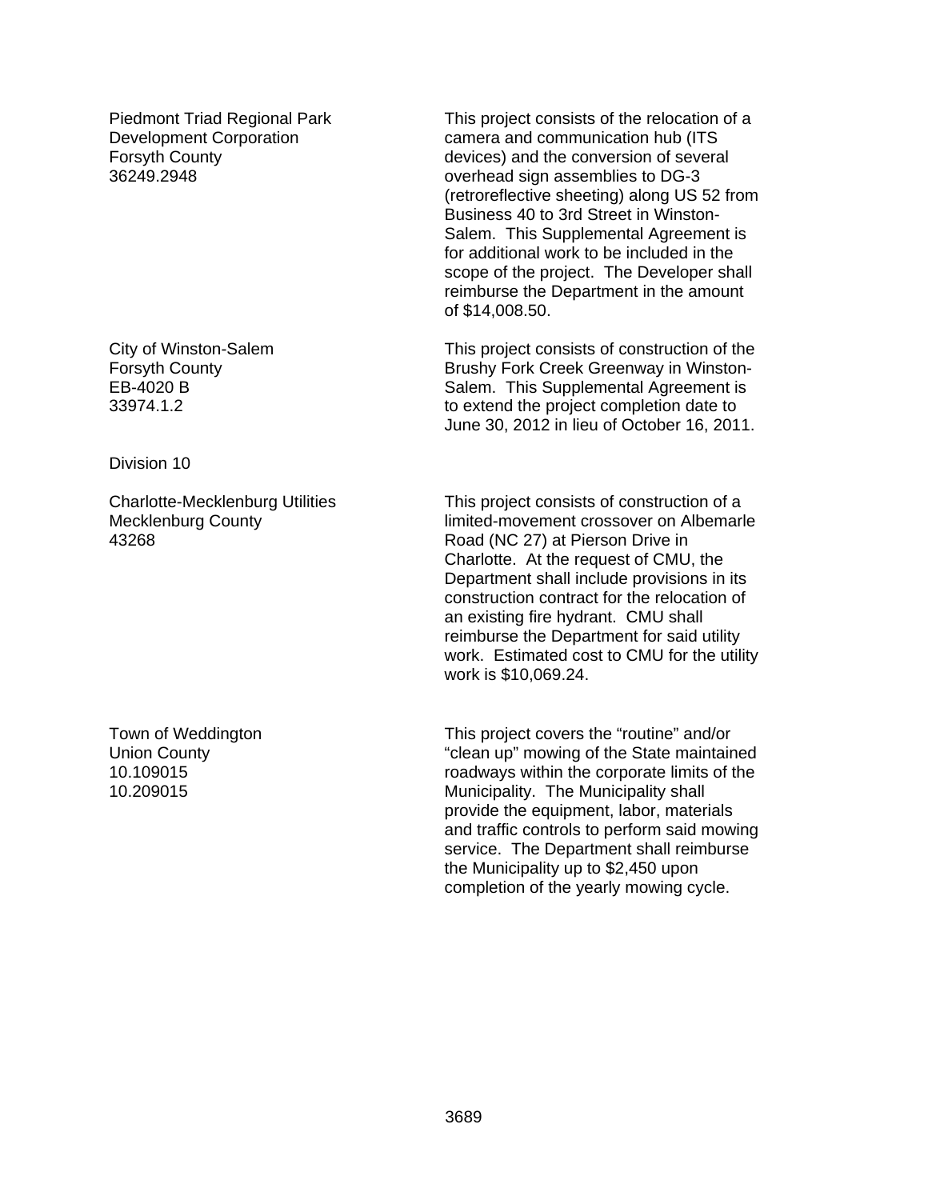Piedmont Triad Regional Park Development Corporation
Forsyth County
36249.2948

This project consists of the relocation of a camera and communication hub (ITS devices) and the conversion of several overhead sign assemblies to DG-3 (retroreflective sheeting) along US 52 from Business 40 to 3rd Street in Winston-Salem. This Supplemental Agreement is for additional work to be included in the scope of the project. The Developer shall reimburse the Department in the amount of $14,008.50.

City of Winston-Salem
Forsyth County
EB-4020 B
33974.1.2

This project consists of construction of the Brushy Fork Creek Greenway in Winston-Salem. This Supplemental Agreement is to extend the project completion date to June 30, 2012 in lieu of October 16, 2011.

Division 10

Charlotte-Mecklenburg Utilities
Mecklenburg County
43268

This project consists of construction of a limited-movement crossover on Albemarle Road (NC 27) at Pierson Drive in Charlotte. At the request of CMU, the Department shall include provisions in its construction contract for the relocation of an existing fire hydrant. CMU shall reimburse the Department for said utility work. Estimated cost to CMU for the utility work is $10,069.24.

Town of Weddington
Union County
10.109015
10.209015

This project covers the "routine" and/or "clean up" mowing of the State maintained roadways within the corporate limits of the Municipality. The Municipality shall provide the equipment, labor, materials and traffic controls to perform said mowing service. The Department shall reimburse the Municipality up to $2,450 upon completion of the yearly mowing cycle.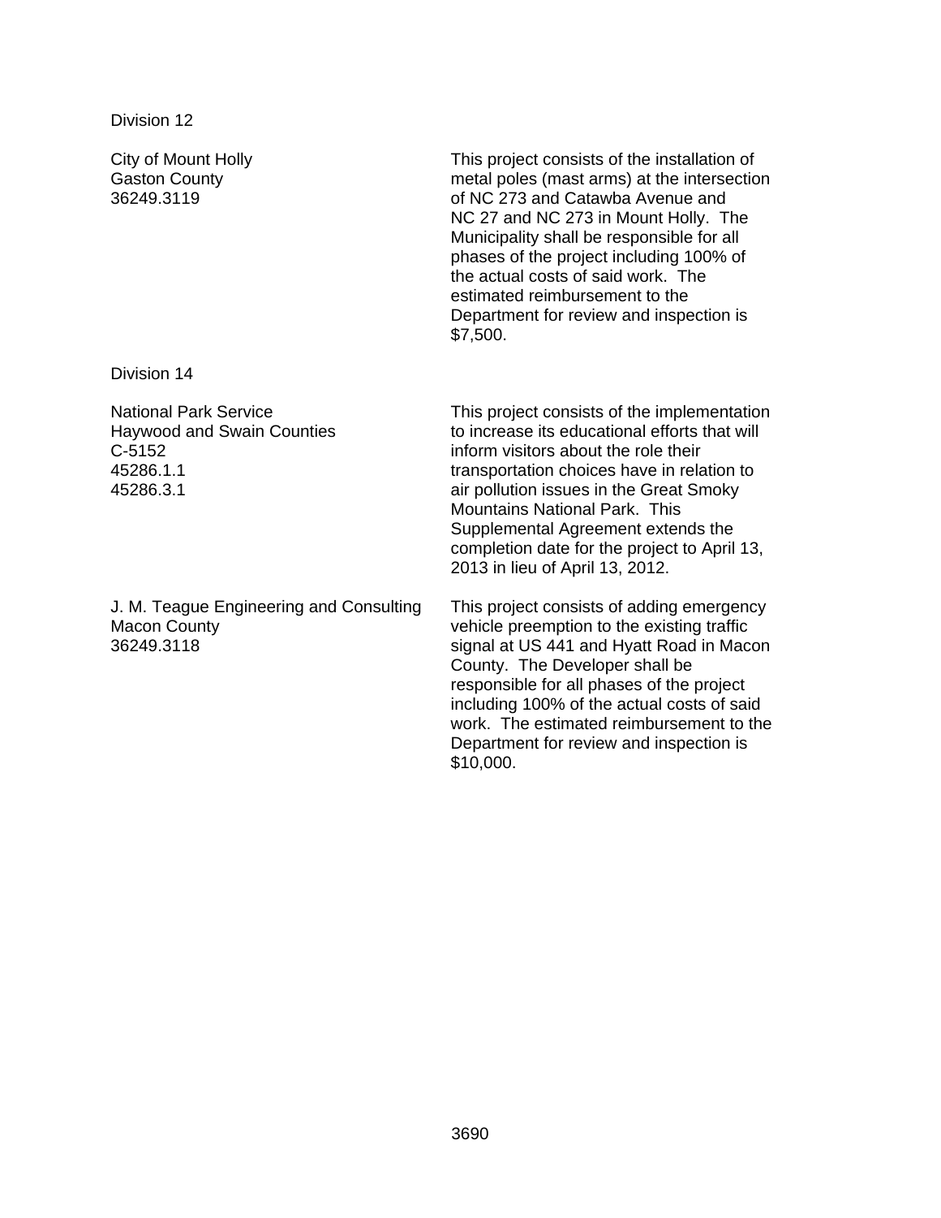Division 12

| | |
|---|---|
| City of Mount Holly<br>Gaston County<br>36249.3119 | This project consists of the installation of metal poles (mast arms) at the intersection of NC 273 and Catawba Avenue and NC 27 and NC 273 in Mount Holly. The Municipality shall be responsible for all phases of the project including 100% of the actual costs of said work. The estimated reimbursement to the Department for review and inspection is $7,500. |

Division 14

| | |
|---|---|
| National Park Service<br>Haywood and Swain Counties<br>C-5152<br>45286.1.1<br>45286.3.1 | This project consists of the implementation to increase its educational efforts that will inform visitors about the role their transportation choices have in relation to air pollution issues in the Great Smoky Mountains National Park. This Supplemental Agreement extends the completion date for the project to April 13, 2013 in lieu of April 13, 2012. |
| J. M. Teague Engineering and Consulting<br>Macon County<br>36249.3118 | This project consists of adding emergency vehicle preemption to the existing traffic signal at US 441 and Hyatt Road in Macon County. The Developer shall be responsible for all phases of the project including 100% of the actual costs of said work. The estimated reimbursement to the Department for review and inspection is $10,000. |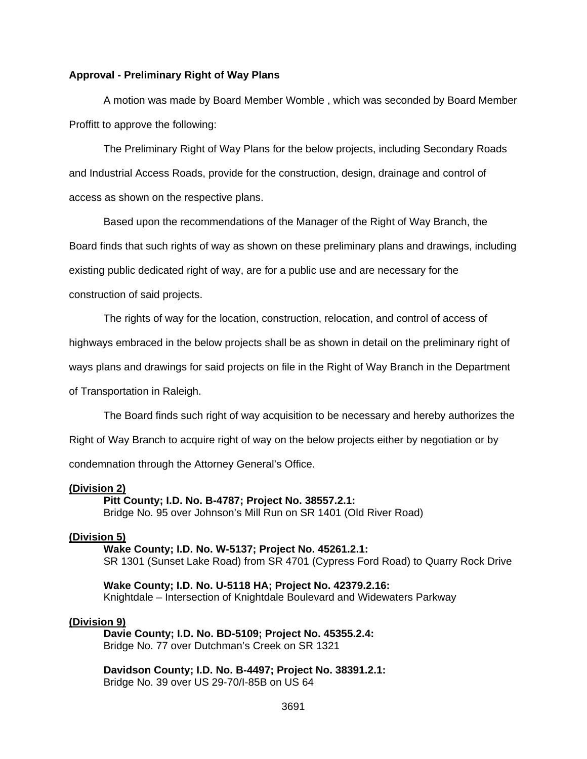**Approval - Preliminary Right of Way Plans**

A motion was made by Board Member Womble , which was seconded by Board Member Proffitt to approve the following:

The Preliminary Right of Way Plans for the below projects, including Secondary Roads and Industrial Access Roads, provide for the construction, design, drainage and control of access as shown on the respective plans.

Based upon the recommendations of the Manager of the Right of Way Branch, the Board finds that such rights of way as shown on these preliminary plans and drawings, including existing public dedicated right of way, are for a public use and are necessary for the construction of said projects.

The rights of way for the location, construction, relocation, and control of access of highways embraced in the below projects shall be as shown in detail on the preliminary right of ways plans and drawings for said projects on file in the Right of Way Branch in the Department of Transportation in Raleigh.

The Board finds such right of way acquisition to be necessary and hereby authorizes the Right of Way Branch to acquire right of way on the below projects either by negotiation or by condemnation through the Attorney General's Office.

**(Division 2)**

**Pitt County; I.D. No. B-4787; Project No. 38557.2.1:**
Bridge No. 95 over Johnson's Mill Run on SR 1401 (Old River Road)

**(Division 5)**

**Wake County; I.D. No. W-5137; Project No. 45261.2.1:**
SR 1301 (Sunset Lake Road) from SR 4701 (Cypress Ford Road) to Quarry Rock Drive

**Wake County; I.D. No. U-5118 HA; Project No. 42379.2.16:**
Knightdale – Intersection of Knightdale Boulevard and Widewaters Parkway

**(Division 9)**

**Davie County; I.D. No. BD-5109; Project No. 45355.2.4:**
Bridge No. 77 over Dutchman's Creek on SR 1321

**Davidson County; I.D. No. B-4497; Project No. 38391.2.1:**
Bridge No. 39 over US 29-70/I-85B on US 64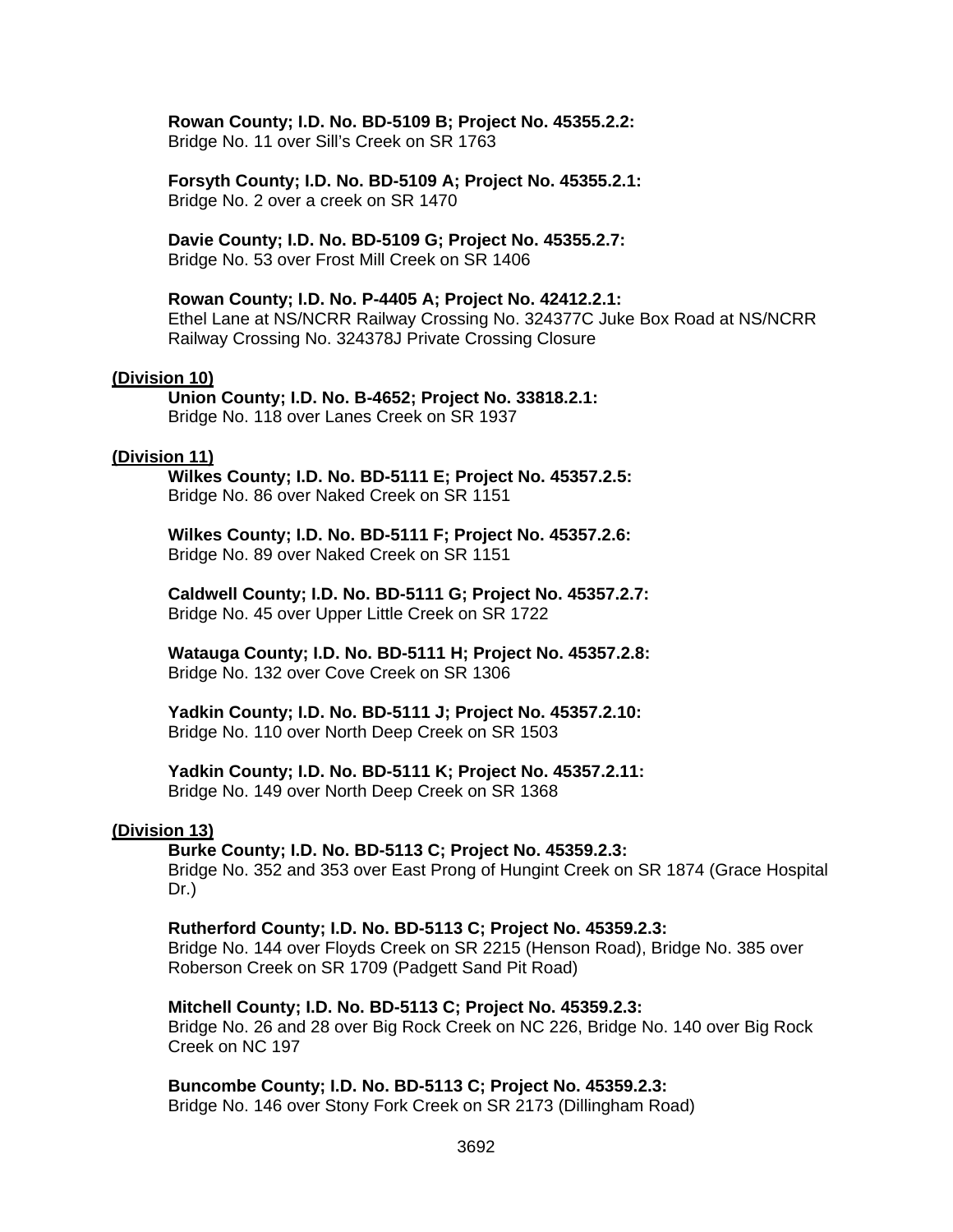**Rowan County; I.D. No. BD-5109 B; Project No. 45355.2.2:**
Bridge No. 11 over Sill's Creek on SR 1763

**Forsyth County; I.D. No. BD-5109 A; Project No. 45355.2.1:**
Bridge No. 2 over a creek on SR 1470

**Davie County; I.D. No. BD-5109 G; Project No. 45355.2.7:**
Bridge No. 53 over Frost Mill Creek on SR 1406

**Rowan County; I.D. No. P-4405 A; Project No. 42412.2.1:**
Ethel Lane at NS/NCRR Railway Crossing No. 324377C Juke Box Road at NS/NCRR Railway Crossing No. 324378J Private Crossing Closure

**(Division 10)**

**Union County; I.D. No. B-4652; Project No. 33818.2.1:**
Bridge No. 118 over Lanes Creek on SR 1937

**(Division 11)**

**Wilkes County; I.D. No. BD-5111 E; Project No. 45357.2.5:**
Bridge No. 86 over Naked Creek on SR 1151

**Wilkes County; I.D. No. BD-5111 F; Project No. 45357.2.6:**
Bridge No. 89 over Naked Creek on SR 1151

**Caldwell County; I.D. No. BD-5111 G; Project No. 45357.2.7:**
Bridge No. 45 over Upper Little Creek on SR 1722

**Watauga County; I.D. No. BD-5111 H; Project No. 45357.2.8:**
Bridge No. 132 over Cove Creek on SR 1306

**Yadkin County; I.D. No. BD-5111 J; Project No. 45357.2.10:**
Bridge No. 110 over North Deep Creek on SR 1503

**Yadkin County; I.D. No. BD-5111 K; Project No. 45357.2.11:**
Bridge No. 149 over North Deep Creek on SR 1368

**(Division 13)**

**Burke County; I.D. No. BD-5113 C; Project No. 45359.2.3:**
Bridge No. 352 and 353 over East Prong of Hungint Creek on SR 1874 (Grace Hospital Dr.)

**Rutherford County; I.D. No. BD-5113 C; Project No. 45359.2.3:**
Bridge No. 144 over Floyds Creek on SR 2215 (Henson Road), Bridge No. 385 over Roberson Creek on SR 1709 (Padgett Sand Pit Road)

**Mitchell County; I.D. No. BD-5113 C; Project No. 45359.2.3:**
Bridge No. 26 and 28 over Big Rock Creek on NC 226, Bridge No. 140 over Big Rock Creek on NC 197

**Buncombe County; I.D. No. BD-5113 C; Project No. 45359.2.3:**
Bridge No. 146 over Stony Fork Creek on SR 2173 (Dillingham Road)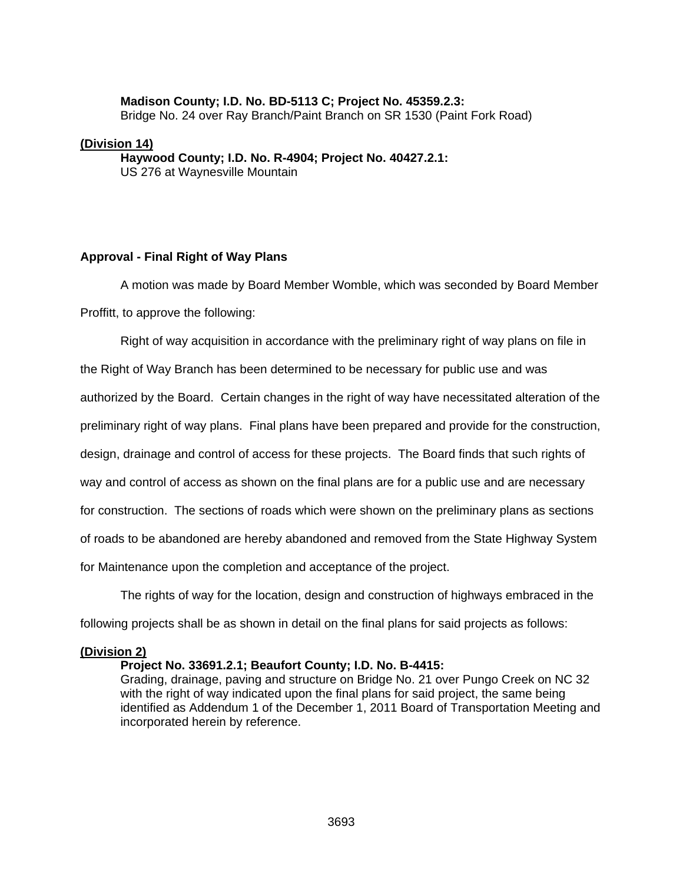**Madison County; I.D. No. BD-5113 C; Project No. 45359.2.3:**
Bridge No. 24 over Ray Branch/Paint Branch on SR 1530 (Paint Fork Road)

**(Division 14)**

**Haywood County; I.D. No. R-4904; Project No. 40427.2.1:**
US 276 at Waynesville Mountain

**Approval - Final Right of Way Plans**

A motion was made by Board Member Womble, which was seconded by Board Member Proffitt, to approve the following:

Right of way acquisition in accordance with the preliminary right of way plans on file in the Right of Way Branch has been determined to be necessary for public use and was authorized by the Board. Certain changes in the right of way have necessitated alteration of the preliminary right of way plans. Final plans have been prepared and provide for the construction, design, drainage and control of access for these projects. The Board finds that such rights of way and control of access as shown on the final plans are for a public use and are necessary for construction. The sections of roads which were shown on the preliminary plans as sections of roads to be abandoned are hereby abandoned and removed from the State Highway System for Maintenance upon the completion and acceptance of the project.

The rights of way for the location, design and construction of highways embraced in the following projects shall be as shown in detail on the final plans for said projects as follows:

**(Division 2)**

**Project No. 33691.2.1; Beaufort County; I.D. No. B-4415:**
Grading, drainage, paving and structure on Bridge No. 21 over Pungo Creek on NC 32 with the right of way indicated upon the final plans for said project, the same being identified as Addendum 1 of the December 1, 2011 Board of Transportation Meeting and incorporated herein by reference.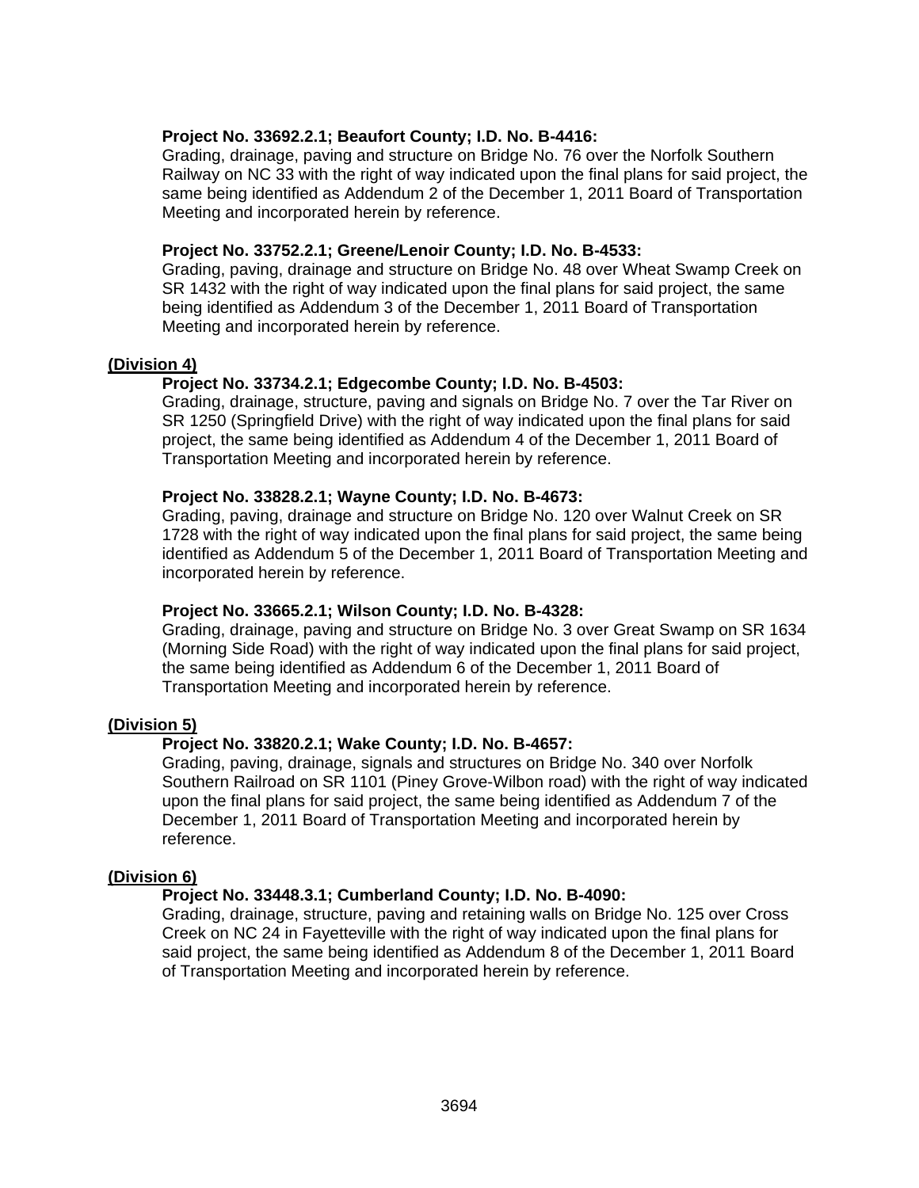**Project No. 33692.2.1; Beaufort County; I.D. No. B-4416:**
Grading, drainage, paving and structure on Bridge No. 76 over the Norfolk Southern Railway on NC 33 with the right of way indicated upon the final plans for said project, the same being identified as Addendum 2 of the December 1, 2011 Board of Transportation Meeting and incorporated herein by reference.

**Project No. 33752.2.1; Greene/Lenoir County; I.D. No. B-4533:**
Grading, paving, drainage and structure on Bridge No. 48 over Wheat Swamp Creek on SR 1432 with the right of way indicated upon the final plans for said project, the same being identified as Addendum 3 of the December 1, 2011 Board of Transportation Meeting and incorporated herein by reference.

**(Division 4)**

**Project No. 33734.2.1; Edgecombe County; I.D. No. B-4503:**
Grading, drainage, structure, paving and signals on Bridge No. 7 over the Tar River on SR 1250 (Springfield Drive) with the right of way indicated upon the final plans for said project, the same being identified as Addendum 4 of the December 1, 2011 Board of Transportation Meeting and incorporated herein by reference.

**Project No. 33828.2.1; Wayne County; I.D. No. B-4673:**
Grading, paving, drainage and structure on Bridge No. 120 over Walnut Creek on SR 1728 with the right of way indicated upon the final plans for said project, the same being identified as Addendum 5 of the December 1, 2011 Board of Transportation Meeting and incorporated herein by reference.

**Project No. 33665.2.1; Wilson County; I.D. No. B-4328:**
Grading, drainage, paving and structure on Bridge No. 3 over Great Swamp on SR 1634 (Morning Side Road) with the right of way indicated upon the final plans for said project, the same being identified as Addendum 6 of the December 1, 2011 Board of Transportation Meeting and incorporated herein by reference.

**(Division 5)**

**Project No. 33820.2.1; Wake County; I.D. No. B-4657:**
Grading, paving, drainage, signals and structures on Bridge No. 340 over Norfolk Southern Railroad on SR 1101 (Piney Grove-Wilbon road) with the right of way indicated upon the final plans for said project, the same being identified as Addendum 7 of the December 1, 2011 Board of Transportation Meeting and incorporated herein by reference.

**(Division 6)**

**Project No. 33448.3.1; Cumberland County; I.D. No. B-4090:**
Grading, drainage, structure, paving and retaining walls on Bridge No. 125 over Cross Creek on NC 24 in Fayetteville with the right of way indicated upon the final plans for said project, the same being identified as Addendum 8 of the December 1, 2011 Board of Transportation Meeting and incorporated herein by reference.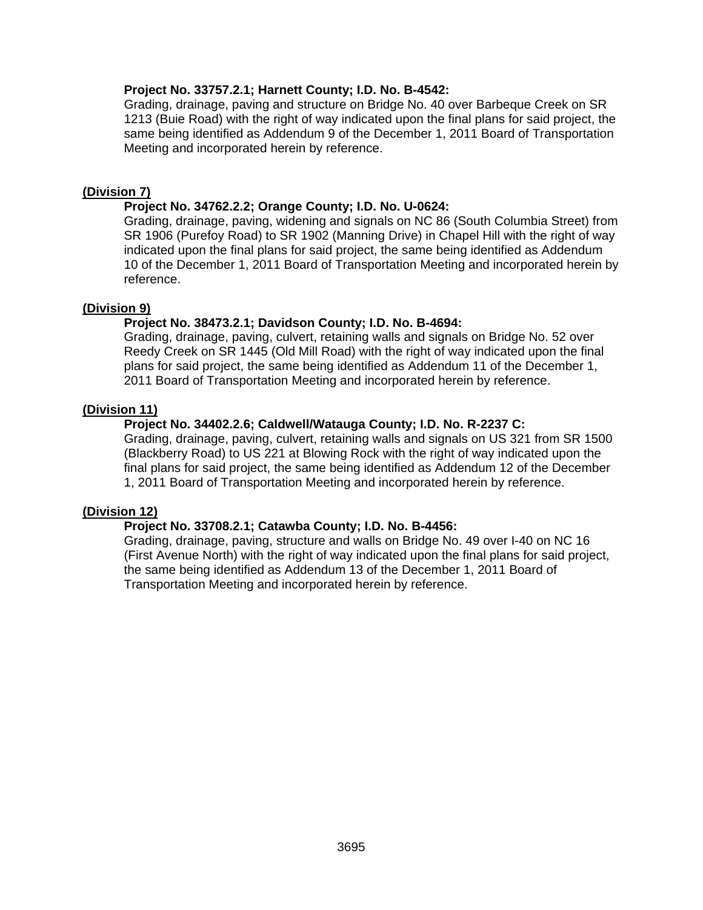**Project No. 33757.2.1; Harnett County; I.D. No. B-4542:**
Grading, drainage, paving and structure on Bridge No. 40 over Barbeque Creek on SR 1213 (Buie Road) with the right of way indicated upon the final plans for said project, the same being identified as Addendum 9 of the December 1, 2011 Board of Transportation Meeting and incorporated herein by reference.

<u>**(Division 7)**</u>

**Project No. 34762.2.2; Orange County; I.D. No. U-0624:**
Grading, drainage, paving, widening and signals on NC 86 (South Columbia Street) from SR 1906 (Purefoy Road) to SR 1902 (Manning Drive) in Chapel Hill with the right of way indicated upon the final plans for said project, the same being identified as Addendum 10 of the December 1, 2011 Board of Transportation Meeting and incorporated herein by reference.

<u>**(Division 9)**</u>

**Project No. 38473.2.1; Davidson County; I.D. No. B-4694:**
Grading, drainage, paving, culvert, retaining walls and signals on Bridge No. 52 over Reedy Creek on SR 1445 (Old Mill Road) with the right of way indicated upon the final plans for said project, the same being identified as Addendum 11 of the December 1, 2011 Board of Transportation Meeting and incorporated herein by reference.

<u>**(Division 11)**</u>

**Project No. 34402.2.6; Caldwell/Watauga County; I.D. No. R-2237 C:**
Grading, drainage, paving, culvert, retaining walls and signals on US 321 from SR 1500 (Blackberry Road) to US 221 at Blowing Rock with the right of way indicated upon the final plans for said project, the same being identified as Addendum 12 of the December 1, 2011 Board of Transportation Meeting and incorporated herein by reference.

<u>**(Division 12)**</u>

**Project No. 33708.2.1; Catawba County; I.D. No. B-4456:**
Grading, drainage, paving, structure and walls on Bridge No. 49 over I-40 on NC 16 (First Avenue North) with the right of way indicated upon the final plans for said project, the same being identified as Addendum 13 of the December 1, 2011 Board of Transportation Meeting and incorporated herein by reference.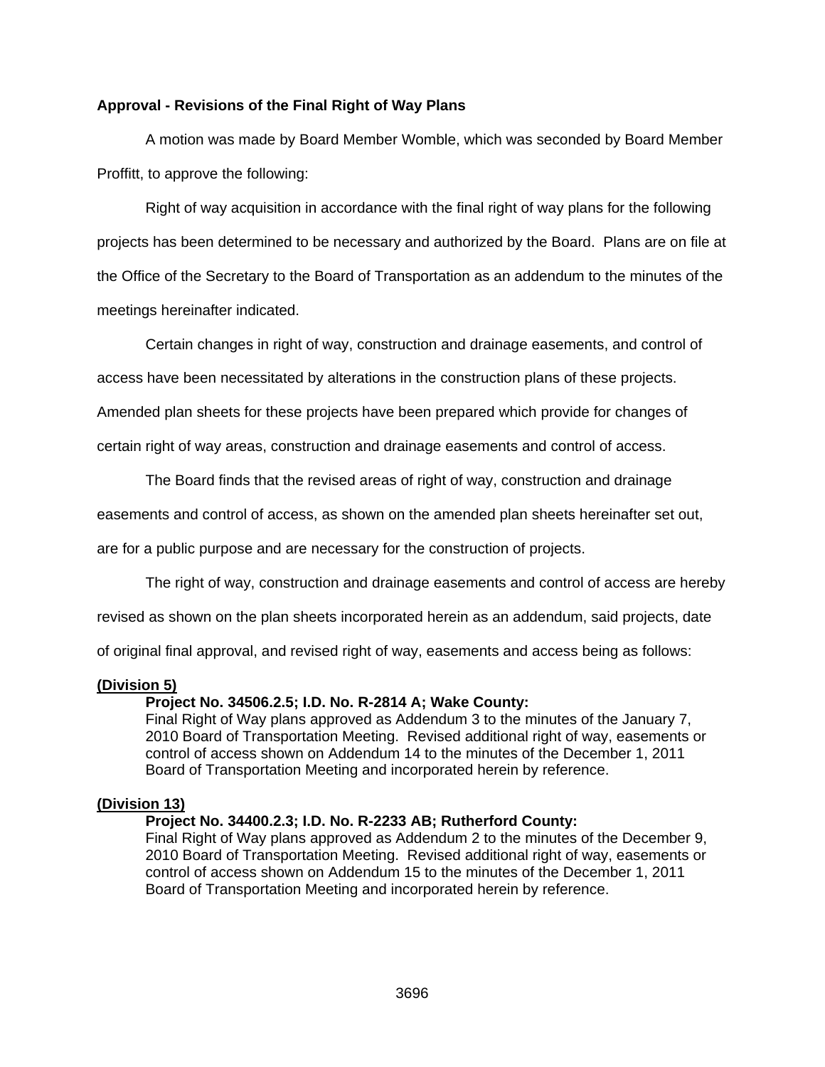**Approval - Revisions of the Final Right of Way Plans**

A motion was made by Board Member Womble, which was seconded by Board Member Proffitt, to approve the following:

Right of way acquisition in accordance with the final right of way plans for the following projects has been determined to be necessary and authorized by the Board. Plans are on file at the Office of the Secretary to the Board of Transportation as an addendum to the minutes of the meetings hereinafter indicated.

Certain changes in right of way, construction and drainage easements, and control of access have been necessitated by alterations in the construction plans of these projects. Amended plan sheets for these projects have been prepared which provide for changes of certain right of way areas, construction and drainage easements and control of access.

The Board finds that the revised areas of right of way, construction and drainage easements and control of access, as shown on the amended plan sheets hereinafter set out, are for a public purpose and are necessary for the construction of projects.

The right of way, construction and drainage easements and control of access are hereby revised as shown on the plan sheets incorporated herein as an addendum, said projects, date of original final approval, and revised right of way, easements and access being as follows:

**(Division 5)**

**Project No. 34506.2.5; I.D. No. R-2814 A; Wake County:**
Final Right of Way plans approved as Addendum 3 to the minutes of the January 7, 2010 Board of Transportation Meeting. Revised additional right of way, easements or control of access shown on Addendum 14 to the minutes of the December 1, 2011 Board of Transportation Meeting and incorporated herein by reference.

**(Division 13)**

**Project No. 34400.2.3; I.D. No. R-2233 AB; Rutherford County:**
Final Right of Way plans approved as Addendum 2 to the minutes of the December 9, 2010 Board of Transportation Meeting. Revised additional right of way, easements or control of access shown on Addendum 15 to the minutes of the December 1, 2011 Board of Transportation Meeting and incorporated herein by reference.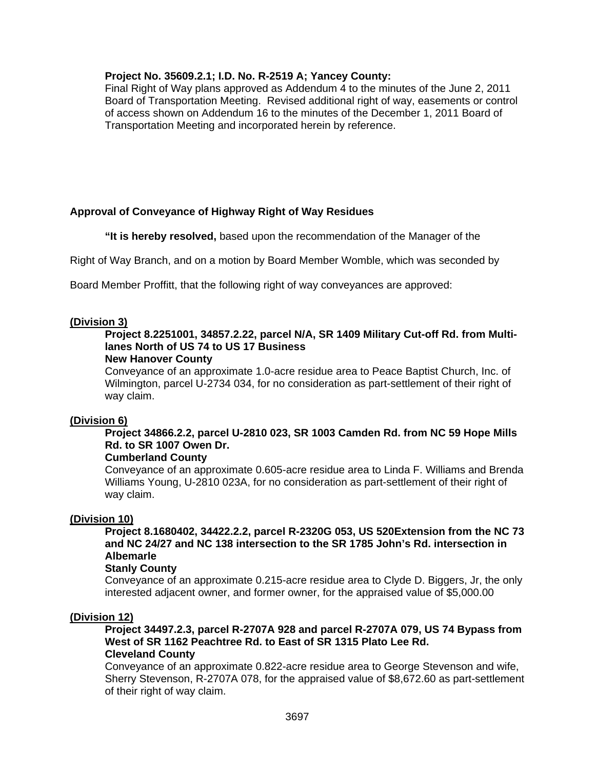**Project No. 35609.2.1; I.D. No. R-2519 A; Yancey County:**
Final Right of Way plans approved as Addendum 4 to the minutes of the June 2, 2011 Board of Transportation Meeting. Revised additional right of way, easements or control of access shown on Addendum 16 to the minutes of the December 1, 2011 Board of Transportation Meeting and incorporated herein by reference.

**Approval of Conveyance of Highway Right of Way Residues**

**"It is hereby resolved,** based upon the recommendation of the Manager of the Right of Way Branch, and on a motion by Board Member Womble, which was seconded by Board Member Proffitt, that the following right of way conveyances are approved:

**(Division 3)**

**Project 8.2251001, 34857.2.22, parcel N/A, SR 1409 Military Cut-off Rd. from Multi-lanes North of US 74 to US 17 Business**
**New Hanover County**
Conveyance of an approximate 1.0-acre residue area to Peace Baptist Church, Inc. of Wilmington, parcel U-2734 034, for no consideration as part-settlement of their right of way claim.

**(Division 6)**

**Project 34866.2.2, parcel U-2810 023, SR 1003 Camden Rd. from NC 59 Hope Mills Rd. to SR 1007 Owen Dr.**
**Cumberland County**
Conveyance of an approximate 0.605-acre residue area to Linda F. Williams and Brenda Williams Young, U-2810 023A, for no consideration as part-settlement of their right of way claim.

**(Division 10)**

**Project 8.1680402, 34422.2.2, parcel R-2320G 053, US 520Extension from the NC 73 and NC 24/27 and NC 138 intersection to the SR 1785 John's Rd. intersection in Albemarle**
**Stanly County**
Conveyance of an approximate 0.215-acre residue area to Clyde D. Biggers, Jr, the only interested adjacent owner, and former owner, for the appraised value of $5,000.00

**(Division 12)**

**Project 34497.2.3, parcel R-2707A 928 and parcel R-2707A 079, US 74 Bypass from West of SR 1162 Peachtree Rd. to East of SR 1315 Plato Lee Rd.**
**Cleveland County**
Conveyance of an approximate 0.822-acre residue area to George Stevenson and wife, Sherry Stevenson, R-2707A 078, for the appraised value of $8,672.60 as part-settlement of their right of way claim.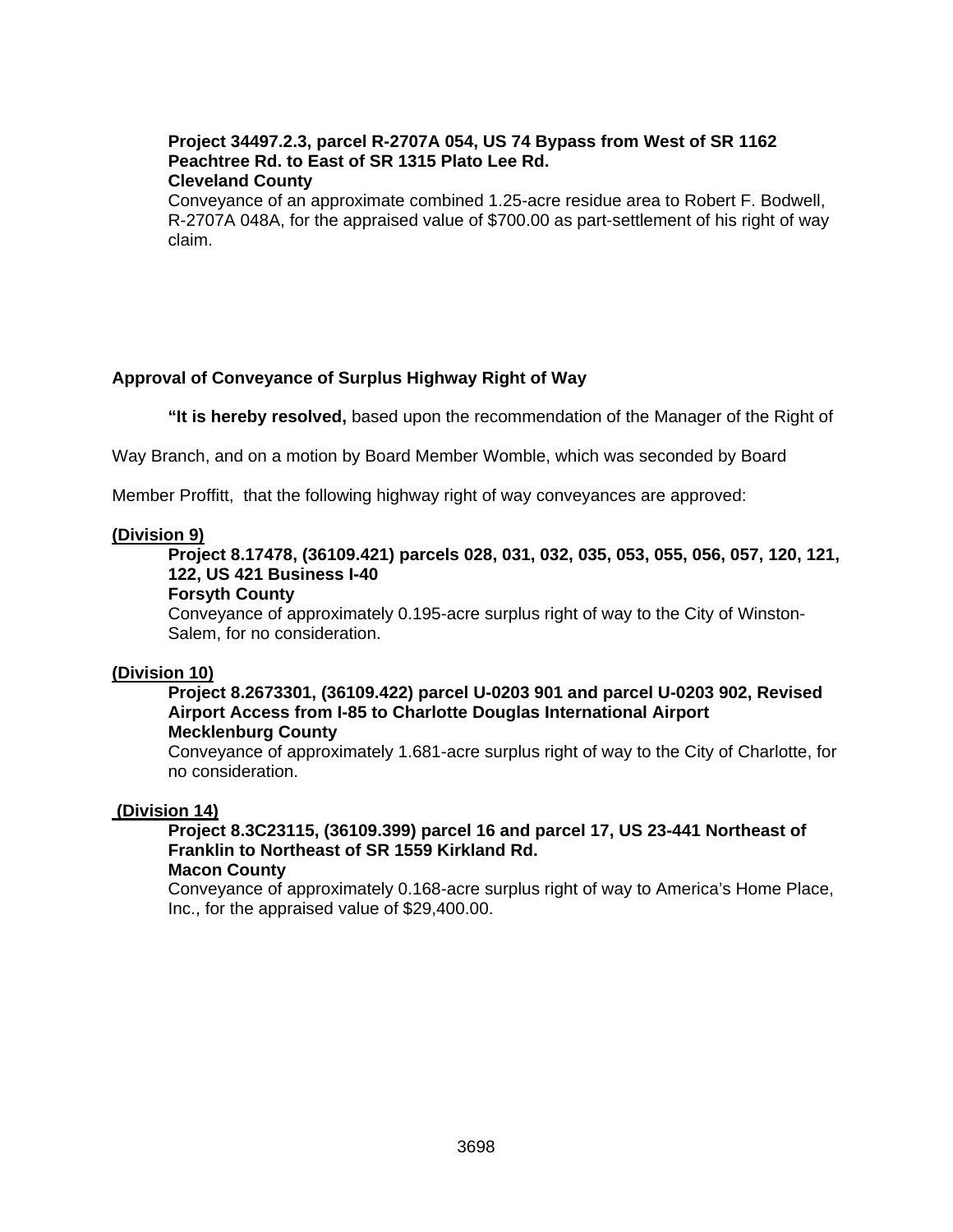**Project 34497.2.3, parcel R-2707A 054, US 74 Bypass from West of SR 1162 Peachtree Rd. to East of SR 1315 Plato Lee Rd.**
**Cleveland County**
Conveyance of an approximate combined 1.25-acre residue area to Robert F. Bodwell, R-2707A 048A, for the appraised value of $700.00 as part-settlement of his right of way claim.

**Approval of Conveyance of Surplus Highway Right of Way**

**"It is hereby resolved,** based upon the recommendation of the Manager of the Right of Way Branch, and on a motion by Board Member Womble, which was seconded by Board Member Proffitt, that the following highway right of way conveyances are approved:

**(Division 9)**

**Project 8.17478, (36109.421) parcels 028, 031, 032, 035, 053, 055, 056, 057, 120, 121, 122, US 421 Business I-40**
**Forsyth County**
Conveyance of approximately 0.195-acre surplus right of way to the City of Winston-Salem, for no consideration.

**(Division 10)**

**Project 8.2673301, (36109.422) parcel U-0203 901 and parcel U-0203 902, Revised Airport Access from I-85 to Charlotte Douglas International Airport**
**Mecklenburg County**
Conveyance of approximately 1.681-acre surplus right of way to the City of Charlotte, for no consideration.

**(Division 14)**

**Project 8.3C23115, (36109.399) parcel 16 and parcel 17, US 23-441 Northeast of Franklin to Northeast of SR 1559 Kirkland Rd.**
**Macon County**
Conveyance of approximately 0.168-acre surplus right of way to America's Home Place, Inc., for the appraised value of $29,400.00.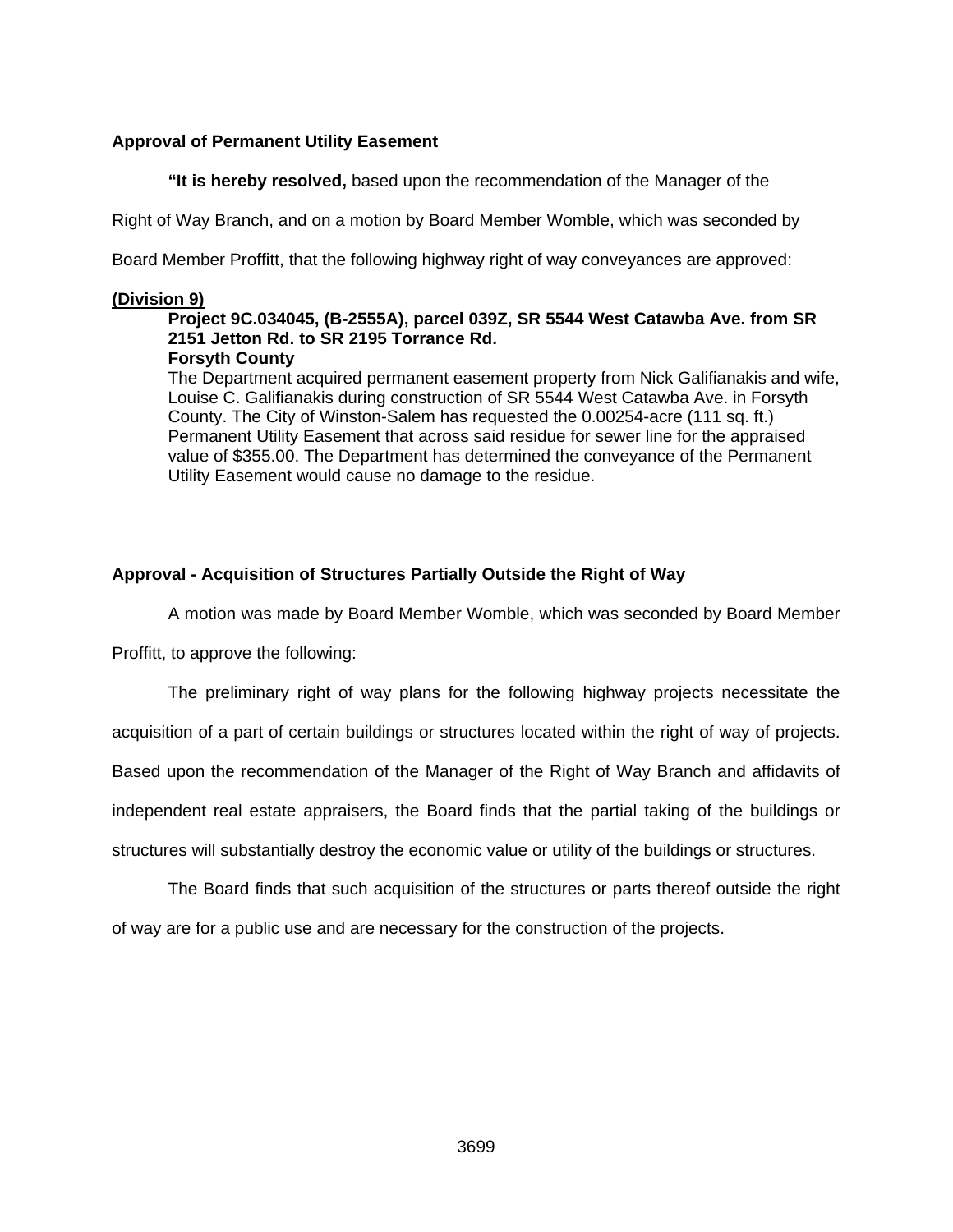**Approval of Permanent Utility Easement**

**"It is hereby resolved,** based upon the recommendation of the Manager of the Right of Way Branch, and on a motion by Board Member Womble, which was seconded by Board Member Proffitt, that the following highway right of way conveyances are approved:

**(Division 9)**

**Project 9C.034045, (B-2555A), parcel 039Z, SR 5544 West Catawba Ave. from SR 2151 Jetton Rd. to SR 2195 Torrance Rd.**
**Forsyth County**
The Department acquired permanent easement property from Nick Galifianakis and wife, Louise C. Galifianakis during construction of SR 5544 West Catawba Ave. in Forsyth County. The City of Winston-Salem has requested the 0.00254-acre (111 sq. ft.) Permanent Utility Easement that across said residue for sewer line for the appraised value of $355.00. The Department has determined the conveyance of the Permanent Utility Easement would cause no damage to the residue.

**Approval - Acquisition of Structures Partially Outside the Right of Way**

A motion was made by Board Member Womble, which was seconded by Board Member Proffitt, to approve the following:

The preliminary right of way plans for the following highway projects necessitate the acquisition of a part of certain buildings or structures located within the right of way of projects. Based upon the recommendation of the Manager of the Right of Way Branch and affidavits of independent real estate appraisers, the Board finds that the partial taking of the buildings or structures will substantially destroy the economic value or utility of the buildings or structures.

The Board finds that such acquisition of the structures or parts thereof outside the right of way are for a public use and are necessary for the construction of the projects.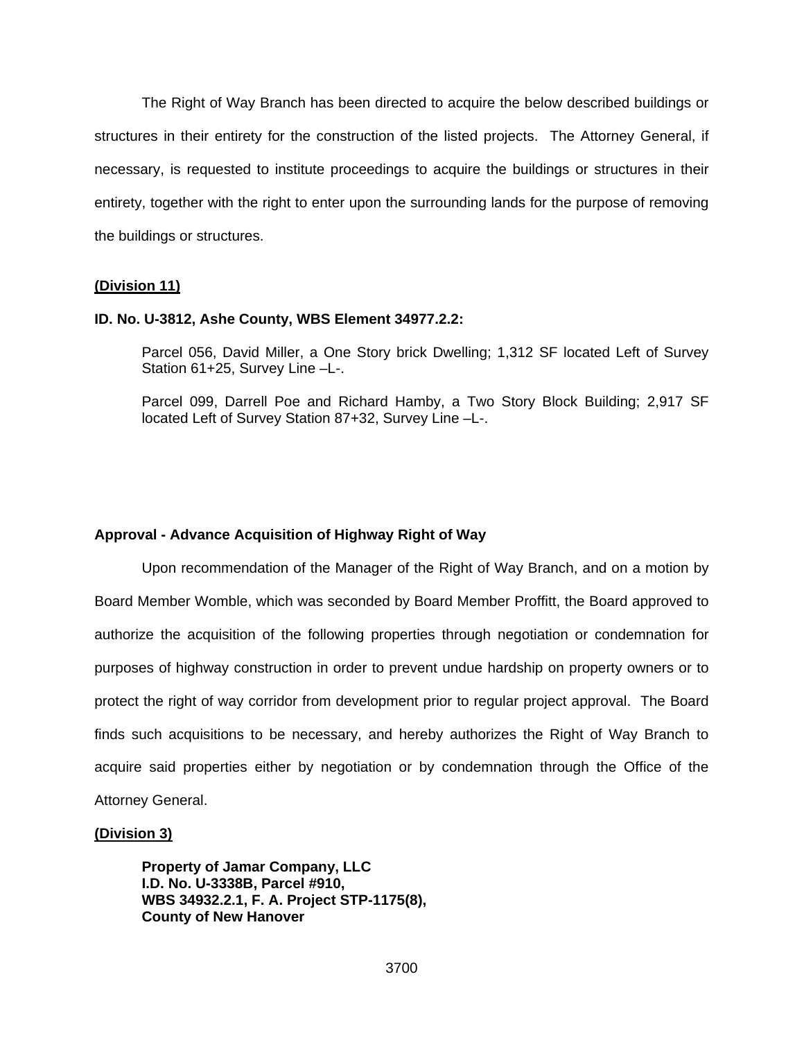The Right of Way Branch has been directed to acquire the below described buildings or structures in their entirety for the construction of the listed projects.  The Attorney General, if necessary, is requested to institute proceedings to acquire the buildings or structures in their entirety, together with the right to enter upon the surrounding lands for the purpose of removing the buildings or structures.

**(Division 11)**

**ID. No. U-3812, Ashe County, WBS Element 34977.2.2:**

Parcel 056, David Miller, a One Story brick Dwelling; 1,312 SF located Left of Survey Station 61+25, Survey Line –L-.

Parcel 099, Darrell Poe and Richard Hamby, a Two Story Block Building; 2,917 SF located Left of Survey Station 87+32, Survey Line –L-.

**Approval - Advance Acquisition of Highway Right of Way**

Upon recommendation of the Manager of the Right of Way Branch, and on a motion by Board Member Womble, which was seconded by Board Member Proffitt, the Board approved to authorize the acquisition of the following properties through negotiation or condemnation for purposes of highway construction in order to prevent undue hardship on property owners or to protect the right of way corridor from development prior to regular project approval.  The Board finds such acquisitions to be necessary, and hereby authorizes the Right of Way Branch to acquire said properties either by negotiation or by condemnation through the Office of the Attorney General.

**(Division 3)**

**Property of Jamar Company, LLC**
**I.D. No. U-3338B, Parcel #910,**
**WBS 34932.2.1, F. A. Project STP-1175(8),**
**County of New Hanover**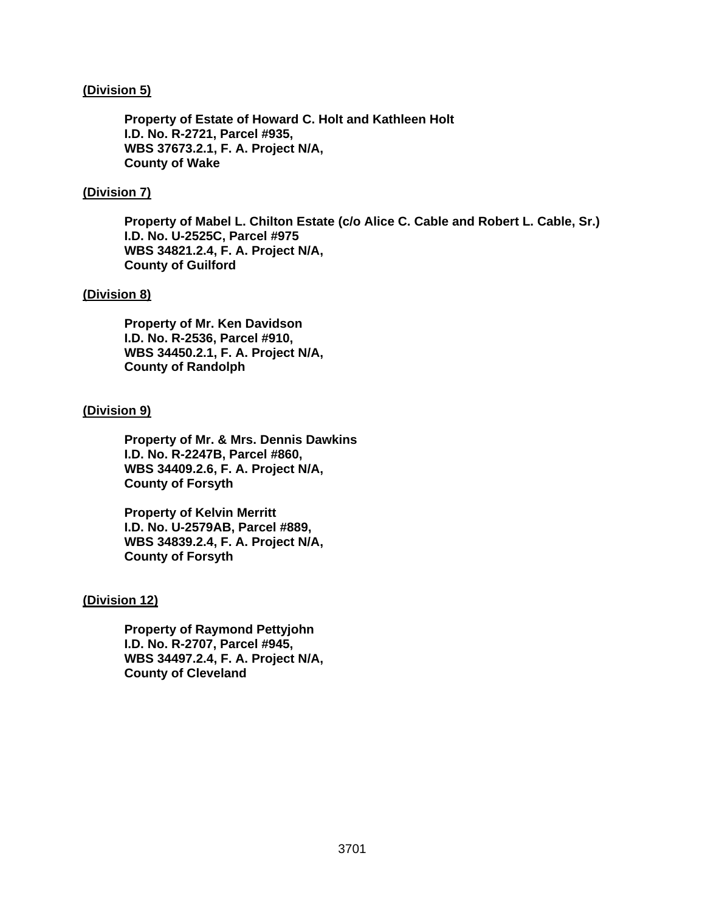**(Division 5)**

**Property of Estate of Howard C. Holt and Kathleen Holt**
**I.D. No. R-2721, Parcel #935,**
**WBS 37673.2.1, F. A. Project N/A,**
**County of Wake**

**(Division 7)**

**Property of Mabel L. Chilton Estate (c/o Alice C. Cable and Robert L. Cable, Sr.)**
**I.D. No. U-2525C, Parcel #975**
**WBS 34821.2.4, F. A. Project N/A,**
**County of Guilford**

**(Division 8)**

**Property of Mr. Ken Davidson**
**I.D. No. R-2536, Parcel #910,**
**WBS 34450.2.1, F. A. Project N/A,**
**County of Randolph**

**(Division 9)**

**Property of Mr. & Mrs. Dennis Dawkins**
**I.D. No. R-2247B, Parcel #860,**
**WBS 34409.2.6, F. A. Project N/A,**
**County of Forsyth**

**Property of Kelvin Merritt**
**I.D. No. U-2579AB, Parcel #889,**
**WBS 34839.2.4, F. A. Project N/A,**
**County of Forsyth**

**(Division 12)**

**Property of Raymond Pettyjohn**
**I.D. No. R-2707, Parcel #945,**
**WBS 34497.2.4, F. A. Project N/A,**
**County of Cleveland**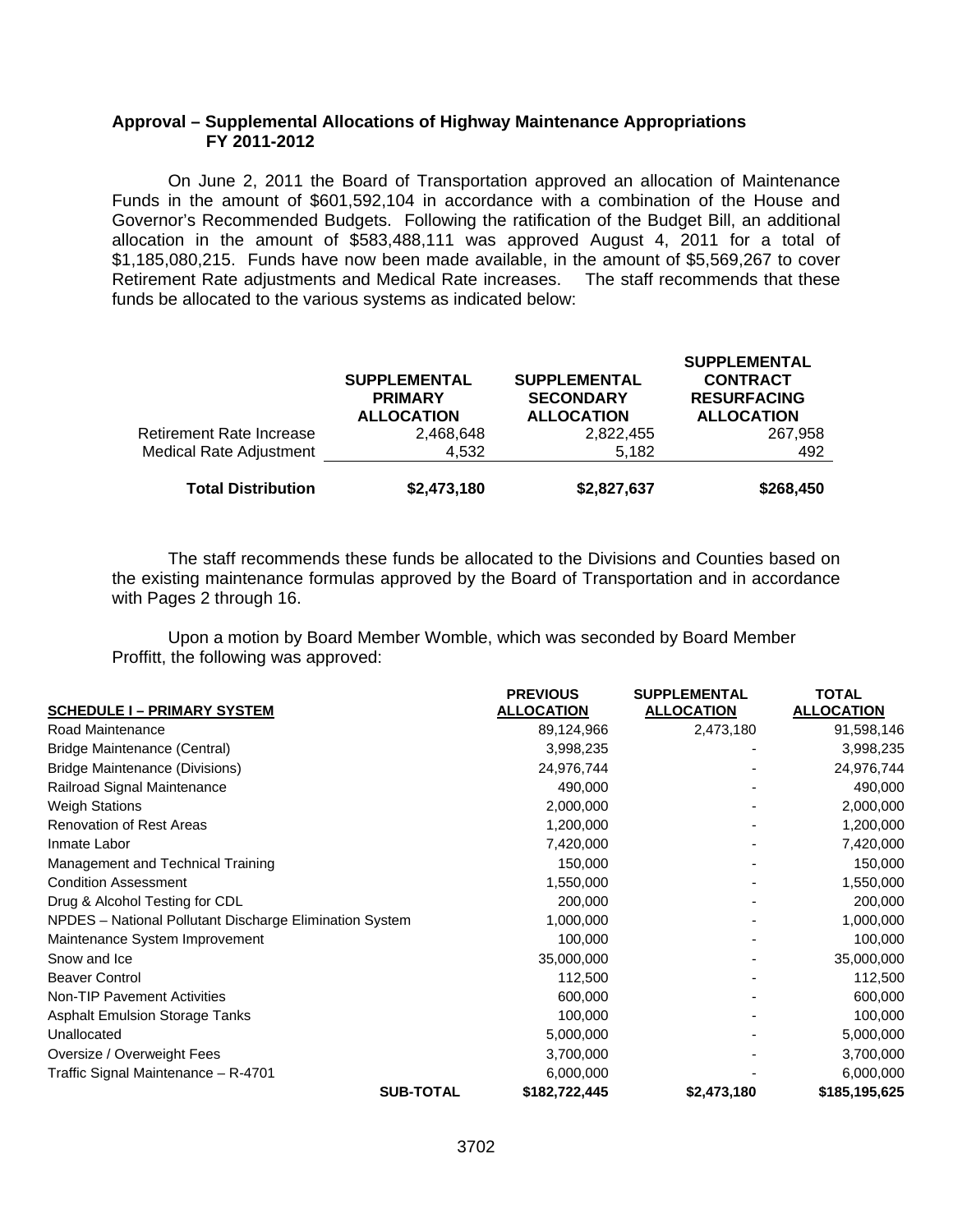**Approval – Supplemental Allocations of Highway Maintenance Appropriations FY 2011-2012**

On June 2, 2011 the Board of Transportation approved an allocation of Maintenance Funds in the amount of $601,592,104 in accordance with a combination of the House and Governor's Recommended Budgets. Following the ratification of the Budget Bill, an additional allocation in the amount of $583,488,111 was approved August 4, 2011 for a total of $1,185,080,215. Funds have now been made available, in the amount of $5,569,267 to cover Retirement Rate adjustments and Medical Rate increases. The staff recommends that these funds be allocated to the various systems as indicated below:

| | SUPPLEMENTAL PRIMARY ALLOCATION | SUPPLEMENTAL SECONDARY ALLOCATION | SUPPLEMENTAL CONTRACT RESURFACING ALLOCATION |
|---|---|---|---|
| Retirement Rate Increase | 2,468,648 | 2,822,455 | 267,958 |
| Medical Rate Adjustment | 4,532 | 5,182 | 492 |
| **Total Distribution** | **$2,473,180** | **$2,827,637** | **$268,450** |

The staff recommends these funds be allocated to the Divisions and Counties based on the existing maintenance formulas approved by the Board of Transportation and in accordance with Pages 2 through 16.

Upon a motion by Board Member Womble, which was seconded by Board Member Proffitt, the following was approved:

| SCHEDULE I – PRIMARY SYSTEM | PREVIOUS ALLOCATION | SUPPLEMENTAL ALLOCATION | TOTAL ALLOCATION |
|---|---|---|---|
| Road Maintenance | 89,124,966 | 2,473,180 | 91,598,146 |
| Bridge Maintenance (Central) | 3,998,235 | - | 3,998,235 |
| Bridge Maintenance (Divisions) | 24,976,744 | - | 24,976,744 |
| Railroad Signal Maintenance | 490,000 | - | 490,000 |
| Weigh Stations | 2,000,000 | - | 2,000,000 |
| Renovation of Rest Areas | 1,200,000 | - | 1,200,000 |
| Inmate Labor | 7,420,000 | - | 7,420,000 |
| Management and Technical Training | 150,000 | - | 150,000 |
| Condition Assessment | 1,550,000 | - | 1,550,000 |
| Drug & Alcohol Testing for CDL | 200,000 | - | 200,000 |
| NPDES – National Pollutant Discharge Elimination System | 1,000,000 | - | 1,000,000 |
| Maintenance System Improvement | 100,000 | - | 100,000 |
| Snow and Ice | 35,000,000 | - | 35,000,000 |
| Beaver Control | 112,500 | - | 112,500 |
| Non-TIP Pavement Activities | 600,000 | - | 600,000 |
| Asphalt Emulsion Storage Tanks | 100,000 | - | 100,000 |
| Unallocated | 5,000,000 | - | 5,000,000 |
| Oversize / Overweight Fees | 3,700,000 | - | 3,700,000 |
| Traffic Signal Maintenance – R-4701 | 6,000,000 | - | 6,000,000 |
| **SUB-TOTAL** | **$182,722,445** | **$2,473,180** | **$185,195,625** |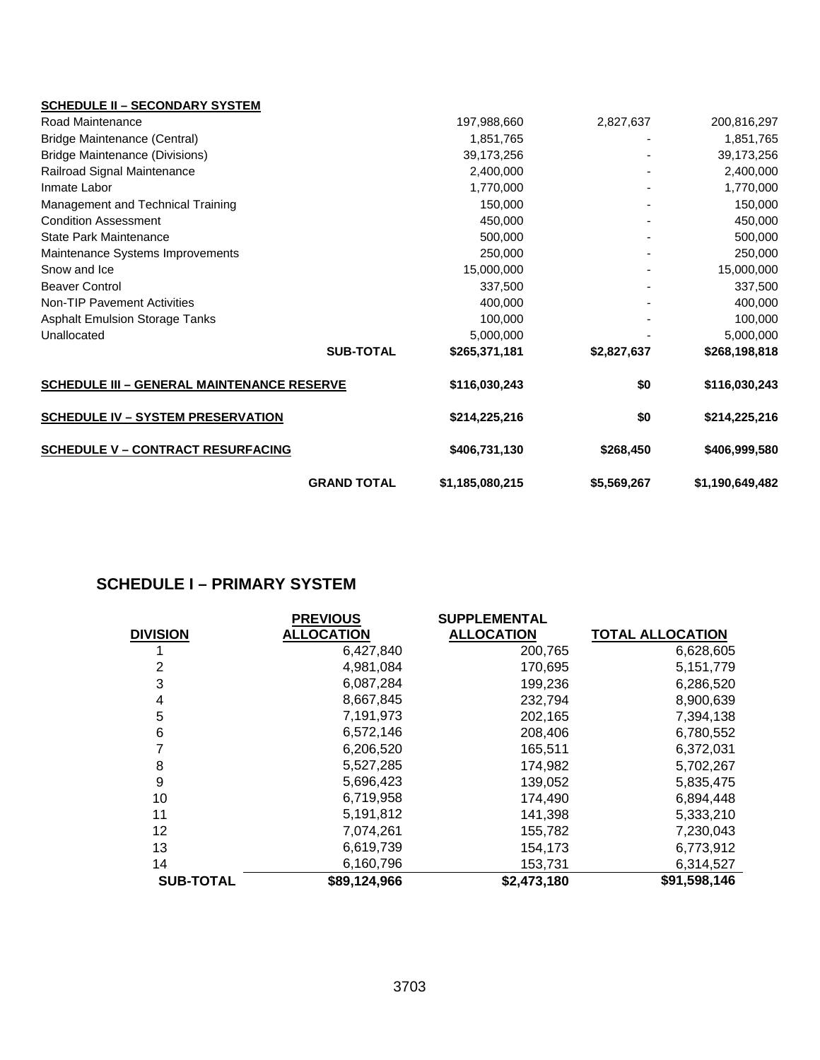| SCHEDULE II – SECONDARY SYSTEM | | | |
|---|---|---|---|
| Road Maintenance | 197,988,660 | 2,827,637 | 200,816,297 |
| Bridge Maintenance (Central) | 1,851,765 | - | 1,851,765 |
| Bridge Maintenance (Divisions) | 39,173,256 | - | 39,173,256 |
| Railroad Signal Maintenance | 2,400,000 | - | 2,400,000 |
| Inmate Labor | 1,770,000 | - | 1,770,000 |
| Management and Technical Training | 150,000 | - | 150,000 |
| Condition Assessment | 450,000 | - | 450,000 |
| State Park Maintenance | 500,000 | - | 500,000 |
| Maintenance Systems Improvements | 250,000 | - | 250,000 |
| Snow and Ice | 15,000,000 | - | 15,000,000 |
| Beaver Control | 337,500 | - | 337,500 |
| Non-TIP Pavement Activities | 400,000 | - | 400,000 |
| Asphalt Emulsion Storage Tanks | 100,000 | - | 100,000 |
| Unallocated | 5,000,000 | - | 5,000,000 |
| **SUB-TOTAL** | **$265,371,181** | **$2,827,637** | **$268,198,818** |
| **SCHEDULE III – GENERAL MAINTENANCE RESERVE** | **$116,030,243** | **$0** | **$116,030,243** |
| **SCHEDULE IV – SYSTEM PRESERVATION** | **$214,225,216** | **$0** | **$214,225,216** |
| **SCHEDULE V – CONTRACT RESURFACING** | **$406,731,130** | **$268,450** | **$406,999,580** |
| **GRAND TOTAL** | **$1,185,080,215** | **$5,569,267** | **$1,190,649,482** |

## SCHEDULE I – PRIMARY SYSTEM

| DIVISION | PREVIOUS ALLOCATION | SUPPLEMENTAL ALLOCATION | TOTAL ALLOCATION |
|---|---|---|---|
| 1 | 6,427,840 | 200,765 | 6,628,605 |
| 2 | 4,981,084 | 170,695 | 5,151,779 |
| 3 | 6,087,284 | 199,236 | 6,286,520 |
| 4 | 8,667,845 | 232,794 | 8,900,639 |
| 5 | 7,191,973 | 202,165 | 7,394,138 |
| 6 | 6,572,146 | 208,406 | 6,780,552 |
| 7 | 6,206,520 | 165,511 | 6,372,031 |
| 8 | 5,527,285 | 174,982 | 5,702,267 |
| 9 | 5,696,423 | 139,052 | 5,835,475 |
| 10 | 6,719,958 | 174,490 | 6,894,448 |
| 11 | 5,191,812 | 141,398 | 5,333,210 |
| 12 | 7,074,261 | 155,782 | 7,230,043 |
| 13 | 6,619,739 | 154,173 | 6,773,912 |
| 14 | 6,160,796 | 153,731 | 6,314,527 |
| **SUB-TOTAL** | **$89,124,966** | **$2,473,180** | **$91,598,146** |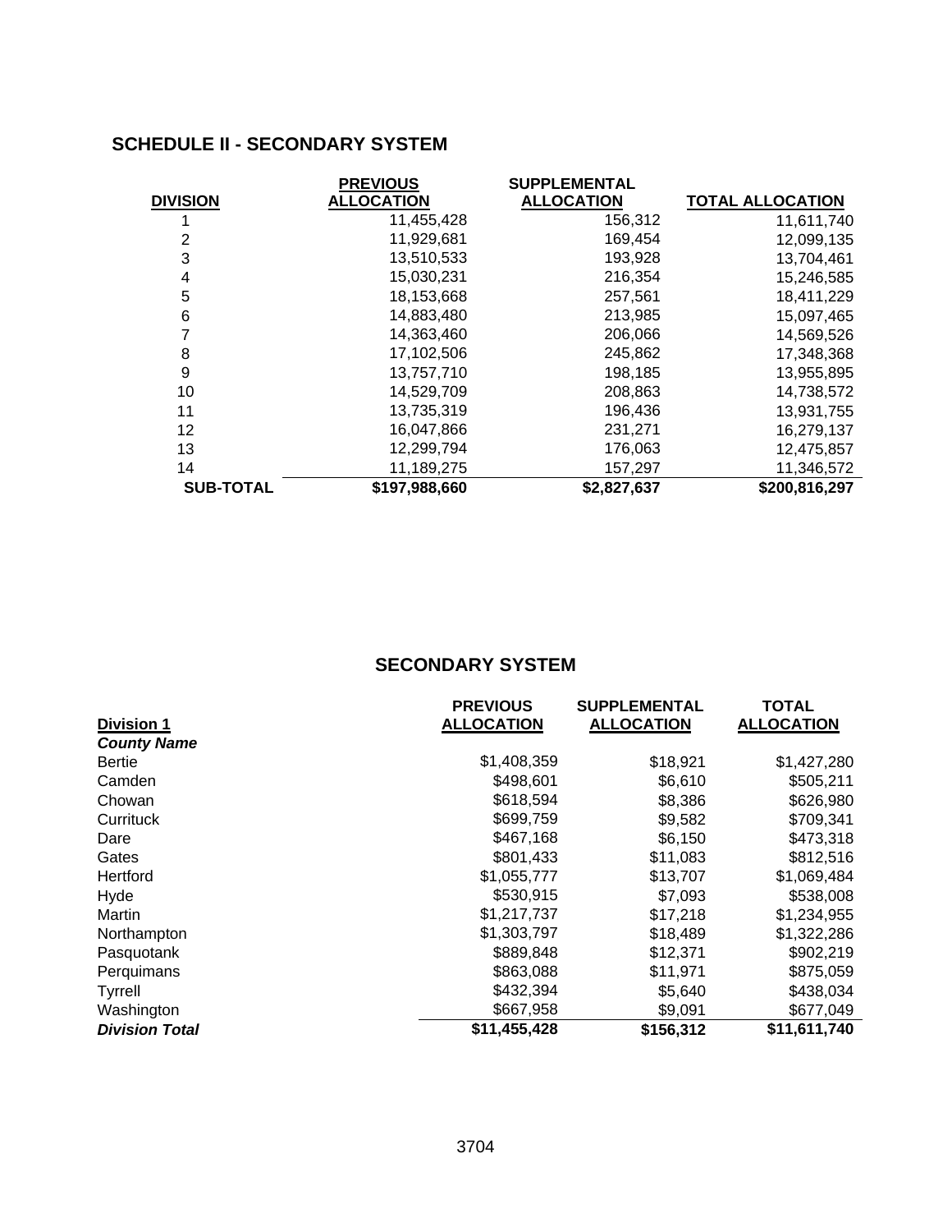## SCHEDULE II - SECONDARY SYSTEM

| DIVISION | PREVIOUS ALLOCATION | SUPPLEMENTAL ALLOCATION | TOTAL ALLOCATION |
|---|---|---|---|
| 1 | 11,455,428 | 156,312 | 11,611,740 |
| 2 | 11,929,681 | 169,454 | 12,099,135 |
| 3 | 13,510,533 | 193,928 | 13,704,461 |
| 4 | 15,030,231 | 216,354 | 15,246,585 |
| 5 | 18,153,668 | 257,561 | 18,411,229 |
| 6 | 14,883,480 | 213,985 | 15,097,465 |
| 7 | 14,363,460 | 206,066 | 14,569,526 |
| 8 | 17,102,506 | 245,862 | 17,348,368 |
| 9 | 13,757,710 | 198,185 | 13,955,895 |
| 10 | 14,529,709 | 208,863 | 14,738,572 |
| 11 | 13,735,319 | 196,436 | 13,931,755 |
| 12 | 16,047,866 | 231,271 | 16,279,137 |
| 13 | 12,299,794 | 176,063 | 12,475,857 |
| 14 | 11,189,275 | 157,297 | 11,346,572 |
| **SUB-TOTAL** | **$197,988,660** | **$2,827,637** | **$200,816,297** |

## SECONDARY SYSTEM

| Division 1 | PREVIOUS ALLOCATION | SUPPLEMENTAL ALLOCATION | TOTAL ALLOCATION |
|---|---|---|---|
| ***County Name*** | | | |
| Bertie | $1,408,359 | $18,921 | $1,427,280 |
| Camden | $498,601 | $6,610 | $505,211 |
| Chowan | $618,594 | $8,386 | $626,980 |
| Currituck | $699,759 | $9,582 | $709,341 |
| Dare | $467,168 | $6,150 | $473,318 |
| Gates | $801,433 | $11,083 | $812,516 |
| Hertford | $1,055,777 | $13,707 | $1,069,484 |
| Hyde | $530,915 | $7,093 | $538,008 |
| Martin | $1,217,737 | $17,218 | $1,234,955 |
| Northampton | $1,303,797 | $18,489 | $1,322,286 |
| Pasquotank | $889,848 | $12,371 | $902,219 |
| Perquimans | $863,088 | $11,971 | $875,059 |
| Tyrrell | $432,394 | $5,640 | $438,034 |
| Washington | $667,958 | $9,091 | $677,049 |
| ***Division Total*** | **$11,455,428** | **$156,312** | **$11,611,740** |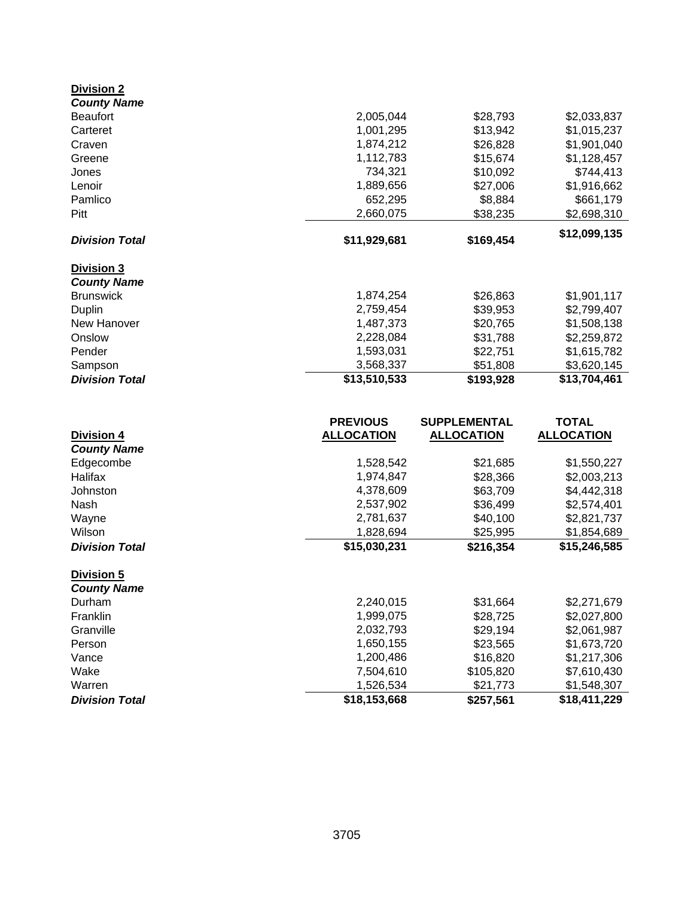**Division 2**

| *County Name* | | | |
|---|---|---|---|
| Beaufort | 2,005,044 | $28,793 | $2,033,837 |
| Carteret | 1,001,295 | $13,942 | $1,015,237 |
| Craven | 1,874,212 | $26,828 | $1,901,040 |
| Greene | 1,112,783 | $15,674 | $1,128,457 |
| Jones | 734,321 | $10,092 | $744,413 |
| Lenoir | 1,889,656 | $27,006 | $1,916,662 |
| Pamlico | 652,295 | $8,884 | $661,179 |
| Pitt | 2,660,075 | $38,235 | $2,698,310 |
| ***Division Total*** | **$11,929,681** | **$169,454** | **$12,099,135** |

**Division 3**

| *County Name* | | | |
|---|---|---|---|
| Brunswick | 1,874,254 | $26,863 | $1,901,117 |
| Duplin | 2,759,454 | $39,953 | $2,799,407 |
| New Hanover | 1,487,373 | $20,765 | $1,508,138 |
| Onslow | 2,228,084 | $31,788 | $2,259,872 |
| Pender | 1,593,031 | $22,751 | $1,615,782 |
| Sampson | 3,568,337 | $51,808 | $3,620,145 |
| ***Division Total*** | **$13,510,533** | **$193,928** | **$13,704,461** |

| **Division 4** *County Name* | **PREVIOUS ALLOCATION** | **SUPPLEMENTAL ALLOCATION** | **TOTAL ALLOCATION** |
|---|---|---|---|
| Edgecombe | 1,528,542 | $21,685 | $1,550,227 |
| Halifax | 1,974,847 | $28,366 | $2,003,213 |
| Johnston | 4,378,609 | $63,709 | $4,442,318 |
| Nash | 2,537,902 | $36,499 | $2,574,401 |
| Wayne | 2,781,637 | $40,100 | $2,821,737 |
| Wilson | 1,828,694 | $25,995 | $1,854,689 |
| ***Division Total*** | **$15,030,231** | **$216,354** | **$15,246,585** |

**Division 5**

| *County Name* | | | |
|---|---|---|---|
| Durham | 2,240,015 | $31,664 | $2,271,679 |
| Franklin | 1,999,075 | $28,725 | $2,027,800 |
| Granville | 2,032,793 | $29,194 | $2,061,987 |
| Person | 1,650,155 | $23,565 | $1,673,720 |
| Vance | 1,200,486 | $16,820 | $1,217,306 |
| Wake | 7,504,610 | $105,820 | $7,610,430 |
| Warren | 1,526,534 | $21,773 | $1,548,307 |
| ***Division Total*** | **$18,153,668** | **$257,561** | **$18,411,229** |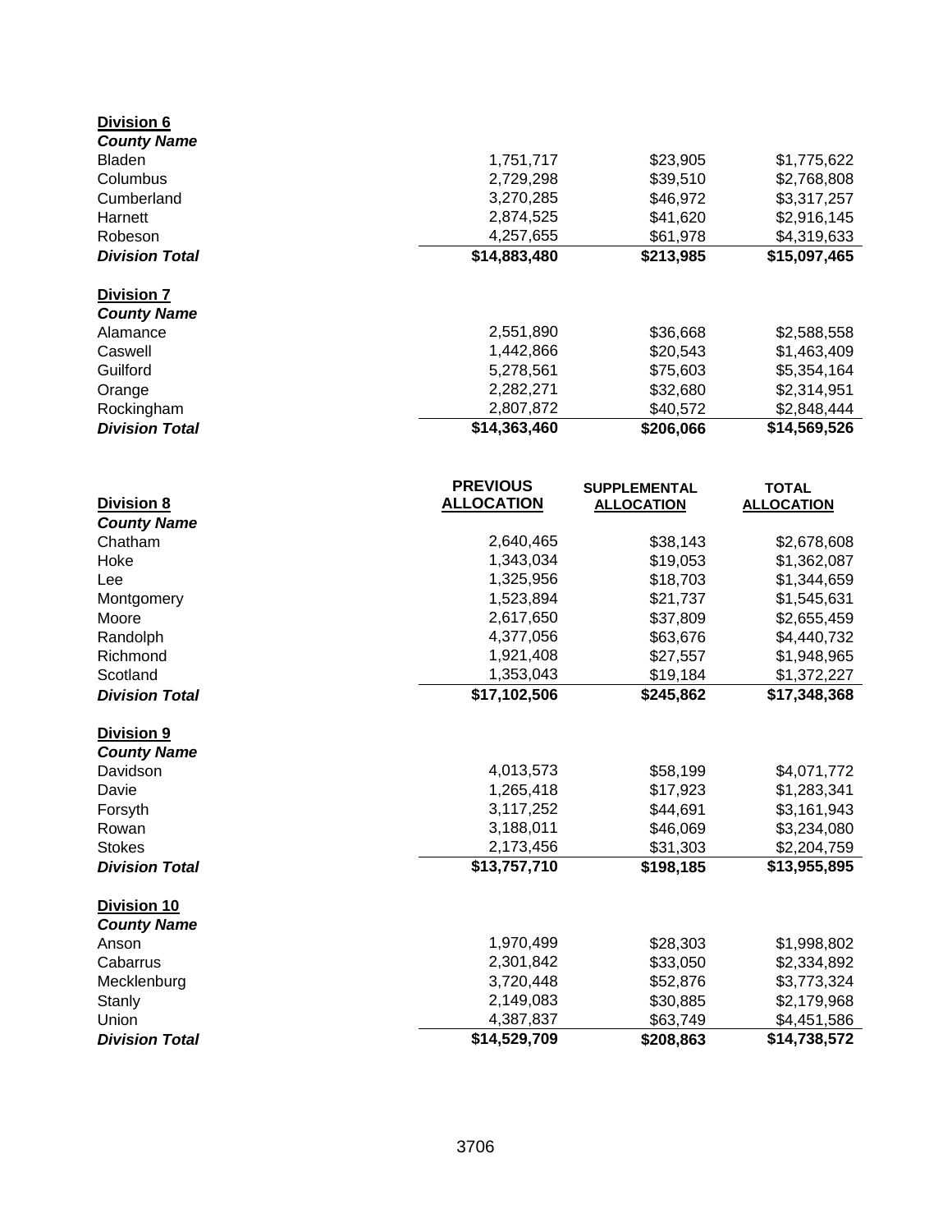**Division 6**

| *County Name* | | | |
|---|---|---|---|
| Bladen | 1,751,717 | $23,905 | $1,775,622 |
| Columbus | 2,729,298 | $39,510 | $2,768,808 |
| Cumberland | 3,270,285 | $46,972 | $3,317,257 |
| Harnett | 2,874,525 | $41,620 | $2,916,145 |
| Robeson | 4,257,655 | $61,978 | $4,319,633 |
| ***Division Total*** | **$14,883,480** | **$213,985** | **$15,097,465** |

**Division 7**

| *County Name* | | | |
|---|---|---|---|
| Alamance | 2,551,890 | $36,668 | $2,588,558 |
| Caswell | 1,442,866 | $20,543 | $1,463,409 |
| Guilford | 5,278,561 | $75,603 | $5,354,164 |
| Orange | 2,282,271 | $32,680 | $2,314,951 |
| Rockingham | 2,807,872 | $40,572 | $2,848,444 |
| ***Division Total*** | **$14,363,460** | **$206,066** | **$14,569,526** |

| **Division 8** | **PREVIOUS ALLOCATION** | **SUPPLEMENTAL ALLOCATION** | **TOTAL ALLOCATION** |
|---|---|---|---|
| ***County Name*** | | | |
| Chatham | 2,640,465 | $38,143 | $2,678,608 |
| Hoke | 1,343,034 | $19,053 | $1,362,087 |
| Lee | 1,325,956 | $18,703 | $1,344,659 |
| Montgomery | 1,523,894 | $21,737 | $1,545,631 |
| Moore | 2,617,650 | $37,809 | $2,655,459 |
| Randolph | 4,377,056 | $63,676 | $4,440,732 |
| Richmond | 1,921,408 | $27,557 | $1,948,965 |
| Scotland | 1,353,043 | $19,184 | $1,372,227 |
| ***Division Total*** | **$17,102,506** | **$245,862** | **$17,348,368** |

**Division 9**

| *County Name* | | | |
|---|---|---|---|
| Davidson | 4,013,573 | $58,199 | $4,071,772 |
| Davie | 1,265,418 | $17,923 | $1,283,341 |
| Forsyth | 3,117,252 | $44,691 | $3,161,943 |
| Rowan | 3,188,011 | $46,069 | $3,234,080 |
| Stokes | 2,173,456 | $31,303 | $2,204,759 |
| ***Division Total*** | **$13,757,710** | **$198,185** | **$13,955,895** |

**Division 10**

| *County Name* | | | |
|---|---|---|---|
| Anson | 1,970,499 | $28,303 | $1,998,802 |
| Cabarrus | 2,301,842 | $33,050 | $2,334,892 |
| Mecklenburg | 3,720,448 | $52,876 | $3,773,324 |
| Stanly | 2,149,083 | $30,885 | $2,179,968 |
| Union | 4,387,837 | $63,749 | $4,451,586 |
| ***Division Total*** | **$14,529,709** | **$208,863** | **$14,738,572** |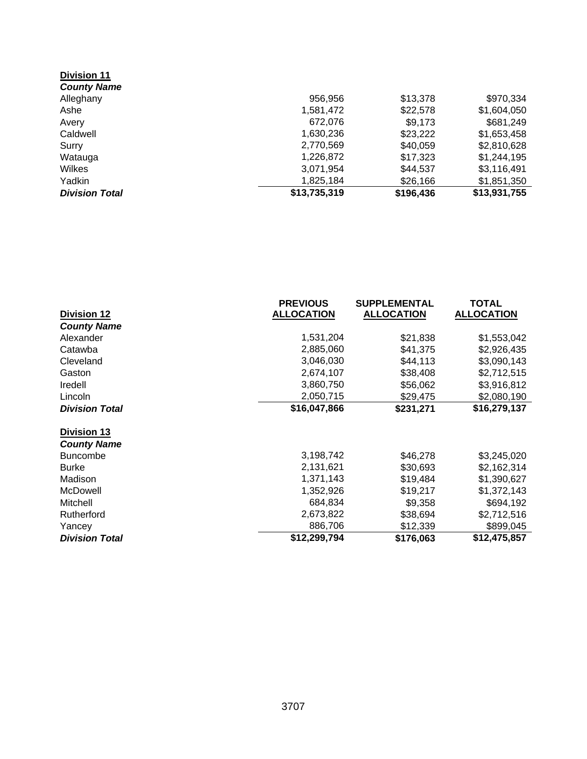**Division 11**

| *County Name* | | | |
|---|---|---|---|
| Alleghany | 956,956 | $13,378 | $970,334 |
| Ashe | 1,581,472 | $22,578 | $1,604,050 |
| Avery | 672,076 | $9,173 | $681,249 |
| Caldwell | 1,630,236 | $23,222 | $1,653,458 |
| Surry | 2,770,569 | $40,059 | $2,810,628 |
| Watauga | 1,226,872 | $17,323 | $1,244,195 |
| Wilkes | 3,071,954 | $44,537 | $3,116,491 |
| Yadkin | 1,825,184 | $26,166 | $1,851,350 |
| ***Division Total*** | **$13,735,319** | **$196,436** | **$13,931,755** |

| **Division 12** | **PREVIOUS ALLOCATION** | **SUPPLEMENTAL ALLOCATION** | **TOTAL ALLOCATION** |
|---|---|---|---|
| ***County Name*** | | | |
| Alexander | 1,531,204 | $21,838 | $1,553,042 |
| Catawba | 2,885,060 | $41,375 | $2,926,435 |
| Cleveland | 3,046,030 | $44,113 | $3,090,143 |
| Gaston | 2,674,107 | $38,408 | $2,712,515 |
| Iredell | 3,860,750 | $56,062 | $3,916,812 |
| Lincoln | 2,050,715 | $29,475 | $2,080,190 |
| ***Division Total*** | **$16,047,866** | **$231,271** | **$16,279,137** |

**Division 13**

| *County Name* | | | |
|---|---|---|---|
| Buncombe | 3,198,742 | $46,278 | $3,245,020 |
| Burke | 2,131,621 | $30,693 | $2,162,314 |
| Madison | 1,371,143 | $19,484 | $1,390,627 |
| McDowell | 1,352,926 | $19,217 | $1,372,143 |
| Mitchell | 684,834 | $9,358 | $694,192 |
| Rutherford | 2,673,822 | $38,694 | $2,712,516 |
| Yancey | 886,706 | $12,339 | $899,045 |
| ***Division Total*** | **$12,299,794** | **$176,063** | **$12,475,857** |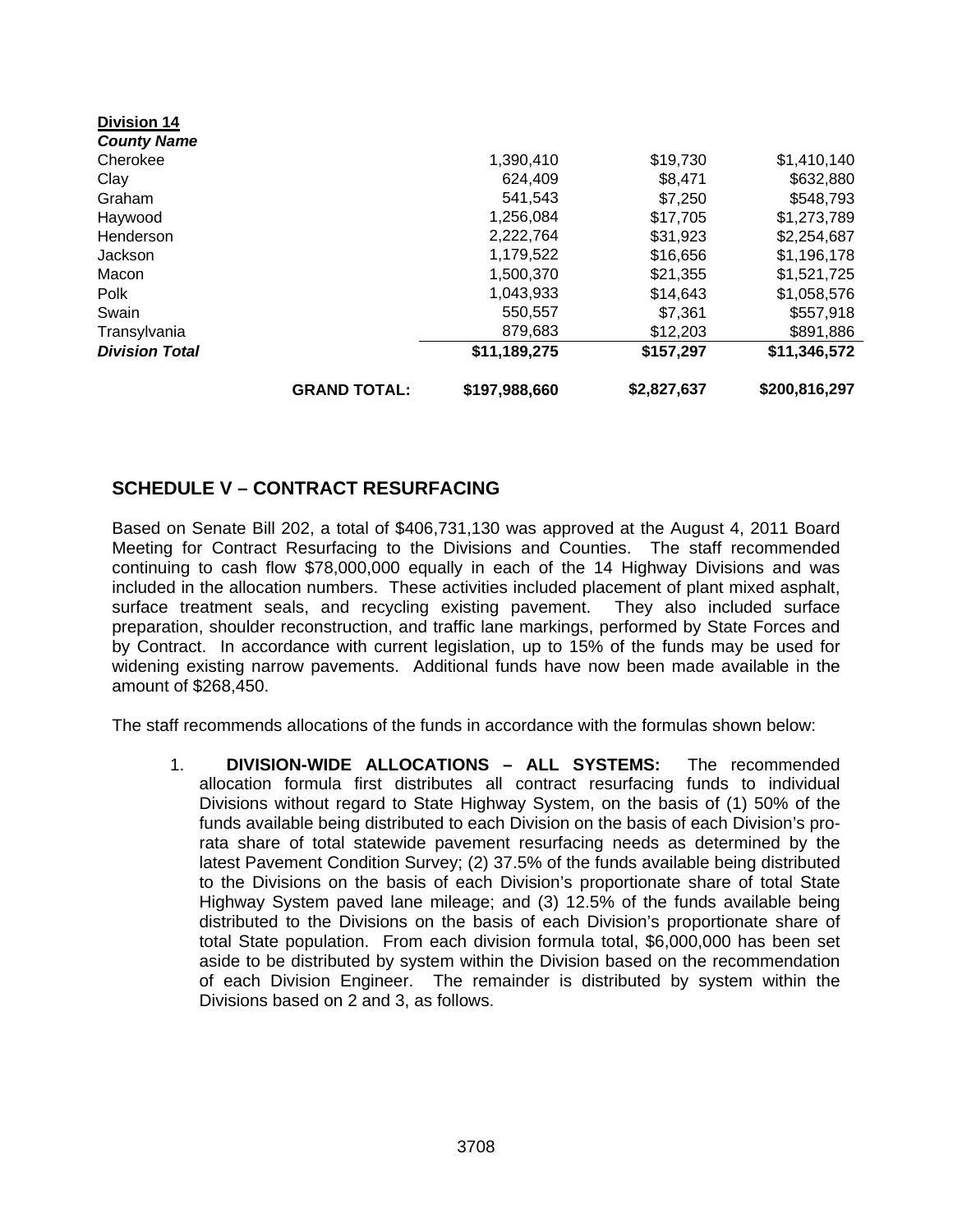**Division 14**

| *County Name* | | | | |
|---|---|---|---|---|
| Cherokee | | 1,390,410 | $19,730 | $1,410,140 |
| Clay | | 624,409 | $8,471 | $632,880 |
| Graham | | 541,543 | $7,250 | $548,793 |
| Haywood | | 1,256,084 | $17,705 | $1,273,789 |
| Henderson | | 2,222,764 | $31,923 | $2,254,687 |
| Jackson | | 1,179,522 | $16,656 | $1,196,178 |
| Macon | | 1,500,370 | $21,355 | $1,521,725 |
| Polk | | 1,043,933 | $14,643 | $1,058,576 |
| Swain | | 550,557 | $7,361 | $557,918 |
| Transylvania | | 879,683 | $12,203 | $891,886 |
| ***Division Total*** | | **$11,189,275** | **$157,297** | **$11,346,572** |
| | **GRAND TOTAL:** | **$197,988,660** | **$2,827,637** | **$200,816,297** |

## SCHEDULE V – CONTRACT RESURFACING

Based on Senate Bill 202, a total of $406,731,130 was approved at the August 4, 2011 Board Meeting for Contract Resurfacing to the Divisions and Counties. The staff recommended continuing to cash flow $78,000,000 equally in each of the 14 Highway Divisions and was included in the allocation numbers. These activities included placement of plant mixed asphalt, surface treatment seals, and recycling existing pavement. They also included surface preparation, shoulder reconstruction, and traffic lane markings, performed by State Forces and by Contract. In accordance with current legislation, up to 15% of the funds may be used for widening existing narrow pavements. Additional funds have now been made available in the amount of $268,450.

The staff recommends allocations of the funds in accordance with the formulas shown below:

1. **DIVISION-WIDE ALLOCATIONS – ALL SYSTEMS:** The recommended allocation formula first distributes all contract resurfacing funds to individual Divisions without regard to State Highway System, on the basis of (1) 50% of the funds available being distributed to each Division on the basis of each Division's pro-rata share of total statewide pavement resurfacing needs as determined by the latest Pavement Condition Survey; (2) 37.5% of the funds available being distributed to the Divisions on the basis of each Division's proportionate share of total State Highway System paved lane mileage; and (3) 12.5% of the funds available being distributed to the Divisions on the basis of each Division's proportionate share of total State population. From each division formula total, $6,000,000 has been set aside to be distributed by system within the Division based on the recommendation of each Division Engineer. The remainder is distributed by system within the Divisions based on 2 and 3, as follows.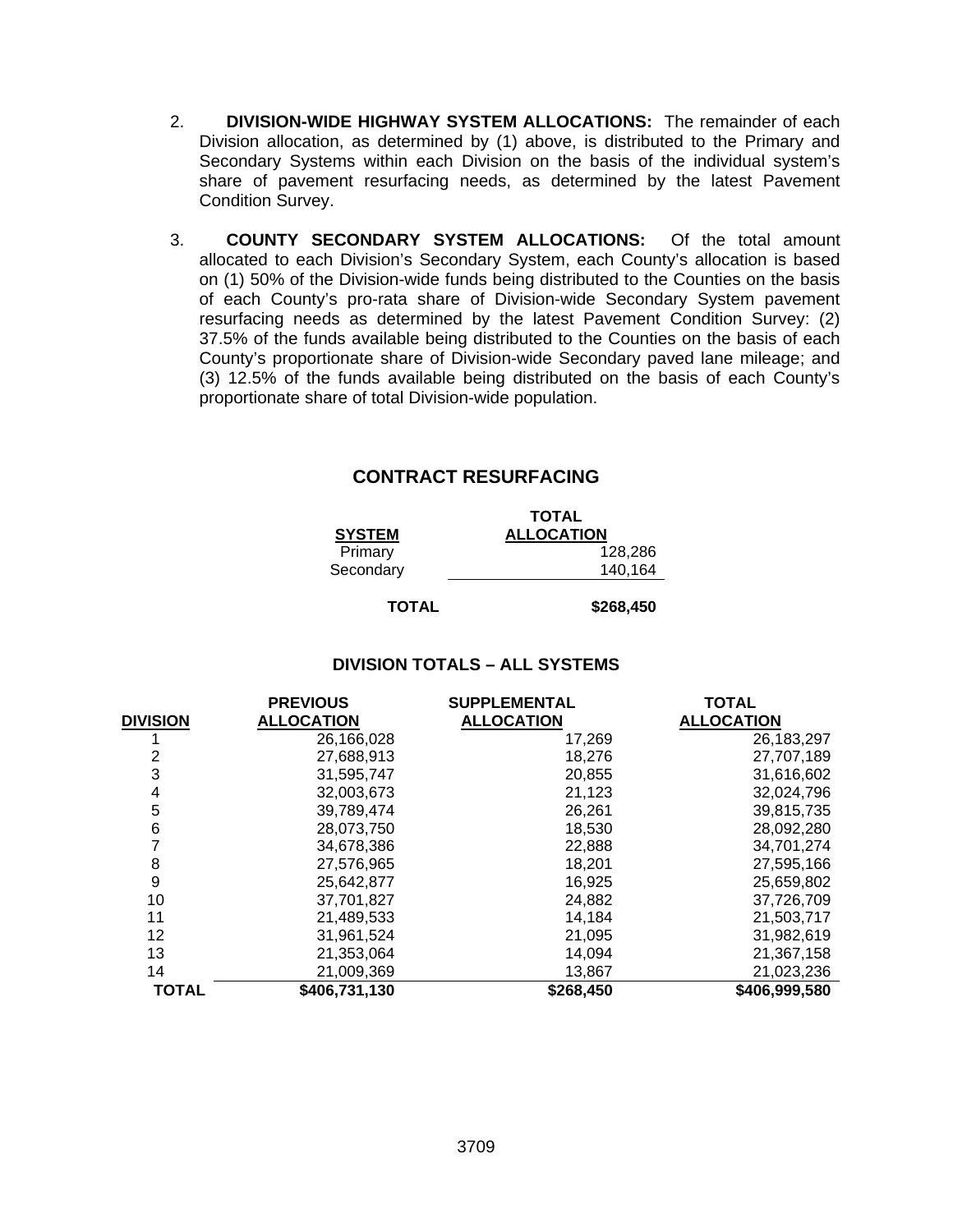2. **DIVISION-WIDE HIGHWAY SYSTEM ALLOCATIONS:** The remainder of each Division allocation, as determined by (1) above, is distributed to the Primary and Secondary Systems within each Division on the basis of the individual system's share of pavement resurfacing needs, as determined by the latest Pavement Condition Survey.

3. **COUNTY SECONDARY SYSTEM ALLOCATIONS:** Of the total amount allocated to each Division's Secondary System, each County's allocation is based on (1) 50% of the Division-wide funds being distributed to the Counties on the basis of each County's pro-rata share of Division-wide Secondary System pavement resurfacing needs as determined by the latest Pavement Condition Survey: (2) 37.5% of the funds available being distributed to the Counties on the basis of each County's proportionate share of Division-wide Secondary paved lane mileage; and (3) 12.5% of the funds available being distributed on the basis of each County's proportionate share of total Division-wide population.

## CONTRACT RESURFACING

| SYSTEM | TOTAL ALLOCATION |
|---|---|
| Primary | 128,286 |
| Secondary | 140,164 |
| **TOTAL** | **$268,450** |

### DIVISION TOTALS – ALL SYSTEMS

| DIVISION | PREVIOUS ALLOCATION | SUPPLEMENTAL ALLOCATION | TOTAL ALLOCATION |
|---|---|---|---|
| 1 | 26,166,028 | 17,269 | 26,183,297 |
| 2 | 27,688,913 | 18,276 | 27,707,189 |
| 3 | 31,595,747 | 20,855 | 31,616,602 |
| 4 | 32,003,673 | 21,123 | 32,024,796 |
| 5 | 39,789,474 | 26,261 | 39,815,735 |
| 6 | 28,073,750 | 18,530 | 28,092,280 |
| 7 | 34,678,386 | 22,888 | 34,701,274 |
| 8 | 27,576,965 | 18,201 | 27,595,166 |
| 9 | 25,642,877 | 16,925 | 25,659,802 |
| 10 | 37,701,827 | 24,882 | 37,726,709 |
| 11 | 21,489,533 | 14,184 | 21,503,717 |
| 12 | 31,961,524 | 21,095 | 31,982,619 |
| 13 | 21,353,064 | 14,094 | 21,367,158 |
| 14 | 21,009,369 | 13,867 | 21,023,236 |
| **TOTAL** | **$406,731,130** | **$268,450** | **$406,999,580** |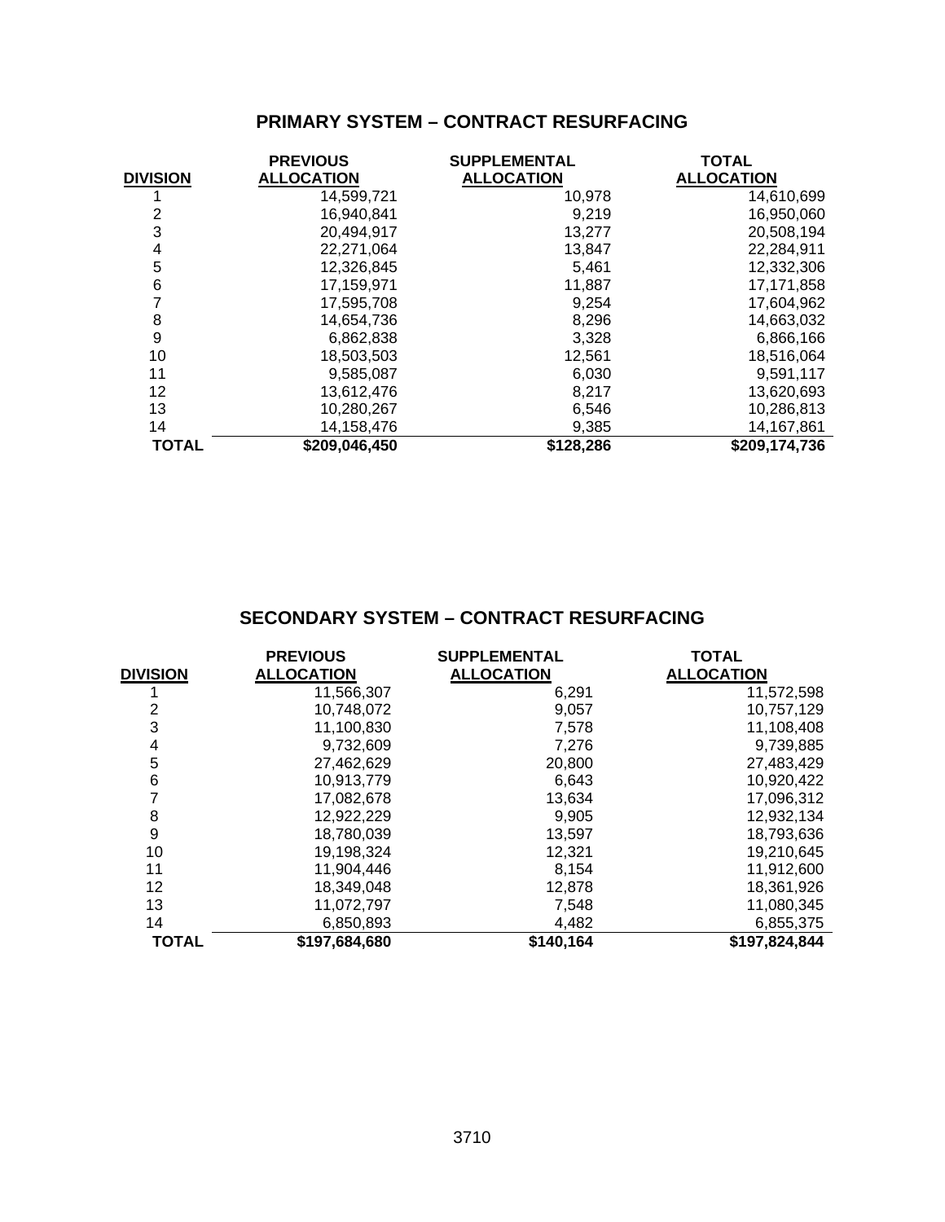## PRIMARY SYSTEM – CONTRACT RESURFACING

| DIVISION | PREVIOUS ALLOCATION | SUPPLEMENTAL ALLOCATION | TOTAL ALLOCATION |
|---|---|---|---|
| 1 | 14,599,721 | 10,978 | 14,610,699 |
| 2 | 16,940,841 | 9,219 | 16,950,060 |
| 3 | 20,494,917 | 13,277 | 20,508,194 |
| 4 | 22,271,064 | 13,847 | 22,284,911 |
| 5 | 12,326,845 | 5,461 | 12,332,306 |
| 6 | 17,159,971 | 11,887 | 17,171,858 |
| 7 | 17,595,708 | 9,254 | 17,604,962 |
| 8 | 14,654,736 | 8,296 | 14,663,032 |
| 9 | 6,862,838 | 3,328 | 6,866,166 |
| 10 | 18,503,503 | 12,561 | 18,516,064 |
| 11 | 9,585,087 | 6,030 | 9,591,117 |
| 12 | 13,612,476 | 8,217 | 13,620,693 |
| 13 | 10,280,267 | 6,546 | 10,286,813 |
| 14 | 14,158,476 | 9,385 | 14,167,861 |
| **TOTAL** | **$209,046,450** | **$128,286** | **$209,174,736** |

## SECONDARY SYSTEM – CONTRACT RESURFACING

| DIVISION | PREVIOUS ALLOCATION | SUPPLEMENTAL ALLOCATION | TOTAL ALLOCATION |
|---|---|---|---|
| 1 | 11,566,307 | 6,291 | 11,572,598 |
| 2 | 10,748,072 | 9,057 | 10,757,129 |
| 3 | 11,100,830 | 7,578 | 11,108,408 |
| 4 | 9,732,609 | 7,276 | 9,739,885 |
| 5 | 27,462,629 | 20,800 | 27,483,429 |
| 6 | 10,913,779 | 6,643 | 10,920,422 |
| 7 | 17,082,678 | 13,634 | 17,096,312 |
| 8 | 12,922,229 | 9,905 | 12,932,134 |
| 9 | 18,780,039 | 13,597 | 18,793,636 |
| 10 | 19,198,324 | 12,321 | 19,210,645 |
| 11 | 11,904,446 | 8,154 | 11,912,600 |
| 12 | 18,349,048 | 12,878 | 18,361,926 |
| 13 | 11,072,797 | 7,548 | 11,080,345 |
| 14 | 6,850,893 | 4,482 | 6,855,375 |
| **TOTAL** | **$197,684,680** | **$140,164** | **$197,824,844** |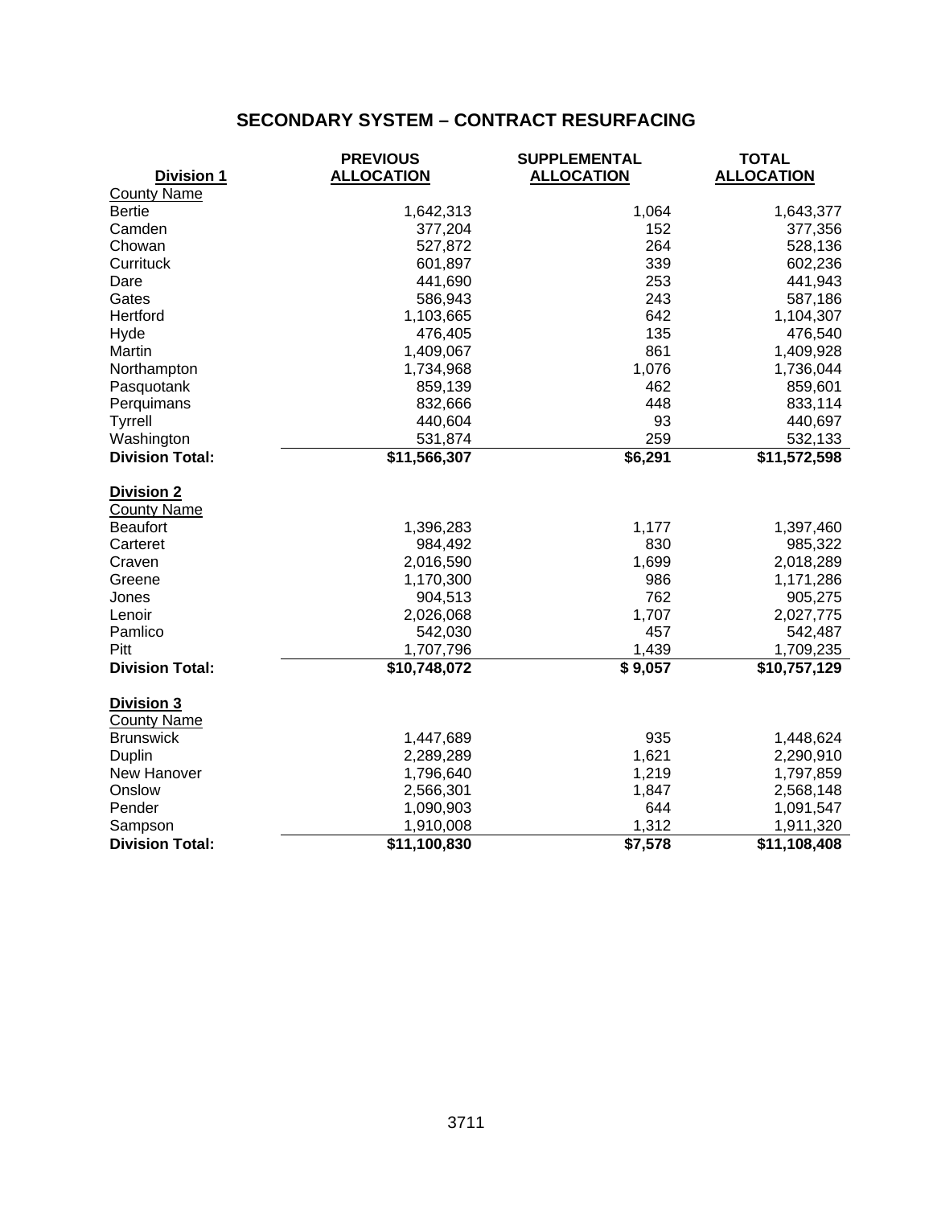## SECONDARY SYSTEM – CONTRACT RESURFACING

| Division 1 | PREVIOUS ALLOCATION | SUPPLEMENTAL ALLOCATION | TOTAL ALLOCATION |
|---|---|---|---|
| County Name | | | |
| Bertie | 1,642,313 | 1,064 | 1,643,377 |
| Camden | 377,204 | 152 | 377,356 |
| Chowan | 527,872 | 264 | 528,136 |
| Currituck | 601,897 | 339 | 602,236 |
| Dare | 441,690 | 253 | 441,943 |
| Gates | 586,943 | 243 | 587,186 |
| Hertford | 1,103,665 | 642 | 1,104,307 |
| Hyde | 476,405 | 135 | 476,540 |
| Martin | 1,409,067 | 861 | 1,409,928 |
| Northampton | 1,734,968 | 1,076 | 1,736,044 |
| Pasquotank | 859,139 | 462 | 859,601 |
| Perquimans | 832,666 | 448 | 833,114 |
| Tyrrell | 440,604 | 93 | 440,697 |
| Washington | 531,874 | 259 | 532,133 |
| **Division Total:** | **$11,566,307** | **$6,291** | **$11,572,598** |

| Division 2 | PREVIOUS ALLOCATION | SUPPLEMENTAL ALLOCATION | TOTAL ALLOCATION |
|---|---|---|---|
| County Name | | | |
| Beaufort | 1,396,283 | 1,177 | 1,397,460 |
| Carteret | 984,492 | 830 | 985,322 |
| Craven | 2,016,590 | 1,699 | 2,018,289 |
| Greene | 1,170,300 | 986 | 1,171,286 |
| Jones | 904,513 | 762 | 905,275 |
| Lenoir | 2,026,068 | 1,707 | 2,027,775 |
| Pamlico | 542,030 | 457 | 542,487 |
| Pitt | 1,707,796 | 1,439 | 1,709,235 |
| **Division Total:** | **$10,748,072** | **$ 9,057** | **$10,757,129** |

| Division 3 | PREVIOUS ALLOCATION | SUPPLEMENTAL ALLOCATION | TOTAL ALLOCATION |
|---|---|---|---|
| County Name | | | |
| Brunswick | 1,447,689 | 935 | 1,448,624 |
| Duplin | 2,289,289 | 1,621 | 2,290,910 |
| New Hanover | 1,796,640 | 1,219 | 1,797,859 |
| Onslow | 2,566,301 | 1,847 | 2,568,148 |
| Pender | 1,090,903 | 644 | 1,091,547 |
| Sampson | 1,910,008 | 1,312 | 1,911,320 |
| **Division Total:** | **$11,100,830** | **$7,578** | **$11,108,408** |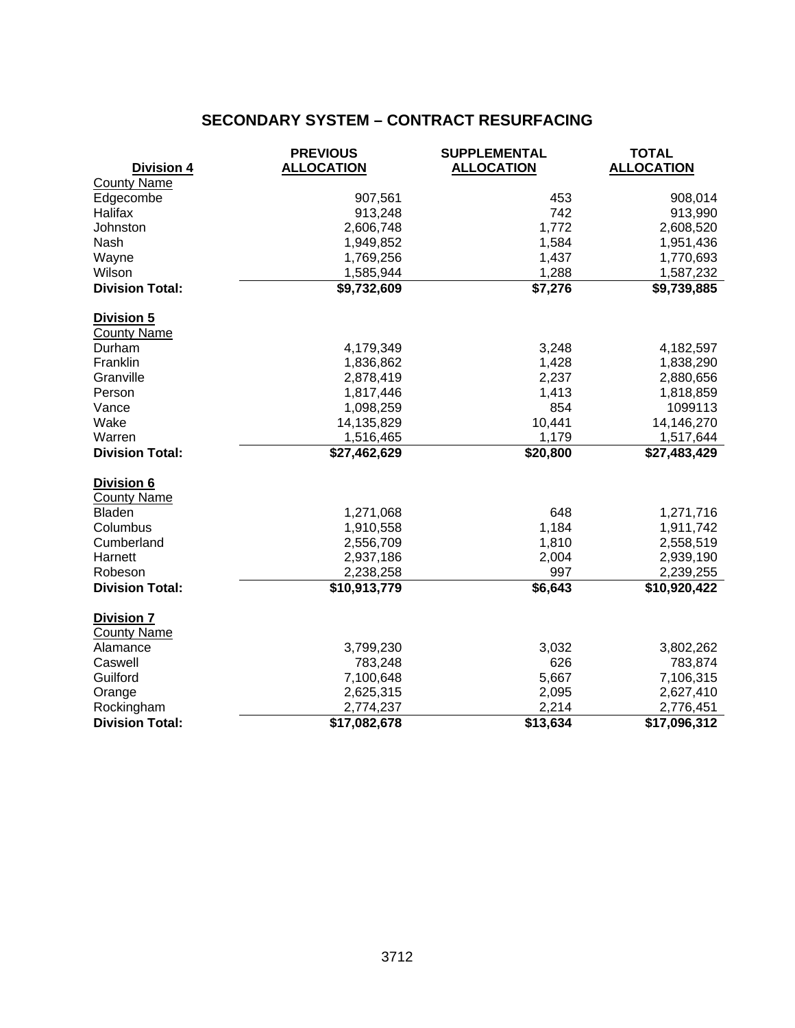## SECONDARY SYSTEM – CONTRACT RESURFACING

| Division 4 | PREVIOUS ALLOCATION | SUPPLEMENTAL ALLOCATION | TOTAL ALLOCATION |
|---|---|---|---|
| County Name | | | |
| Edgecombe | 907,561 | 453 | 908,014 |
| Halifax | 913,248 | 742 | 913,990 |
| Johnston | 2,606,748 | 1,772 | 2,608,520 |
| Nash | 1,949,852 | 1,584 | 1,951,436 |
| Wayne | 1,769,256 | 1,437 | 1,770,693 |
| Wilson | 1,585,944 | 1,288 | 1,587,232 |
| **Division Total:** | **$9,732,609** | **$7,276** | **$9,739,885** |
| **Division 5** | | | |
| County Name | | | |
| Durham | 4,179,349 | 3,248 | 4,182,597 |
| Franklin | 1,836,862 | 1,428 | 1,838,290 |
| Granville | 2,878,419 | 2,237 | 2,880,656 |
| Person | 1,817,446 | 1,413 | 1,818,859 |
| Vance | 1,098,259 | 854 | 1099113 |
| Wake | 14,135,829 | 10,441 | 14,146,270 |
| Warren | 1,516,465 | 1,179 | 1,517,644 |
| **Division Total:** | **$27,462,629** | **$20,800** | **$27,483,429** |
| **Division 6** | | | |
| County Name | | | |
| Bladen | 1,271,068 | 648 | 1,271,716 |
| Columbus | 1,910,558 | 1,184 | 1,911,742 |
| Cumberland | 2,556,709 | 1,810 | 2,558,519 |
| Harnett | 2,937,186 | 2,004 | 2,939,190 |
| Robeson | 2,238,258 | 997 | 2,239,255 |
| **Division Total:** | **$10,913,779** | **$6,643** | **$10,920,422** |
| **Division 7** | | | |
| County Name | | | |
| Alamance | 3,799,230 | 3,032 | 3,802,262 |
| Caswell | 783,248 | 626 | 783,874 |
| Guilford | 7,100,648 | 5,667 | 7,106,315 |
| Orange | 2,625,315 | 2,095 | 2,627,410 |
| Rockingham | 2,774,237 | 2,214 | 2,776,451 |
| **Division Total:** | **$17,082,678** | **$13,634** | **$17,096,312** |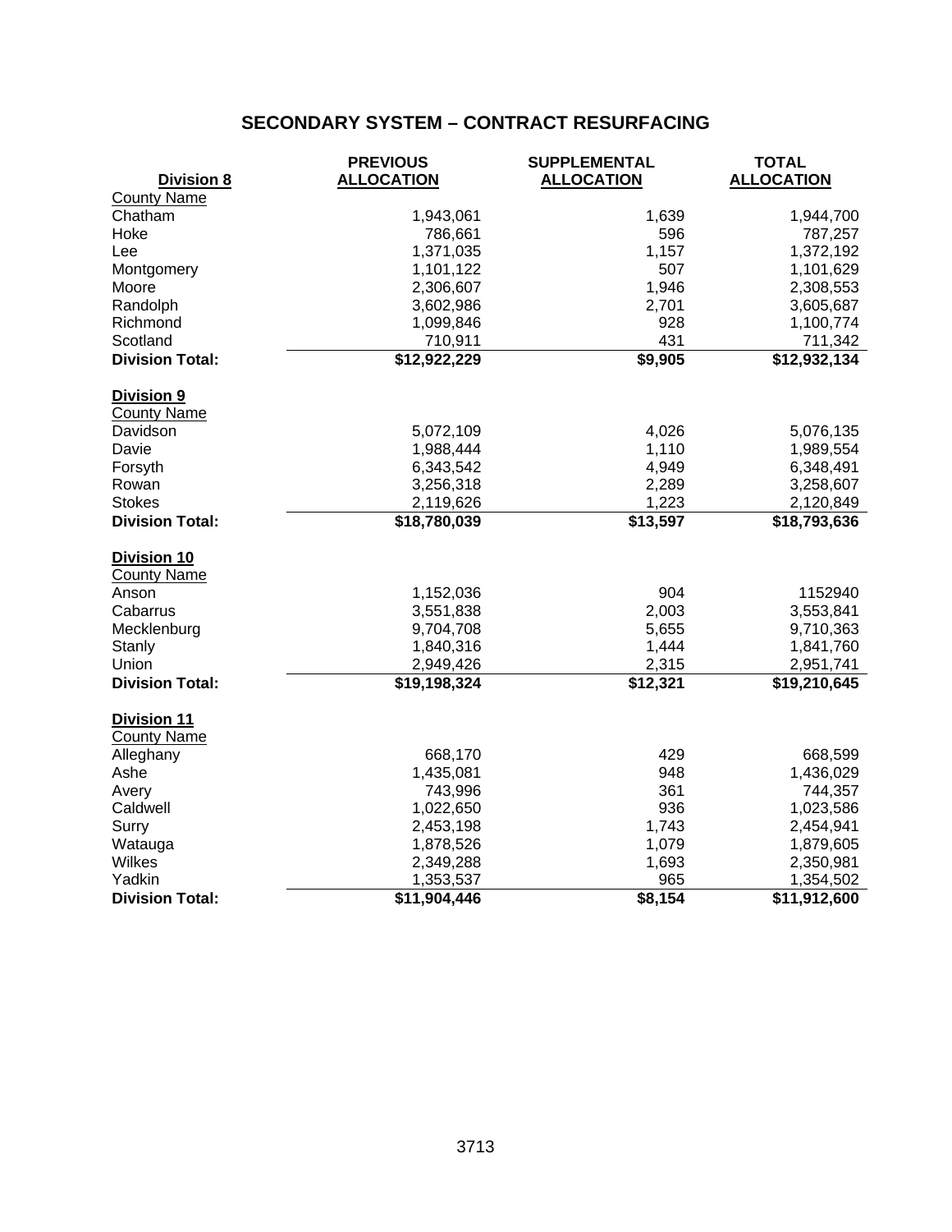## SECONDARY SYSTEM – CONTRACT RESURFACING

| Division 8 | PREVIOUS ALLOCATION | SUPPLEMENTAL ALLOCATION | TOTAL ALLOCATION |
|---|---|---|---|
| County Name | | | |
| Chatham | 1,943,061 | 1,639 | 1,944,700 |
| Hoke | 786,661 | 596 | 787,257 |
| Lee | 1,371,035 | 1,157 | 1,372,192 |
| Montgomery | 1,101,122 | 507 | 1,101,629 |
| Moore | 2,306,607 | 1,946 | 2,308,553 |
| Randolph | 3,602,986 | 2,701 | 3,605,687 |
| Richmond | 1,099,846 | 928 | 1,100,774 |
| Scotland | 710,911 | 431 | 711,342 |
| **Division Total:** | **$12,922,229** | **$9,905** | **$12,932,134** |
| **Division 9** | | | |
| County Name | | | |
| Davidson | 5,072,109 | 4,026 | 5,076,135 |
| Davie | 1,988,444 | 1,110 | 1,989,554 |
| Forsyth | 6,343,542 | 4,949 | 6,348,491 |
| Rowan | 3,256,318 | 2,289 | 3,258,607 |
| Stokes | 2,119,626 | 1,223 | 2,120,849 |
| **Division Total:** | **$18,780,039** | **$13,597** | **$18,793,636** |
| **Division 10** | | | |
| County Name | | | |
| Anson | 1,152,036 | 904 | 1152940 |
| Cabarrus | 3,551,838 | 2,003 | 3,553,841 |
| Mecklenburg | 9,704,708 | 5,655 | 9,710,363 |
| Stanly | 1,840,316 | 1,444 | 1,841,760 |
| Union | 2,949,426 | 2,315 | 2,951,741 |
| **Division Total:** | **$19,198,324** | **$12,321** | **$19,210,645** |
| **Division 11** | | | |
| County Name | | | |
| Alleghany | 668,170 | 429 | 668,599 |
| Ashe | 1,435,081 | 948 | 1,436,029 |
| Avery | 743,996 | 361 | 744,357 |
| Caldwell | 1,022,650 | 936 | 1,023,586 |
| Surry | 2,453,198 | 1,743 | 2,454,941 |
| Watauga | 1,878,526 | 1,079 | 1,879,605 |
| Wilkes | 2,349,288 | 1,693 | 2,350,981 |
| Yadkin | 1,353,537 | 965 | 1,354,502 |
| **Division Total:** | **$11,904,446** | **$8,154** | **$11,912,600** |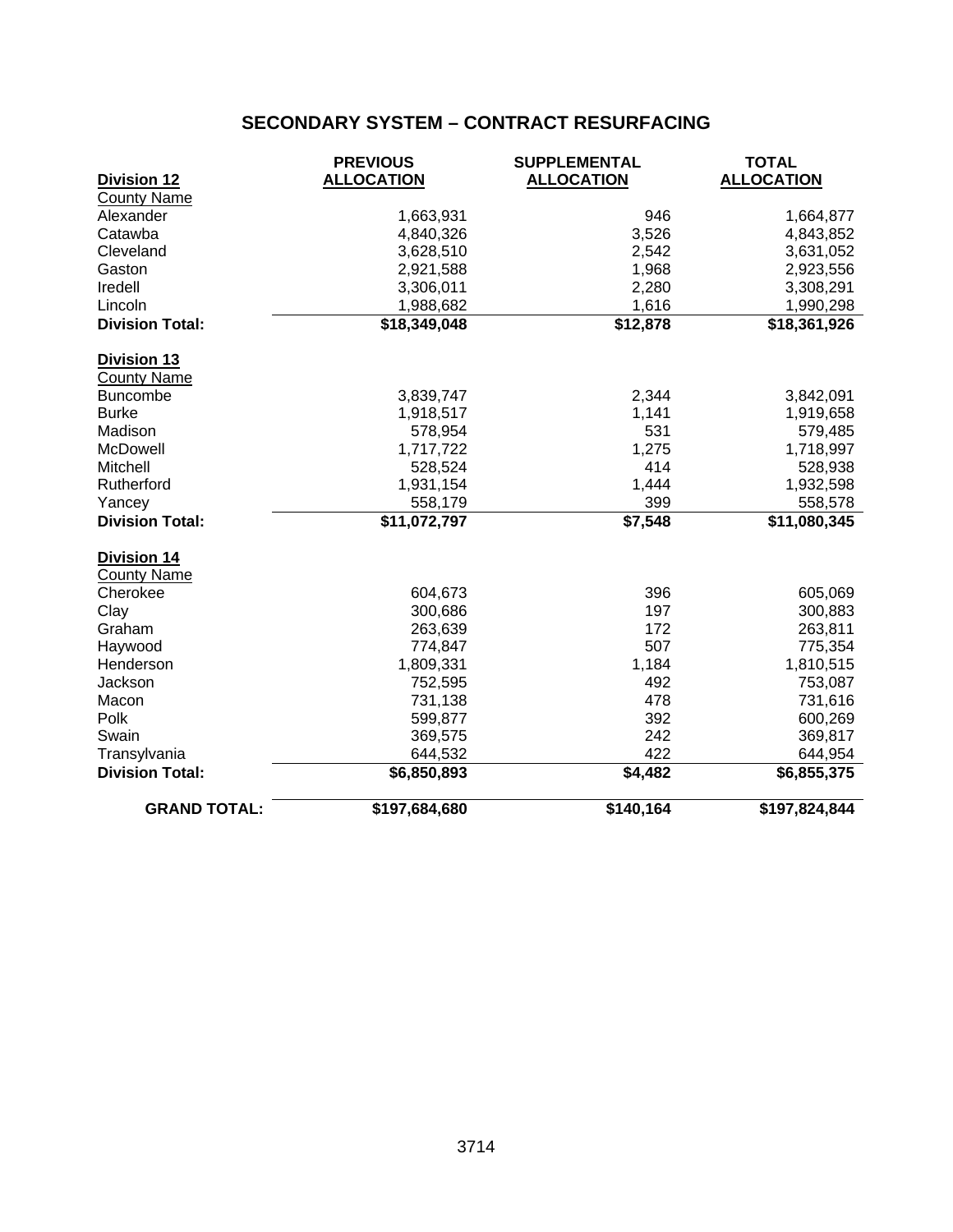## SECONDARY SYSTEM – CONTRACT RESURFACING

| Division 12 | PREVIOUS ALLOCATION | SUPPLEMENTAL ALLOCATION | TOTAL ALLOCATION |
|---|---|---|---|
| County Name | | | |
| Alexander | 1,663,931 | 946 | 1,664,877 |
| Catawba | 4,840,326 | 3,526 | 4,843,852 |
| Cleveland | 3,628,510 | 2,542 | 3,631,052 |
| Gaston | 2,921,588 | 1,968 | 2,923,556 |
| Iredell | 3,306,011 | 2,280 | 3,308,291 |
| Lincoln | 1,988,682 | 1,616 | 1,990,298 |
| **Division Total:** | **$18,349,048** | **$12,878** | **$18,361,926** |
| **Division 13** | | | |
| County Name | | | |
| Buncombe | 3,839,747 | 2,344 | 3,842,091 |
| Burke | 1,918,517 | 1,141 | 1,919,658 |
| Madison | 578,954 | 531 | 579,485 |
| McDowell | 1,717,722 | 1,275 | 1,718,997 |
| Mitchell | 528,524 | 414 | 528,938 |
| Rutherford | 1,931,154 | 1,444 | 1,932,598 |
| Yancey | 558,179 | 399 | 558,578 |
| **Division Total:** | **$11,072,797** | **$7,548** | **$11,080,345** |
| **Division 14** | | | |
| County Name | | | |
| Cherokee | 604,673 | 396 | 605,069 |
| Clay | 300,686 | 197 | 300,883 |
| Graham | 263,639 | 172 | 263,811 |
| Haywood | 774,847 | 507 | 775,354 |
| Henderson | 1,809,331 | 1,184 | 1,810,515 |
| Jackson | 752,595 | 492 | 753,087 |
| Macon | 731,138 | 478 | 731,616 |
| Polk | 599,877 | 392 | 600,269 |
| Swain | 369,575 | 242 | 369,817 |
| Transylvania | 644,532 | 422 | 644,954 |
| **Division Total:** | **$6,850,893** | **$4,482** | **$6,855,375** |
| **GRAND TOTAL:** | **$197,684,680** | **$140,164** | **$197,824,844** |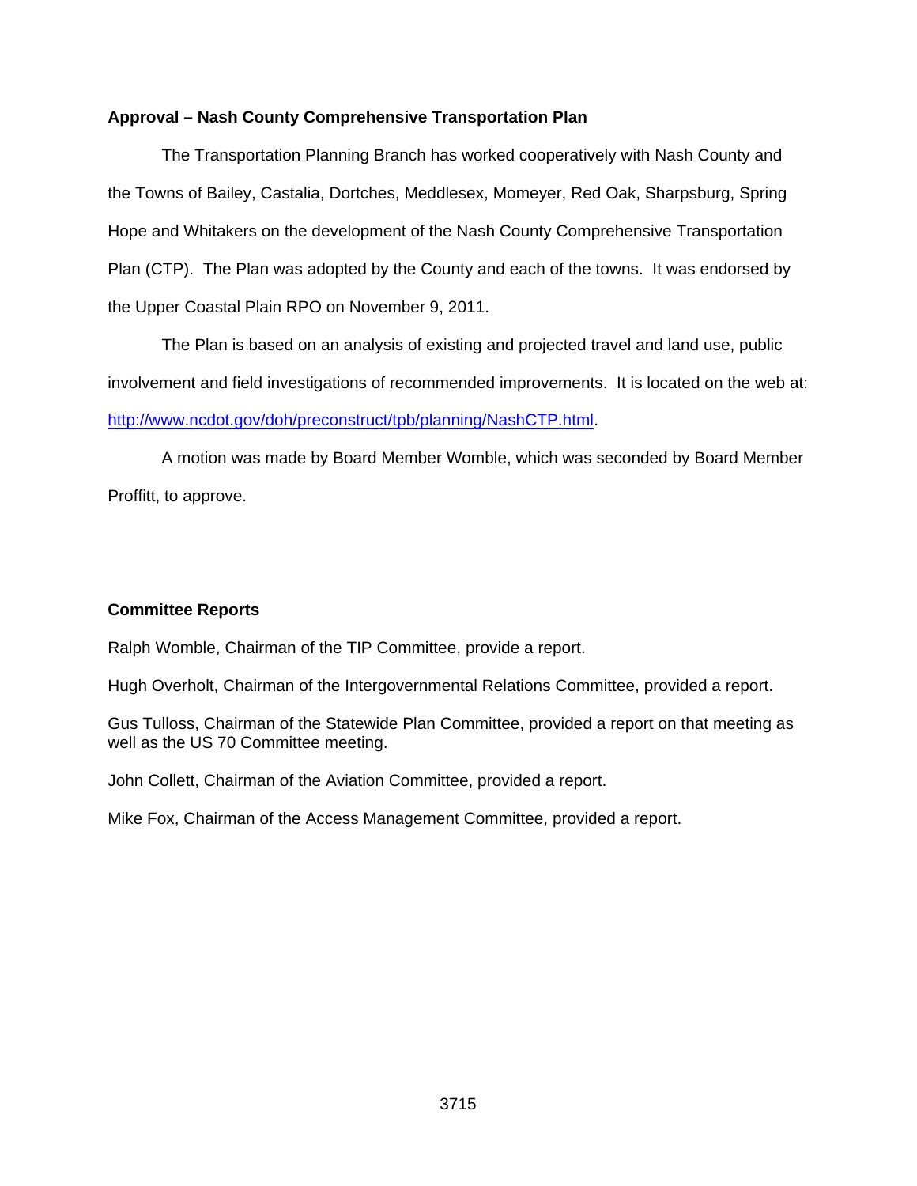**Approval – Nash County Comprehensive Transportation Plan**

The Transportation Planning Branch has worked cooperatively with Nash County and the Towns of Bailey, Castalia, Dortches, Meddlesex, Momeyer, Red Oak, Sharpsburg, Spring Hope and Whitakers on the development of the Nash County Comprehensive Transportation Plan (CTP). The Plan was adopted by the County and each of the towns. It was endorsed by the Upper Coastal Plain RPO on November 9, 2011.

The Plan is based on an analysis of existing and projected travel and land use, public involvement and field investigations of recommended improvements. It is located on the web at: http://www.ncdot.gov/doh/preconstruct/tpb/planning/NashCTP.html.

A motion was made by Board Member Womble, which was seconded by Board Member Proffitt, to approve.

**Committee Reports**

Ralph Womble, Chairman of the TIP Committee, provide a report.

Hugh Overholt, Chairman of the Intergovernmental Relations Committee, provided a report.

Gus Tulloss, Chairman of the Statewide Plan Committee, provided a report on that meeting as well as the US 70 Committee meeting.

John Collett, Chairman of the Aviation Committee, provided a report.

Mike Fox, Chairman of the Access Management Committee, provided a report.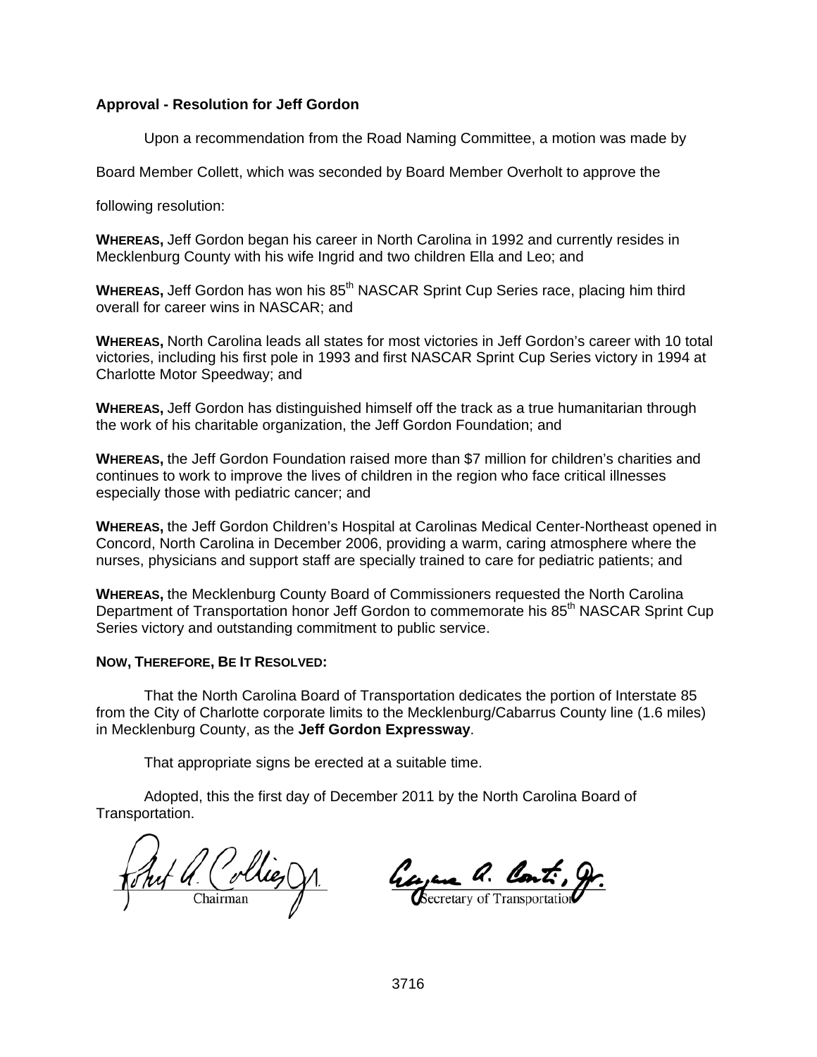**Approval - Resolution for Jeff Gordon**

Upon a recommendation from the Road Naming Committee, a motion was made by Board Member Collett, which was seconded by Board Member Overholt to approve the following resolution:

**WHEREAS,** Jeff Gordon began his career in North Carolina in 1992 and currently resides in Mecklenburg County with his wife Ingrid and two children Ella and Leo; and

**WHEREAS,** Jeff Gordon has won his 85th NASCAR Sprint Cup Series race, placing him third overall for career wins in NASCAR; and

**WHEREAS,** North Carolina leads all states for most victories in Jeff Gordon's career with 10 total victories, including his first pole in 1993 and first NASCAR Sprint Cup Series victory in 1994 at Charlotte Motor Speedway; and

**WHEREAS,** Jeff Gordon has distinguished himself off the track as a true humanitarian through the work of his charitable organization, the Jeff Gordon Foundation; and

**WHEREAS,** the Jeff Gordon Foundation raised more than $7 million for children's charities and continues to work to improve the lives of children in the region who face critical illnesses especially those with pediatric cancer; and

**WHEREAS,** the Jeff Gordon Children's Hospital at Carolinas Medical Center-Northeast opened in Concord, North Carolina in December 2006, providing a warm, caring atmosphere where the nurses, physicians and support staff are specially trained to care for pediatric patients; and

**WHEREAS,** the Mecklenburg County Board of Commissioners requested the North Carolina Department of Transportation honor Jeff Gordon to commemorate his 85th NASCAR Sprint Cup Series victory and outstanding commitment to public service.

**NOW, THEREFORE, BE IT RESOLVED:**

That the North Carolina Board of Transportation dedicates the portion of Interstate 85 from the City of Charlotte corporate limits to the Mecklenburg/Cabarrus County line (1.6 miles) in Mecklenburg County, as the **Jeff Gordon Expressway**.

That appropriate signs be erected at a suitable time.

Adopted, this the first day of December 2011 by the North Carolina Board of Transportation.

Robert A. Collier Jr.
Chairman

Eugene A. Conti, Jr.
Secretary of Transportation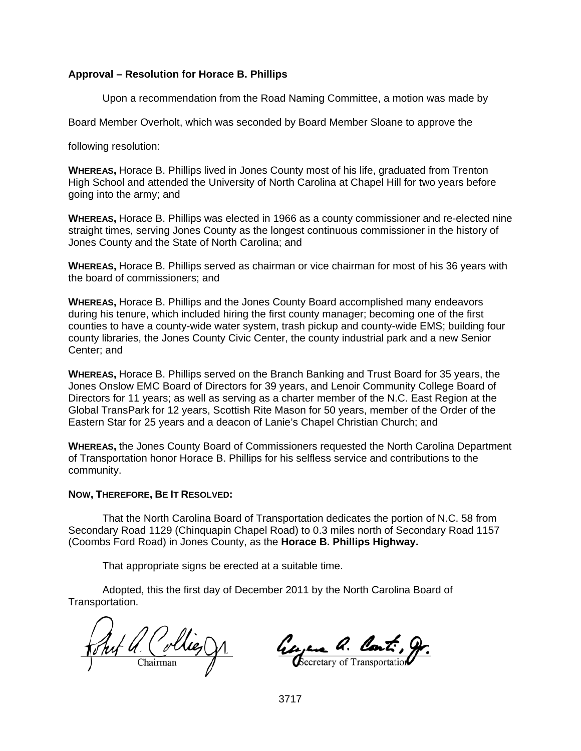**Approval – Resolution for Horace B. Phillips**

Upon a recommendation from the Road Naming Committee, a motion was made by Board Member Overholt, which was seconded by Board Member Sloane to approve the following resolution:

**WHEREAS,** Horace B. Phillips lived in Jones County most of his life, graduated from Trenton High School and attended the University of North Carolina at Chapel Hill for two years before going into the army; and

**WHEREAS,** Horace B. Phillips was elected in 1966 as a county commissioner and re-elected nine straight times, serving Jones County as the longest continuous commissioner in the history of Jones County and the State of North Carolina; and

**WHEREAS,** Horace B. Phillips served as chairman or vice chairman for most of his 36 years with the board of commissioners; and

**WHEREAS,** Horace B. Phillips and the Jones County Board accomplished many endeavors during his tenure, which included hiring the first county manager; becoming one of the first counties to have a county-wide water system, trash pickup and county-wide EMS; building four county libraries, the Jones County Civic Center, the county industrial park and a new Senior Center; and

**WHEREAS,** Horace B. Phillips served on the Branch Banking and Trust Board for 35 years, the Jones Onslow EMC Board of Directors for 39 years, and Lenoir Community College Board of Directors for 11 years; as well as serving as a charter member of the N.C. East Region at the Global TransPark for 12 years, Scottish Rite Mason for 50 years, member of the Order of the Eastern Star for 25 years and a deacon of Lanie's Chapel Christian Church; and

**WHEREAS,** the Jones County Board of Commissioners requested the North Carolina Department of Transportation honor Horace B. Phillips for his selfless service and contributions to the community.

**NOW, THEREFORE, BE IT RESOLVED:**

That the North Carolina Board of Transportation dedicates the portion of N.C. 58 from Secondary Road 1129 (Chinquapin Chapel Road) to 0.3 miles north of Secondary Road 1157 (Coombs Ford Road) in Jones County, as the **Horace B. Phillips Highway.**

That appropriate signs be erected at a suitable time.

Adopted, this the first day of December 2011 by the North Carolina Board of Transportation.

Robert A. Collier, Jr.
Chairman

Eugene A. Conti, Jr.
Secretary of Transportation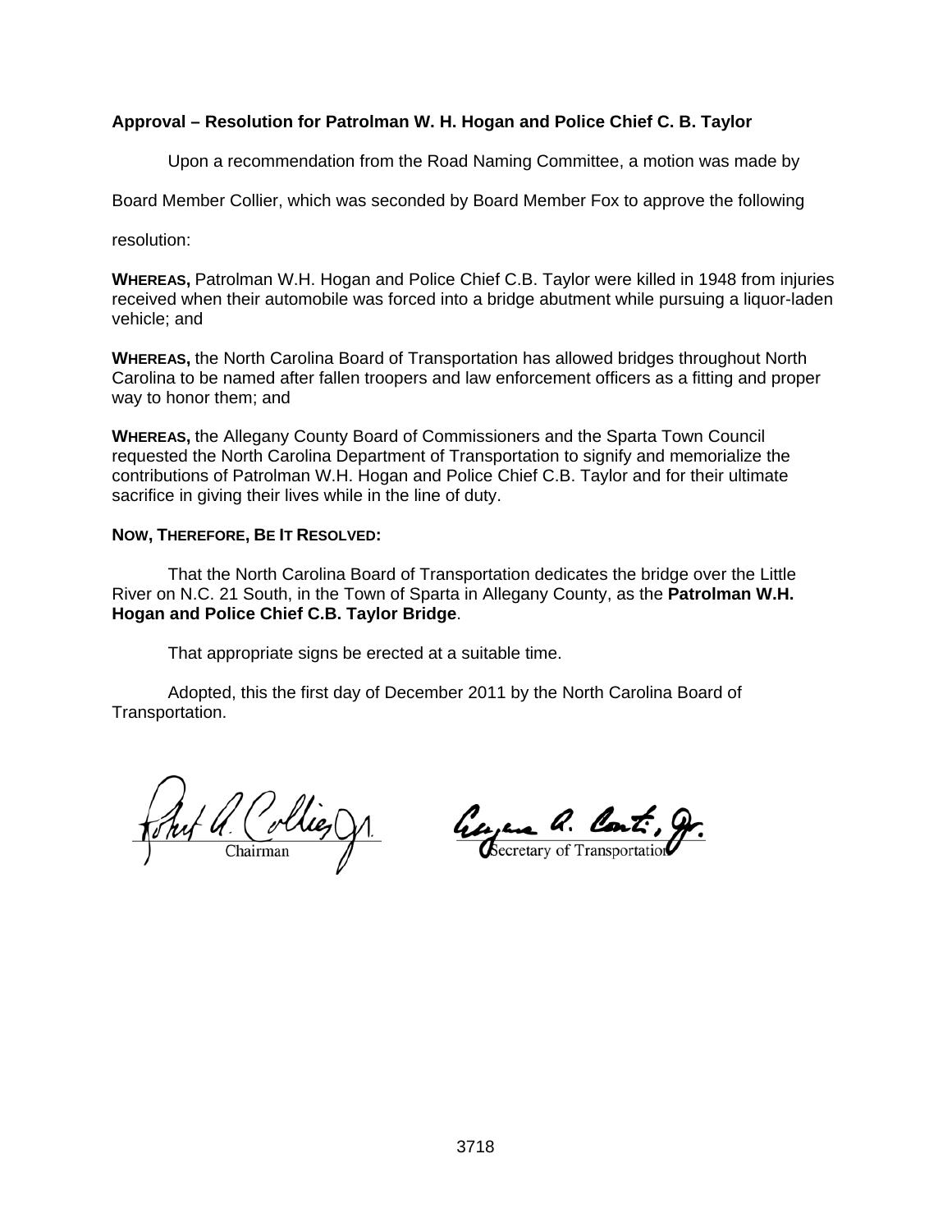**Approval – Resolution for Patrolman W. H. Hogan and Police Chief C. B. Taylor**

Upon a recommendation from the Road Naming Committee, a motion was made by Board Member Collier, which was seconded by Board Member Fox to approve the following resolution:

**WHEREAS,** Patrolman W.H. Hogan and Police Chief C.B. Taylor were killed in 1948 from injuries received when their automobile was forced into a bridge abutment while pursuing a liquor-laden vehicle; and

**WHEREAS,** the North Carolina Board of Transportation has allowed bridges throughout North Carolina to be named after fallen troopers and law enforcement officers as a fitting and proper way to honor them; and

**WHEREAS,** the Allegany County Board of Commissioners and the Sparta Town Council requested the North Carolina Department of Transportation to signify and memorialize the contributions of Patrolman W.H. Hogan and Police Chief C.B. Taylor and for their ultimate sacrifice in giving their lives while in the line of duty.

**NOW, THEREFORE, BE IT RESOLVED:**

That the North Carolina Board of Transportation dedicates the bridge over the Little River on N.C. 21 South, in the Town of Sparta in Allegany County, as the **Patrolman W.H. Hogan and Police Chief C.B. Taylor Bridge**.

That appropriate signs be erected at a suitable time.

Adopted, this the first day of December 2011 by the North Carolina Board of Transportation.

Robert A. Collier, Jr.
Chairman

Eugene A. Conti, Jr.
Secretary of Transportation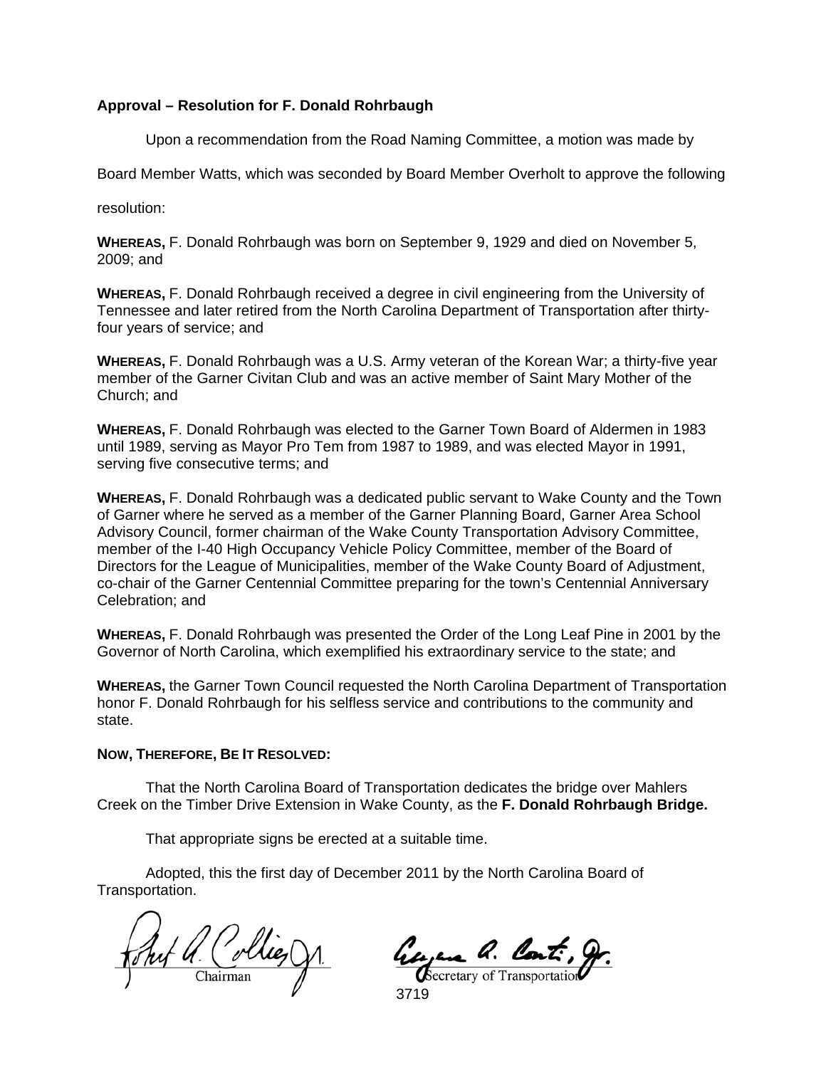**Approval – Resolution for F. Donald Rohrbaugh**

Upon a recommendation from the Road Naming Committee, a motion was made by Board Member Watts, which was seconded by Board Member Overholt to approve the following resolution:

**WHEREAS,** F. Donald Rohrbaugh was born on September 9, 1929 and died on November 5, 2009; and

**WHEREAS,** F. Donald Rohrbaugh received a degree in civil engineering from the University of Tennessee and later retired from the North Carolina Department of Transportation after thirty-four years of service; and

**WHEREAS,** F. Donald Rohrbaugh was a U.S. Army veteran of the Korean War; a thirty-five year member of the Garner Civitan Club and was an active member of Saint Mary Mother of the Church; and

**WHEREAS,** F. Donald Rohrbaugh was elected to the Garner Town Board of Aldermen in 1983 until 1989, serving as Mayor Pro Tem from 1987 to 1989, and was elected Mayor in 1991, serving five consecutive terms; and

**WHEREAS,** F. Donald Rohrbaugh was a dedicated public servant to Wake County and the Town of Garner where he served as a member of the Garner Planning Board, Garner Area School Advisory Council, former chairman of the Wake County Transportation Advisory Committee, member of the I-40 High Occupancy Vehicle Policy Committee, member of the Board of Directors for the League of Municipalities, member of the Wake County Board of Adjustment, co-chair of the Garner Centennial Committee preparing for the town's Centennial Anniversary Celebration; and

**WHEREAS,** F. Donald Rohrbaugh was presented the Order of the Long Leaf Pine in 2001 by the Governor of North Carolina, which exemplified his extraordinary service to the state; and

**WHEREAS,** the Garner Town Council requested the North Carolina Department of Transportation honor F. Donald Rohrbaugh for his selfless service and contributions to the community and state.

**NOW, THEREFORE, BE IT RESOLVED:**

That the North Carolina Board of Transportation dedicates the bridge over Mahlers Creek on the Timber Drive Extension in Wake County, as the **F. Donald Rohrbaugh Bridge.**

That appropriate signs be erected at a suitable time.

Adopted, this the first day of December 2011 by the North Carolina Board of Transportation.

Chairman

Secretary of Transportation

3719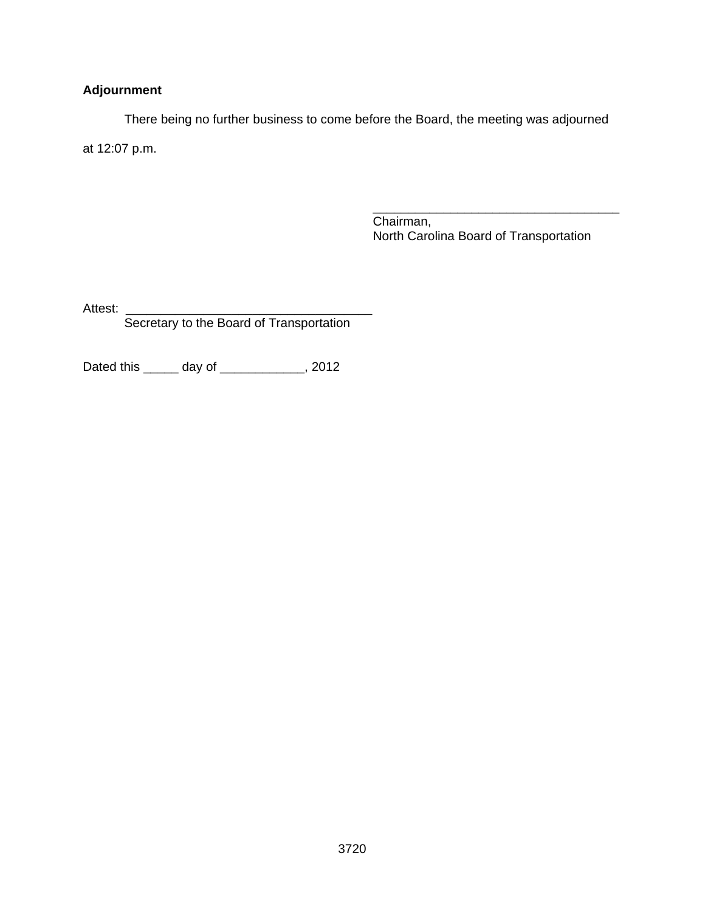**Adjournment**

There being no further business to come before the Board, the meeting was adjourned at 12:07 p.m.

___________________________________
Chairman,
North Carolina Board of Transportation

Attest: ___________________________________
Secretary to the Board of Transportation

Dated this _____ day of ____________, 2012